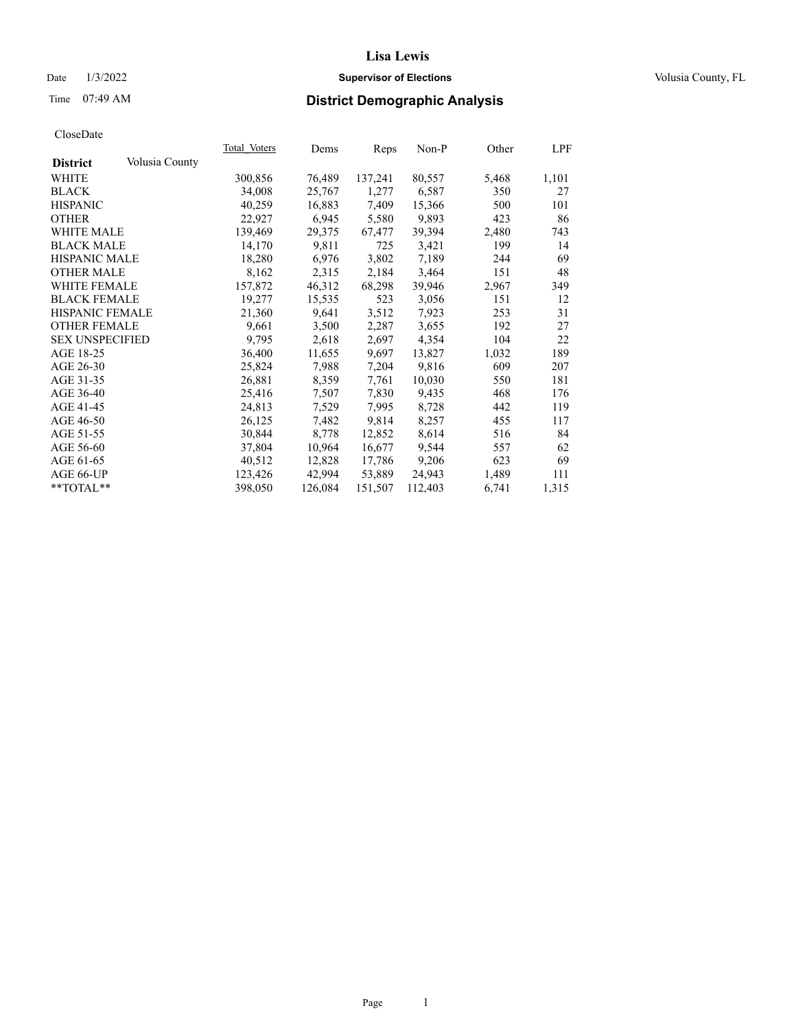# Lisa Lewis

Date 1/3/2022 **Supervisor of Elections** Volusia County, FL

Time 07:49 AM **District Demographic Analysis**

CloseDate

| **District** Volusia County | Total_Voters | Dems | Reps | Non-P | Other | LPF |
|---|---|---|---|---|---|---|
| WHITE | 300,856 | 76,489 | 137,241 | 80,557 | 5,468 | 1,101 |
| BLACK | 34,008 | 25,767 | 1,277 | 6,587 | 350 | 27 |
| HISPANIC | 40,259 | 16,883 | 7,409 | 15,366 | 500 | 101 |
| OTHER | 22,927 | 6,945 | 5,580 | 9,893 | 423 | 86 |
| WHITE MALE | 139,469 | 29,375 | 67,477 | 39,394 | 2,480 | 743 |
| BLACK MALE | 14,170 | 9,811 | 725 | 3,421 | 199 | 14 |
| HISPANIC MALE | 18,280 | 6,976 | 3,802 | 7,189 | 244 | 69 |
| OTHER MALE | 8,162 | 2,315 | 2,184 | 3,464 | 151 | 48 |
| WHITE FEMALE | 157,872 | 46,312 | 68,298 | 39,946 | 2,967 | 349 |
| BLACK FEMALE | 19,277 | 15,535 | 523 | 3,056 | 151 | 12 |
| HISPANIC FEMALE | 21,360 | 9,641 | 3,512 | 7,923 | 253 | 31 |
| OTHER FEMALE | 9,661 | 3,500 | 2,287 | 3,655 | 192 | 27 |
| SEX UNSPECIFIED | 9,795 | 2,618 | 2,697 | 4,354 | 104 | 22 |
| AGE 18-25 | 36,400 | 11,655 | 9,697 | 13,827 | 1,032 | 189 |
| AGE 26-30 | 25,824 | 7,988 | 7,204 | 9,816 | 609 | 207 |
| AGE 31-35 | 26,881 | 8,359 | 7,761 | 10,030 | 550 | 181 |
| AGE 36-40 | 25,416 | 7,507 | 7,830 | 9,435 | 468 | 176 |
| AGE 41-45 | 24,813 | 7,529 | 7,995 | 8,728 | 442 | 119 |
| AGE 46-50 | 26,125 | 7,482 | 9,814 | 8,257 | 455 | 117 |
| AGE 51-55 | 30,844 | 8,778 | 12,852 | 8,614 | 516 | 84 |
| AGE 56-60 | 37,804 | 10,964 | 16,677 | 9,544 | 557 | 62 |
| AGE 61-65 | 40,512 | 12,828 | 17,786 | 9,206 | 623 | 69 |
| AGE 66-UP | 123,426 | 42,994 | 53,889 | 24,943 | 1,489 | 111 |
| **TOTAL** | 398,050 | 126,084 | 151,507 | 112,403 | 6,741 | 1,315 |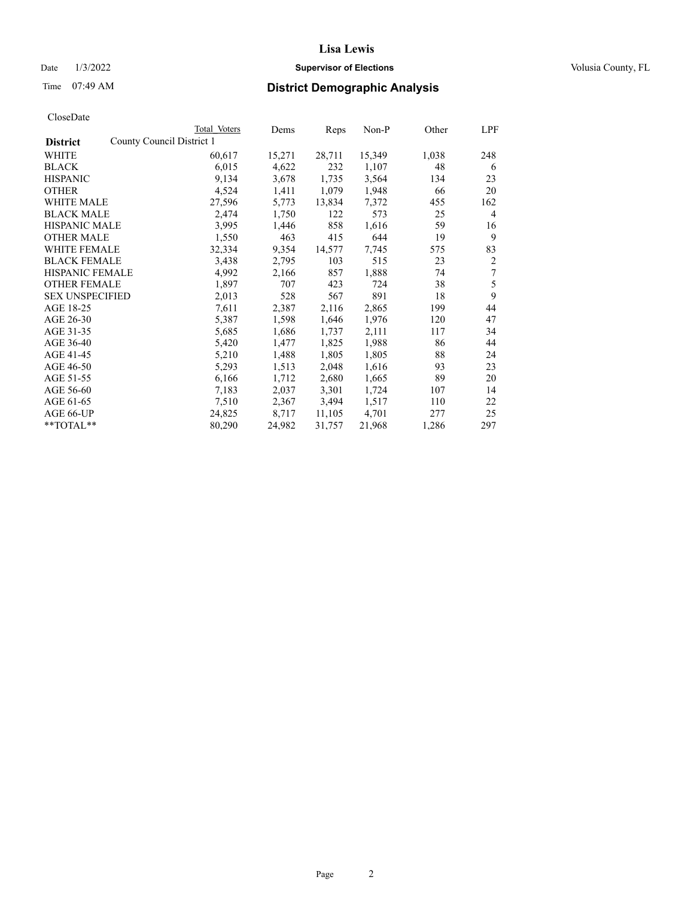# Lisa Lewis

Date 1/3/2022 **Supervisor of Elections** Volusia County, FL

Time 07:49 AM **District Demographic Analysis**

CloseDate

| District | Total Voters | Dems | Reps | Non-P | Other | LPF |
|---|---|---|---|---|---|---|
| County Council District 1 | | | | | | |
| WHITE | 60,617 | 15,271 | 28,711 | 15,349 | 1,038 | 248 |
| BLACK | 6,015 | 4,622 | 232 | 1,107 | 48 | 6 |
| HISPANIC | 9,134 | 3,678 | 1,735 | 3,564 | 134 | 23 |
| OTHER | 4,524 | 1,411 | 1,079 | 1,948 | 66 | 20 |
| WHITE MALE | 27,596 | 5,773 | 13,834 | 7,372 | 455 | 162 |
| BLACK MALE | 2,474 | 1,750 | 122 | 573 | 25 | 4 |
| HISPANIC MALE | 3,995 | 1,446 | 858 | 1,616 | 59 | 16 |
| OTHER MALE | 1,550 | 463 | 415 | 644 | 19 | 9 |
| WHITE FEMALE | 32,334 | 9,354 | 14,577 | 7,745 | 575 | 83 |
| BLACK FEMALE | 3,438 | 2,795 | 103 | 515 | 23 | 2 |
| HISPANIC FEMALE | 4,992 | 2,166 | 857 | 1,888 | 74 | 7 |
| OTHER FEMALE | 1,897 | 707 | 423 | 724 | 38 | 5 |
| SEX UNSPECIFIED | 2,013 | 528 | 567 | 891 | 18 | 9 |
| AGE 18-25 | 7,611 | 2,387 | 2,116 | 2,865 | 199 | 44 |
| AGE 26-30 | 5,387 | 1,598 | 1,646 | 1,976 | 120 | 47 |
| AGE 31-35 | 5,685 | 1,686 | 1,737 | 2,111 | 117 | 34 |
| AGE 36-40 | 5,420 | 1,477 | 1,825 | 1,988 | 86 | 44 |
| AGE 41-45 | 5,210 | 1,488 | 1,805 | 1,805 | 88 | 24 |
| AGE 46-50 | 5,293 | 1,513 | 2,048 | 1,616 | 93 | 23 |
| AGE 51-55 | 6,166 | 1,712 | 2,680 | 1,665 | 89 | 20 |
| AGE 56-60 | 7,183 | 2,037 | 3,301 | 1,724 | 107 | 14 |
| AGE 61-65 | 7,510 | 2,367 | 3,494 | 1,517 | 110 | 22 |
| AGE 66-UP | 24,825 | 8,717 | 11,105 | 4,701 | 277 | 25 |
| **TOTAL** | 80,290 | 24,982 | 31,757 | 21,968 | 1,286 | 297 |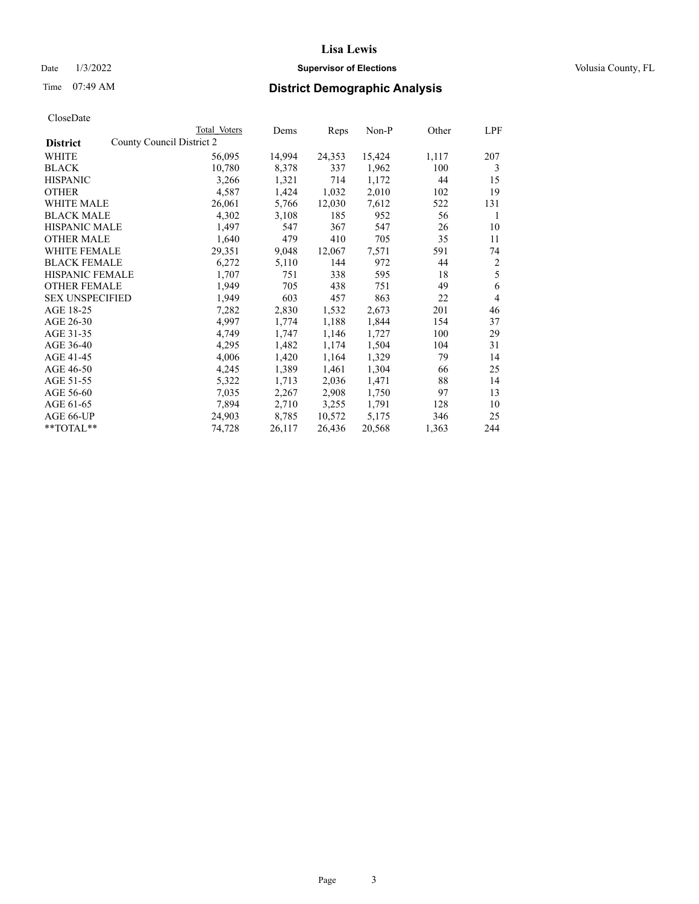# Lisa Lewis

Date 1/3/2022 **Supervisor of Elections** Volusia County, FL

Time 07:49 AM **District Demographic Analysis**

CloseDate

| District | County Council District 2 Total Voters | Dems | Reps | Non-P | Other | LPF |
|---|---|---|---|---|---|---|
| WHITE | 56,095 | 14,994 | 24,353 | 15,424 | 1,117 | 207 |
| BLACK | 10,780 | 8,378 | 337 | 1,962 | 100 | 3 |
| HISPANIC | 3,266 | 1,321 | 714 | 1,172 | 44 | 15 |
| OTHER | 4,587 | 1,424 | 1,032 | 2,010 | 102 | 19 |
| WHITE MALE | 26,061 | 5,766 | 12,030 | 7,612 | 522 | 131 |
| BLACK MALE | 4,302 | 3,108 | 185 | 952 | 56 | 1 |
| HISPANIC MALE | 1,497 | 547 | 367 | 547 | 26 | 10 |
| OTHER MALE | 1,640 | 479 | 410 | 705 | 35 | 11 |
| WHITE FEMALE | 29,351 | 9,048 | 12,067 | 7,571 | 591 | 74 |
| BLACK FEMALE | 6,272 | 5,110 | 144 | 972 | 44 | 2 |
| HISPANIC FEMALE | 1,707 | 751 | 338 | 595 | 18 | 5 |
| OTHER FEMALE | 1,949 | 705 | 438 | 751 | 49 | 6 |
| SEX UNSPECIFIED | 1,949 | 603 | 457 | 863 | 22 | 4 |
| AGE 18-25 | 7,282 | 2,830 | 1,532 | 2,673 | 201 | 46 |
| AGE 26-30 | 4,997 | 1,774 | 1,188 | 1,844 | 154 | 37 |
| AGE 31-35 | 4,749 | 1,747 | 1,146 | 1,727 | 100 | 29 |
| AGE 36-40 | 4,295 | 1,482 | 1,174 | 1,504 | 104 | 31 |
| AGE 41-45 | 4,006 | 1,420 | 1,164 | 1,329 | 79 | 14 |
| AGE 46-50 | 4,245 | 1,389 | 1,461 | 1,304 | 66 | 25 |
| AGE 51-55 | 5,322 | 1,713 | 2,036 | 1,471 | 88 | 14 |
| AGE 56-60 | 7,035 | 2,267 | 2,908 | 1,750 | 97 | 13 |
| AGE 61-65 | 7,894 | 2,710 | 3,255 | 1,791 | 128 | 10 |
| AGE 66-UP | 24,903 | 8,785 | 10,572 | 5,175 | 346 | 25 |
| **TOTAL** | 74,728 | 26,117 | 26,436 | 20,568 | 1,363 | 244 |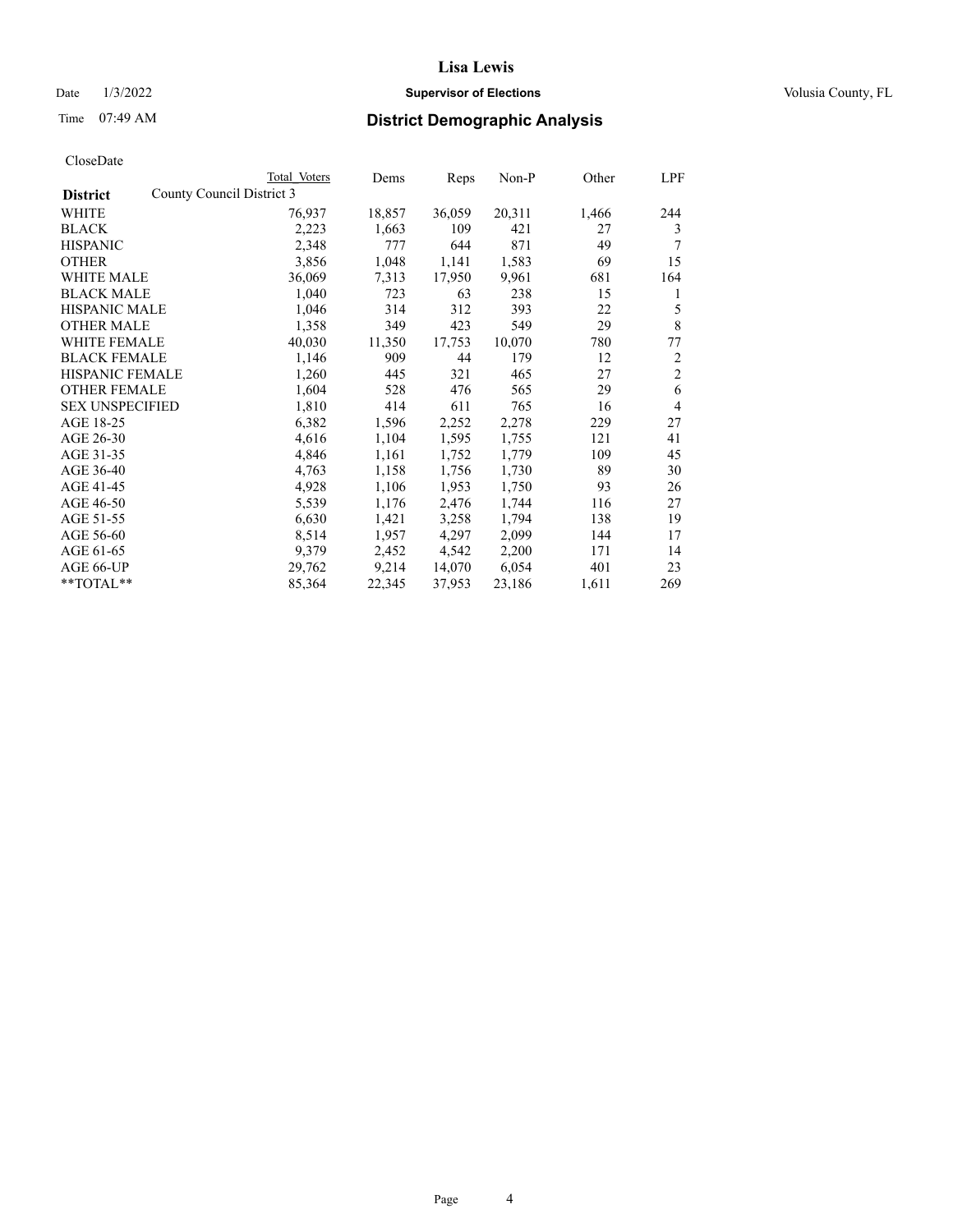# Lisa Lewis

Date 1/3/2022 **Supervisor of Elections** Volusia County, FL

Time 07:49 AM **District Demographic Analysis**

CloseDate

| District | Total Voters | Dems | Reps | Non-P | Other | LPF |
|---|---|---|---|---|---|---|
| County Council District 3 | | | | | | |
| WHITE | 76,937 | 18,857 | 36,059 | 20,311 | 1,466 | 244 |
| BLACK | 2,223 | 1,663 | 109 | 421 | 27 | 3 |
| HISPANIC | 2,348 | 777 | 644 | 871 | 49 | 7 |
| OTHER | 3,856 | 1,048 | 1,141 | 1,583 | 69 | 15 |
| WHITE MALE | 36,069 | 7,313 | 17,950 | 9,961 | 681 | 164 |
| BLACK MALE | 1,040 | 723 | 63 | 238 | 15 | 1 |
| HISPANIC MALE | 1,046 | 314 | 312 | 393 | 22 | 5 |
| OTHER MALE | 1,358 | 349 | 423 | 549 | 29 | 8 |
| WHITE FEMALE | 40,030 | 11,350 | 17,753 | 10,070 | 780 | 77 |
| BLACK FEMALE | 1,146 | 909 | 44 | 179 | 12 | 2 |
| HISPANIC FEMALE | 1,260 | 445 | 321 | 465 | 27 | 2 |
| OTHER FEMALE | 1,604 | 528 | 476 | 565 | 29 | 6 |
| SEX UNSPECIFIED | 1,810 | 414 | 611 | 765 | 16 | 4 |
| AGE 18-25 | 6,382 | 1,596 | 2,252 | 2,278 | 229 | 27 |
| AGE 26-30 | 4,616 | 1,104 | 1,595 | 1,755 | 121 | 41 |
| AGE 31-35 | 4,846 | 1,161 | 1,752 | 1,779 | 109 | 45 |
| AGE 36-40 | 4,763 | 1,158 | 1,756 | 1,730 | 89 | 30 |
| AGE 41-45 | 4,928 | 1,106 | 1,953 | 1,750 | 93 | 26 |
| AGE 46-50 | 5,539 | 1,176 | 2,476 | 1,744 | 116 | 27 |
| AGE 51-55 | 6,630 | 1,421 | 3,258 | 1,794 | 138 | 19 |
| AGE 56-60 | 8,514 | 1,957 | 4,297 | 2,099 | 144 | 17 |
| AGE 61-65 | 9,379 | 2,452 | 4,542 | 2,200 | 171 | 14 |
| AGE 66-UP | 29,762 | 9,214 | 14,070 | 6,054 | 401 | 23 |
| **TOTAL** | 85,364 | 22,345 | 37,953 | 23,186 | 1,611 | 269 |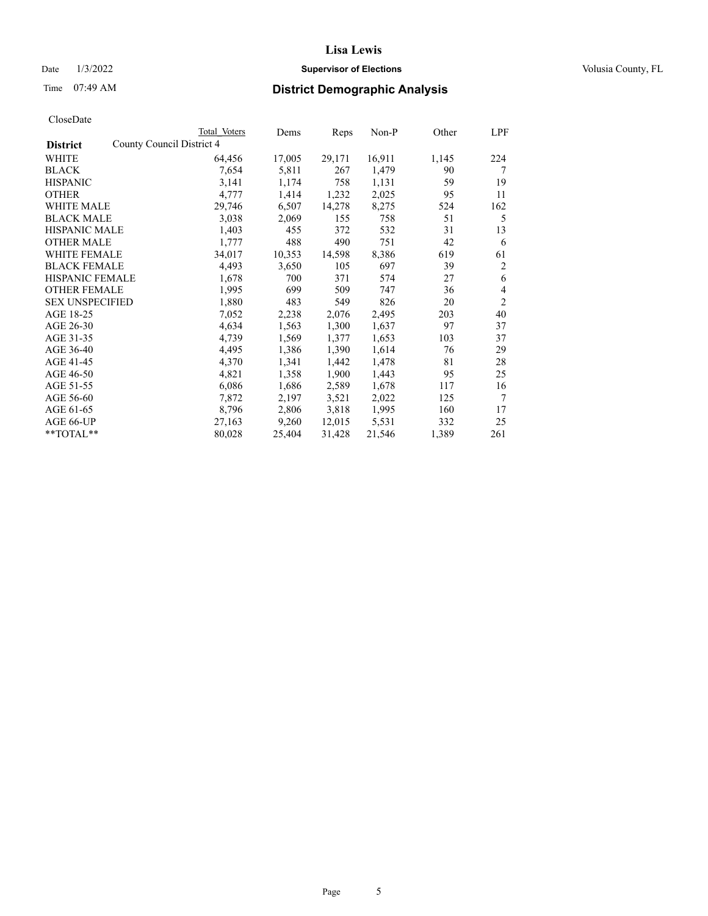CloseDate

| District | County Council District 4 | Total Voters | Dems | Reps | Non-P | Other | LPF |
|---|---|---|---|---|---|---|---|
| WHITE | | 64,456 | 17,005 | 29,171 | 16,911 | 1,145 | 224 |
| BLACK | | 7,654 | 5,811 | 267 | 1,479 | 90 | 7 |
| HISPANIC | | 3,141 | 1,174 | 758 | 1,131 | 59 | 19 |
| OTHER | | 4,777 | 1,414 | 1,232 | 2,025 | 95 | 11 |
| WHITE MALE | | 29,746 | 6,507 | 14,278 | 8,275 | 524 | 162 |
| BLACK MALE | | 3,038 | 2,069 | 155 | 758 | 51 | 5 |
| HISPANIC MALE | | 1,403 | 455 | 372 | 532 | 31 | 13 |
| OTHER MALE | | 1,777 | 488 | 490 | 751 | 42 | 6 |
| WHITE FEMALE | | 34,017 | 10,353 | 14,598 | 8,386 | 619 | 61 |
| BLACK FEMALE | | 4,493 | 3,650 | 105 | 697 | 39 | 2 |
| HISPANIC FEMALE | | 1,678 | 700 | 371 | 574 | 27 | 6 |
| OTHER FEMALE | | 1,995 | 699 | 509 | 747 | 36 | 4 |
| SEX UNSPECIFIED | | 1,880 | 483 | 549 | 826 | 20 | 2 |
| AGE 18-25 | | 7,052 | 2,238 | 2,076 | 2,495 | 203 | 40 |
| AGE 26-30 | | 4,634 | 1,563 | 1,300 | 1,637 | 97 | 37 |
| AGE 31-35 | | 4,739 | 1,569 | 1,377 | 1,653 | 103 | 37 |
| AGE 36-40 | | 4,495 | 1,386 | 1,390 | 1,614 | 76 | 29 |
| AGE 41-45 | | 4,370 | 1,341 | 1,442 | 1,478 | 81 | 28 |
| AGE 46-50 | | 4,821 | 1,358 | 1,900 | 1,443 | 95 | 25 |
| AGE 51-55 | | 6,086 | 1,686 | 2,589 | 1,678 | 117 | 16 |
| AGE 56-60 | | 7,872 | 2,197 | 3,521 | 2,022 | 125 | 7 |
| AGE 61-65 | | 8,796 | 2,806 | 3,818 | 1,995 | 160 | 17 |
| AGE 66-UP | | 27,163 | 9,260 | 12,015 | 5,531 | 332 | 25 |
| **TOTAL** | | 80,028 | 25,404 | 31,428 | 21,546 | 1,389 | 261 |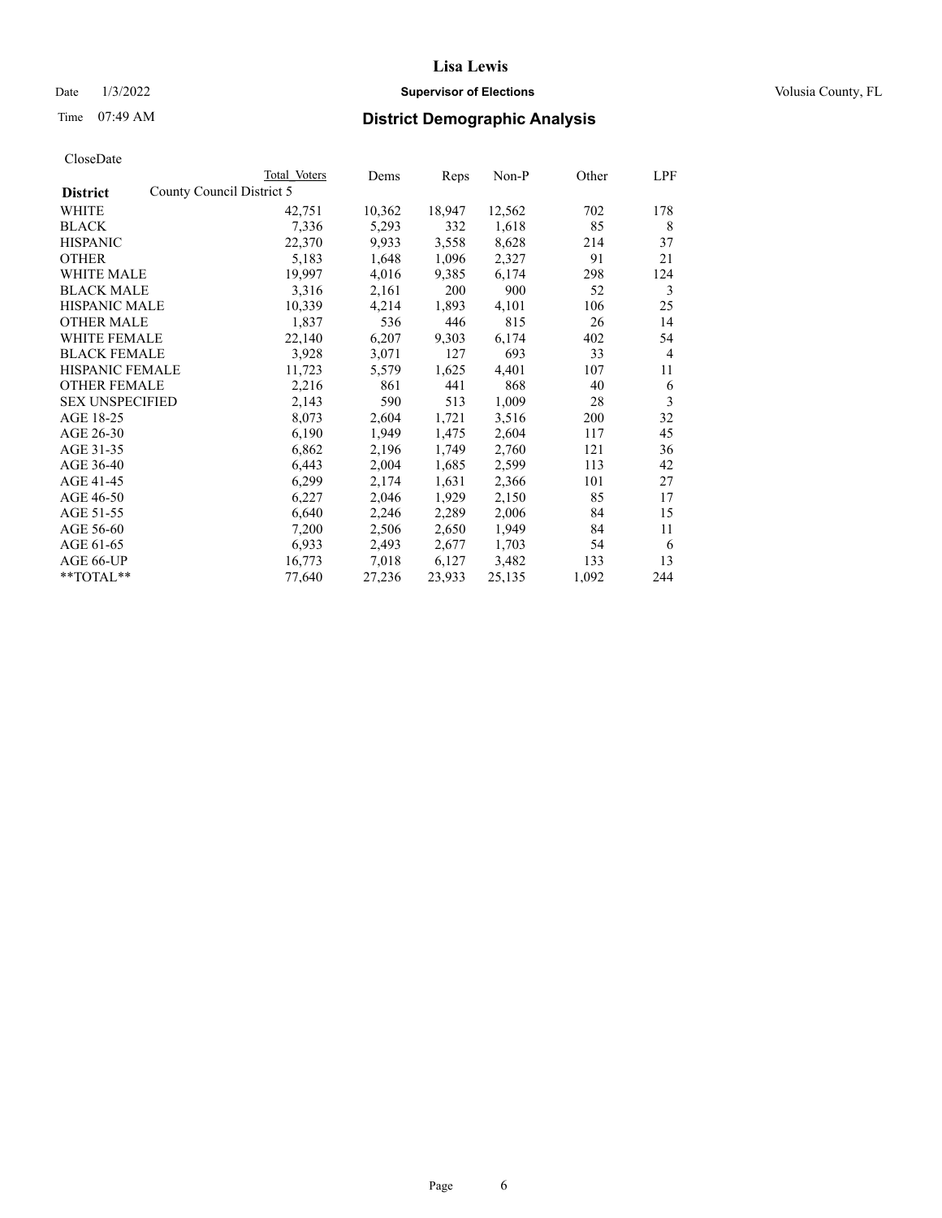# Lisa Lewis

Date 1/3/2022 **Supervisor of Elections** Volusia County, FL

Time 07:49 AM **District Demographic Analysis**

CloseDate

| District | Total Voters | Dems | Reps | Non-P | Other | LPF |
|---|---|---|---|---|---|---|
| County Council District 5 | | | | | | |
| WHITE | 42,751 | 10,362 | 18,947 | 12,562 | 702 | 178 |
| BLACK | 7,336 | 5,293 | 332 | 1,618 | 85 | 8 |
| HISPANIC | 22,370 | 9,933 | 3,558 | 8,628 | 214 | 37 |
| OTHER | 5,183 | 1,648 | 1,096 | 2,327 | 91 | 21 |
| WHITE MALE | 19,997 | 4,016 | 9,385 | 6,174 | 298 | 124 |
| BLACK MALE | 3,316 | 2,161 | 200 | 900 | 52 | 3 |
| HISPANIC MALE | 10,339 | 4,214 | 1,893 | 4,101 | 106 | 25 |
| OTHER MALE | 1,837 | 536 | 446 | 815 | 26 | 14 |
| WHITE FEMALE | 22,140 | 6,207 | 9,303 | 6,174 | 402 | 54 |
| BLACK FEMALE | 3,928 | 3,071 | 127 | 693 | 33 | 4 |
| HISPANIC FEMALE | 11,723 | 5,579 | 1,625 | 4,401 | 107 | 11 |
| OTHER FEMALE | 2,216 | 861 | 441 | 868 | 40 | 6 |
| SEX UNSPECIFIED | 2,143 | 590 | 513 | 1,009 | 28 | 3 |
| AGE 18-25 | 8,073 | 2,604 | 1,721 | 3,516 | 200 | 32 |
| AGE 26-30 | 6,190 | 1,949 | 1,475 | 2,604 | 117 | 45 |
| AGE 31-35 | 6,862 | 2,196 | 1,749 | 2,760 | 121 | 36 |
| AGE 36-40 | 6,443 | 2,004 | 1,685 | 2,599 | 113 | 42 |
| AGE 41-45 | 6,299 | 2,174 | 1,631 | 2,366 | 101 | 27 |
| AGE 46-50 | 6,227 | 2,046 | 1,929 | 2,150 | 85 | 17 |
| AGE 51-55 | 6,640 | 2,246 | 2,289 | 2,006 | 84 | 15 |
| AGE 56-60 | 7,200 | 2,506 | 2,650 | 1,949 | 84 | 11 |
| AGE 61-65 | 6,933 | 2,493 | 2,677 | 1,703 | 54 | 6 |
| AGE 66-UP | 16,773 | 7,018 | 6,127 | 3,482 | 133 | 13 |
| **TOTAL** | 77,640 | 27,236 | 23,933 | 25,135 | 1,092 | 244 |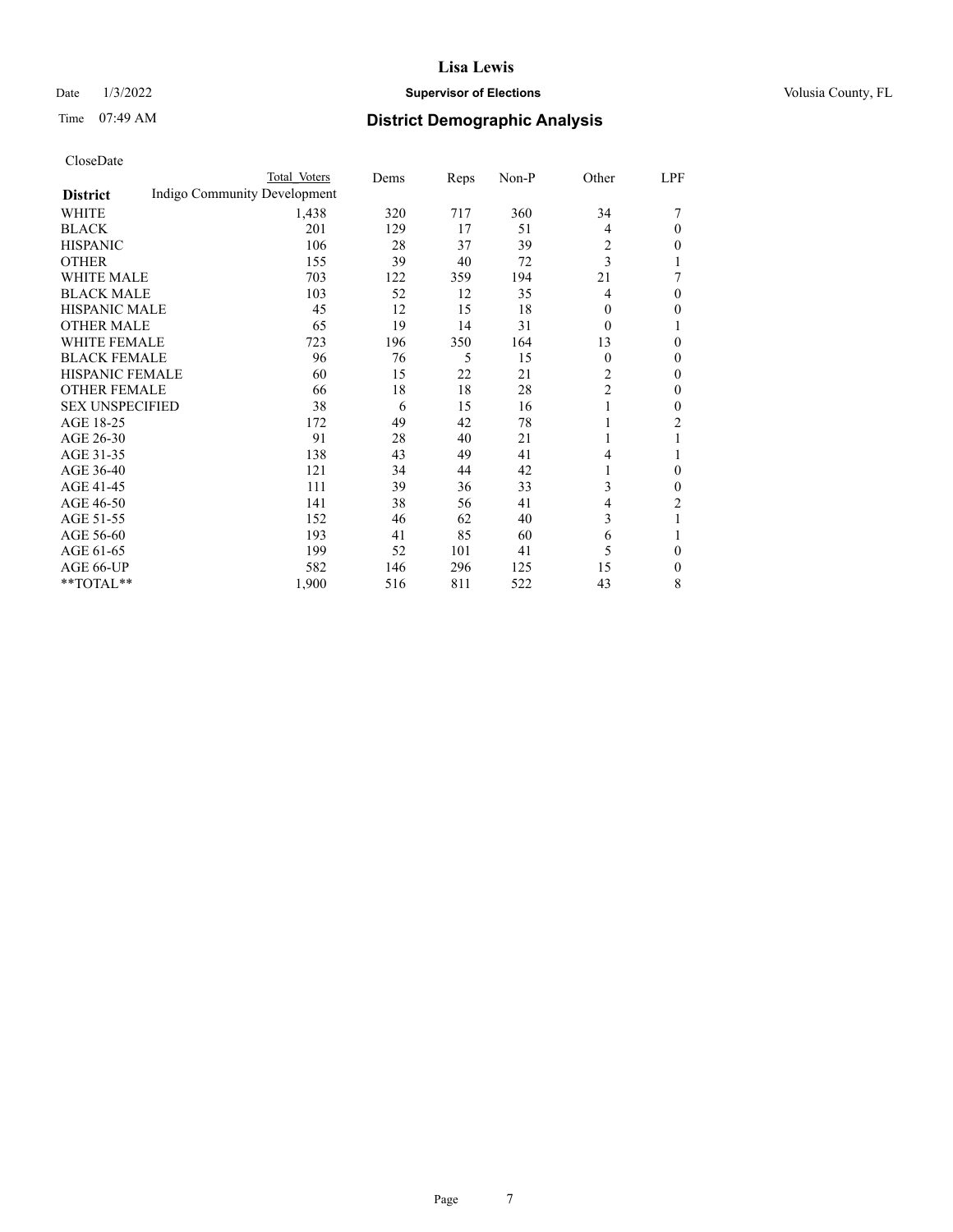# Lisa Lewis

Date 1/3/2022 **Supervisor of Elections** Volusia County, FL

Time 07:49 AM **District Demographic Analysis**

CloseDate

| District | Total Voters | Dems | Reps | Non-P | Other | LPF |
|---|---|---|---|---|---|---|
| Indigo Community Development | | | | | | |
| WHITE | 1,438 | 320 | 717 | 360 | 34 | 7 |
| BLACK | 201 | 129 | 17 | 51 | 4 | 0 |
| HISPANIC | 106 | 28 | 37 | 39 | 2 | 0 |
| OTHER | 155 | 39 | 40 | 72 | 3 | 1 |
| WHITE MALE | 703 | 122 | 359 | 194 | 21 | 7 |
| BLACK MALE | 103 | 52 | 12 | 35 | 4 | 0 |
| HISPANIC MALE | 45 | 12 | 15 | 18 | 0 | 0 |
| OTHER MALE | 65 | 19 | 14 | 31 | 0 | 1 |
| WHITE FEMALE | 723 | 196 | 350 | 164 | 13 | 0 |
| BLACK FEMALE | 96 | 76 | 5 | 15 | 0 | 0 |
| HISPANIC FEMALE | 60 | 15 | 22 | 21 | 2 | 0 |
| OTHER FEMALE | 66 | 18 | 18 | 28 | 2 | 0 |
| SEX UNSPECIFIED | 38 | 6 | 15 | 16 | 1 | 0 |
| AGE 18-25 | 172 | 49 | 42 | 78 | 1 | 2 |
| AGE 26-30 | 91 | 28 | 40 | 21 | 1 | 1 |
| AGE 31-35 | 138 | 43 | 49 | 41 | 4 | 1 |
| AGE 36-40 | 121 | 34 | 44 | 42 | 1 | 0 |
| AGE 41-45 | 111 | 39 | 36 | 33 | 3 | 0 |
| AGE 46-50 | 141 | 38 | 56 | 41 | 4 | 2 |
| AGE 51-55 | 152 | 46 | 62 | 40 | 3 | 1 |
| AGE 56-60 | 193 | 41 | 85 | 60 | 6 | 1 |
| AGE 61-65 | 199 | 52 | 101 | 41 | 5 | 0 |
| AGE 66-UP | 582 | 146 | 296 | 125 | 15 | 0 |
| **TOTAL** | 1,900 | 516 | 811 | 522 | 43 | 8 |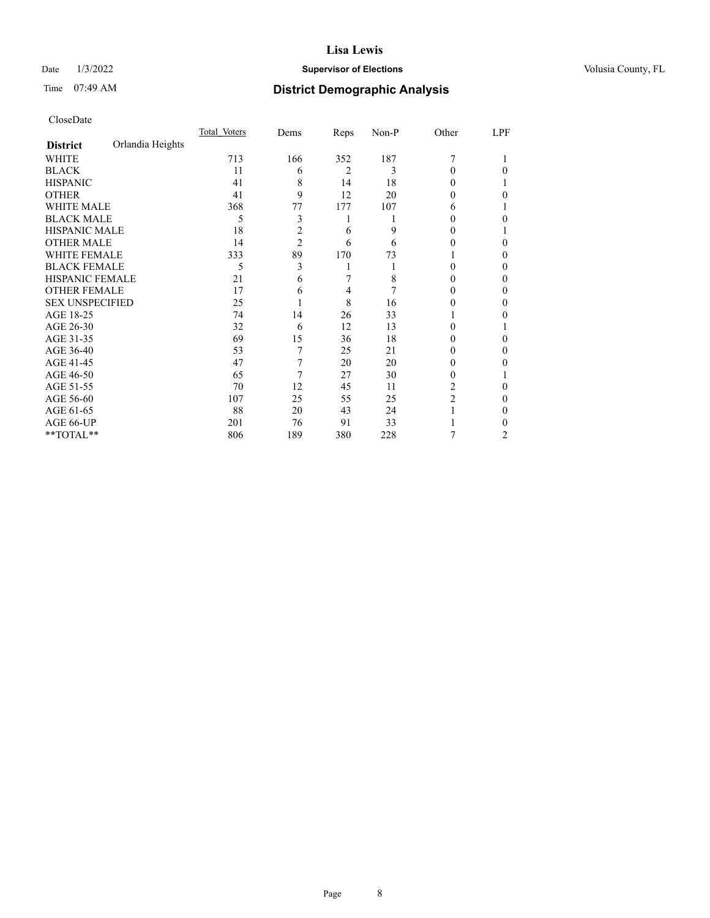CloseDate

| **District** | Orlandia Heights | Total_Voters | Dems | Reps | Non-P | Other | LPF |
|---|---|---|---|---|---|---|---|
| WHITE | | 713 | 166 | 352 | 187 | 7 | 1 |
| BLACK | | 11 | 6 | 2 | 3 | 0 | 0 |
| HISPANIC | | 41 | 8 | 14 | 18 | 0 | 1 |
| OTHER | | 41 | 9 | 12 | 20 | 0 | 0 |
| WHITE MALE | | 368 | 77 | 177 | 107 | 6 | 1 |
| BLACK MALE | | 5 | 3 | 1 | 1 | 0 | 0 |
| HISPANIC MALE | | 18 | 2 | 6 | 9 | 0 | 1 |
| OTHER MALE | | 14 | 2 | 6 | 6 | 0 | 0 |
| WHITE FEMALE | | 333 | 89 | 170 | 73 | 1 | 0 |
| BLACK FEMALE | | 5 | 3 | 1 | 1 | 0 | 0 |
| HISPANIC FEMALE | | 21 | 6 | 7 | 8 | 0 | 0 |
| OTHER FEMALE | | 17 | 6 | 4 | 7 | 0 | 0 |
| SEX UNSPECIFIED | | 25 | 1 | 8 | 16 | 0 | 0 |
| AGE 18-25 | | 74 | 14 | 26 | 33 | 1 | 0 |
| AGE 26-30 | | 32 | 6 | 12 | 13 | 0 | 1 |
| AGE 31-35 | | 69 | 15 | 36 | 18 | 0 | 0 |
| AGE 36-40 | | 53 | 7 | 25 | 21 | 0 | 0 |
| AGE 41-45 | | 47 | 7 | 20 | 20 | 0 | 0 |
| AGE 46-50 | | 65 | 7 | 27 | 30 | 0 | 1 |
| AGE 51-55 | | 70 | 12 | 45 | 11 | 2 | 0 |
| AGE 56-60 | | 107 | 25 | 55 | 25 | 2 | 0 |
| AGE 61-65 | | 88 | 20 | 43 | 24 | 1 | 0 |
| AGE 66-UP | | 201 | 76 | 91 | 33 | 1 | 0 |
| **TOTAL** | | 806 | 189 | 380 | 228 | 7 | 2 |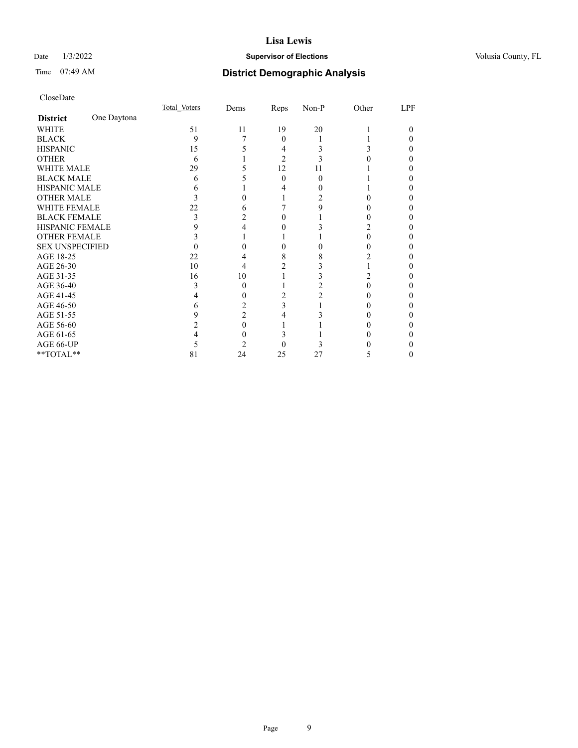# District Demographic Analysis

CloseDate

| District: One Daytona | Total_Voters | Dems | Reps | Non-P | Other | LPF |
|---|---|---|---|---|---|---|
| WHITE | 51 | 11 | 19 | 20 | 1 | 0 |
| BLACK | 9 | 7 | 0 | 1 | 1 | 0 |
| HISPANIC | 15 | 5 | 4 | 3 | 3 | 0 |
| OTHER | 6 | 1 | 2 | 3 | 0 | 0 |
| WHITE MALE | 29 | 5 | 12 | 11 | 1 | 0 |
| BLACK MALE | 6 | 5 | 0 | 0 | 1 | 0 |
| HISPANIC MALE | 6 | 1 | 4 | 0 | 1 | 0 |
| OTHER MALE | 3 | 0 | 1 | 2 | 0 | 0 |
| WHITE FEMALE | 22 | 6 | 7 | 9 | 0 | 0 |
| BLACK FEMALE | 3 | 2 | 0 | 1 | 0 | 0 |
| HISPANIC FEMALE | 9 | 4 | 0 | 3 | 2 | 0 |
| OTHER FEMALE | 3 | 1 | 1 | 1 | 0 | 0 |
| SEX UNSPECIFIED | 0 | 0 | 0 | 0 | 0 | 0 |
| AGE 18-25 | 22 | 4 | 8 | 8 | 2 | 0 |
| AGE 26-30 | 10 | 4 | 2 | 3 | 1 | 0 |
| AGE 31-35 | 16 | 10 | 1 | 3 | 2 | 0 |
| AGE 36-40 | 3 | 0 | 1 | 2 | 0 | 0 |
| AGE 41-45 | 4 | 0 | 2 | 2 | 0 | 0 |
| AGE 46-50 | 6 | 2 | 3 | 1 | 0 | 0 |
| AGE 51-55 | 9 | 2 | 4 | 3 | 0 | 0 |
| AGE 56-60 | 2 | 0 | 1 | 1 | 0 | 0 |
| AGE 61-65 | 4 | 0 | 3 | 1 | 0 | 0 |
| AGE 66-UP | 5 | 2 | 0 | 3 | 0 | 0 |
| **TOTAL** | 81 | 24 | 25 | 27 | 5 | 0 |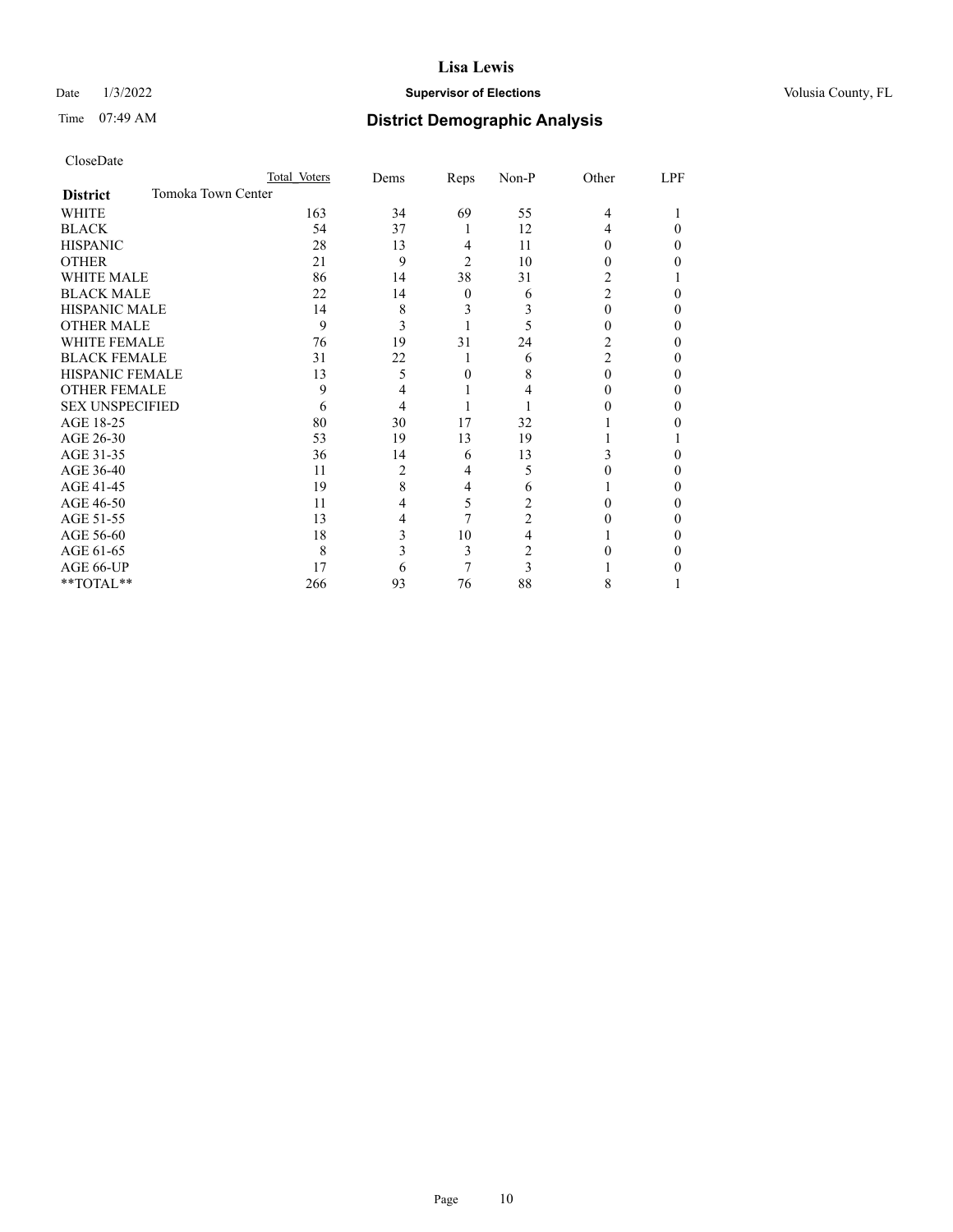# Lisa Lewis

Date 1/3/2022 **Supervisor of Elections** Volusia County, FL

Time 07:49 AM **District Demographic Analysis**

CloseDate

| | Total Voters | Dems | Reps | Non-P | Other | LPF |
|---|---|---|---|---|---|---|
| **District** Tomoka Town Center | | | | | | |
| WHITE | 163 | 34 | 69 | 55 | 4 | 1 |
| BLACK | 54 | 37 | 1 | 12 | 4 | 0 |
| HISPANIC | 28 | 13 | 4 | 11 | 0 | 0 |
| OTHER | 21 | 9 | 2 | 10 | 0 | 0 |
| WHITE MALE | 86 | 14 | 38 | 31 | 2 | 1 |
| BLACK MALE | 22 | 14 | 0 | 6 | 2 | 0 |
| HISPANIC MALE | 14 | 8 | 3 | 3 | 0 | 0 |
| OTHER MALE | 9 | 3 | 1 | 5 | 0 | 0 |
| WHITE FEMALE | 76 | 19 | 31 | 24 | 2 | 0 |
| BLACK FEMALE | 31 | 22 | 1 | 6 | 2 | 0 |
| HISPANIC FEMALE | 13 | 5 | 0 | 8 | 0 | 0 |
| OTHER FEMALE | 9 | 4 | 1 | 4 | 0 | 0 |
| SEX UNSPECIFIED | 6 | 4 | 1 | 1 | 0 | 0 |
| AGE 18-25 | 80 | 30 | 17 | 32 | 1 | 0 |
| AGE 26-30 | 53 | 19 | 13 | 19 | 1 | 1 |
| AGE 31-35 | 36 | 14 | 6 | 13 | 3 | 0 |
| AGE 36-40 | 11 | 2 | 4 | 5 | 0 | 0 |
| AGE 41-45 | 19 | 8 | 4 | 6 | 1 | 0 |
| AGE 46-50 | 11 | 4 | 5 | 2 | 0 | 0 |
| AGE 51-55 | 13 | 4 | 7 | 2 | 0 | 0 |
| AGE 56-60 | 18 | 3 | 10 | 4 | 1 | 0 |
| AGE 61-65 | 8 | 3 | 3 | 2 | 0 | 0 |
| AGE 66-UP | 17 | 6 | 7 | 3 | 1 | 0 |
| **TOTAL** | 266 | 93 | 76 | 88 | 8 | 1 |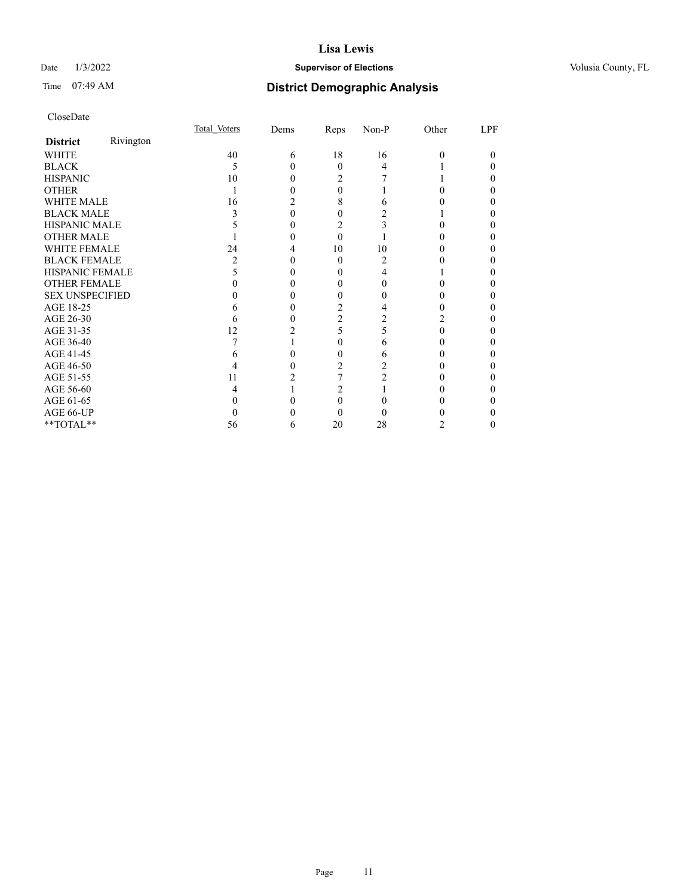**Lisa Lewis**

Date 1/3/2022 **Supervisor of Elections** Volusia County, FL

Time 07:49 AM **District Demographic Analysis**

CloseDate

| **District** Rivington | Total_Voters | Dems | Reps | Non-P | Other | LPF |
|---|---|---|---|---|---|---|
| WHITE | 40 | 6 | 18 | 16 | 0 | 0 |
| BLACK | 5 | 0 | 0 | 4 | 1 | 0 |
| HISPANIC | 10 | 0 | 2 | 7 | 1 | 0 |
| OTHER | 1 | 0 | 0 | 1 | 0 | 0 |
| WHITE MALE | 16 | 2 | 8 | 6 | 0 | 0 |
| BLACK MALE | 3 | 0 | 0 | 2 | 1 | 0 |
| HISPANIC MALE | 5 | 0 | 2 | 3 | 0 | 0 |
| OTHER MALE | 1 | 0 | 0 | 1 | 0 | 0 |
| WHITE FEMALE | 24 | 4 | 10 | 10 | 0 | 0 |
| BLACK FEMALE | 2 | 0 | 0 | 2 | 0 | 0 |
| HISPANIC FEMALE | 5 | 0 | 0 | 4 | 1 | 0 |
| OTHER FEMALE | 0 | 0 | 0 | 0 | 0 | 0 |
| SEX UNSPECIFIED | 0 | 0 | 0 | 0 | 0 | 0 |
| AGE 18-25 | 6 | 0 | 2 | 4 | 0 | 0 |
| AGE 26-30 | 6 | 0 | 2 | 2 | 2 | 0 |
| AGE 31-35 | 12 | 2 | 5 | 5 | 0 | 0 |
| AGE 36-40 | 7 | 1 | 0 | 6 | 0 | 0 |
| AGE 41-45 | 6 | 0 | 0 | 6 | 0 | 0 |
| AGE 46-50 | 4 | 0 | 2 | 2 | 0 | 0 |
| AGE 51-55 | 11 | 2 | 7 | 2 | 0 | 0 |
| AGE 56-60 | 4 | 1 | 2 | 1 | 0 | 0 |
| AGE 61-65 | 0 | 0 | 0 | 0 | 0 | 0 |
| AGE 66-UP | 0 | 0 | 0 | 0 | 0 | 0 |
| **TOTAL** | 56 | 6 | 20 | 28 | 2 | 0 |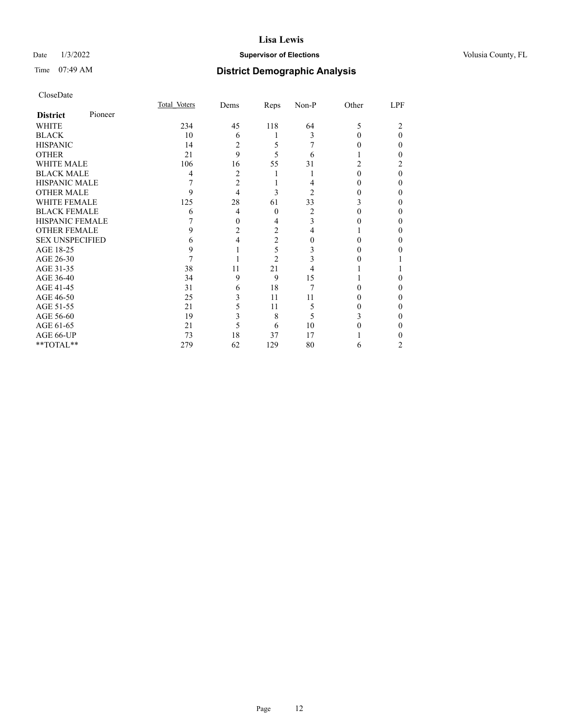# Lisa Lewis

Date 1/3/2022 **Supervisor of Elections** Volusia County, FL

Time 07:49 AM **District Demographic Analysis**

CloseDate

| **District** Pioneer | Total Voters | Dems | Reps | Non-P | Other | LPF |
|---|---|---|---|---|---|---|
| WHITE | 234 | 45 | 118 | 64 | 5 | 2 |
| BLACK | 10 | 6 | 1 | 3 | 0 | 0 |
| HISPANIC | 14 | 2 | 5 | 7 | 0 | 0 |
| OTHER | 21 | 9 | 5 | 6 | 1 | 0 |
| WHITE MALE | 106 | 16 | 55 | 31 | 2 | 2 |
| BLACK MALE | 4 | 2 | 1 | 1 | 0 | 0 |
| HISPANIC MALE | 7 | 2 | 1 | 4 | 0 | 0 |
| OTHER MALE | 9 | 4 | 3 | 2 | 0 | 0 |
| WHITE FEMALE | 125 | 28 | 61 | 33 | 3 | 0 |
| BLACK FEMALE | 6 | 4 | 0 | 2 | 0 | 0 |
| HISPANIC FEMALE | 7 | 0 | 4 | 3 | 0 | 0 |
| OTHER FEMALE | 9 | 2 | 2 | 4 | 1 | 0 |
| SEX UNSPECIFIED | 6 | 4 | 2 | 0 | 0 | 0 |
| AGE 18-25 | 9 | 1 | 5 | 3 | 0 | 0 |
| AGE 26-30 | 7 | 1 | 2 | 3 | 0 | 1 |
| AGE 31-35 | 38 | 11 | 21 | 4 | 1 | 1 |
| AGE 36-40 | 34 | 9 | 9 | 15 | 1 | 0 |
| AGE 41-45 | 31 | 6 | 18 | 7 | 0 | 0 |
| AGE 46-50 | 25 | 3 | 11 | 11 | 0 | 0 |
| AGE 51-55 | 21 | 5 | 11 | 5 | 0 | 0 |
| AGE 56-60 | 19 | 3 | 8 | 5 | 3 | 0 |
| AGE 61-65 | 21 | 5 | 6 | 10 | 0 | 0 |
| AGE 66-UP | 73 | 18 | 37 | 17 | 1 | 0 |
| **TOTAL** | 279 | 62 | 129 | 80 | 6 | 2 |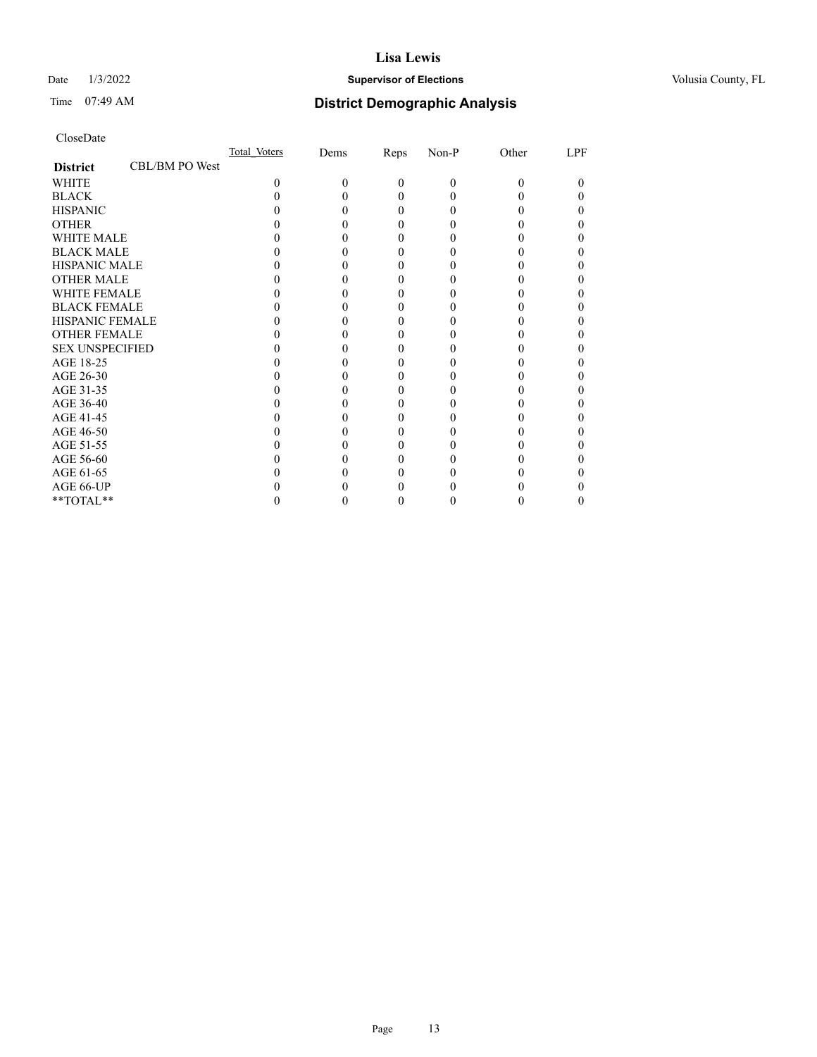CloseDate

| District | CBL/BM PO West | Total_Voters | Dems | Reps | Non-P | Other | LPF |
|---|---|---|---|---|---|---|---|
| WHITE | | 0 | 0 | 0 | 0 | 0 | 0 |
| BLACK | | 0 | 0 | 0 | 0 | 0 | 0 |
| HISPANIC | | 0 | 0 | 0 | 0 | 0 | 0 |
| OTHER | | 0 | 0 | 0 | 0 | 0 | 0 |
| WHITE MALE | | 0 | 0 | 0 | 0 | 0 | 0 |
| BLACK MALE | | 0 | 0 | 0 | 0 | 0 | 0 |
| HISPANIC MALE | | 0 | 0 | 0 | 0 | 0 | 0 |
| OTHER MALE | | 0 | 0 | 0 | 0 | 0 | 0 |
| WHITE FEMALE | | 0 | 0 | 0 | 0 | 0 | 0 |
| BLACK FEMALE | | 0 | 0 | 0 | 0 | 0 | 0 |
| HISPANIC FEMALE | | 0 | 0 | 0 | 0 | 0 | 0 |
| OTHER FEMALE | | 0 | 0 | 0 | 0 | 0 | 0 |
| SEX UNSPECIFIED | | 0 | 0 | 0 | 0 | 0 | 0 |
| AGE 18-25 | | 0 | 0 | 0 | 0 | 0 | 0 |
| AGE 26-30 | | 0 | 0 | 0 | 0 | 0 | 0 |
| AGE 31-35 | | 0 | 0 | 0 | 0 | 0 | 0 |
| AGE 36-40 | | 0 | 0 | 0 | 0 | 0 | 0 |
| AGE 41-45 | | 0 | 0 | 0 | 0 | 0 | 0 |
| AGE 46-50 | | 0 | 0 | 0 | 0 | 0 | 0 |
| AGE 51-55 | | 0 | 0 | 0 | 0 | 0 | 0 |
| AGE 56-60 | | 0 | 0 | 0 | 0 | 0 | 0 |
| AGE 61-65 | | 0 | 0 | 0 | 0 | 0 | 0 |
| AGE 66-UP | | 0 | 0 | 0 | 0 | 0 | 0 |
| **TOTAL** | | 0 | 0 | 0 | 0 | 0 | 0 |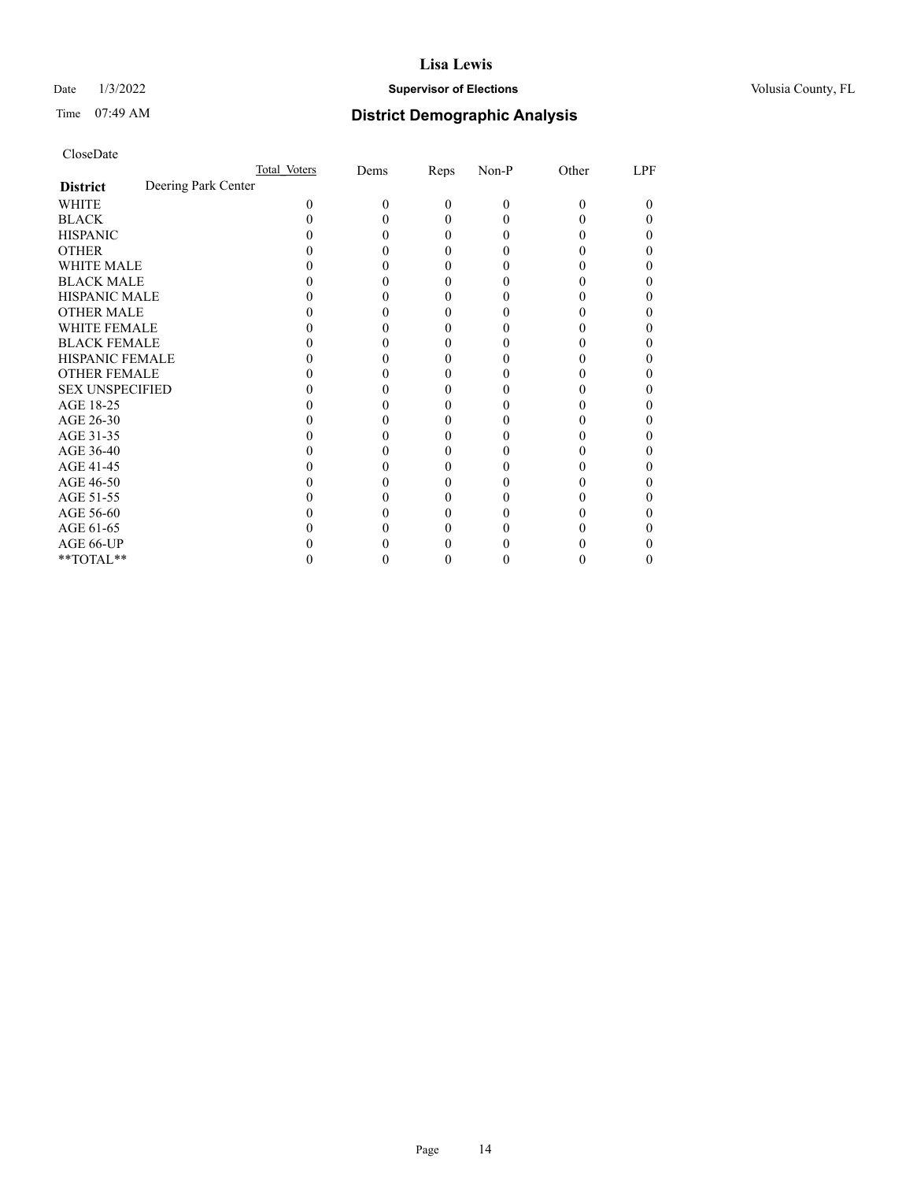CloseDate

| District | Deering Park Center | Total_Voters | Dems | Reps | Non-P | Other | LPF |
|---|---|---|---|---|---|---|---|
| WHITE | | 0 | 0 | 0 | 0 | 0 | 0 |
| BLACK | | 0 | 0 | 0 | 0 | 0 | 0 |
| HISPANIC | | 0 | 0 | 0 | 0 | 0 | 0 |
| OTHER | | 0 | 0 | 0 | 0 | 0 | 0 |
| WHITE MALE | | 0 | 0 | 0 | 0 | 0 | 0 |
| BLACK MALE | | 0 | 0 | 0 | 0 | 0 | 0 |
| HISPANIC MALE | | 0 | 0 | 0 | 0 | 0 | 0 |
| OTHER MALE | | 0 | 0 | 0 | 0 | 0 | 0 |
| WHITE FEMALE | | 0 | 0 | 0 | 0 | 0 | 0 |
| BLACK FEMALE | | 0 | 0 | 0 | 0 | 0 | 0 |
| HISPANIC FEMALE | | 0 | 0 | 0 | 0 | 0 | 0 |
| OTHER FEMALE | | 0 | 0 | 0 | 0 | 0 | 0 |
| SEX UNSPECIFIED | | 0 | 0 | 0 | 0 | 0 | 0 |
| AGE 18-25 | | 0 | 0 | 0 | 0 | 0 | 0 |
| AGE 26-30 | | 0 | 0 | 0 | 0 | 0 | 0 |
| AGE 31-35 | | 0 | 0 | 0 | 0 | 0 | 0 |
| AGE 36-40 | | 0 | 0 | 0 | 0 | 0 | 0 |
| AGE 41-45 | | 0 | 0 | 0 | 0 | 0 | 0 |
| AGE 46-50 | | 0 | 0 | 0 | 0 | 0 | 0 |
| AGE 51-55 | | 0 | 0 | 0 | 0 | 0 | 0 |
| AGE 56-60 | | 0 | 0 | 0 | 0 | 0 | 0 |
| AGE 61-65 | | 0 | 0 | 0 | 0 | 0 | 0 |
| AGE 66-UP | | 0 | 0 | 0 | 0 | 0 | 0 |
| **TOTAL** | | 0 | 0 | 0 | 0 | 0 | 0 |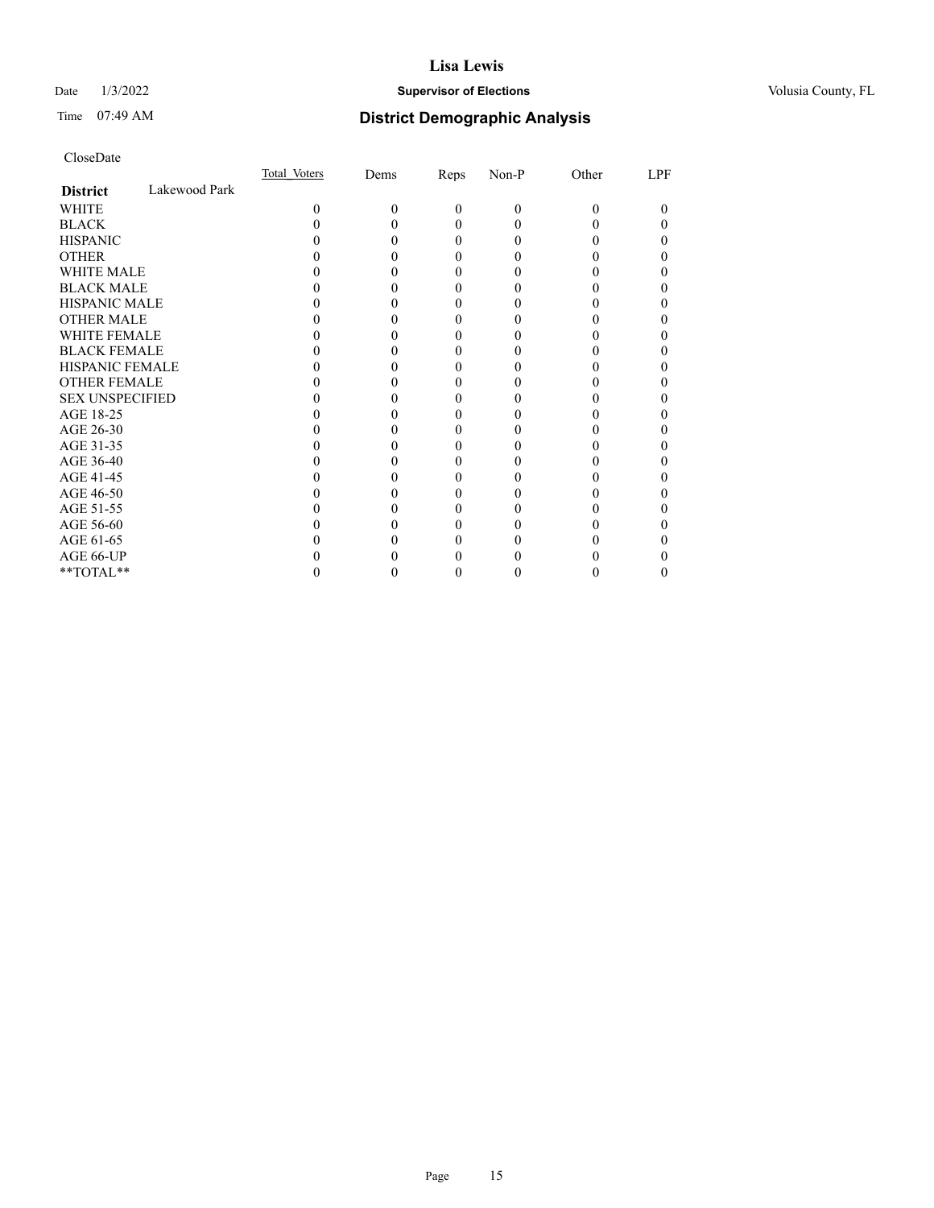CloseDate

| District | Lakewood Park | Total_Voters | Dems | Reps | Non-P | Other | LPF |
|---|---|---|---|---|---|---|---|
| WHITE | | 0 | 0 | 0 | 0 | 0 | 0 |
| BLACK | | 0 | 0 | 0 | 0 | 0 | 0 |
| HISPANIC | | 0 | 0 | 0 | 0 | 0 | 0 |
| OTHER | | 0 | 0 | 0 | 0 | 0 | 0 |
| WHITE MALE | | 0 | 0 | 0 | 0 | 0 | 0 |
| BLACK MALE | | 0 | 0 | 0 | 0 | 0 | 0 |
| HISPANIC MALE | | 0 | 0 | 0 | 0 | 0 | 0 |
| OTHER MALE | | 0 | 0 | 0 | 0 | 0 | 0 |
| WHITE FEMALE | | 0 | 0 | 0 | 0 | 0 | 0 |
| BLACK FEMALE | | 0 | 0 | 0 | 0 | 0 | 0 |
| HISPANIC FEMALE | | 0 | 0 | 0 | 0 | 0 | 0 |
| OTHER FEMALE | | 0 | 0 | 0 | 0 | 0 | 0 |
| SEX UNSPECIFIED | | 0 | 0 | 0 | 0 | 0 | 0 |
| AGE 18-25 | | 0 | 0 | 0 | 0 | 0 | 0 |
| AGE 26-30 | | 0 | 0 | 0 | 0 | 0 | 0 |
| AGE 31-35 | | 0 | 0 | 0 | 0 | 0 | 0 |
| AGE 36-40 | | 0 | 0 | 0 | 0 | 0 | 0 |
| AGE 41-45 | | 0 | 0 | 0 | 0 | 0 | 0 |
| AGE 46-50 | | 0 | 0 | 0 | 0 | 0 | 0 |
| AGE 51-55 | | 0 | 0 | 0 | 0 | 0 | 0 |
| AGE 56-60 | | 0 | 0 | 0 | 0 | 0 | 0 |
| AGE 61-65 | | 0 | 0 | 0 | 0 | 0 | 0 |
| AGE 66-UP | | 0 | 0 | 0 | 0 | 0 | 0 |
| **TOTAL** | | 0 | 0 | 0 | 0 | 0 | 0 |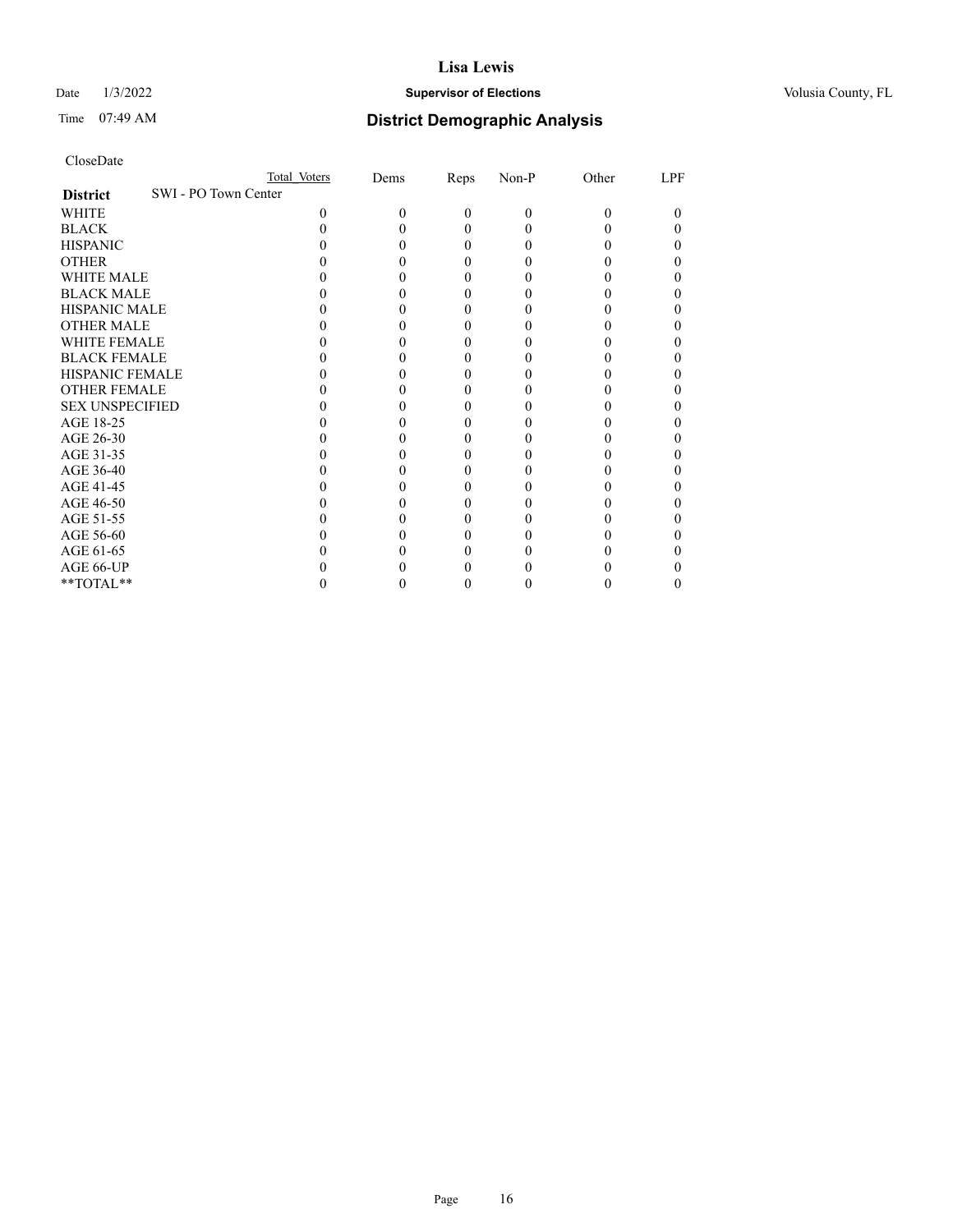CloseDate

| District | Total Voters | Dems | Reps | Non-P | Other | LPF |
|---|---|---|---|---|---|---|
| SWI - PO Town Center | | | | | | |
| WHITE | 0 | 0 | 0 | 0 | 0 | 0 |
| BLACK | 0 | 0 | 0 | 0 | 0 | 0 |
| HISPANIC | 0 | 0 | 0 | 0 | 0 | 0 |
| OTHER | 0 | 0 | 0 | 0 | 0 | 0 |
| WHITE MALE | 0 | 0 | 0 | 0 | 0 | 0 |
| BLACK MALE | 0 | 0 | 0 | 0 | 0 | 0 |
| HISPANIC MALE | 0 | 0 | 0 | 0 | 0 | 0 |
| OTHER MALE | 0 | 0 | 0 | 0 | 0 | 0 |
| WHITE FEMALE | 0 | 0 | 0 | 0 | 0 | 0 |
| BLACK FEMALE | 0 | 0 | 0 | 0 | 0 | 0 |
| HISPANIC FEMALE | 0 | 0 | 0 | 0 | 0 | 0 |
| OTHER FEMALE | 0 | 0 | 0 | 0 | 0 | 0 |
| SEX UNSPECIFIED | 0 | 0 | 0 | 0 | 0 | 0 |
| AGE 18-25 | 0 | 0 | 0 | 0 | 0 | 0 |
| AGE 26-30 | 0 | 0 | 0 | 0 | 0 | 0 |
| AGE 31-35 | 0 | 0 | 0 | 0 | 0 | 0 |
| AGE 36-40 | 0 | 0 | 0 | 0 | 0 | 0 |
| AGE 41-45 | 0 | 0 | 0 | 0 | 0 | 0 |
| AGE 46-50 | 0 | 0 | 0 | 0 | 0 | 0 |
| AGE 51-55 | 0 | 0 | 0 | 0 | 0 | 0 |
| AGE 56-60 | 0 | 0 | 0 | 0 | 0 | 0 |
| AGE 61-65 | 0 | 0 | 0 | 0 | 0 | 0 |
| AGE 66-UP | 0 | 0 | 0 | 0 | 0 | 0 |
| **TOTAL** | 0 | 0 | 0 | 0 | 0 | 0 |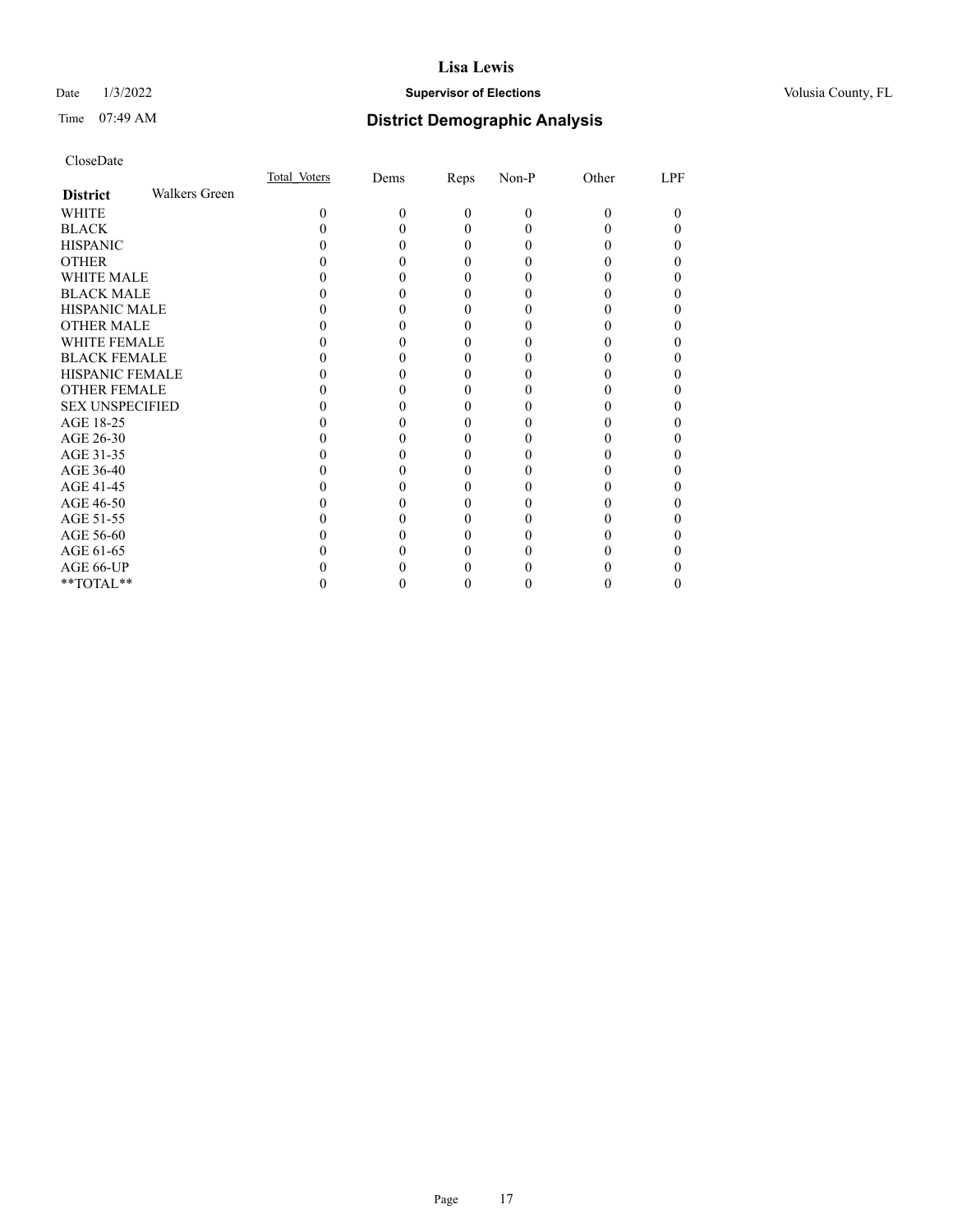CloseDate

| District | Walkers Green | Total_Voters | Dems | Reps | Non-P | Other | LPF |
|---|---|---|---|---|---|---|---|
| WHITE | | 0 | 0 | 0 | 0 | 0 | 0 |
| BLACK | | 0 | 0 | 0 | 0 | 0 | 0 |
| HISPANIC | | 0 | 0 | 0 | 0 | 0 | 0 |
| OTHER | | 0 | 0 | 0 | 0 | 0 | 0 |
| WHITE MALE | | 0 | 0 | 0 | 0 | 0 | 0 |
| BLACK MALE | | 0 | 0 | 0 | 0 | 0 | 0 |
| HISPANIC MALE | | 0 | 0 | 0 | 0 | 0 | 0 |
| OTHER MALE | | 0 | 0 | 0 | 0 | 0 | 0 |
| WHITE FEMALE | | 0 | 0 | 0 | 0 | 0 | 0 |
| BLACK FEMALE | | 0 | 0 | 0 | 0 | 0 | 0 |
| HISPANIC FEMALE | | 0 | 0 | 0 | 0 | 0 | 0 |
| OTHER FEMALE | | 0 | 0 | 0 | 0 | 0 | 0 |
| SEX UNSPECIFIED | | 0 | 0 | 0 | 0 | 0 | 0 |
| AGE 18-25 | | 0 | 0 | 0 | 0 | 0 | 0 |
| AGE 26-30 | | 0 | 0 | 0 | 0 | 0 | 0 |
| AGE 31-35 | | 0 | 0 | 0 | 0 | 0 | 0 |
| AGE 36-40 | | 0 | 0 | 0 | 0 | 0 | 0 |
| AGE 41-45 | | 0 | 0 | 0 | 0 | 0 | 0 |
| AGE 46-50 | | 0 | 0 | 0 | 0 | 0 | 0 |
| AGE 51-55 | | 0 | 0 | 0 | 0 | 0 | 0 |
| AGE 56-60 | | 0 | 0 | 0 | 0 | 0 | 0 |
| AGE 61-65 | | 0 | 0 | 0 | 0 | 0 | 0 |
| AGE 66-UP | | 0 | 0 | 0 | 0 | 0 | 0 |
| **TOTAL** | | 0 | 0 | 0 | 0 | 0 | 0 |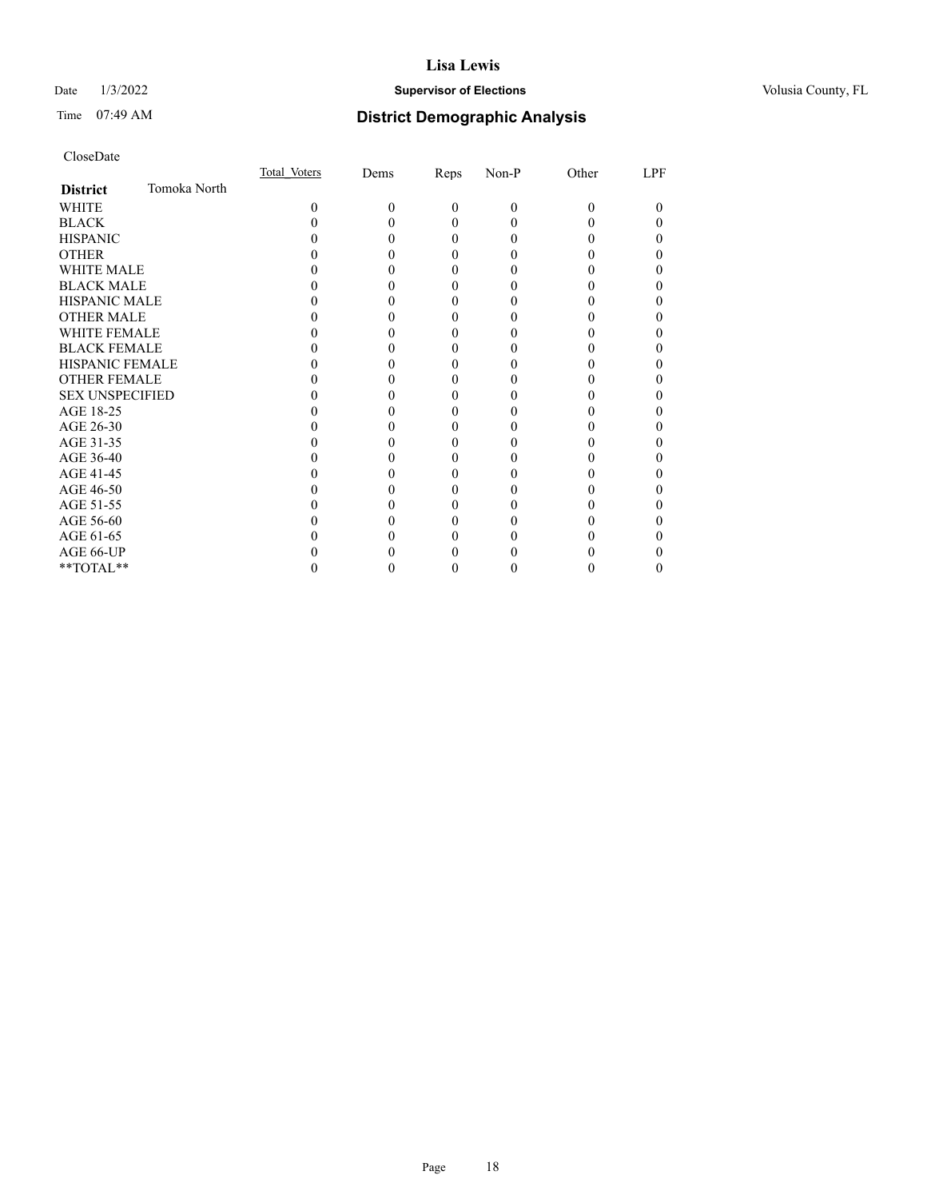CloseDate

| District | Tomoka North | Total_Voters | Dems | Reps | Non-P | Other | LPF |
|---|---|---|---|---|---|---|---|
| WHITE | | 0 | 0 | 0 | 0 | 0 | 0 |
| BLACK | | 0 | 0 | 0 | 0 | 0 | 0 |
| HISPANIC | | 0 | 0 | 0 | 0 | 0 | 0 |
| OTHER | | 0 | 0 | 0 | 0 | 0 | 0 |
| WHITE MALE | | 0 | 0 | 0 | 0 | 0 | 0 |
| BLACK MALE | | 0 | 0 | 0 | 0 | 0 | 0 |
| HISPANIC MALE | | 0 | 0 | 0 | 0 | 0 | 0 |
| OTHER MALE | | 0 | 0 | 0 | 0 | 0 | 0 |
| WHITE FEMALE | | 0 | 0 | 0 | 0 | 0 | 0 |
| BLACK FEMALE | | 0 | 0 | 0 | 0 | 0 | 0 |
| HISPANIC FEMALE | | 0 | 0 | 0 | 0 | 0 | 0 |
| OTHER FEMALE | | 0 | 0 | 0 | 0 | 0 | 0 |
| SEX UNSPECIFIED | | 0 | 0 | 0 | 0 | 0 | 0 |
| AGE 18-25 | | 0 | 0 | 0 | 0 | 0 | 0 |
| AGE 26-30 | | 0 | 0 | 0 | 0 | 0 | 0 |
| AGE 31-35 | | 0 | 0 | 0 | 0 | 0 | 0 |
| AGE 36-40 | | 0 | 0 | 0 | 0 | 0 | 0 |
| AGE 41-45 | | 0 | 0 | 0 | 0 | 0 | 0 |
| AGE 46-50 | | 0 | 0 | 0 | 0 | 0 | 0 |
| AGE 51-55 | | 0 | 0 | 0 | 0 | 0 | 0 |
| AGE 56-60 | | 0 | 0 | 0 | 0 | 0 | 0 |
| AGE 61-65 | | 0 | 0 | 0 | 0 | 0 | 0 |
| AGE 66-UP | | 0 | 0 | 0 | 0 | 0 | 0 |
| **TOTAL** | | 0 | 0 | 0 | 0 | 0 | 0 |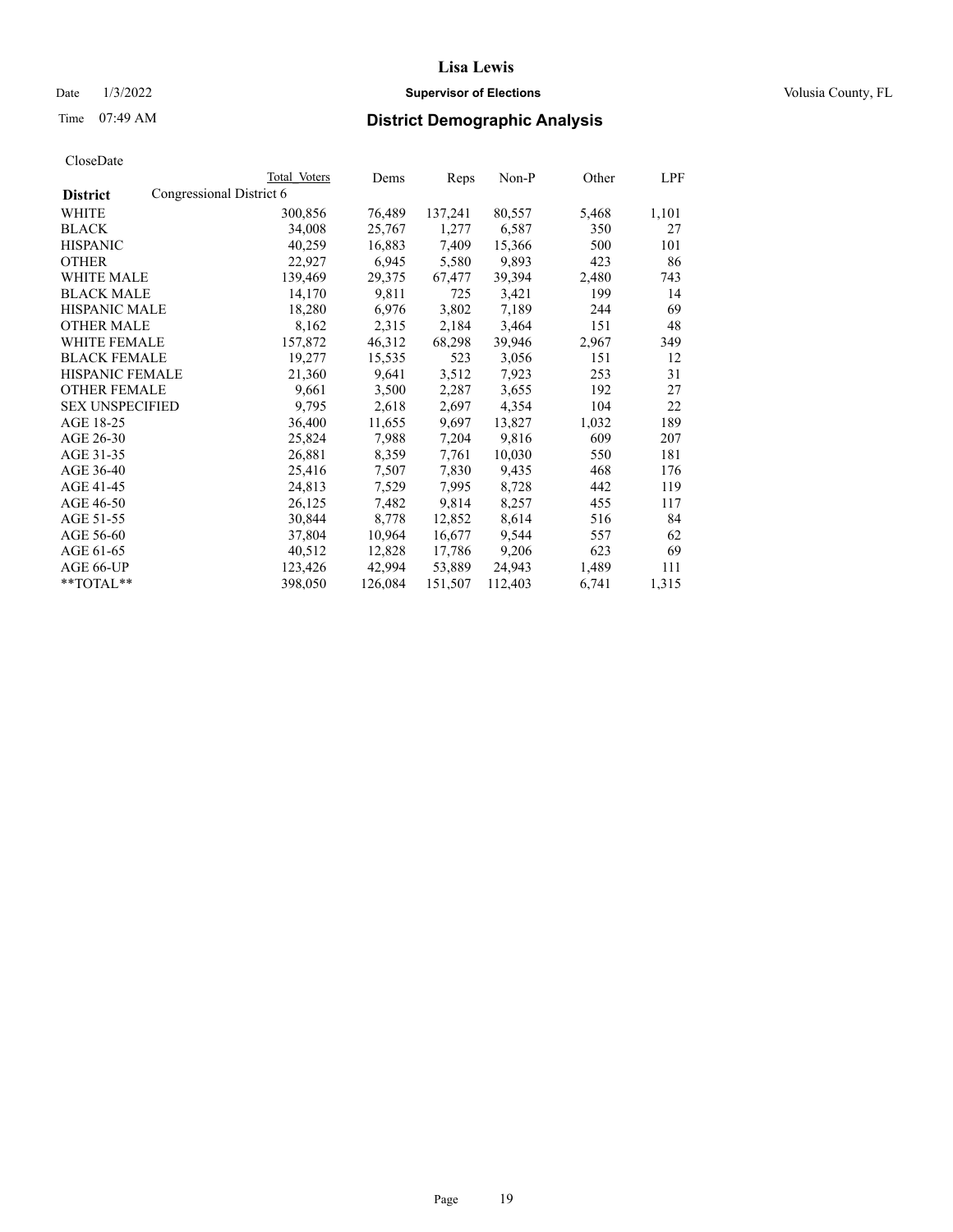# Lisa Lewis

Date 1/3/2022 **Supervisor of Elections** Volusia County, FL

Time 07:49 AM **District Demographic Analysis**

CloseDate

| District | Total Voters | Dems | Reps | Non-P | Other | LPF |
|---|---|---|---|---|---|---|
| Congressional District 6 | | | | | | |
| WHITE | 300,856 | 76,489 | 137,241 | 80,557 | 5,468 | 1,101 |
| BLACK | 34,008 | 25,767 | 1,277 | 6,587 | 350 | 27 |
| HISPANIC | 40,259 | 16,883 | 7,409 | 15,366 | 500 | 101 |
| OTHER | 22,927 | 6,945 | 5,580 | 9,893 | 423 | 86 |
| WHITE MALE | 139,469 | 29,375 | 67,477 | 39,394 | 2,480 | 743 |
| BLACK MALE | 14,170 | 9,811 | 725 | 3,421 | 199 | 14 |
| HISPANIC MALE | 18,280 | 6,976 | 3,802 | 7,189 | 244 | 69 |
| OTHER MALE | 8,162 | 2,315 | 2,184 | 3,464 | 151 | 48 |
| WHITE FEMALE | 157,872 | 46,312 | 68,298 | 39,946 | 2,967 | 349 |
| BLACK FEMALE | 19,277 | 15,535 | 523 | 3,056 | 151 | 12 |
| HISPANIC FEMALE | 21,360 | 9,641 | 3,512 | 7,923 | 253 | 31 |
| OTHER FEMALE | 9,661 | 3,500 | 2,287 | 3,655 | 192 | 27 |
| SEX UNSPECIFIED | 9,795 | 2,618 | 2,697 | 4,354 | 104 | 22 |
| AGE 18-25 | 36,400 | 11,655 | 9,697 | 13,827 | 1,032 | 189 |
| AGE 26-30 | 25,824 | 7,988 | 7,204 | 9,816 | 609 | 207 |
| AGE 31-35 | 26,881 | 8,359 | 7,761 | 10,030 | 550 | 181 |
| AGE 36-40 | 25,416 | 7,507 | 7,830 | 9,435 | 468 | 176 |
| AGE 41-45 | 24,813 | 7,529 | 7,995 | 8,728 | 442 | 119 |
| AGE 46-50 | 26,125 | 7,482 | 9,814 | 8,257 | 455 | 117 |
| AGE 51-55 | 30,844 | 8,778 | 12,852 | 8,614 | 516 | 84 |
| AGE 56-60 | 37,804 | 10,964 | 16,677 | 9,544 | 557 | 62 |
| AGE 61-65 | 40,512 | 12,828 | 17,786 | 9,206 | 623 | 69 |
| AGE 66-UP | 123,426 | 42,994 | 53,889 | 24,943 | 1,489 | 111 |
| **TOTAL** | 398,050 | 126,084 | 151,507 | 112,403 | 6,741 | 1,315 |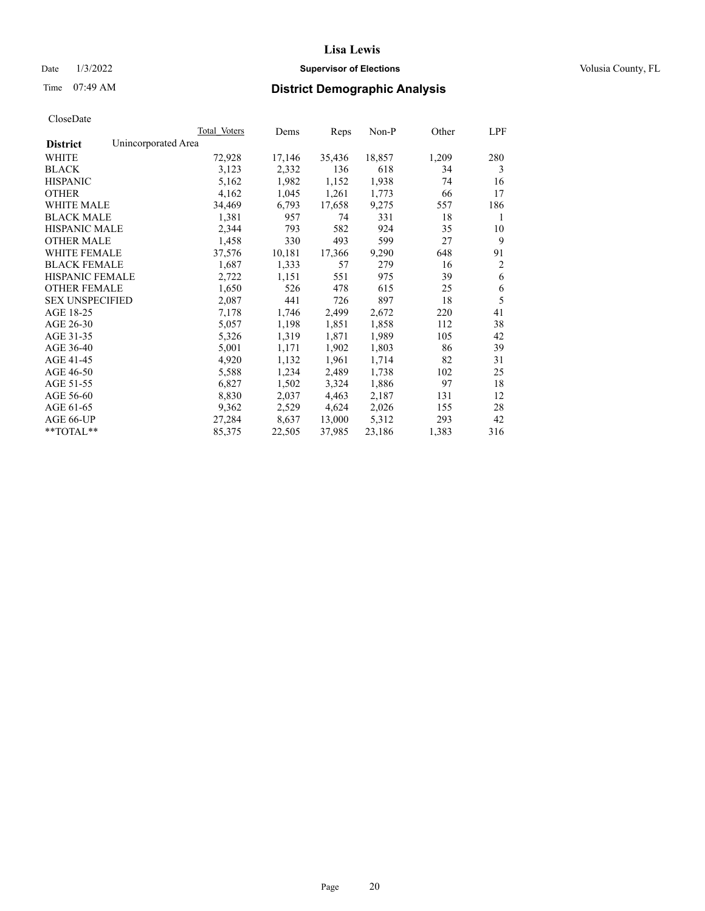# Lisa Lewis

Date 1/3/2022 **Supervisor of Elections** Volusia County, FL

Time 07:49 AM **District Demographic Analysis**

CloseDate

| **District** Unincorporated Area | Total Voters | Dems | Reps | Non-P | Other | LPF |
|---|---|---|---|---|---|---|
| WHITE | 72,928 | 17,146 | 35,436 | 18,857 | 1,209 | 280 |
| BLACK | 3,123 | 2,332 | 136 | 618 | 34 | 3 |
| HISPANIC | 5,162 | 1,982 | 1,152 | 1,938 | 74 | 16 |
| OTHER | 4,162 | 1,045 | 1,261 | 1,773 | 66 | 17 |
| WHITE MALE | 34,469 | 6,793 | 17,658 | 9,275 | 557 | 186 |
| BLACK MALE | 1,381 | 957 | 74 | 331 | 18 | 1 |
| HISPANIC MALE | 2,344 | 793 | 582 | 924 | 35 | 10 |
| OTHER MALE | 1,458 | 330 | 493 | 599 | 27 | 9 |
| WHITE FEMALE | 37,576 | 10,181 | 17,366 | 9,290 | 648 | 91 |
| BLACK FEMALE | 1,687 | 1,333 | 57 | 279 | 16 | 2 |
| HISPANIC FEMALE | 2,722 | 1,151 | 551 | 975 | 39 | 6 |
| OTHER FEMALE | 1,650 | 526 | 478 | 615 | 25 | 6 |
| SEX UNSPECIFIED | 2,087 | 441 | 726 | 897 | 18 | 5 |
| AGE 18-25 | 7,178 | 1,746 | 2,499 | 2,672 | 220 | 41 |
| AGE 26-30 | 5,057 | 1,198 | 1,851 | 1,858 | 112 | 38 |
| AGE 31-35 | 5,326 | 1,319 | 1,871 | 1,989 | 105 | 42 |
| AGE 36-40 | 5,001 | 1,171 | 1,902 | 1,803 | 86 | 39 |
| AGE 41-45 | 4,920 | 1,132 | 1,961 | 1,714 | 82 | 31 |
| AGE 46-50 | 5,588 | 1,234 | 2,489 | 1,738 | 102 | 25 |
| AGE 51-55 | 6,827 | 1,502 | 3,324 | 1,886 | 97 | 18 |
| AGE 56-60 | 8,830 | 2,037 | 4,463 | 2,187 | 131 | 12 |
| AGE 61-65 | 9,362 | 2,529 | 4,624 | 2,026 | 155 | 28 |
| AGE 66-UP | 27,284 | 8,637 | 13,000 | 5,312 | 293 | 42 |
| **TOTAL** | 85,375 | 22,505 | 37,985 | 23,186 | 1,383 | 316 |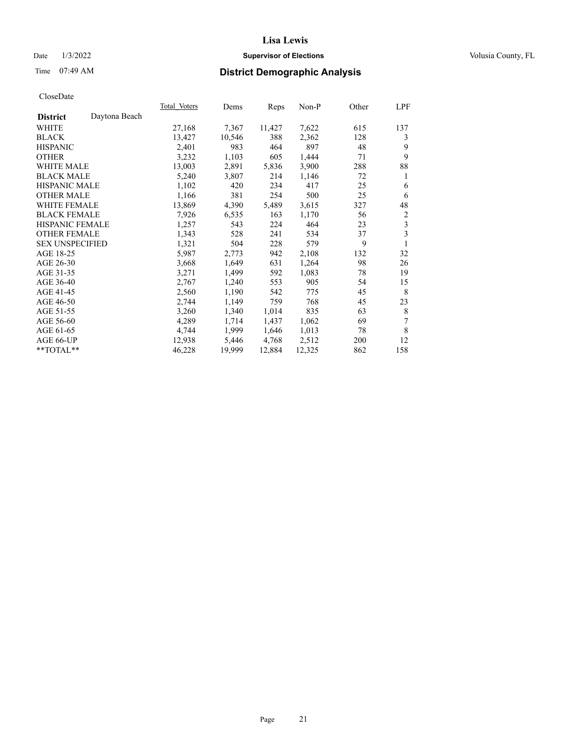# Lisa Lewis

Date 1/3/2022 **Supervisor of Elections** Volusia County, FL

Time 07:49 AM **District Demographic Analysis**

CloseDate

| **District** Daytona Beach | Total Voters | Dems | Reps | Non-P | Other | LPF |
|---|---|---|---|---|---|---|
| WHITE | 27,168 | 7,367 | 11,427 | 7,622 | 615 | 137 |
| BLACK | 13,427 | 10,546 | 388 | 2,362 | 128 | 3 |
| HISPANIC | 2,401 | 983 | 464 | 897 | 48 | 9 |
| OTHER | 3,232 | 1,103 | 605 | 1,444 | 71 | 9 |
| WHITE MALE | 13,003 | 2,891 | 5,836 | 3,900 | 288 | 88 |
| BLACK MALE | 5,240 | 3,807 | 214 | 1,146 | 72 | 1 |
| HISPANIC MALE | 1,102 | 420 | 234 | 417 | 25 | 6 |
| OTHER MALE | 1,166 | 381 | 254 | 500 | 25 | 6 |
| WHITE FEMALE | 13,869 | 4,390 | 5,489 | 3,615 | 327 | 48 |
| BLACK FEMALE | 7,926 | 6,535 | 163 | 1,170 | 56 | 2 |
| HISPANIC FEMALE | 1,257 | 543 | 224 | 464 | 23 | 3 |
| OTHER FEMALE | 1,343 | 528 | 241 | 534 | 37 | 3 |
| SEX UNSPECIFIED | 1,321 | 504 | 228 | 579 | 9 | 1 |
| AGE 18-25 | 5,987 | 2,773 | 942 | 2,108 | 132 | 32 |
| AGE 26-30 | 3,668 | 1,649 | 631 | 1,264 | 98 | 26 |
| AGE 31-35 | 3,271 | 1,499 | 592 | 1,083 | 78 | 19 |
| AGE 36-40 | 2,767 | 1,240 | 553 | 905 | 54 | 15 |
| AGE 41-45 | 2,560 | 1,190 | 542 | 775 | 45 | 8 |
| AGE 46-50 | 2,744 | 1,149 | 759 | 768 | 45 | 23 |
| AGE 51-55 | 3,260 | 1,340 | 1,014 | 835 | 63 | 8 |
| AGE 56-60 | 4,289 | 1,714 | 1,437 | 1,062 | 69 | 7 |
| AGE 61-65 | 4,744 | 1,999 | 1,646 | 1,013 | 78 | 8 |
| AGE 66-UP | 12,938 | 5,446 | 4,768 | 2,512 | 200 | 12 |
| **TOTAL** | 46,228 | 19,999 | 12,884 | 12,325 | 862 | 158 |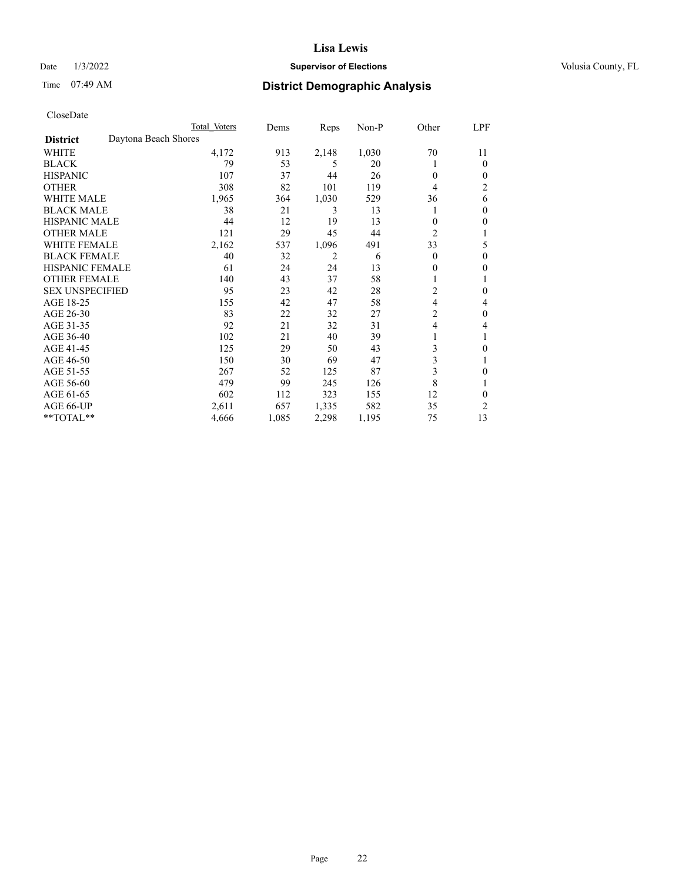# Lisa Lewis

Date 1/3/2022 **Supervisor of Elections** Volusia County, FL

Time 07:49 AM **District Demographic Analysis**

CloseDate

| | Total Voters | Dems | Reps | Non-P | Other | LPF |
|---|---|---|---|---|---|---|
| **District** Daytona Beach Shores | | | | | | |
| WHITE | 4,172 | 913 | 2,148 | 1,030 | 70 | 11 |
| BLACK | 79 | 53 | 5 | 20 | 1 | 0 |
| HISPANIC | 107 | 37 | 44 | 26 | 0 | 0 |
| OTHER | 308 | 82 | 101 | 119 | 4 | 2 |
| WHITE MALE | 1,965 | 364 | 1,030 | 529 | 36 | 6 |
| BLACK MALE | 38 | 21 | 3 | 13 | 1 | 0 |
| HISPANIC MALE | 44 | 12 | 19 | 13 | 0 | 0 |
| OTHER MALE | 121 | 29 | 45 | 44 | 2 | 1 |
| WHITE FEMALE | 2,162 | 537 | 1,096 | 491 | 33 | 5 |
| BLACK FEMALE | 40 | 32 | 2 | 6 | 0 | 0 |
| HISPANIC FEMALE | 61 | 24 | 24 | 13 | 0 | 0 |
| OTHER FEMALE | 140 | 43 | 37 | 58 | 1 | 1 |
| SEX UNSPECIFIED | 95 | 23 | 42 | 28 | 2 | 0 |
| AGE 18-25 | 155 | 42 | 47 | 58 | 4 | 4 |
| AGE 26-30 | 83 | 22 | 32 | 27 | 2 | 0 |
| AGE 31-35 | 92 | 21 | 32 | 31 | 4 | 4 |
| AGE 36-40 | 102 | 21 | 40 | 39 | 1 | 1 |
| AGE 41-45 | 125 | 29 | 50 | 43 | 3 | 0 |
| AGE 46-50 | 150 | 30 | 69 | 47 | 3 | 1 |
| AGE 51-55 | 267 | 52 | 125 | 87 | 3 | 0 |
| AGE 56-60 | 479 | 99 | 245 | 126 | 8 | 1 |
| AGE 61-65 | 602 | 112 | 323 | 155 | 12 | 0 |
| AGE 66-UP | 2,611 | 657 | 1,335 | 582 | 35 | 2 |
| **TOTAL** | 4,666 | 1,085 | 2,298 | 1,195 | 75 | 13 |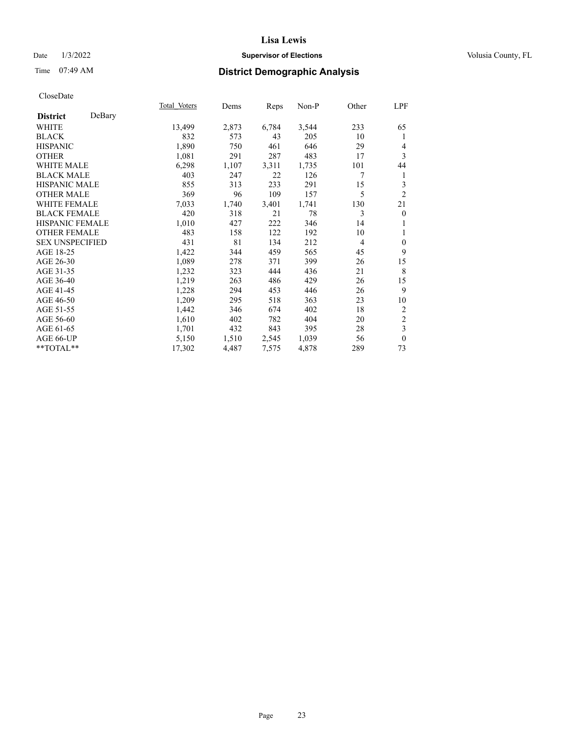CloseDate

| District DeBary | Total Voters | Dems | Reps | Non-P | Other | LPF |
|---|---|---|---|---|---|---|
| WHITE | 13,499 | 2,873 | 6,784 | 3,544 | 233 | 65 |
| BLACK | 832 | 573 | 43 | 205 | 10 | 1 |
| HISPANIC | 1,890 | 750 | 461 | 646 | 29 | 4 |
| OTHER | 1,081 | 291 | 287 | 483 | 17 | 3 |
| WHITE MALE | 6,298 | 1,107 | 3,311 | 1,735 | 101 | 44 |
| BLACK MALE | 403 | 247 | 22 | 126 | 7 | 1 |
| HISPANIC MALE | 855 | 313 | 233 | 291 | 15 | 3 |
| OTHER MALE | 369 | 96 | 109 | 157 | 5 | 2 |
| WHITE FEMALE | 7,033 | 1,740 | 3,401 | 1,741 | 130 | 21 |
| BLACK FEMALE | 420 | 318 | 21 | 78 | 3 | 0 |
| HISPANIC FEMALE | 1,010 | 427 | 222 | 346 | 14 | 1 |
| OTHER FEMALE | 483 | 158 | 122 | 192 | 10 | 1 |
| SEX UNSPECIFIED | 431 | 81 | 134 | 212 | 4 | 0 |
| AGE 18-25 | 1,422 | 344 | 459 | 565 | 45 | 9 |
| AGE 26-30 | 1,089 | 278 | 371 | 399 | 26 | 15 |
| AGE 31-35 | 1,232 | 323 | 444 | 436 | 21 | 8 |
| AGE 36-40 | 1,219 | 263 | 486 | 429 | 26 | 15 |
| AGE 41-45 | 1,228 | 294 | 453 | 446 | 26 | 9 |
| AGE 46-50 | 1,209 | 295 | 518 | 363 | 23 | 10 |
| AGE 51-55 | 1,442 | 346 | 674 | 402 | 18 | 2 |
| AGE 56-60 | 1,610 | 402 | 782 | 404 | 20 | 2 |
| AGE 61-65 | 1,701 | 432 | 843 | 395 | 28 | 3 |
| AGE 66-UP | 5,150 | 1,510 | 2,545 | 1,039 | 56 | 0 |
| **TOTAL** | 17,302 | 4,487 | 7,575 | 4,878 | 289 | 73 |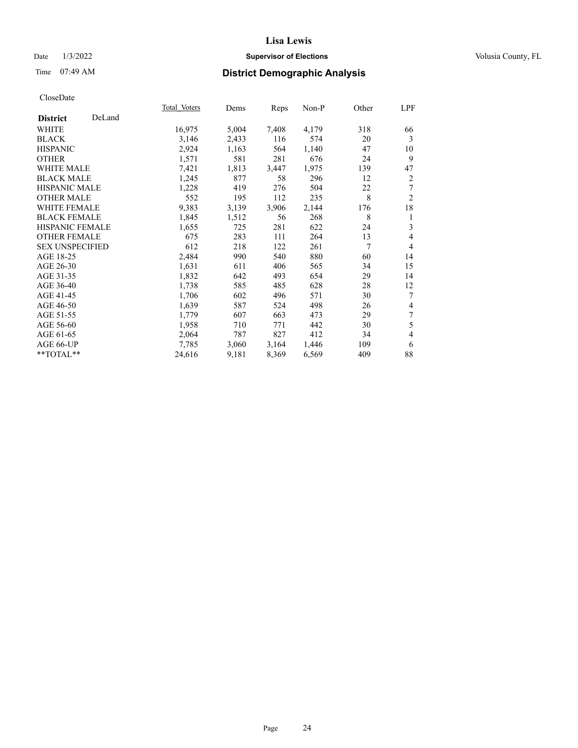# Lisa Lewis

Date 1/3/2022 **Supervisor of Elections** Volusia County, FL

Time 07:49 AM **District Demographic Analysis**

CloseDate

| **District** DeLand | Total Voters | Dems | Reps | Non-P | Other | LPF |
|---|---|---|---|---|---|---|
| WHITE | 16,975 | 5,004 | 7,408 | 4,179 | 318 | 66 |
| BLACK | 3,146 | 2,433 | 116 | 574 | 20 | 3 |
| HISPANIC | 2,924 | 1,163 | 564 | 1,140 | 47 | 10 |
| OTHER | 1,571 | 581 | 281 | 676 | 24 | 9 |
| WHITE MALE | 7,421 | 1,813 | 3,447 | 1,975 | 139 | 47 |
| BLACK MALE | 1,245 | 877 | 58 | 296 | 12 | 2 |
| HISPANIC MALE | 1,228 | 419 | 276 | 504 | 22 | 7 |
| OTHER MALE | 552 | 195 | 112 | 235 | 8 | 2 |
| WHITE FEMALE | 9,383 | 3,139 | 3,906 | 2,144 | 176 | 18 |
| BLACK FEMALE | 1,845 | 1,512 | 56 | 268 | 8 | 1 |
| HISPANIC FEMALE | 1,655 | 725 | 281 | 622 | 24 | 3 |
| OTHER FEMALE | 675 | 283 | 111 | 264 | 13 | 4 |
| SEX UNSPECIFIED | 612 | 218 | 122 | 261 | 7 | 4 |
| AGE 18-25 | 2,484 | 990 | 540 | 880 | 60 | 14 |
| AGE 26-30 | 1,631 | 611 | 406 | 565 | 34 | 15 |
| AGE 31-35 | 1,832 | 642 | 493 | 654 | 29 | 14 |
| AGE 36-40 | 1,738 | 585 | 485 | 628 | 28 | 12 |
| AGE 41-45 | 1,706 | 602 | 496 | 571 | 30 | 7 |
| AGE 46-50 | 1,639 | 587 | 524 | 498 | 26 | 4 |
| AGE 51-55 | 1,779 | 607 | 663 | 473 | 29 | 7 |
| AGE 56-60 | 1,958 | 710 | 771 | 442 | 30 | 5 |
| AGE 61-65 | 2,064 | 787 | 827 | 412 | 34 | 4 |
| AGE 66-UP | 7,785 | 3,060 | 3,164 | 1,446 | 109 | 6 |
| **TOTAL** | 24,616 | 9,181 | 8,369 | 6,569 | 409 | 88 |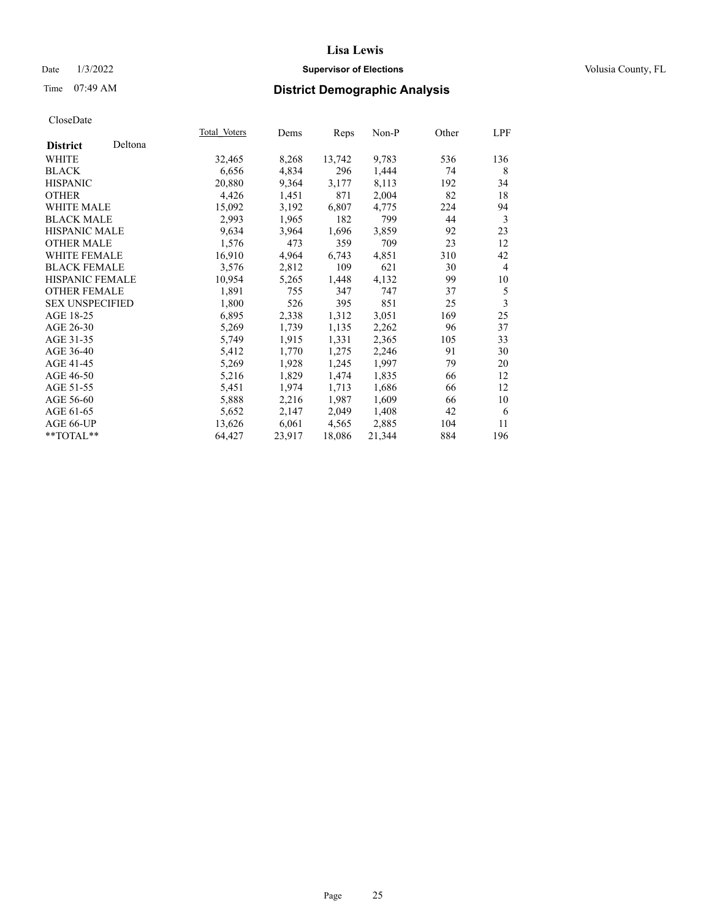CloseDate

| District | Deltona | Total_Voters | Dems | Reps | Non-P | Other | LPF |
|---|---|---|---|---|---|---|---|
| WHITE | | 32,465 | 8,268 | 13,742 | 9,783 | 536 | 136 |
| BLACK | | 6,656 | 4,834 | 296 | 1,444 | 74 | 8 |
| HISPANIC | | 20,880 | 9,364 | 3,177 | 8,113 | 192 | 34 |
| OTHER | | 4,426 | 1,451 | 871 | 2,004 | 82 | 18 |
| WHITE MALE | | 15,092 | 3,192 | 6,807 | 4,775 | 224 | 94 |
| BLACK MALE | | 2,993 | 1,965 | 182 | 799 | 44 | 3 |
| HISPANIC MALE | | 9,634 | 3,964 | 1,696 | 3,859 | 92 | 23 |
| OTHER MALE | | 1,576 | 473 | 359 | 709 | 23 | 12 |
| WHITE FEMALE | | 16,910 | 4,964 | 6,743 | 4,851 | 310 | 42 |
| BLACK FEMALE | | 3,576 | 2,812 | 109 | 621 | 30 | 4 |
| HISPANIC FEMALE | | 10,954 | 5,265 | 1,448 | 4,132 | 99 | 10 |
| OTHER FEMALE | | 1,891 | 755 | 347 | 747 | 37 | 5 |
| SEX UNSPECIFIED | | 1,800 | 526 | 395 | 851 | 25 | 3 |
| AGE 18-25 | | 6,895 | 2,338 | 1,312 | 3,051 | 169 | 25 |
| AGE 26-30 | | 5,269 | 1,739 | 1,135 | 2,262 | 96 | 37 |
| AGE 31-35 | | 5,749 | 1,915 | 1,331 | 2,365 | 105 | 33 |
| AGE 36-40 | | 5,412 | 1,770 | 1,275 | 2,246 | 91 | 30 |
| AGE 41-45 | | 5,269 | 1,928 | 1,245 | 1,997 | 79 | 20 |
| AGE 46-50 | | 5,216 | 1,829 | 1,474 | 1,835 | 66 | 12 |
| AGE 51-55 | | 5,451 | 1,974 | 1,713 | 1,686 | 66 | 12 |
| AGE 56-60 | | 5,888 | 2,216 | 1,987 | 1,609 | 66 | 10 |
| AGE 61-65 | | 5,652 | 2,147 | 2,049 | 1,408 | 42 | 6 |
| AGE 66-UP | | 13,626 | 6,061 | 4,565 | 2,885 | 104 | 11 |
| **TOTAL** | | 64,427 | 23,917 | 18,086 | 21,344 | 884 | 196 |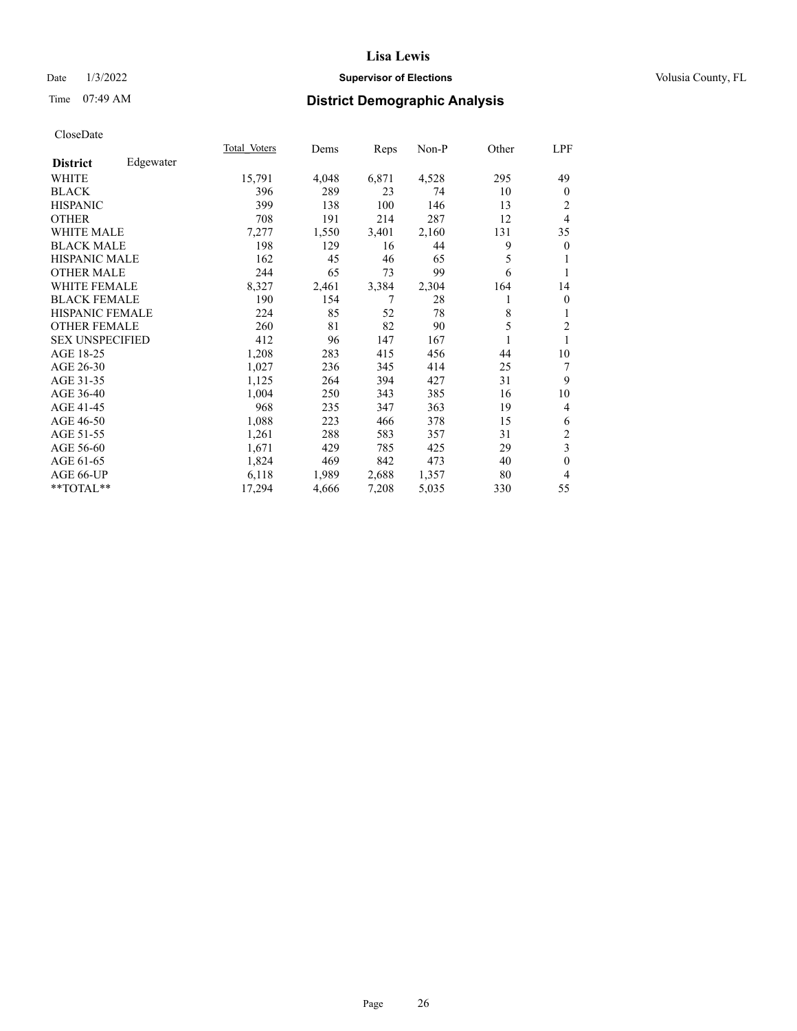# Lisa Lewis

Date 1/3/2022 **Supervisor of Elections** Volusia County, FL

Time 07:49 AM **District Demographic Analysis**

CloseDate

| **District** Edgewater | Total_Voters | Dems | Reps | Non-P | Other | LPF |
|---|---|---|---|---|---|---|
| WHITE | 15,791 | 4,048 | 6,871 | 4,528 | 295 | 49 |
| BLACK | 396 | 289 | 23 | 74 | 10 | 0 |
| HISPANIC | 399 | 138 | 100 | 146 | 13 | 2 |
| OTHER | 708 | 191 | 214 | 287 | 12 | 4 |
| WHITE MALE | 7,277 | 1,550 | 3,401 | 2,160 | 131 | 35 |
| BLACK MALE | 198 | 129 | 16 | 44 | 9 | 0 |
| HISPANIC MALE | 162 | 45 | 46 | 65 | 5 | 1 |
| OTHER MALE | 244 | 65 | 73 | 99 | 6 | 1 |
| WHITE FEMALE | 8,327 | 2,461 | 3,384 | 2,304 | 164 | 14 |
| BLACK FEMALE | 190 | 154 | 7 | 28 | 1 | 0 |
| HISPANIC FEMALE | 224 | 85 | 52 | 78 | 8 | 1 |
| OTHER FEMALE | 260 | 81 | 82 | 90 | 5 | 2 |
| SEX UNSPECIFIED | 412 | 96 | 147 | 167 | 1 | 1 |
| AGE 18-25 | 1,208 | 283 | 415 | 456 | 44 | 10 |
| AGE 26-30 | 1,027 | 236 | 345 | 414 | 25 | 7 |
| AGE 31-35 | 1,125 | 264 | 394 | 427 | 31 | 9 |
| AGE 36-40 | 1,004 | 250 | 343 | 385 | 16 | 10 |
| AGE 41-45 | 968 | 235 | 347 | 363 | 19 | 4 |
| AGE 46-50 | 1,088 | 223 | 466 | 378 | 15 | 6 |
| AGE 51-55 | 1,261 | 288 | 583 | 357 | 31 | 2 |
| AGE 56-60 | 1,671 | 429 | 785 | 425 | 29 | 3 |
| AGE 61-65 | 1,824 | 469 | 842 | 473 | 40 | 0 |
| AGE 66-UP | 6,118 | 1,989 | 2,688 | 1,357 | 80 | 4 |
| **TOTAL** | 17,294 | 4,666 | 7,208 | 5,035 | 330 | 55 |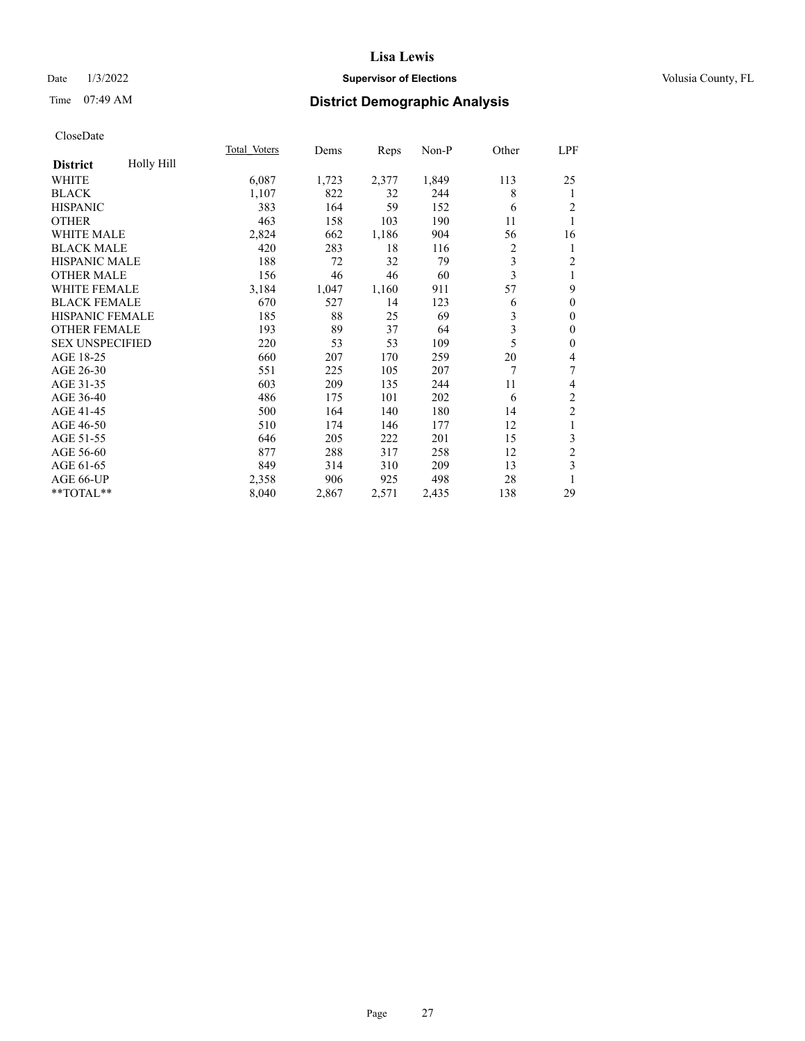# Lisa Lewis

Date 1/3/2022 **Supervisor of Elections** Volusia County, FL

Time 07:49 AM **District Demographic Analysis**

CloseDate

| **District** Holly Hill | Total_Voters | Dems | Reps | Non-P | Other | LPF |
|---|---|---|---|---|---|---|
| WHITE | 6,087 | 1,723 | 2,377 | 1,849 | 113 | 25 |
| BLACK | 1,107 | 822 | 32 | 244 | 8 | 1 |
| HISPANIC | 383 | 164 | 59 | 152 | 6 | 2 |
| OTHER | 463 | 158 | 103 | 190 | 11 | 1 |
| WHITE MALE | 2,824 | 662 | 1,186 | 904 | 56 | 16 |
| BLACK MALE | 420 | 283 | 18 | 116 | 2 | 1 |
| HISPANIC MALE | 188 | 72 | 32 | 79 | 3 | 2 |
| OTHER MALE | 156 | 46 | 46 | 60 | 3 | 1 |
| WHITE FEMALE | 3,184 | 1,047 | 1,160 | 911 | 57 | 9 |
| BLACK FEMALE | 670 | 527 | 14 | 123 | 6 | 0 |
| HISPANIC FEMALE | 185 | 88 | 25 | 69 | 3 | 0 |
| OTHER FEMALE | 193 | 89 | 37 | 64 | 3 | 0 |
| SEX UNSPECIFIED | 220 | 53 | 53 | 109 | 5 | 0 |
| AGE 18-25 | 660 | 207 | 170 | 259 | 20 | 4 |
| AGE 26-30 | 551 | 225 | 105 | 207 | 7 | 7 |
| AGE 31-35 | 603 | 209 | 135 | 244 | 11 | 4 |
| AGE 36-40 | 486 | 175 | 101 | 202 | 6 | 2 |
| AGE 41-45 | 500 | 164 | 140 | 180 | 14 | 2 |
| AGE 46-50 | 510 | 174 | 146 | 177 | 12 | 1 |
| AGE 51-55 | 646 | 205 | 222 | 201 | 15 | 3 |
| AGE 56-60 | 877 | 288 | 317 | 258 | 12 | 2 |
| AGE 61-65 | 849 | 314 | 310 | 209 | 13 | 3 |
| AGE 66-UP | 2,358 | 906 | 925 | 498 | 28 | 1 |
| **TOTAL** | 8,040 | 2,867 | 2,571 | 2,435 | 138 | 29 |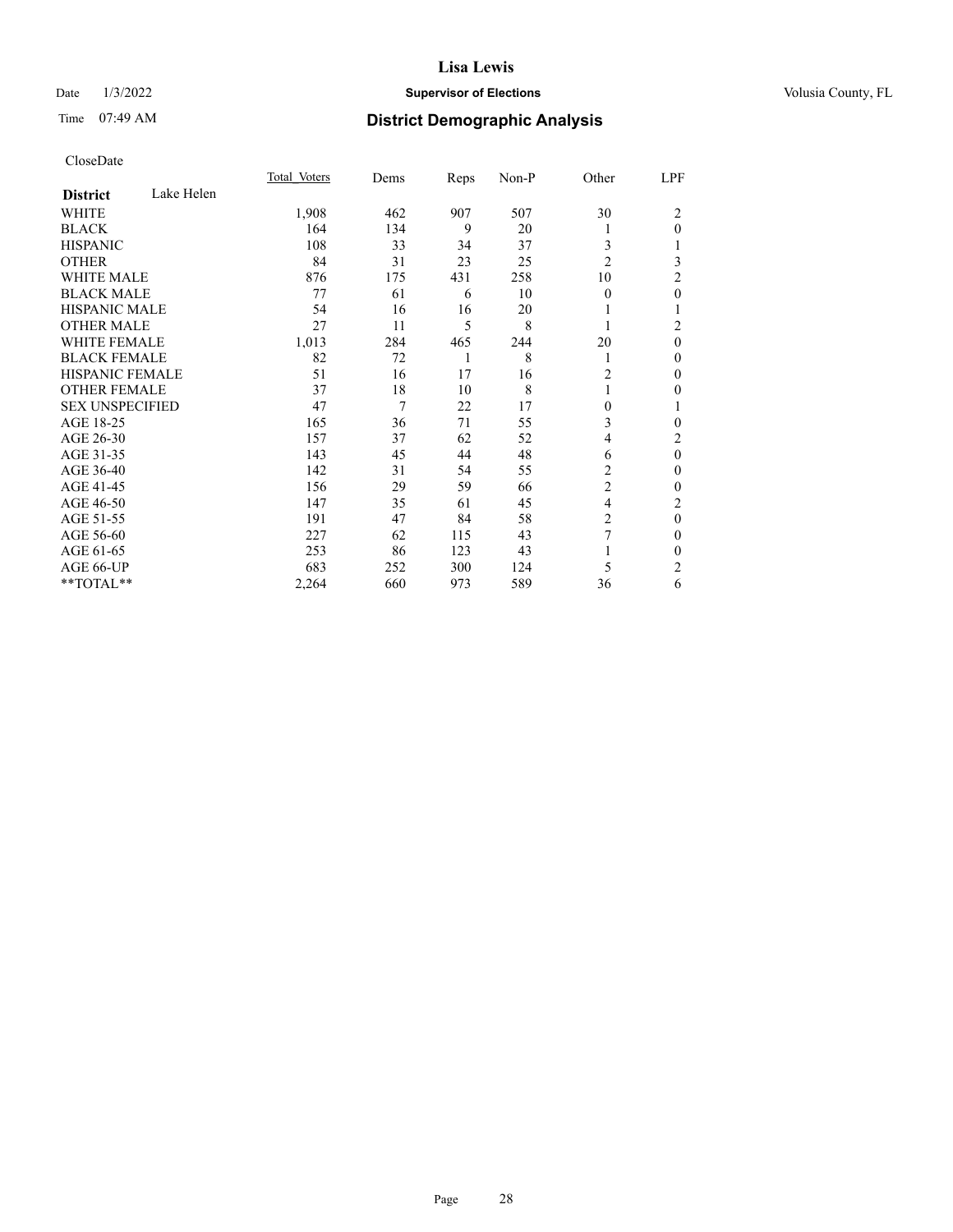# Lisa Lewis

Date 1/3/2022 **Supervisor of Elections** Volusia County, FL

Time 07:49 AM **District Demographic Analysis**

CloseDate

| **District** Lake Helen | Total Voters | Dems | Reps | Non-P | Other | LPF |
|---|---|---|---|---|---|---|
| WHITE | 1,908 | 462 | 907 | 507 | 30 | 2 |
| BLACK | 164 | 134 | 9 | 20 | 1 | 0 |
| HISPANIC | 108 | 33 | 34 | 37 | 3 | 1 |
| OTHER | 84 | 31 | 23 | 25 | 2 | 3 |
| WHITE MALE | 876 | 175 | 431 | 258 | 10 | 2 |
| BLACK MALE | 77 | 61 | 6 | 10 | 0 | 0 |
| HISPANIC MALE | 54 | 16 | 16 | 20 | 1 | 1 |
| OTHER MALE | 27 | 11 | 5 | 8 | 1 | 2 |
| WHITE FEMALE | 1,013 | 284 | 465 | 244 | 20 | 0 |
| BLACK FEMALE | 82 | 72 | 1 | 8 | 1 | 0 |
| HISPANIC FEMALE | 51 | 16 | 17 | 16 | 2 | 0 |
| OTHER FEMALE | 37 | 18 | 10 | 8 | 1 | 0 |
| SEX UNSPECIFIED | 47 | 7 | 22 | 17 | 0 | 1 |
| AGE 18-25 | 165 | 36 | 71 | 55 | 3 | 0 |
| AGE 26-30 | 157 | 37 | 62 | 52 | 4 | 2 |
| AGE 31-35 | 143 | 45 | 44 | 48 | 6 | 0 |
| AGE 36-40 | 142 | 31 | 54 | 55 | 2 | 0 |
| AGE 41-45 | 156 | 29 | 59 | 66 | 2 | 0 |
| AGE 46-50 | 147 | 35 | 61 | 45 | 4 | 2 |
| AGE 51-55 | 191 | 47 | 84 | 58 | 2 | 0 |
| AGE 56-60 | 227 | 62 | 115 | 43 | 7 | 0 |
| AGE 61-65 | 253 | 86 | 123 | 43 | 1 | 0 |
| AGE 66-UP | 683 | 252 | 300 | 124 | 5 | 2 |
| **TOTAL** | 2,264 | 660 | 973 | 589 | 36 | 6 |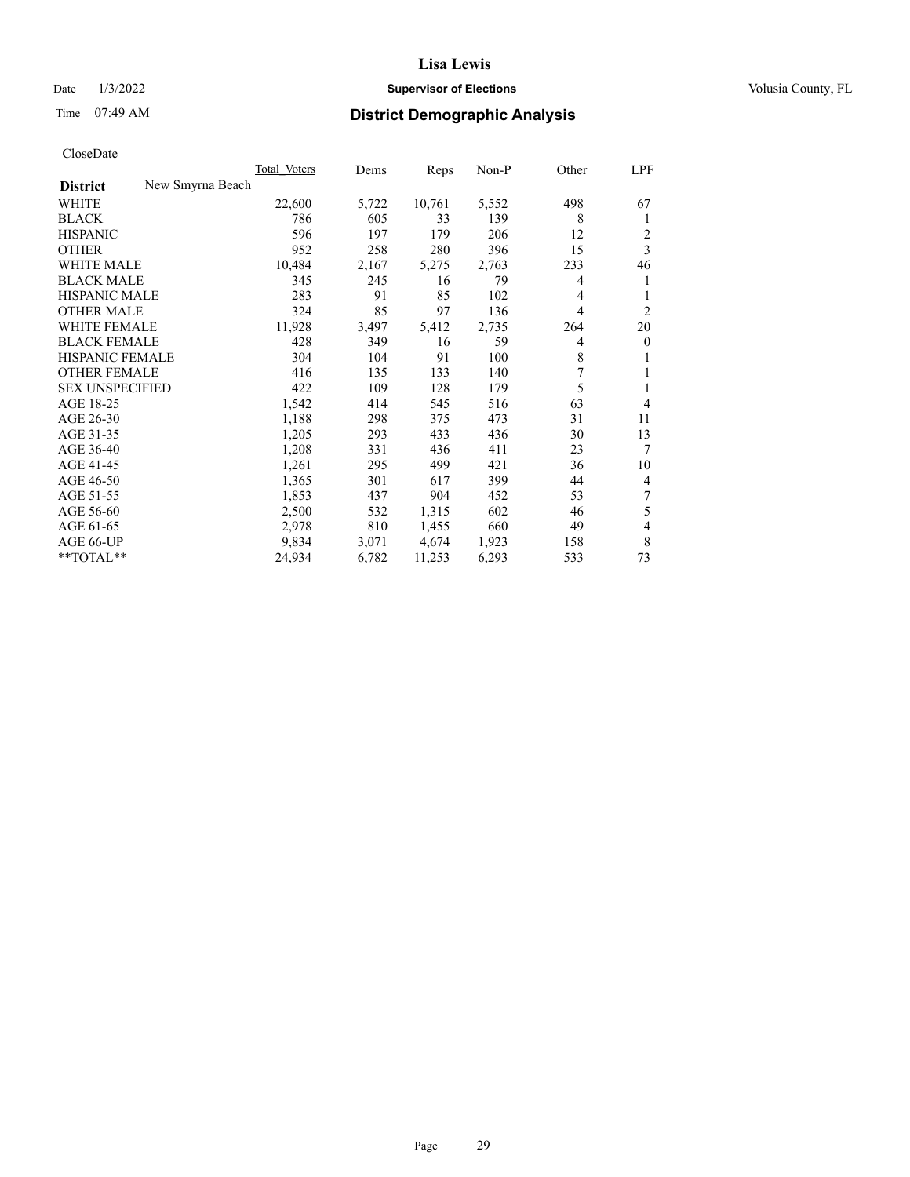CloseDate

| District | New Smyrna Beach | Total_Voters | Dems | Reps | Non-P | Other | LPF |
|---|---|---|---|---|---|---|---|
| WHITE | | 22,600 | 5,722 | 10,761 | 5,552 | 498 | 67 |
| BLACK | | 786 | 605 | 33 | 139 | 8 | 1 |
| HISPANIC | | 596 | 197 | 179 | 206 | 12 | 2 |
| OTHER | | 952 | 258 | 280 | 396 | 15 | 3 |
| WHITE MALE | | 10,484 | 2,167 | 5,275 | 2,763 | 233 | 46 |
| BLACK MALE | | 345 | 245 | 16 | 79 | 4 | 1 |
| HISPANIC MALE | | 283 | 91 | 85 | 102 | 4 | 1 |
| OTHER MALE | | 324 | 85 | 97 | 136 | 4 | 2 |
| WHITE FEMALE | | 11,928 | 3,497 | 5,412 | 2,735 | 264 | 20 |
| BLACK FEMALE | | 428 | 349 | 16 | 59 | 4 | 0 |
| HISPANIC FEMALE | | 304 | 104 | 91 | 100 | 8 | 1 |
| OTHER FEMALE | | 416 | 135 | 133 | 140 | 7 | 1 |
| SEX UNSPECIFIED | | 422 | 109 | 128 | 179 | 5 | 1 |
| AGE 18-25 | | 1,542 | 414 | 545 | 516 | 63 | 4 |
| AGE 26-30 | | 1,188 | 298 | 375 | 473 | 31 | 11 |
| AGE 31-35 | | 1,205 | 293 | 433 | 436 | 30 | 13 |
| AGE 36-40 | | 1,208 | 331 | 436 | 411 | 23 | 7 |
| AGE 41-45 | | 1,261 | 295 | 499 | 421 | 36 | 10 |
| AGE 46-50 | | 1,365 | 301 | 617 | 399 | 44 | 4 |
| AGE 51-55 | | 1,853 | 437 | 904 | 452 | 53 | 7 |
| AGE 56-60 | | 2,500 | 532 | 1,315 | 602 | 46 | 5 |
| AGE 61-65 | | 2,978 | 810 | 1,455 | 660 | 49 | 4 |
| AGE 66-UP | | 9,834 | 3,071 | 4,674 | 1,923 | 158 | 8 |
| **TOTAL** | | 24,934 | 6,782 | 11,253 | 6,293 | 533 | 73 |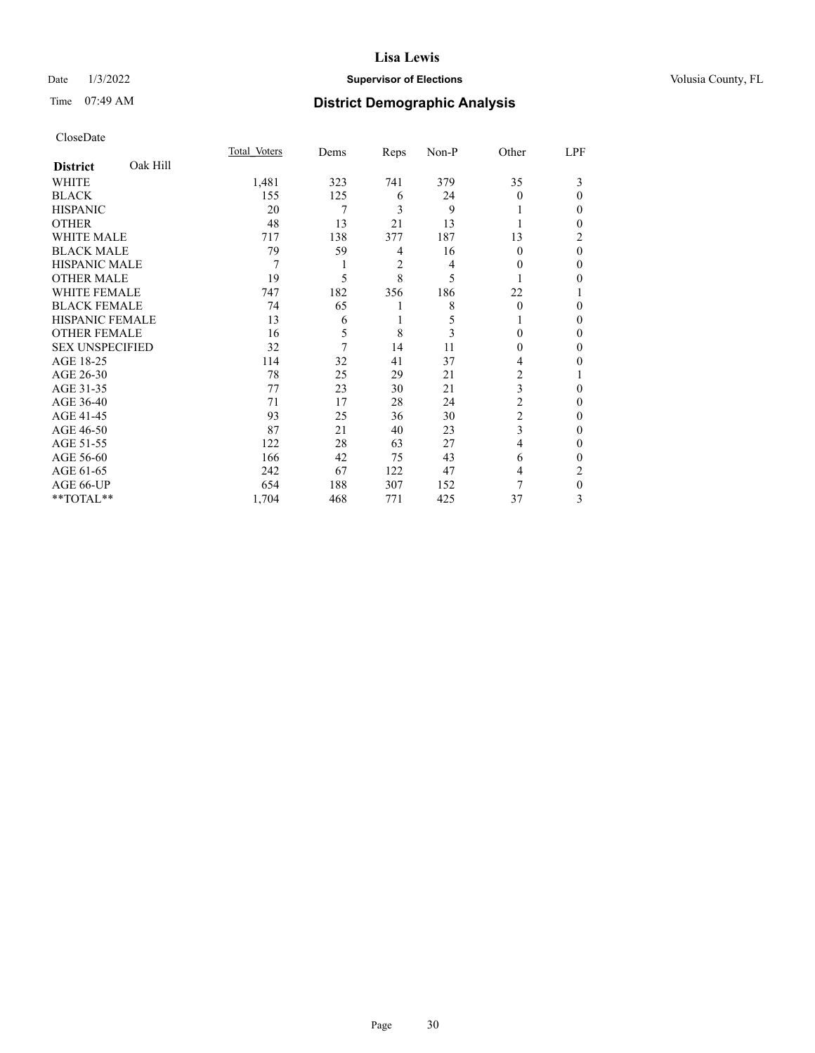CloseDate

| District | Oak Hill | Total_Voters | Dems | Reps | Non-P | Other | LPF |
|---|---|---|---|---|---|---|---|
| WHITE | | 1,481 | 323 | 741 | 379 | 35 | 3 |
| BLACK | | 155 | 125 | 6 | 24 | 0 | 0 |
| HISPANIC | | 20 | 7 | 3 | 9 | 1 | 0 |
| OTHER | | 48 | 13 | 21 | 13 | 1 | 0 |
| WHITE MALE | | 717 | 138 | 377 | 187 | 13 | 2 |
| BLACK MALE | | 79 | 59 | 4 | 16 | 0 | 0 |
| HISPANIC MALE | | 7 | 1 | 2 | 4 | 0 | 0 |
| OTHER MALE | | 19 | 5 | 8 | 5 | 1 | 0 |
| WHITE FEMALE | | 747 | 182 | 356 | 186 | 22 | 1 |
| BLACK FEMALE | | 74 | 65 | 1 | 8 | 0 | 0 |
| HISPANIC FEMALE | | 13 | 6 | 1 | 5 | 1 | 0 |
| OTHER FEMALE | | 16 | 5 | 8 | 3 | 0 | 0 |
| SEX UNSPECIFIED | | 32 | 7 | 14 | 11 | 0 | 0 |
| AGE 18-25 | | 114 | 32 | 41 | 37 | 4 | 0 |
| AGE 26-30 | | 78 | 25 | 29 | 21 | 2 | 1 |
| AGE 31-35 | | 77 | 23 | 30 | 21 | 3 | 0 |
| AGE 36-40 | | 71 | 17 | 28 | 24 | 2 | 0 |
| AGE 41-45 | | 93 | 25 | 36 | 30 | 2 | 0 |
| AGE 46-50 | | 87 | 21 | 40 | 23 | 3 | 0 |
| AGE 51-55 | | 122 | 28 | 63 | 27 | 4 | 0 |
| AGE 56-60 | | 166 | 42 | 75 | 43 | 6 | 0 |
| AGE 61-65 | | 242 | 67 | 122 | 47 | 4 | 2 |
| AGE 66-UP | | 654 | 188 | 307 | 152 | 7 | 0 |
| **TOTAL** | | 1,704 | 468 | 771 | 425 | 37 | 3 |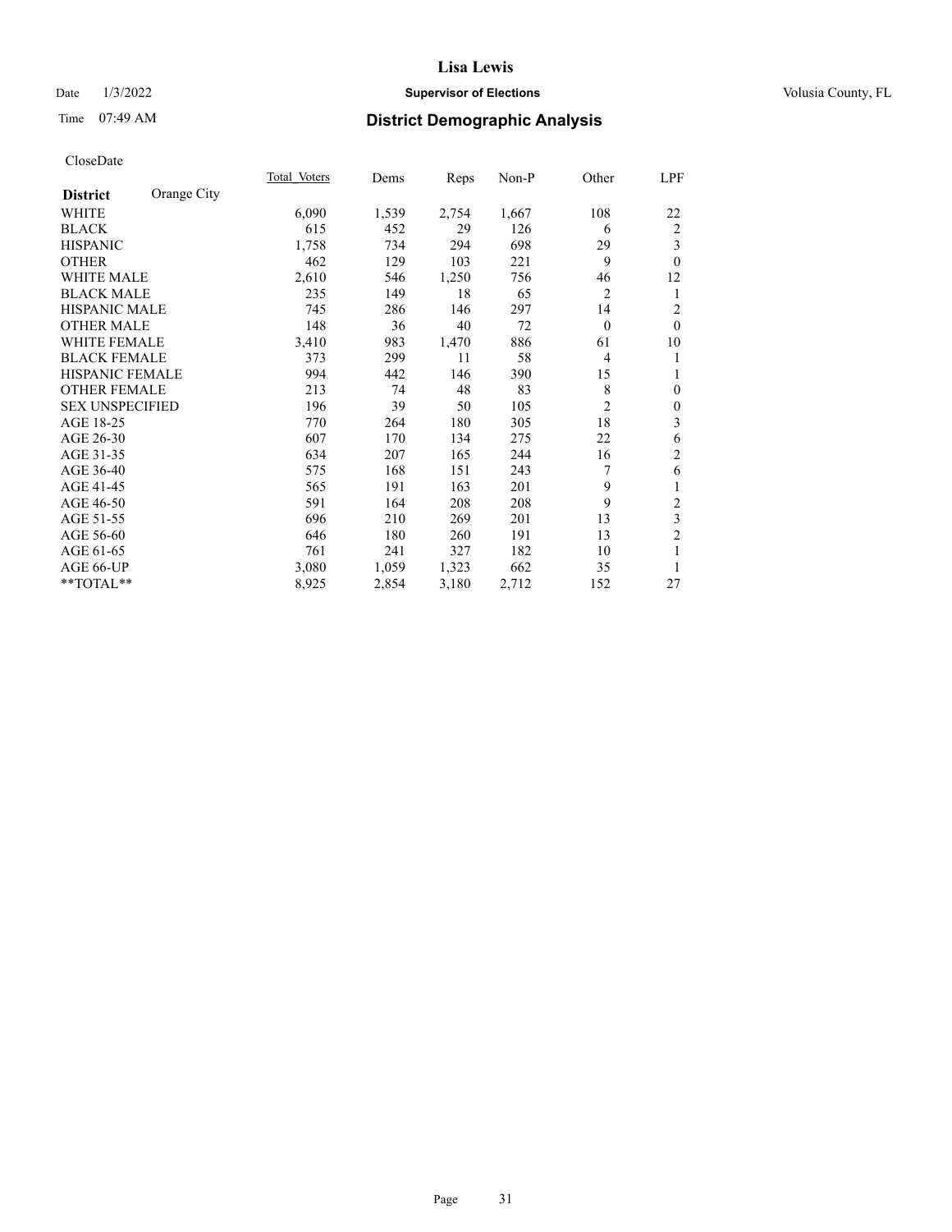CloseDate

| District | Orange City | Total_Voters | Dems | Reps | Non-P | Other | LPF |
|---|---|---|---|---|---|---|---|
| WHITE | | 6,090 | 1,539 | 2,754 | 1,667 | 108 | 22 |
| BLACK | | 615 | 452 | 29 | 126 | 6 | 2 |
| HISPANIC | | 1,758 | 734 | 294 | 698 | 29 | 3 |
| OTHER | | 462 | 129 | 103 | 221 | 9 | 0 |
| WHITE MALE | | 2,610 | 546 | 1,250 | 756 | 46 | 12 |
| BLACK MALE | | 235 | 149 | 18 | 65 | 2 | 1 |
| HISPANIC MALE | | 745 | 286 | 146 | 297 | 14 | 2 |
| OTHER MALE | | 148 | 36 | 40 | 72 | 0 | 0 |
| WHITE FEMALE | | 3,410 | 983 | 1,470 | 886 | 61 | 10 |
| BLACK FEMALE | | 373 | 299 | 11 | 58 | 4 | 1 |
| HISPANIC FEMALE | | 994 | 442 | 146 | 390 | 15 | 1 |
| OTHER FEMALE | | 213 | 74 | 48 | 83 | 8 | 0 |
| SEX UNSPECIFIED | | 196 | 39 | 50 | 105 | 2 | 0 |
| AGE 18-25 | | 770 | 264 | 180 | 305 | 18 | 3 |
| AGE 26-30 | | 607 | 170 | 134 | 275 | 22 | 6 |
| AGE 31-35 | | 634 | 207 | 165 | 244 | 16 | 2 |
| AGE 36-40 | | 575 | 168 | 151 | 243 | 7 | 6 |
| AGE 41-45 | | 565 | 191 | 163 | 201 | 9 | 1 |
| AGE 46-50 | | 591 | 164 | 208 | 208 | 9 | 2 |
| AGE 51-55 | | 696 | 210 | 269 | 201 | 13 | 3 |
| AGE 56-60 | | 646 | 180 | 260 | 191 | 13 | 2 |
| AGE 61-65 | | 761 | 241 | 327 | 182 | 10 | 1 |
| AGE 66-UP | | 3,080 | 1,059 | 1,323 | 662 | 35 | 1 |
| **TOTAL** | | 8,925 | 2,854 | 3,180 | 2,712 | 152 | 27 |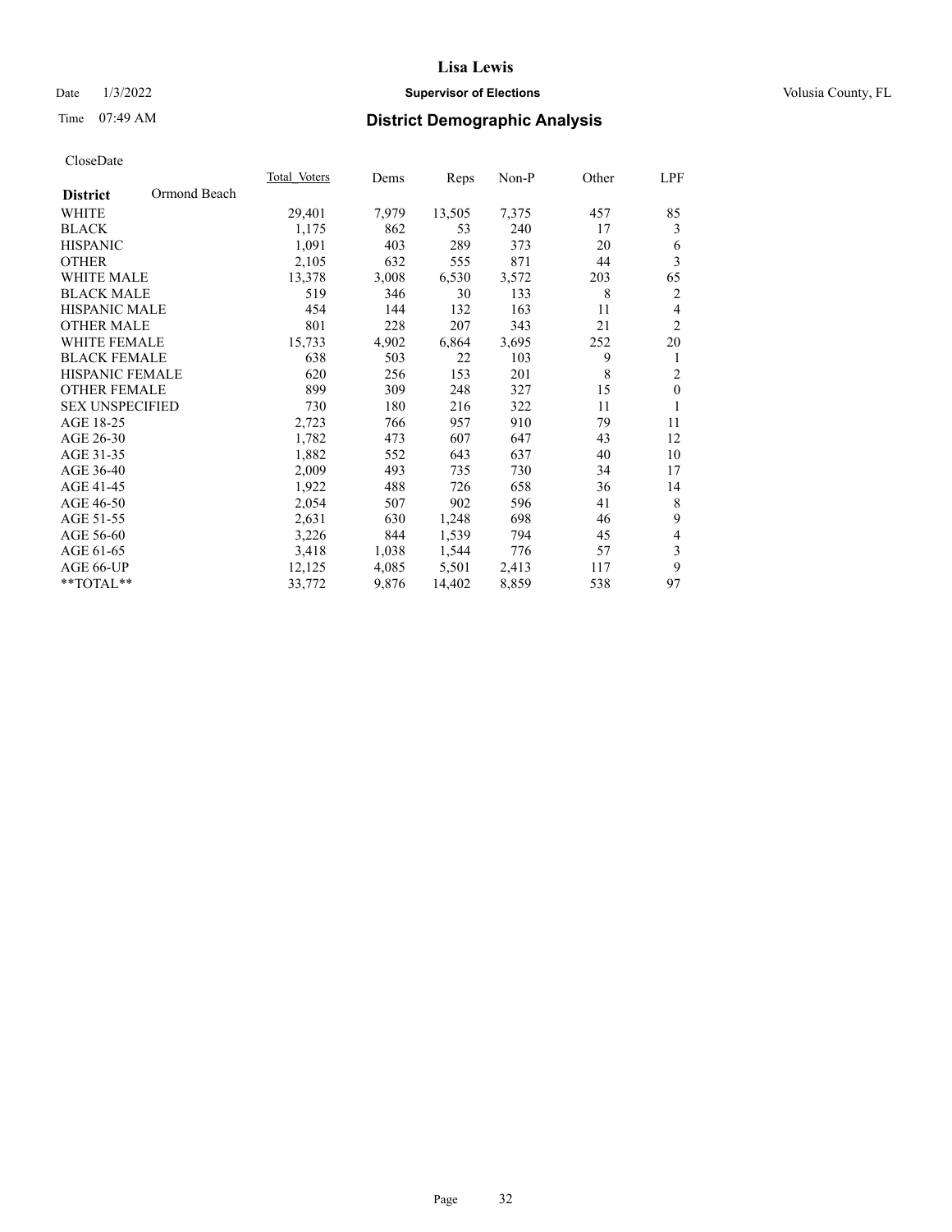# Lisa Lewis

Date 1/3/2022 **Supervisor of Elections** Volusia County, FL

Time 07:49 AM **District Demographic Analysis**

CloseDate

| **District** Ormond Beach | Total Voters | Dems | Reps | Non-P | Other | LPF |
|---|---|---|---|---|---|---|
| WHITE | 29,401 | 7,979 | 13,505 | 7,375 | 457 | 85 |
| BLACK | 1,175 | 862 | 53 | 240 | 17 | 3 |
| HISPANIC | 1,091 | 403 | 289 | 373 | 20 | 6 |
| OTHER | 2,105 | 632 | 555 | 871 | 44 | 3 |
| WHITE MALE | 13,378 | 3,008 | 6,530 | 3,572 | 203 | 65 |
| BLACK MALE | 519 | 346 | 30 | 133 | 8 | 2 |
| HISPANIC MALE | 454 | 144 | 132 | 163 | 11 | 4 |
| OTHER MALE | 801 | 228 | 207 | 343 | 21 | 2 |
| WHITE FEMALE | 15,733 | 4,902 | 6,864 | 3,695 | 252 | 20 |
| BLACK FEMALE | 638 | 503 | 22 | 103 | 9 | 1 |
| HISPANIC FEMALE | 620 | 256 | 153 | 201 | 8 | 2 |
| OTHER FEMALE | 899 | 309 | 248 | 327 | 15 | 0 |
| SEX UNSPECIFIED | 730 | 180 | 216 | 322 | 11 | 1 |
| AGE 18-25 | 2,723 | 766 | 957 | 910 | 79 | 11 |
| AGE 26-30 | 1,782 | 473 | 607 | 647 | 43 | 12 |
| AGE 31-35 | 1,882 | 552 | 643 | 637 | 40 | 10 |
| AGE 36-40 | 2,009 | 493 | 735 | 730 | 34 | 17 |
| AGE 41-45 | 1,922 | 488 | 726 | 658 | 36 | 14 |
| AGE 46-50 | 2,054 | 507 | 902 | 596 | 41 | 8 |
| AGE 51-55 | 2,631 | 630 | 1,248 | 698 | 46 | 9 |
| AGE 56-60 | 3,226 | 844 | 1,539 | 794 | 45 | 4 |
| AGE 61-65 | 3,418 | 1,038 | 1,544 | 776 | 57 | 3 |
| AGE 66-UP | 12,125 | 4,085 | 5,501 | 2,413 | 117 | 9 |
| **TOTAL** | 33,772 | 9,876 | 14,402 | 8,859 | 538 | 97 |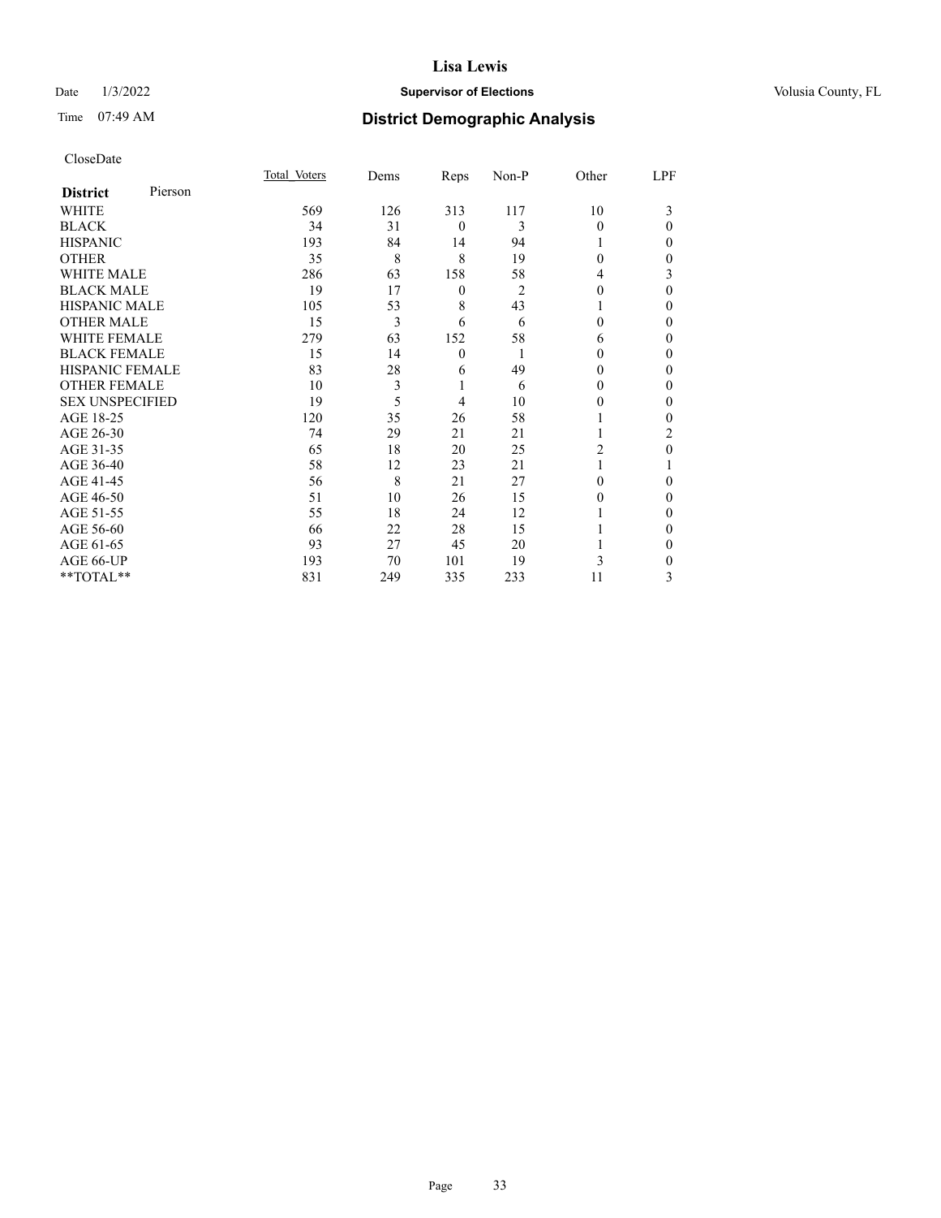# Lisa Lewis

Date 1/3/2022 **Supervisor of Elections** Volusia County, FL

Time 07:49 AM **District Demographic Analysis**

CloseDate

| **District** Pierson | Total Voters | Dems | Reps | Non-P | Other | LPF |
|---|---|---|---|---|---|---|
| WHITE | 569 | 126 | 313 | 117 | 10 | 3 |
| BLACK | 34 | 31 | 0 | 3 | 0 | 0 |
| HISPANIC | 193 | 84 | 14 | 94 | 1 | 0 |
| OTHER | 35 | 8 | 8 | 19 | 0 | 0 |
| WHITE MALE | 286 | 63 | 158 | 58 | 4 | 3 |
| BLACK MALE | 19 | 17 | 0 | 2 | 0 | 0 |
| HISPANIC MALE | 105 | 53 | 8 | 43 | 1 | 0 |
| OTHER MALE | 15 | 3 | 6 | 6 | 0 | 0 |
| WHITE FEMALE | 279 | 63 | 152 | 58 | 6 | 0 |
| BLACK FEMALE | 15 | 14 | 0 | 1 | 0 | 0 |
| HISPANIC FEMALE | 83 | 28 | 6 | 49 | 0 | 0 |
| OTHER FEMALE | 10 | 3 | 1 | 6 | 0 | 0 |
| SEX UNSPECIFIED | 19 | 5 | 4 | 10 | 0 | 0 |
| AGE 18-25 | 120 | 35 | 26 | 58 | 1 | 0 |
| AGE 26-30 | 74 | 29 | 21 | 21 | 1 | 2 |
| AGE 31-35 | 65 | 18 | 20 | 25 | 2 | 0 |
| AGE 36-40 | 58 | 12 | 23 | 21 | 1 | 1 |
| AGE 41-45 | 56 | 8 | 21 | 27 | 0 | 0 |
| AGE 46-50 | 51 | 10 | 26 | 15 | 0 | 0 |
| AGE 51-55 | 55 | 18 | 24 | 12 | 1 | 0 |
| AGE 56-60 | 66 | 22 | 28 | 15 | 1 | 0 |
| AGE 61-65 | 93 | 27 | 45 | 20 | 1 | 0 |
| AGE 66-UP | 193 | 70 | 101 | 19 | 3 | 0 |
| **TOTAL** | 831 | 249 | 335 | 233 | 11 | 3 |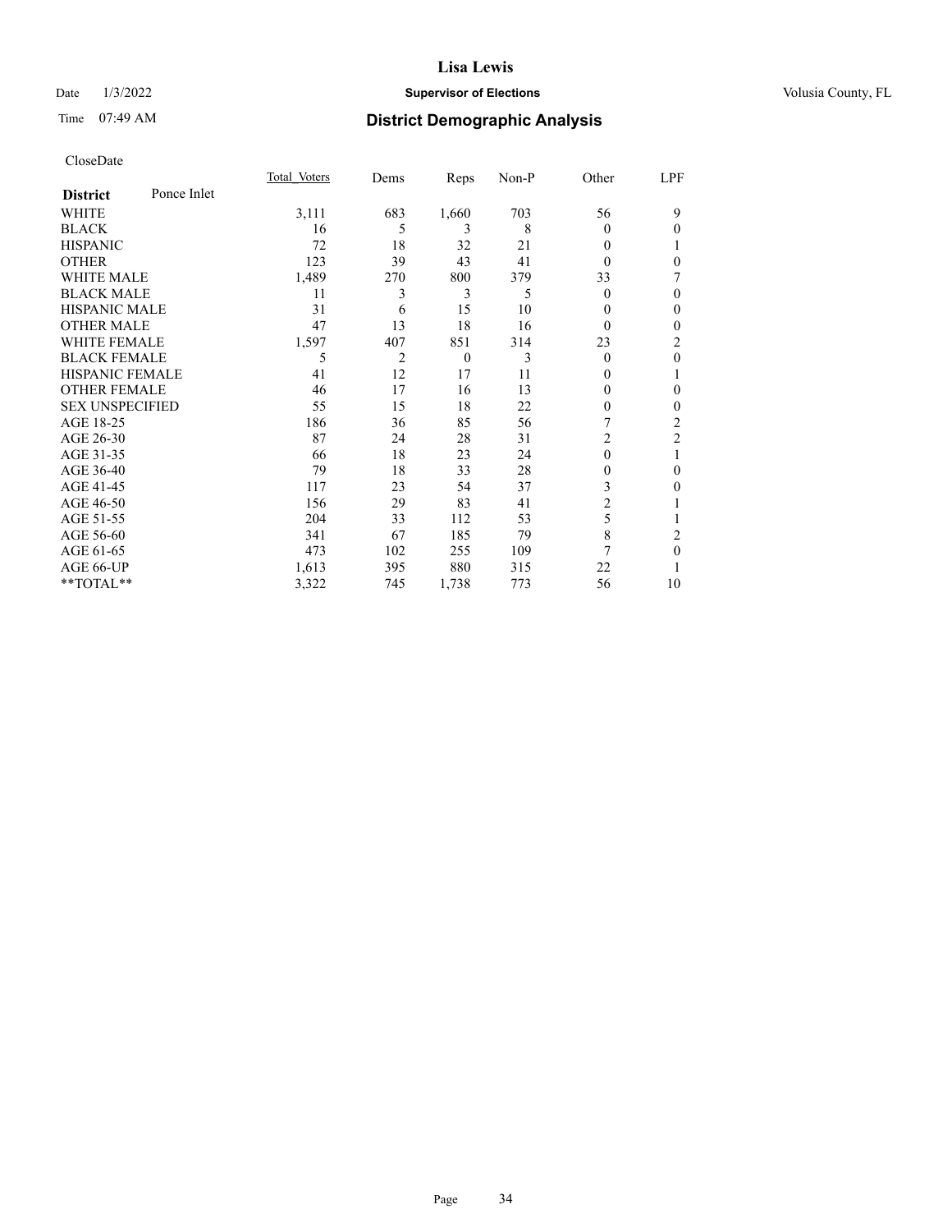CloseDate

| District | Ponce Inlet | Total_Voters | Dems | Reps | Non-P | Other | LPF |
|---|---|---|---|---|---|---|---|
| WHITE | | 3,111 | 683 | 1,660 | 703 | 56 | 9 |
| BLACK | | 16 | 5 | 3 | 8 | 0 | 0 |
| HISPANIC | | 72 | 18 | 32 | 21 | 0 | 1 |
| OTHER | | 123 | 39 | 43 | 41 | 0 | 0 |
| WHITE MALE | | 1,489 | 270 | 800 | 379 | 33 | 7 |
| BLACK MALE | | 11 | 3 | 3 | 5 | 0 | 0 |
| HISPANIC MALE | | 31 | 6 | 15 | 10 | 0 | 0 |
| OTHER MALE | | 47 | 13 | 18 | 16 | 0 | 0 |
| WHITE FEMALE | | 1,597 | 407 | 851 | 314 | 23 | 2 |
| BLACK FEMALE | | 5 | 2 | 0 | 3 | 0 | 0 |
| HISPANIC FEMALE | | 41 | 12 | 17 | 11 | 0 | 1 |
| OTHER FEMALE | | 46 | 17 | 16 | 13 | 0 | 0 |
| SEX UNSPECIFIED | | 55 | 15 | 18 | 22 | 0 | 0 |
| AGE 18-25 | | 186 | 36 | 85 | 56 | 7 | 2 |
| AGE 26-30 | | 87 | 24 | 28 | 31 | 2 | 2 |
| AGE 31-35 | | 66 | 18 | 23 | 24 | 0 | 1 |
| AGE 36-40 | | 79 | 18 | 33 | 28 | 0 | 0 |
| AGE 41-45 | | 117 | 23 | 54 | 37 | 3 | 0 |
| AGE 46-50 | | 156 | 29 | 83 | 41 | 2 | 1 |
| AGE 51-55 | | 204 | 33 | 112 | 53 | 5 | 1 |
| AGE 56-60 | | 341 | 67 | 185 | 79 | 8 | 2 |
| AGE 61-65 | | 473 | 102 | 255 | 109 | 7 | 0 |
| AGE 66-UP | | 1,613 | 395 | 880 | 315 | 22 | 1 |
| **TOTAL** | | 3,322 | 745 | 1,738 | 773 | 56 | 10 |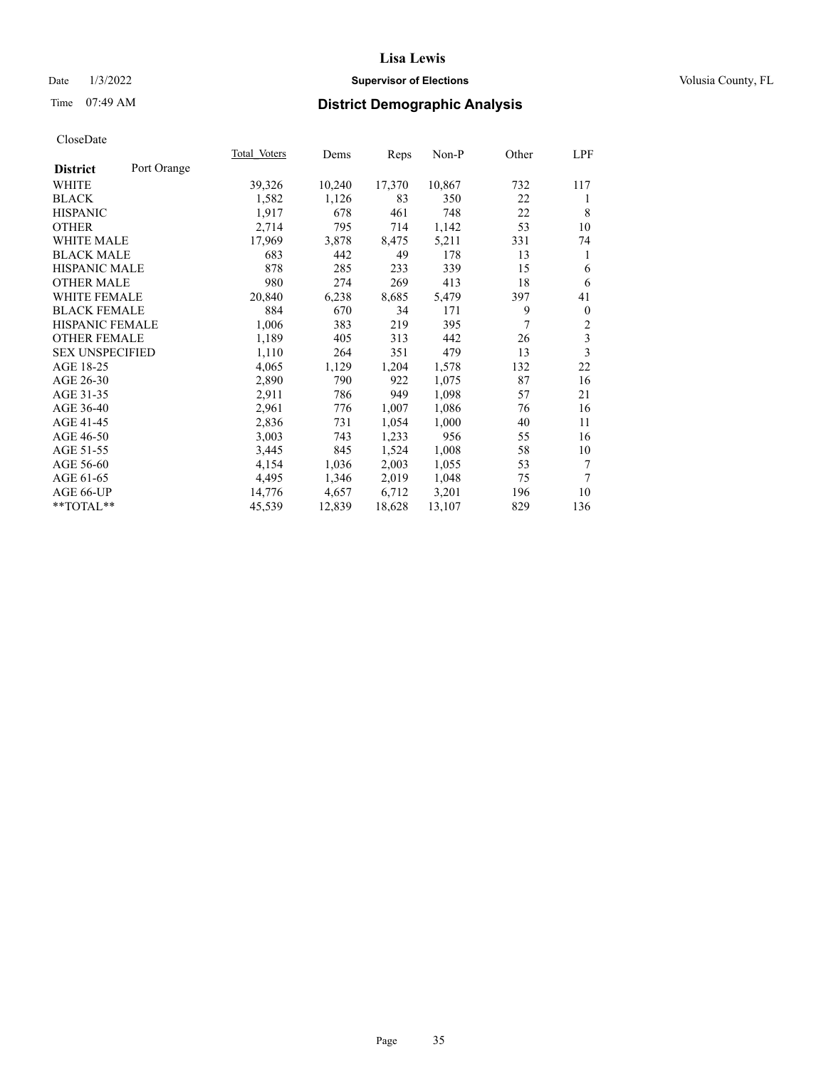# Lisa Lewis

Date 1/3/2022 **Supervisor of Elections** Volusia County, FL

Time 07:49 AM **District Demographic Analysis**

CloseDate

| District | Port Orange | Total Voters | Dems | Reps | Non-P | Other | LPF |
|---|---|---|---|---|---|---|---|
| WHITE | | 39,326 | 10,240 | 17,370 | 10,867 | 732 | 117 |
| BLACK | | 1,582 | 1,126 | 83 | 350 | 22 | 1 |
| HISPANIC | | 1,917 | 678 | 461 | 748 | 22 | 8 |
| OTHER | | 2,714 | 795 | 714 | 1,142 | 53 | 10 |
| WHITE MALE | | 17,969 | 3,878 | 8,475 | 5,211 | 331 | 74 |
| BLACK MALE | | 683 | 442 | 49 | 178 | 13 | 1 |
| HISPANIC MALE | | 878 | 285 | 233 | 339 | 15 | 6 |
| OTHER MALE | | 980 | 274 | 269 | 413 | 18 | 6 |
| WHITE FEMALE | | 20,840 | 6,238 | 8,685 | 5,479 | 397 | 41 |
| BLACK FEMALE | | 884 | 670 | 34 | 171 | 9 | 0 |
| HISPANIC FEMALE | | 1,006 | 383 | 219 | 395 | 7 | 2 |
| OTHER FEMALE | | 1,189 | 405 | 313 | 442 | 26 | 3 |
| SEX UNSPECIFIED | | 1,110 | 264 | 351 | 479 | 13 | 3 |
| AGE 18-25 | | 4,065 | 1,129 | 1,204 | 1,578 | 132 | 22 |
| AGE 26-30 | | 2,890 | 790 | 922 | 1,075 | 87 | 16 |
| AGE 31-35 | | 2,911 | 786 | 949 | 1,098 | 57 | 21 |
| AGE 36-40 | | 2,961 | 776 | 1,007 | 1,086 | 76 | 16 |
| AGE 41-45 | | 2,836 | 731 | 1,054 | 1,000 | 40 | 11 |
| AGE 46-50 | | 3,003 | 743 | 1,233 | 956 | 55 | 16 |
| AGE 51-55 | | 3,445 | 845 | 1,524 | 1,008 | 58 | 10 |
| AGE 56-60 | | 4,154 | 1,036 | 2,003 | 1,055 | 53 | 7 |
| AGE 61-65 | | 4,495 | 1,346 | 2,019 | 1,048 | 75 | 7 |
| AGE 66-UP | | 14,776 | 4,657 | 6,712 | 3,201 | 196 | 10 |
| **TOTAL** | | 45,539 | 12,839 | 18,628 | 13,107 | 829 | 136 |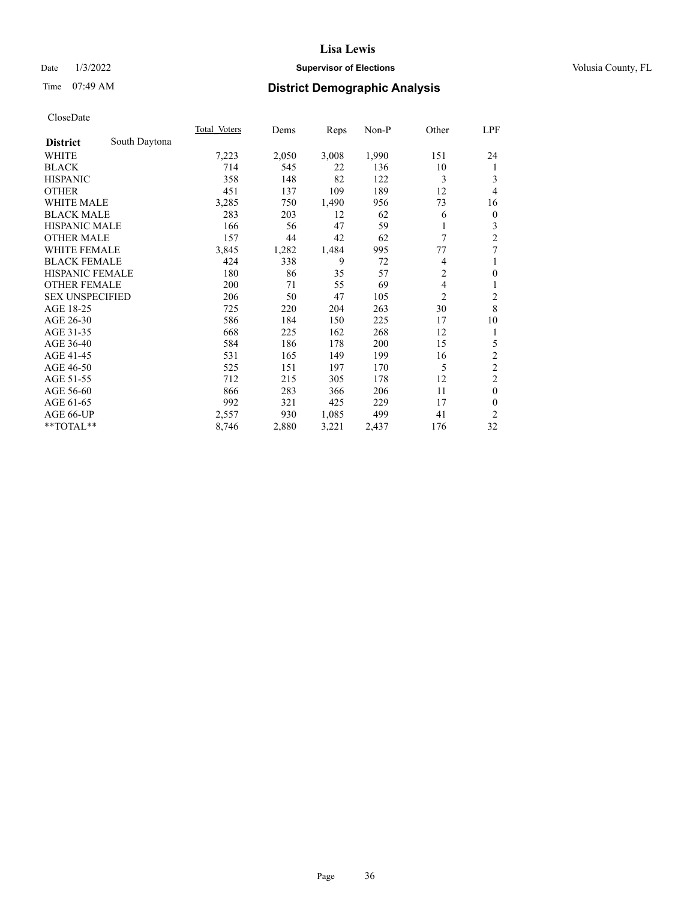# Lisa Lewis

Date 1/3/2022 **Supervisor of Elections** Volusia County, FL

Time 07:49 AM **District Demographic Analysis**

CloseDate

| **District** South Daytona | Total_Voters | Dems | Reps | Non-P | Other | LPF |
|---|---|---|---|---|---|---|
| WHITE | 7,223 | 2,050 | 3,008 | 1,990 | 151 | 24 |
| BLACK | 714 | 545 | 22 | 136 | 10 | 1 |
| HISPANIC | 358 | 148 | 82 | 122 | 3 | 3 |
| OTHER | 451 | 137 | 109 | 189 | 12 | 4 |
| WHITE MALE | 3,285 | 750 | 1,490 | 956 | 73 | 16 |
| BLACK MALE | 283 | 203 | 12 | 62 | 6 | 0 |
| HISPANIC MALE | 166 | 56 | 47 | 59 | 1 | 3 |
| OTHER MALE | 157 | 44 | 42 | 62 | 7 | 2 |
| WHITE FEMALE | 3,845 | 1,282 | 1,484 | 995 | 77 | 7 |
| BLACK FEMALE | 424 | 338 | 9 | 72 | 4 | 1 |
| HISPANIC FEMALE | 180 | 86 | 35 | 57 | 2 | 0 |
| OTHER FEMALE | 200 | 71 | 55 | 69 | 4 | 1 |
| SEX UNSPECIFIED | 206 | 50 | 47 | 105 | 2 | 2 |
| AGE 18-25 | 725 | 220 | 204 | 263 | 30 | 8 |
| AGE 26-30 | 586 | 184 | 150 | 225 | 17 | 10 |
| AGE 31-35 | 668 | 225 | 162 | 268 | 12 | 1 |
| AGE 36-40 | 584 | 186 | 178 | 200 | 15 | 5 |
| AGE 41-45 | 531 | 165 | 149 | 199 | 16 | 2 |
| AGE 46-50 | 525 | 151 | 197 | 170 | 5 | 2 |
| AGE 51-55 | 712 | 215 | 305 | 178 | 12 | 2 |
| AGE 56-60 | 866 | 283 | 366 | 206 | 11 | 0 |
| AGE 61-65 | 992 | 321 | 425 | 229 | 17 | 0 |
| AGE 66-UP | 2,557 | 930 | 1,085 | 499 | 41 | 2 |
| **TOTAL** | 8,746 | 2,880 | 3,221 | 2,437 | 176 | 32 |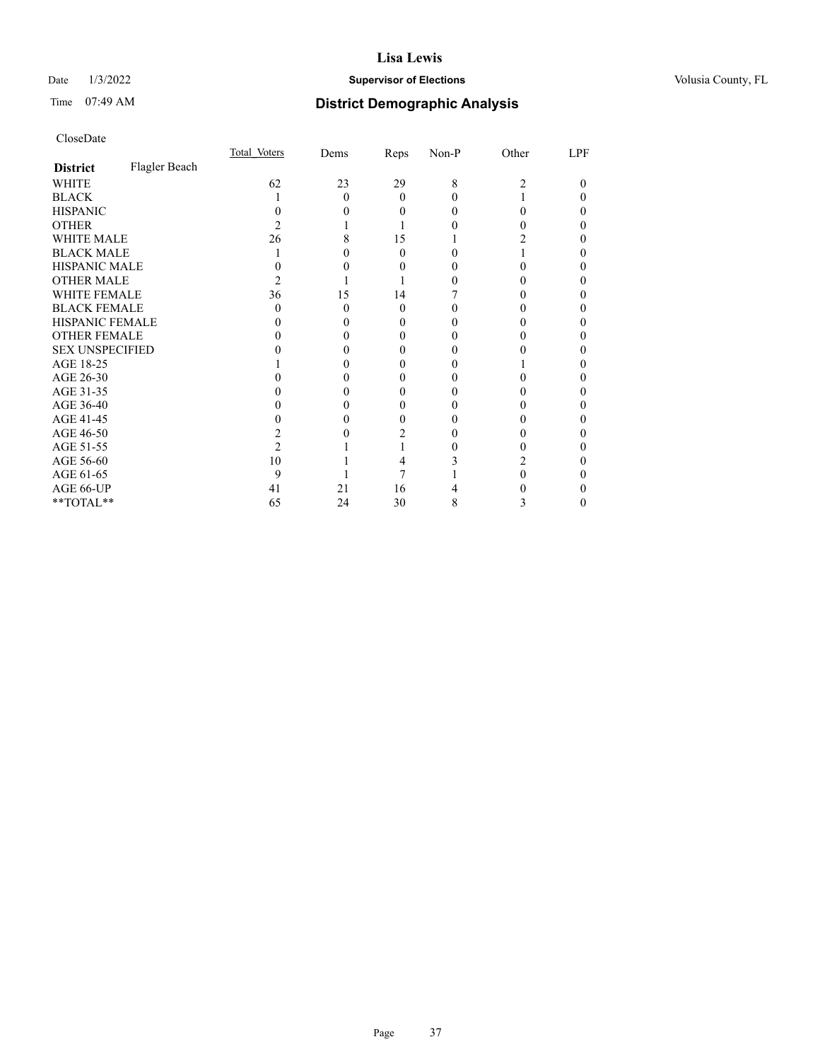# Lisa Lewis

Date 1/3/2022 **Supervisor of Elections** Volusia County, FL

Time 07:49 AM **District Demographic Analysis**

CloseDate

| **District** Flagler Beach | Total_Voters | Dems | Reps | Non-P | Other | LPF |
|---|---|---|---|---|---|---|
| WHITE | 62 | 23 | 29 | 8 | 2 | 0 |
| BLACK | 1 | 0 | 0 | 0 | 1 | 0 |
| HISPANIC | 0 | 0 | 0 | 0 | 0 | 0 |
| OTHER | 2 | 1 | 1 | 0 | 0 | 0 |
| WHITE MALE | 26 | 8 | 15 | 1 | 2 | 0 |
| BLACK MALE | 1 | 0 | 0 | 0 | 1 | 0 |
| HISPANIC MALE | 0 | 0 | 0 | 0 | 0 | 0 |
| OTHER MALE | 2 | 1 | 1 | 0 | 0 | 0 |
| WHITE FEMALE | 36 | 15 | 14 | 7 | 0 | 0 |
| BLACK FEMALE | 0 | 0 | 0 | 0 | 0 | 0 |
| HISPANIC FEMALE | 0 | 0 | 0 | 0 | 0 | 0 |
| OTHER FEMALE | 0 | 0 | 0 | 0 | 0 | 0 |
| SEX UNSPECIFIED | 0 | 0 | 0 | 0 | 0 | 0 |
| AGE 18-25 | 1 | 0 | 0 | 0 | 1 | 0 |
| AGE 26-30 | 0 | 0 | 0 | 0 | 0 | 0 |
| AGE 31-35 | 0 | 0 | 0 | 0 | 0 | 0 |
| AGE 36-40 | 0 | 0 | 0 | 0 | 0 | 0 |
| AGE 41-45 | 0 | 0 | 0 | 0 | 0 | 0 |
| AGE 46-50 | 2 | 0 | 2 | 0 | 0 | 0 |
| AGE 51-55 | 2 | 1 | 1 | 0 | 0 | 0 |
| AGE 56-60 | 10 | 1 | 4 | 3 | 2 | 0 |
| AGE 61-65 | 9 | 1 | 7 | 1 | 0 | 0 |
| AGE 66-UP | 41 | 21 | 16 | 4 | 0 | 0 |
| **TOTAL** | 65 | 24 | 30 | 8 | 3 | 0 |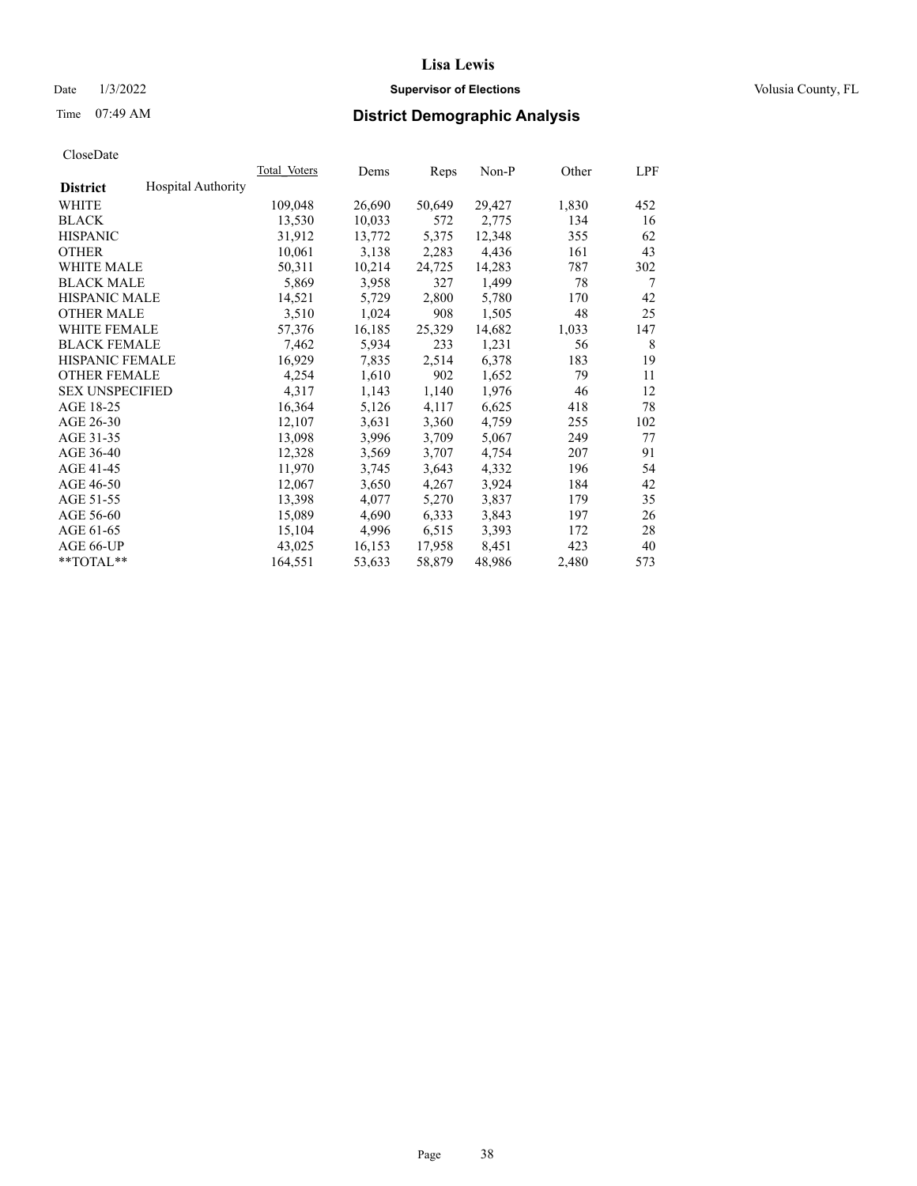CloseDate

| District | Hospital Authority | Total_Voters | Dems | Reps | Non-P | Other | LPF |
|---|---|---|---|---|---|---|---|
| WHITE | | 109,048 | 26,690 | 50,649 | 29,427 | 1,830 | 452 |
| BLACK | | 13,530 | 10,033 | 572 | 2,775 | 134 | 16 |
| HISPANIC | | 31,912 | 13,772 | 5,375 | 12,348 | 355 | 62 |
| OTHER | | 10,061 | 3,138 | 2,283 | 4,436 | 161 | 43 |
| WHITE MALE | | 50,311 | 10,214 | 24,725 | 14,283 | 787 | 302 |
| BLACK MALE | | 5,869 | 3,958 | 327 | 1,499 | 78 | 7 |
| HISPANIC MALE | | 14,521 | 5,729 | 2,800 | 5,780 | 170 | 42 |
| OTHER MALE | | 3,510 | 1,024 | 908 | 1,505 | 48 | 25 |
| WHITE FEMALE | | 57,376 | 16,185 | 25,329 | 14,682 | 1,033 | 147 |
| BLACK FEMALE | | 7,462 | 5,934 | 233 | 1,231 | 56 | 8 |
| HISPANIC FEMALE | | 16,929 | 7,835 | 2,514 | 6,378 | 183 | 19 |
| OTHER FEMALE | | 4,254 | 1,610 | 902 | 1,652 | 79 | 11 |
| SEX UNSPECIFIED | | 4,317 | 1,143 | 1,140 | 1,976 | 46 | 12 |
| AGE 18-25 | | 16,364 | 5,126 | 4,117 | 6,625 | 418 | 78 |
| AGE 26-30 | | 12,107 | 3,631 | 3,360 | 4,759 | 255 | 102 |
| AGE 31-35 | | 13,098 | 3,996 | 3,709 | 5,067 | 249 | 77 |
| AGE 36-40 | | 12,328 | 3,569 | 3,707 | 4,754 | 207 | 91 |
| AGE 41-45 | | 11,970 | 3,745 | 3,643 | 4,332 | 196 | 54 |
| AGE 46-50 | | 12,067 | 3,650 | 4,267 | 3,924 | 184 | 42 |
| AGE 51-55 | | 13,398 | 4,077 | 5,270 | 3,837 | 179 | 35 |
| AGE 56-60 | | 15,089 | 4,690 | 6,333 | 3,843 | 197 | 26 |
| AGE 61-65 | | 15,104 | 4,996 | 6,515 | 3,393 | 172 | 28 |
| AGE 66-UP | | 43,025 | 16,153 | 17,958 | 8,451 | 423 | 40 |
| **TOTAL** | | 164,551 | 53,633 | 58,879 | 48,986 | 2,480 | 573 |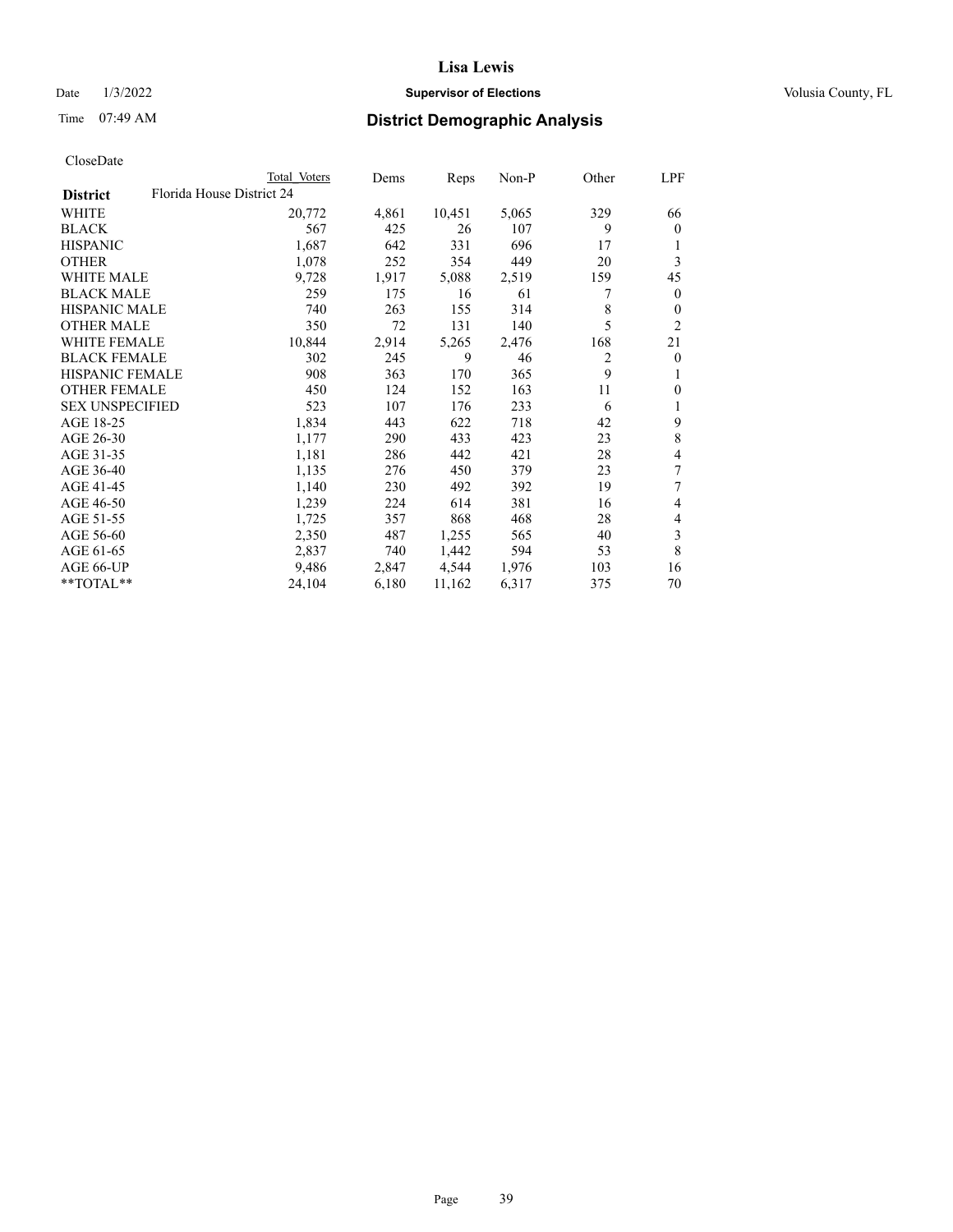CloseDate

| District | Florida House District 24 | Total Voters | Dems | Reps | Non-P | Other | LPF |
|---|---|---|---|---|---|---|---|
| WHITE | | 20,772 | 4,861 | 10,451 | 5,065 | 329 | 66 |
| BLACK | | 567 | 425 | 26 | 107 | 9 | 0 |
| HISPANIC | | 1,687 | 642 | 331 | 696 | 17 | 1 |
| OTHER | | 1,078 | 252 | 354 | 449 | 20 | 3 |
| WHITE MALE | | 9,728 | 1,917 | 5,088 | 2,519 | 159 | 45 |
| BLACK MALE | | 259 | 175 | 16 | 61 | 7 | 0 |
| HISPANIC MALE | | 740 | 263 | 155 | 314 | 8 | 0 |
| OTHER MALE | | 350 | 72 | 131 | 140 | 5 | 2 |
| WHITE FEMALE | | 10,844 | 2,914 | 5,265 | 2,476 | 168 | 21 |
| BLACK FEMALE | | 302 | 245 | 9 | 46 | 2 | 0 |
| HISPANIC FEMALE | | 908 | 363 | 170 | 365 | 9 | 1 |
| OTHER FEMALE | | 450 | 124 | 152 | 163 | 11 | 0 |
| SEX UNSPECIFIED | | 523 | 107 | 176 | 233 | 6 | 1 |
| AGE 18-25 | | 1,834 | 443 | 622 | 718 | 42 | 9 |
| AGE 26-30 | | 1,177 | 290 | 433 | 423 | 23 | 8 |
| AGE 31-35 | | 1,181 | 286 | 442 | 421 | 28 | 4 |
| AGE 36-40 | | 1,135 | 276 | 450 | 379 | 23 | 7 |
| AGE 41-45 | | 1,140 | 230 | 492 | 392 | 19 | 7 |
| AGE 46-50 | | 1,239 | 224 | 614 | 381 | 16 | 4 |
| AGE 51-55 | | 1,725 | 357 | 868 | 468 | 28 | 4 |
| AGE 56-60 | | 2,350 | 487 | 1,255 | 565 | 40 | 3 |
| AGE 61-65 | | 2,837 | 740 | 1,442 | 594 | 53 | 8 |
| AGE 66-UP | | 9,486 | 2,847 | 4,544 | 1,976 | 103 | 16 |
| **TOTAL** | | 24,104 | 6,180 | 11,162 | 6,317 | 375 | 70 |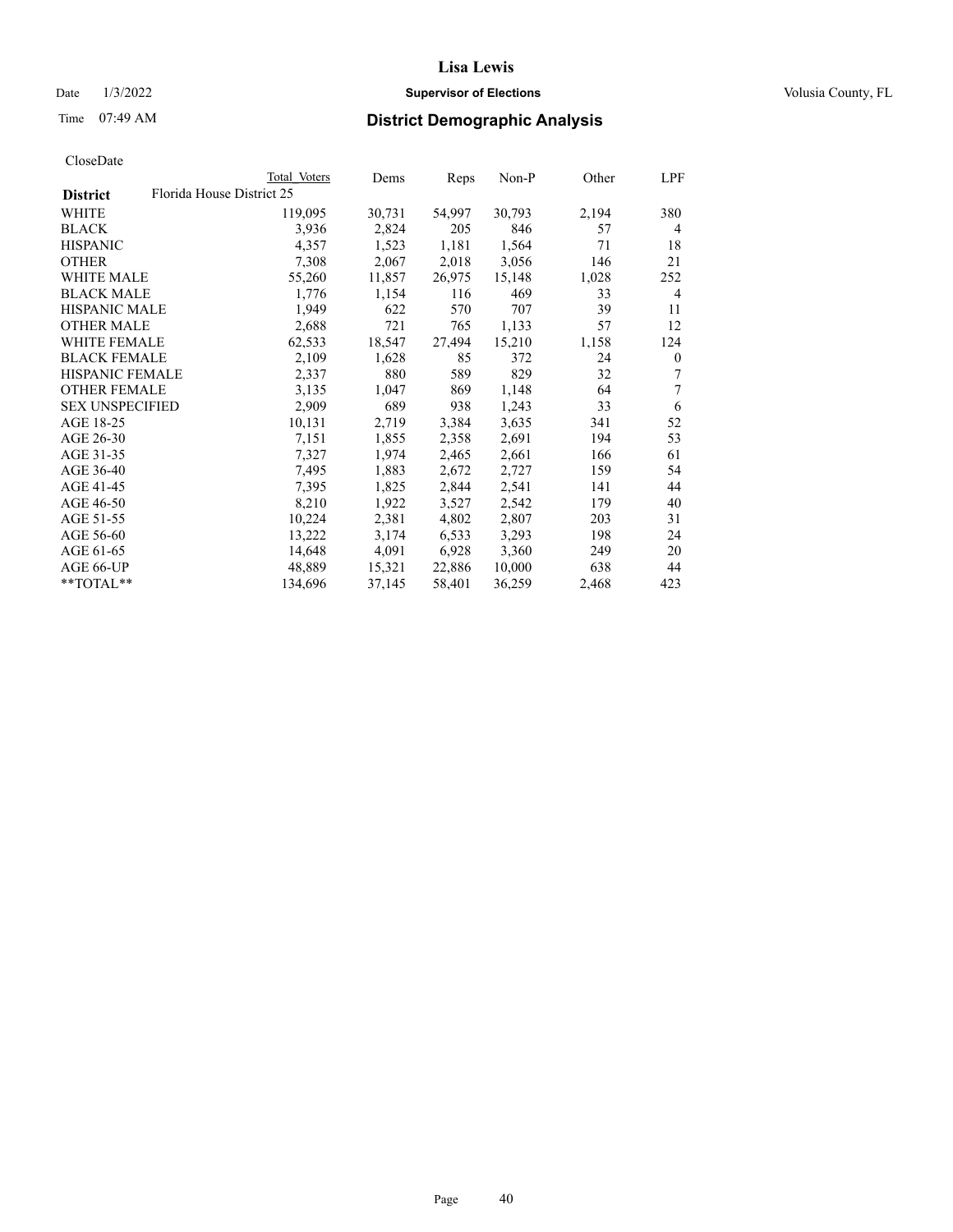CloseDate

| District | Total Voters | Dems | Reps | Non-P | Other | LPF |
|---|---|---|---|---|---|---|
| Florida House District 25 | | | | | | |
| WHITE | 119,095 | 30,731 | 54,997 | 30,793 | 2,194 | 380 |
| BLACK | 3,936 | 2,824 | 205 | 846 | 57 | 4 |
| HISPANIC | 4,357 | 1,523 | 1,181 | 1,564 | 71 | 18 |
| OTHER | 7,308 | 2,067 | 2,018 | 3,056 | 146 | 21 |
| WHITE MALE | 55,260 | 11,857 | 26,975 | 15,148 | 1,028 | 252 |
| BLACK MALE | 1,776 | 1,154 | 116 | 469 | 33 | 4 |
| HISPANIC MALE | 1,949 | 622 | 570 | 707 | 39 | 11 |
| OTHER MALE | 2,688 | 721 | 765 | 1,133 | 57 | 12 |
| WHITE FEMALE | 62,533 | 18,547 | 27,494 | 15,210 | 1,158 | 124 |
| BLACK FEMALE | 2,109 | 1,628 | 85 | 372 | 24 | 0 |
| HISPANIC FEMALE | 2,337 | 880 | 589 | 829 | 32 | 7 |
| OTHER FEMALE | 3,135 | 1,047 | 869 | 1,148 | 64 | 7 |
| SEX UNSPECIFIED | 2,909 | 689 | 938 | 1,243 | 33 | 6 |
| AGE 18-25 | 10,131 | 2,719 | 3,384 | 3,635 | 341 | 52 |
| AGE 26-30 | 7,151 | 1,855 | 2,358 | 2,691 | 194 | 53 |
| AGE 31-35 | 7,327 | 1,974 | 2,465 | 2,661 | 166 | 61 |
| AGE 36-40 | 7,495 | 1,883 | 2,672 | 2,727 | 159 | 54 |
| AGE 41-45 | 7,395 | 1,825 | 2,844 | 2,541 | 141 | 44 |
| AGE 46-50 | 8,210 | 1,922 | 3,527 | 2,542 | 179 | 40 |
| AGE 51-55 | 10,224 | 2,381 | 4,802 | 2,807 | 203 | 31 |
| AGE 56-60 | 13,222 | 3,174 | 6,533 | 3,293 | 198 | 24 |
| AGE 61-65 | 14,648 | 4,091 | 6,928 | 3,360 | 249 | 20 |
| AGE 66-UP | 48,889 | 15,321 | 22,886 | 10,000 | 638 | 44 |
| **TOTAL** | 134,696 | 37,145 | 58,401 | 36,259 | 2,468 | 423 |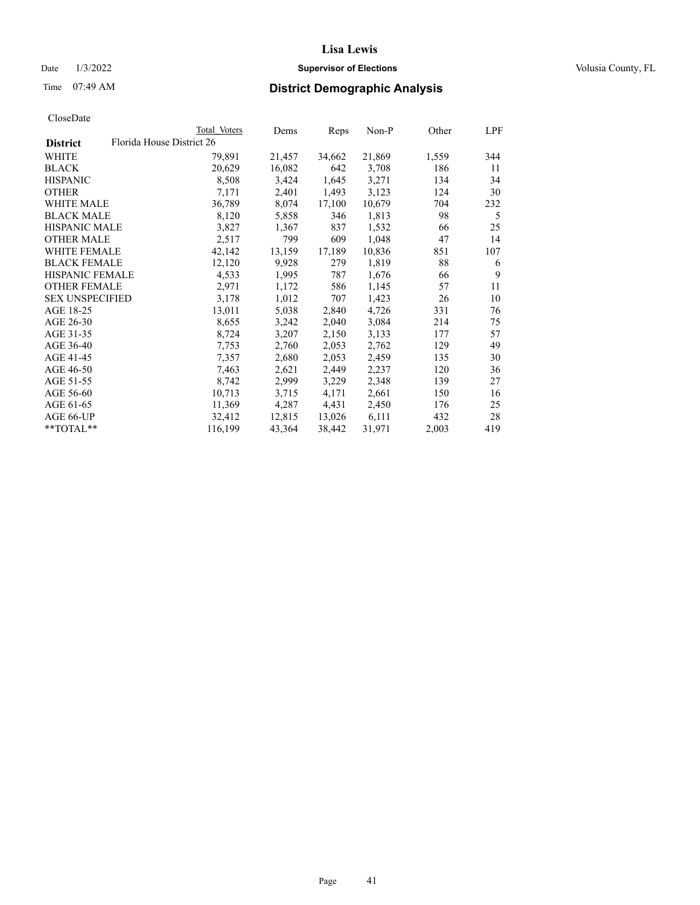CloseDate

| District | Florida House District 26 | Total Voters | Dems | Reps | Non-P | Other | LPF |
|---|---|---|---|---|---|---|---|
| WHITE | | 79,891 | 21,457 | 34,662 | 21,869 | 1,559 | 344 |
| BLACK | | 20,629 | 16,082 | 642 | 3,708 | 186 | 11 |
| HISPANIC | | 8,508 | 3,424 | 1,645 | 3,271 | 134 | 34 |
| OTHER | | 7,171 | 2,401 | 1,493 | 3,123 | 124 | 30 |
| WHITE MALE | | 36,789 | 8,074 | 17,100 | 10,679 | 704 | 232 |
| BLACK MALE | | 8,120 | 5,858 | 346 | 1,813 | 98 | 5 |
| HISPANIC MALE | | 3,827 | 1,367 | 837 | 1,532 | 66 | 25 |
| OTHER MALE | | 2,517 | 799 | 609 | 1,048 | 47 | 14 |
| WHITE FEMALE | | 42,142 | 13,159 | 17,189 | 10,836 | 851 | 107 |
| BLACK FEMALE | | 12,120 | 9,928 | 279 | 1,819 | 88 | 6 |
| HISPANIC FEMALE | | 4,533 | 1,995 | 787 | 1,676 | 66 | 9 |
| OTHER FEMALE | | 2,971 | 1,172 | 586 | 1,145 | 57 | 11 |
| SEX UNSPECIFIED | | 3,178 | 1,012 | 707 | 1,423 | 26 | 10 |
| AGE 18-25 | | 13,011 | 5,038 | 2,840 | 4,726 | 331 | 76 |
| AGE 26-30 | | 8,655 | 3,242 | 2,040 | 3,084 | 214 | 75 |
| AGE 31-35 | | 8,724 | 3,207 | 2,150 | 3,133 | 177 | 57 |
| AGE 36-40 | | 7,753 | 2,760 | 2,053 | 2,762 | 129 | 49 |
| AGE 41-45 | | 7,357 | 2,680 | 2,053 | 2,459 | 135 | 30 |
| AGE 46-50 | | 7,463 | 2,621 | 2,449 | 2,237 | 120 | 36 |
| AGE 51-55 | | 8,742 | 2,999 | 3,229 | 2,348 | 139 | 27 |
| AGE 56-60 | | 10,713 | 3,715 | 4,171 | 2,661 | 150 | 16 |
| AGE 61-65 | | 11,369 | 4,287 | 4,431 | 2,450 | 176 | 25 |
| AGE 66-UP | | 32,412 | 12,815 | 13,026 | 6,111 | 432 | 28 |
| **TOTAL** | | 116,199 | 43,364 | 38,442 | 31,971 | 2,003 | 419 |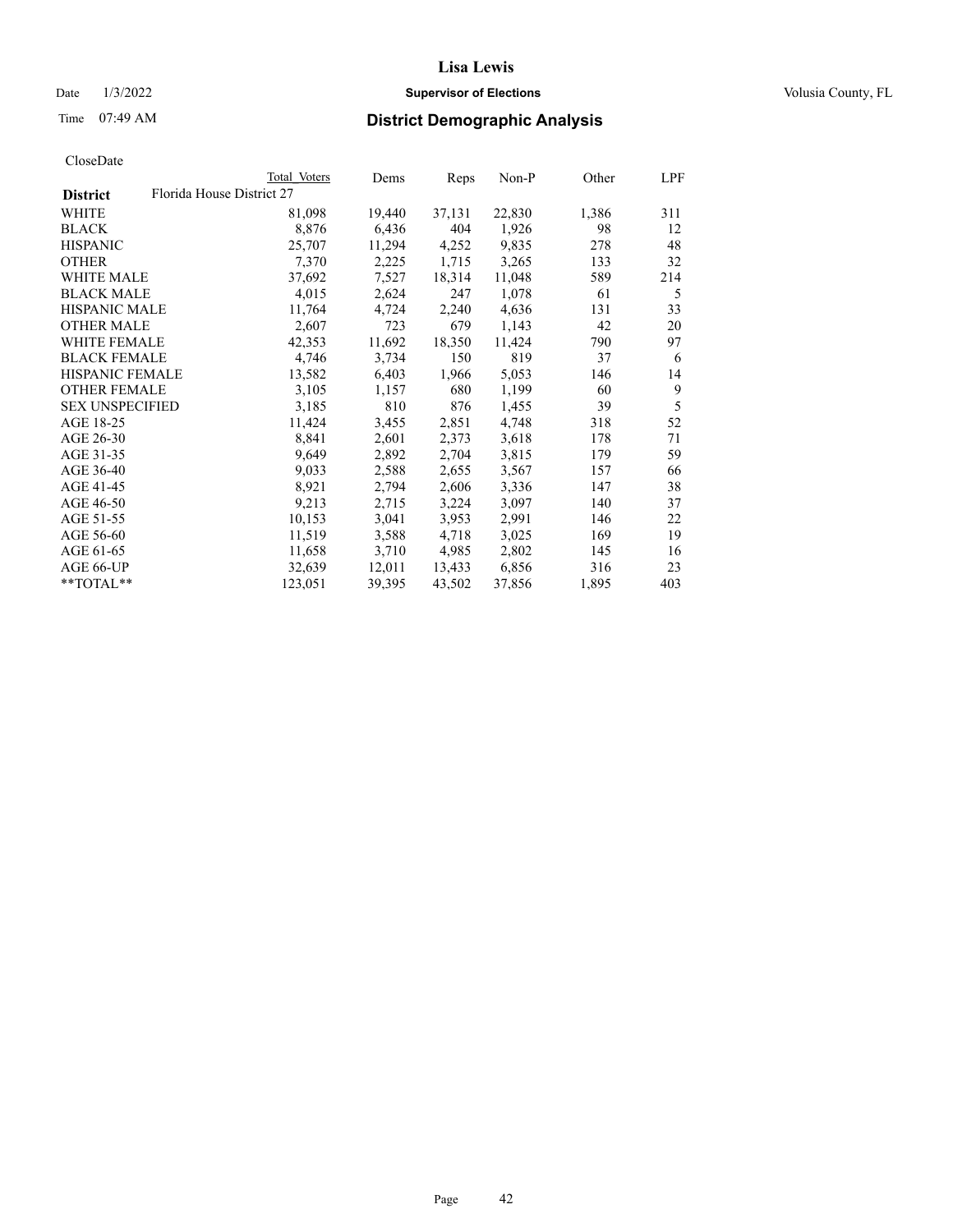# Lisa Lewis

Date 1/3/2022 **Supervisor of Elections** Volusia County, FL

Time 07:49 AM **District Demographic Analysis**

CloseDate

| District | Total Voters | Dems | Reps | Non-P | Other | LPF |
|---|---|---|---|---|---|---|
| Florida House District 27 | | | | | | |
| WHITE | 81,098 | 19,440 | 37,131 | 22,830 | 1,386 | 311 |
| BLACK | 8,876 | 6,436 | 404 | 1,926 | 98 | 12 |
| HISPANIC | 25,707 | 11,294 | 4,252 | 9,835 | 278 | 48 |
| OTHER | 7,370 | 2,225 | 1,715 | 3,265 | 133 | 32 |
| WHITE MALE | 37,692 | 7,527 | 18,314 | 11,048 | 589 | 214 |
| BLACK MALE | 4,015 | 2,624 | 247 | 1,078 | 61 | 5 |
| HISPANIC MALE | 11,764 | 4,724 | 2,240 | 4,636 | 131 | 33 |
| OTHER MALE | 2,607 | 723 | 679 | 1,143 | 42 | 20 |
| WHITE FEMALE | 42,353 | 11,692 | 18,350 | 11,424 | 790 | 97 |
| BLACK FEMALE | 4,746 | 3,734 | 150 | 819 | 37 | 6 |
| HISPANIC FEMALE | 13,582 | 6,403 | 1,966 | 5,053 | 146 | 14 |
| OTHER FEMALE | 3,105 | 1,157 | 680 | 1,199 | 60 | 9 |
| SEX UNSPECIFIED | 3,185 | 810 | 876 | 1,455 | 39 | 5 |
| AGE 18-25 | 11,424 | 3,455 | 2,851 | 4,748 | 318 | 52 |
| AGE 26-30 | 8,841 | 2,601 | 2,373 | 3,618 | 178 | 71 |
| AGE 31-35 | 9,649 | 2,892 | 2,704 | 3,815 | 179 | 59 |
| AGE 36-40 | 9,033 | 2,588 | 2,655 | 3,567 | 157 | 66 |
| AGE 41-45 | 8,921 | 2,794 | 2,606 | 3,336 | 147 | 38 |
| AGE 46-50 | 9,213 | 2,715 | 3,224 | 3,097 | 140 | 37 |
| AGE 51-55 | 10,153 | 3,041 | 3,953 | 2,991 | 146 | 22 |
| AGE 56-60 | 11,519 | 3,588 | 4,718 | 3,025 | 169 | 19 |
| AGE 61-65 | 11,658 | 3,710 | 4,985 | 2,802 | 145 | 16 |
| AGE 66-UP | 32,639 | 12,011 | 13,433 | 6,856 | 316 | 23 |
| **TOTAL** | 123,051 | 39,395 | 43,502 | 37,856 | 1,895 | 403 |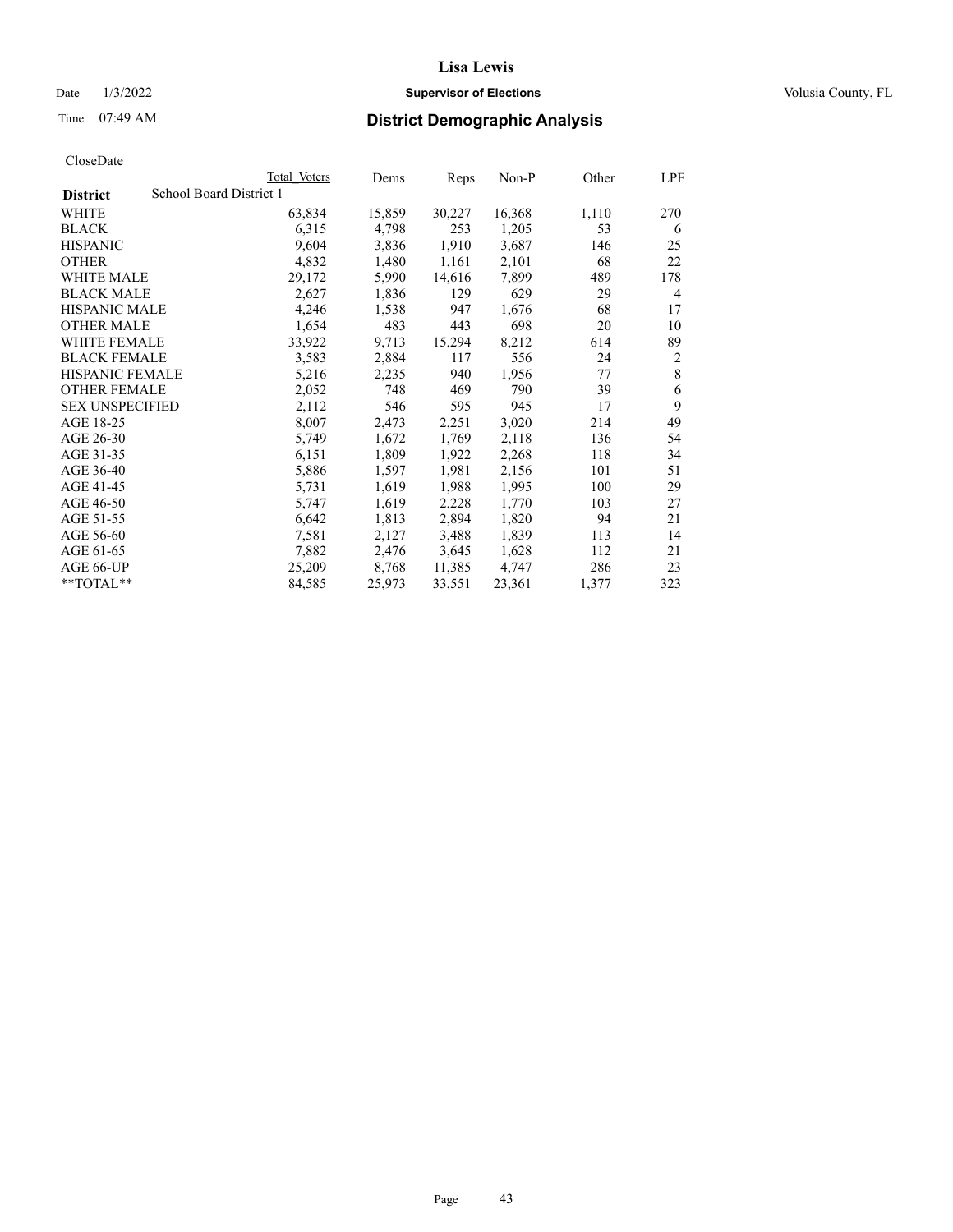CloseDate

| District | School Board District 1 | Total Voters | Dems | Reps | Non-P | Other | LPF |
|---|---|---|---|---|---|---|---|
| WHITE | | 63,834 | 15,859 | 30,227 | 16,368 | 1,110 | 270 |
| BLACK | | 6,315 | 4,798 | 253 | 1,205 | 53 | 6 |
| HISPANIC | | 9,604 | 3,836 | 1,910 | 3,687 | 146 | 25 |
| OTHER | | 4,832 | 1,480 | 1,161 | 2,101 | 68 | 22 |
| WHITE MALE | | 29,172 | 5,990 | 14,616 | 7,899 | 489 | 178 |
| BLACK MALE | | 2,627 | 1,836 | 129 | 629 | 29 | 4 |
| HISPANIC MALE | | 4,246 | 1,538 | 947 | 1,676 | 68 | 17 |
| OTHER MALE | | 1,654 | 483 | 443 | 698 | 20 | 10 |
| WHITE FEMALE | | 33,922 | 9,713 | 15,294 | 8,212 | 614 | 89 |
| BLACK FEMALE | | 3,583 | 2,884 | 117 | 556 | 24 | 2 |
| HISPANIC FEMALE | | 5,216 | 2,235 | 940 | 1,956 | 77 | 8 |
| OTHER FEMALE | | 2,052 | 748 | 469 | 790 | 39 | 6 |
| SEX UNSPECIFIED | | 2,112 | 546 | 595 | 945 | 17 | 9 |
| AGE 18-25 | | 8,007 | 2,473 | 2,251 | 3,020 | 214 | 49 |
| AGE 26-30 | | 5,749 | 1,672 | 1,769 | 2,118 | 136 | 54 |
| AGE 31-35 | | 6,151 | 1,809 | 1,922 | 2,268 | 118 | 34 |
| AGE 36-40 | | 5,886 | 1,597 | 1,981 | 2,156 | 101 | 51 |
| AGE 41-45 | | 5,731 | 1,619 | 1,988 | 1,995 | 100 | 29 |
| AGE 46-50 | | 5,747 | 1,619 | 2,228 | 1,770 | 103 | 27 |
| AGE 51-55 | | 6,642 | 1,813 | 2,894 | 1,820 | 94 | 21 |
| AGE 56-60 | | 7,581 | 2,127 | 3,488 | 1,839 | 113 | 14 |
| AGE 61-65 | | 7,882 | 2,476 | 3,645 | 1,628 | 112 | 21 |
| AGE 66-UP | | 25,209 | 8,768 | 11,385 | 4,747 | 286 | 23 |
| **TOTAL** | | 84,585 | 25,973 | 33,551 | 23,361 | 1,377 | 323 |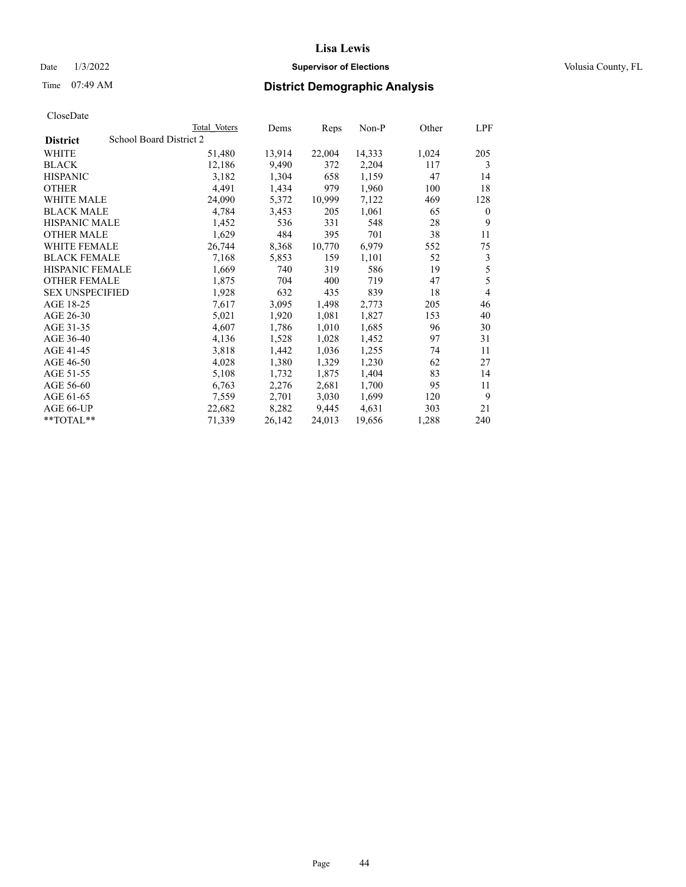CloseDate

| District | School Board District 2 | Total Voters | Dems | Reps | Non-P | Other | LPF |
|---|---|---|---|---|---|---|---|
| WHITE | | 51,480 | 13,914 | 22,004 | 14,333 | 1,024 | 205 |
| BLACK | | 12,186 | 9,490 | 372 | 2,204 | 117 | 3 |
| HISPANIC | | 3,182 | 1,304 | 658 | 1,159 | 47 | 14 |
| OTHER | | 4,491 | 1,434 | 979 | 1,960 | 100 | 18 |
| WHITE MALE | | 24,090 | 5,372 | 10,999 | 7,122 | 469 | 128 |
| BLACK MALE | | 4,784 | 3,453 | 205 | 1,061 | 65 | 0 |
| HISPANIC MALE | | 1,452 | 536 | 331 | 548 | 28 | 9 |
| OTHER MALE | | 1,629 | 484 | 395 | 701 | 38 | 11 |
| WHITE FEMALE | | 26,744 | 8,368 | 10,770 | 6,979 | 552 | 75 |
| BLACK FEMALE | | 7,168 | 5,853 | 159 | 1,101 | 52 | 3 |
| HISPANIC FEMALE | | 1,669 | 740 | 319 | 586 | 19 | 5 |
| OTHER FEMALE | | 1,875 | 704 | 400 | 719 | 47 | 5 |
| SEX UNSPECIFIED | | 1,928 | 632 | 435 | 839 | 18 | 4 |
| AGE 18-25 | | 7,617 | 3,095 | 1,498 | 2,773 | 205 | 46 |
| AGE 26-30 | | 5,021 | 1,920 | 1,081 | 1,827 | 153 | 40 |
| AGE 31-35 | | 4,607 | 1,786 | 1,010 | 1,685 | 96 | 30 |
| AGE 36-40 | | 4,136 | 1,528 | 1,028 | 1,452 | 97 | 31 |
| AGE 41-45 | | 3,818 | 1,442 | 1,036 | 1,255 | 74 | 11 |
| AGE 46-50 | | 4,028 | 1,380 | 1,329 | 1,230 | 62 | 27 |
| AGE 51-55 | | 5,108 | 1,732 | 1,875 | 1,404 | 83 | 14 |
| AGE 56-60 | | 6,763 | 2,276 | 2,681 | 1,700 | 95 | 11 |
| AGE 61-65 | | 7,559 | 2,701 | 3,030 | 1,699 | 120 | 9 |
| AGE 66-UP | | 22,682 | 8,282 | 9,445 | 4,631 | 303 | 21 |
| **TOTAL** | | 71,339 | 26,142 | 24,013 | 19,656 | 1,288 | 240 |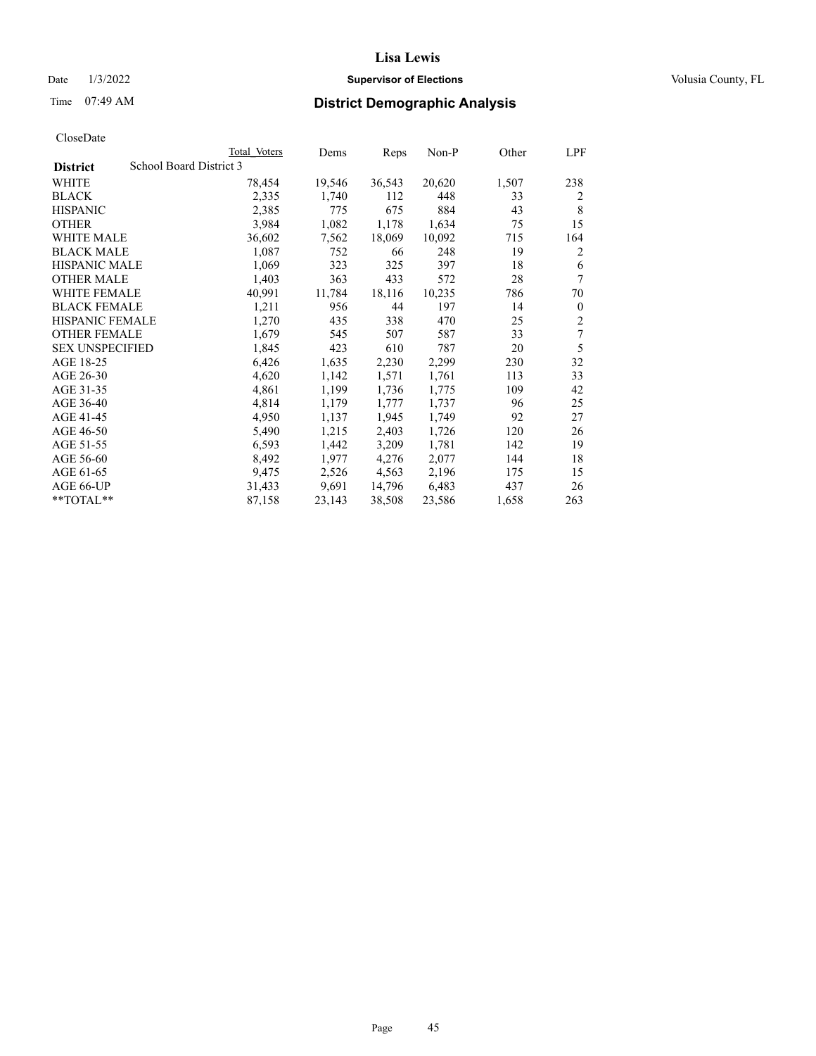CloseDate

| District | Total Voters | Dems | Reps | Non-P | Other | LPF |
|---|---|---|---|---|---|---|
| School Board District 3 | | | | | | |
| WHITE | 78,454 | 19,546 | 36,543 | 20,620 | 1,507 | 238 |
| BLACK | 2,335 | 1,740 | 112 | 448 | 33 | 2 |
| HISPANIC | 2,385 | 775 | 675 | 884 | 43 | 8 |
| OTHER | 3,984 | 1,082 | 1,178 | 1,634 | 75 | 15 |
| WHITE MALE | 36,602 | 7,562 | 18,069 | 10,092 | 715 | 164 |
| BLACK MALE | 1,087 | 752 | 66 | 248 | 19 | 2 |
| HISPANIC MALE | 1,069 | 323 | 325 | 397 | 18 | 6 |
| OTHER MALE | 1,403 | 363 | 433 | 572 | 28 | 7 |
| WHITE FEMALE | 40,991 | 11,784 | 18,116 | 10,235 | 786 | 70 |
| BLACK FEMALE | 1,211 | 956 | 44 | 197 | 14 | 0 |
| HISPANIC FEMALE | 1,270 | 435 | 338 | 470 | 25 | 2 |
| OTHER FEMALE | 1,679 | 545 | 507 | 587 | 33 | 7 |
| SEX UNSPECIFIED | 1,845 | 423 | 610 | 787 | 20 | 5 |
| AGE 18-25 | 6,426 | 1,635 | 2,230 | 2,299 | 230 | 32 |
| AGE 26-30 | 4,620 | 1,142 | 1,571 | 1,761 | 113 | 33 |
| AGE 31-35 | 4,861 | 1,199 | 1,736 | 1,775 | 109 | 42 |
| AGE 36-40 | 4,814 | 1,179 | 1,777 | 1,737 | 96 | 25 |
| AGE 41-45 | 4,950 | 1,137 | 1,945 | 1,749 | 92 | 27 |
| AGE 46-50 | 5,490 | 1,215 | 2,403 | 1,726 | 120 | 26 |
| AGE 51-55 | 6,593 | 1,442 | 3,209 | 1,781 | 142 | 19 |
| AGE 56-60 | 8,492 | 1,977 | 4,276 | 2,077 | 144 | 18 |
| AGE 61-65 | 9,475 | 2,526 | 4,563 | 2,196 | 175 | 15 |
| AGE 66-UP | 31,433 | 9,691 | 14,796 | 6,483 | 437 | 26 |
| **TOTAL** | 87,158 | 23,143 | 38,508 | 23,586 | 1,658 | 263 |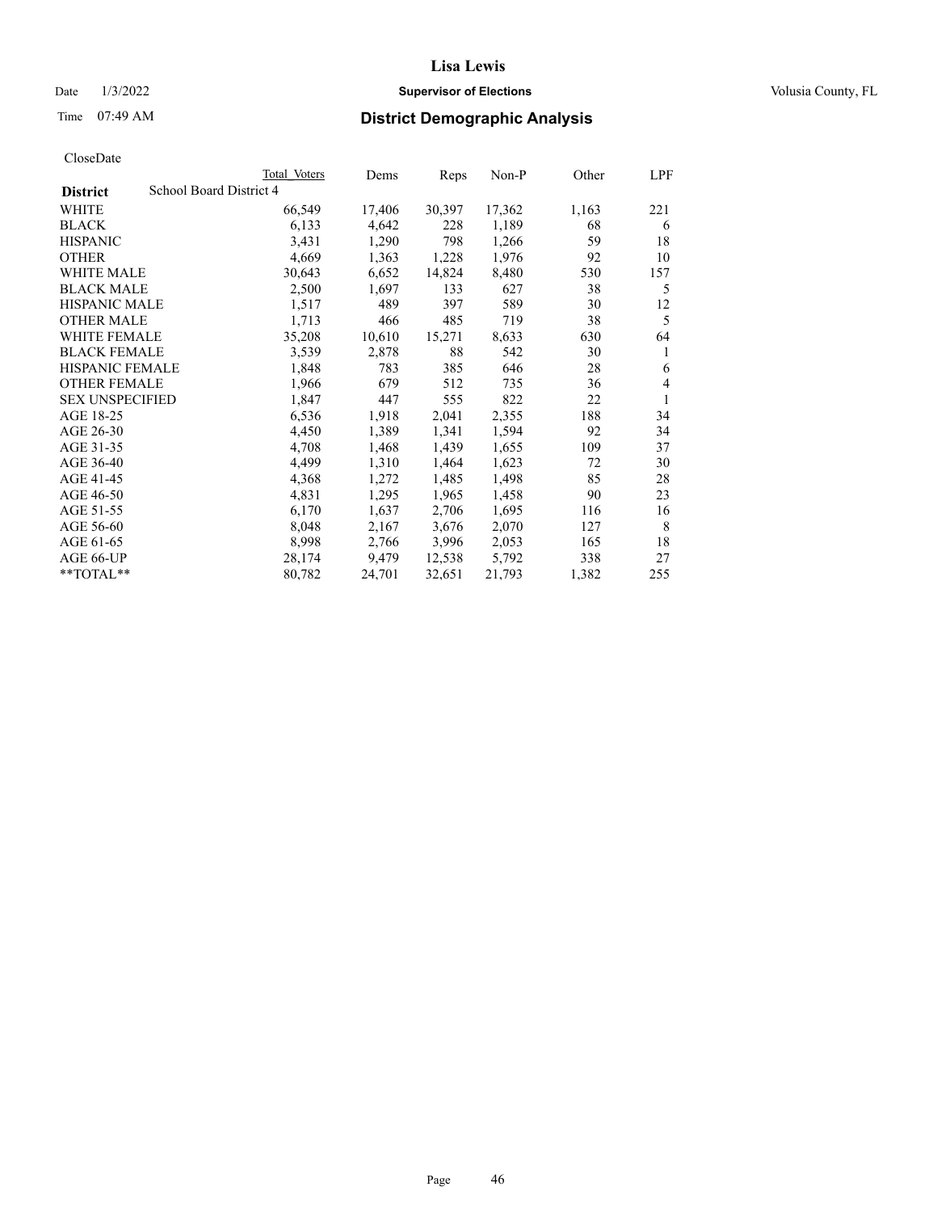# Lisa Lewis

Date 1/3/2022 **Supervisor of Elections** Volusia County, FL

Time 07:49 AM **District Demographic Analysis**

CloseDate

| District | School Board District 4 Total Voters | Dems | Reps | Non-P | Other | LPF |
|---|---|---|---|---|---|---|
| WHITE | 66,549 | 17,406 | 30,397 | 17,362 | 1,163 | 221 |
| BLACK | 6,133 | 4,642 | 228 | 1,189 | 68 | 6 |
| HISPANIC | 3,431 | 1,290 | 798 | 1,266 | 59 | 18 |
| OTHER | 4,669 | 1,363 | 1,228 | 1,976 | 92 | 10 |
| WHITE MALE | 30,643 | 6,652 | 14,824 | 8,480 | 530 | 157 |
| BLACK MALE | 2,500 | 1,697 | 133 | 627 | 38 | 5 |
| HISPANIC MALE | 1,517 | 489 | 397 | 589 | 30 | 12 |
| OTHER MALE | 1,713 | 466 | 485 | 719 | 38 | 5 |
| WHITE FEMALE | 35,208 | 10,610 | 15,271 | 8,633 | 630 | 64 |
| BLACK FEMALE | 3,539 | 2,878 | 88 | 542 | 30 | 1 |
| HISPANIC FEMALE | 1,848 | 783 | 385 | 646 | 28 | 6 |
| OTHER FEMALE | 1,966 | 679 | 512 | 735 | 36 | 4 |
| SEX UNSPECIFIED | 1,847 | 447 | 555 | 822 | 22 | 1 |
| AGE 18-25 | 6,536 | 1,918 | 2,041 | 2,355 | 188 | 34 |
| AGE 26-30 | 4,450 | 1,389 | 1,341 | 1,594 | 92 | 34 |
| AGE 31-35 | 4,708 | 1,468 | 1,439 | 1,655 | 109 | 37 |
| AGE 36-40 | 4,499 | 1,310 | 1,464 | 1,623 | 72 | 30 |
| AGE 41-45 | 4,368 | 1,272 | 1,485 | 1,498 | 85 | 28 |
| AGE 46-50 | 4,831 | 1,295 | 1,965 | 1,458 | 90 | 23 |
| AGE 51-55 | 6,170 | 1,637 | 2,706 | 1,695 | 116 | 16 |
| AGE 56-60 | 8,048 | 2,167 | 3,676 | 2,070 | 127 | 8 |
| AGE 61-65 | 8,998 | 2,766 | 3,996 | 2,053 | 165 | 18 |
| AGE 66-UP | 28,174 | 9,479 | 12,538 | 5,792 | 338 | 27 |
| **TOTAL** | 80,782 | 24,701 | 32,651 | 21,793 | 1,382 | 255 |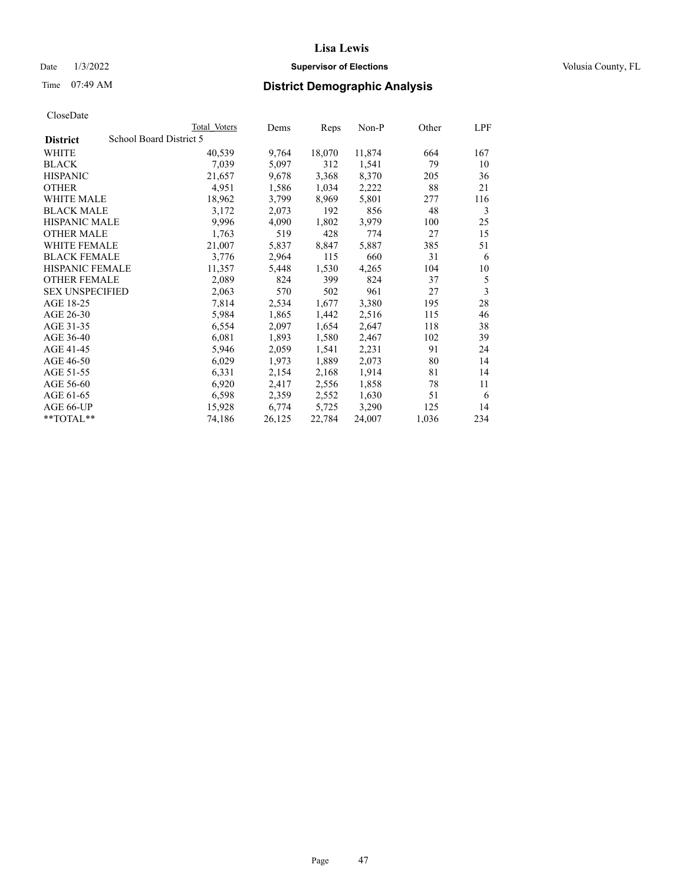CloseDate

| District | School Board District 5 | Total Voters | Dems | Reps | Non-P | Other | LPF |
|---|---|---|---|---|---|---|---|
| WHITE | | 40,539 | 9,764 | 18,070 | 11,874 | 664 | 167 |
| BLACK | | 7,039 | 5,097 | 312 | 1,541 | 79 | 10 |
| HISPANIC | | 21,657 | 9,678 | 3,368 | 8,370 | 205 | 36 |
| OTHER | | 4,951 | 1,586 | 1,034 | 2,222 | 88 | 21 |
| WHITE MALE | | 18,962 | 3,799 | 8,969 | 5,801 | 277 | 116 |
| BLACK MALE | | 3,172 | 2,073 | 192 | 856 | 48 | 3 |
| HISPANIC MALE | | 9,996 | 4,090 | 1,802 | 3,979 | 100 | 25 |
| OTHER MALE | | 1,763 | 519 | 428 | 774 | 27 | 15 |
| WHITE FEMALE | | 21,007 | 5,837 | 8,847 | 5,887 | 385 | 51 |
| BLACK FEMALE | | 3,776 | 2,964 | 115 | 660 | 31 | 6 |
| HISPANIC FEMALE | | 11,357 | 5,448 | 1,530 | 4,265 | 104 | 10 |
| OTHER FEMALE | | 2,089 | 824 | 399 | 824 | 37 | 5 |
| SEX UNSPECIFIED | | 2,063 | 570 | 502 | 961 | 27 | 3 |
| AGE 18-25 | | 7,814 | 2,534 | 1,677 | 3,380 | 195 | 28 |
| AGE 26-30 | | 5,984 | 1,865 | 1,442 | 2,516 | 115 | 46 |
| AGE 31-35 | | 6,554 | 2,097 | 1,654 | 2,647 | 118 | 38 |
| AGE 36-40 | | 6,081 | 1,893 | 1,580 | 2,467 | 102 | 39 |
| AGE 41-45 | | 5,946 | 2,059 | 1,541 | 2,231 | 91 | 24 |
| AGE 46-50 | | 6,029 | 1,973 | 1,889 | 2,073 | 80 | 14 |
| AGE 51-55 | | 6,331 | 2,154 | 2,168 | 1,914 | 81 | 14 |
| AGE 56-60 | | 6,920 | 2,417 | 2,556 | 1,858 | 78 | 11 |
| AGE 61-65 | | 6,598 | 2,359 | 2,552 | 1,630 | 51 | 6 |
| AGE 66-UP | | 15,928 | 6,774 | 5,725 | 3,290 | 125 | 14 |
| **TOTAL** | | 74,186 | 26,125 | 22,784 | 24,007 | 1,036 | 234 |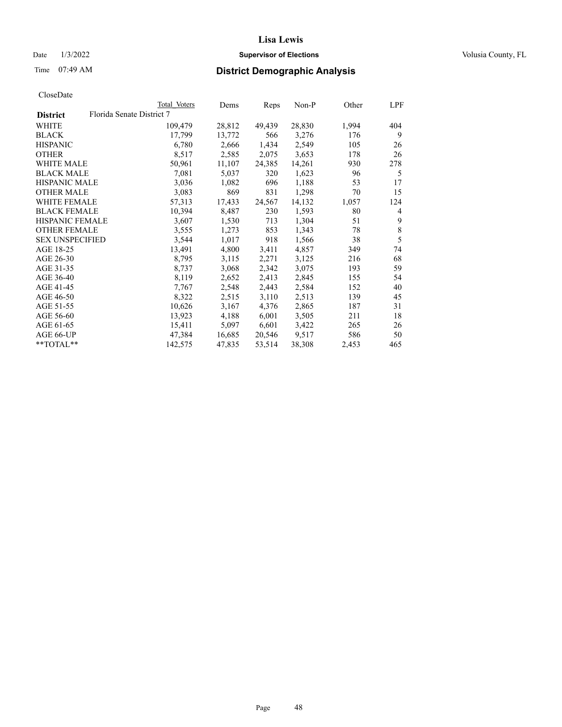# Lisa Lewis

Date 1/3/2022 **Supervisor of Elections** Volusia County, FL

Time 07:49 AM **District Demographic Analysis**

CloseDate

| District | Total Voters | Dems | Reps | Non-P | Other | LPF |
|---|---|---|---|---|---|---|
| Florida Senate District 7 | | | | | | |
| WHITE | 109,479 | 28,812 | 49,439 | 28,830 | 1,994 | 404 |
| BLACK | 17,799 | 13,772 | 566 | 3,276 | 176 | 9 |
| HISPANIC | 6,780 | 2,666 | 1,434 | 2,549 | 105 | 26 |
| OTHER | 8,517 | 2,585 | 2,075 | 3,653 | 178 | 26 |
| WHITE MALE | 50,961 | 11,107 | 24,385 | 14,261 | 930 | 278 |
| BLACK MALE | 7,081 | 5,037 | 320 | 1,623 | 96 | 5 |
| HISPANIC MALE | 3,036 | 1,082 | 696 | 1,188 | 53 | 17 |
| OTHER MALE | 3,083 | 869 | 831 | 1,298 | 70 | 15 |
| WHITE FEMALE | 57,313 | 17,433 | 24,567 | 14,132 | 1,057 | 124 |
| BLACK FEMALE | 10,394 | 8,487 | 230 | 1,593 | 80 | 4 |
| HISPANIC FEMALE | 3,607 | 1,530 | 713 | 1,304 | 51 | 9 |
| OTHER FEMALE | 3,555 | 1,273 | 853 | 1,343 | 78 | 8 |
| SEX UNSPECIFIED | 3,544 | 1,017 | 918 | 1,566 | 38 | 5 |
| AGE 18-25 | 13,491 | 4,800 | 3,411 | 4,857 | 349 | 74 |
| AGE 26-30 | 8,795 | 3,115 | 2,271 | 3,125 | 216 | 68 |
| AGE 31-35 | 8,737 | 3,068 | 2,342 | 3,075 | 193 | 59 |
| AGE 36-40 | 8,119 | 2,652 | 2,413 | 2,845 | 155 | 54 |
| AGE 41-45 | 7,767 | 2,548 | 2,443 | 2,584 | 152 | 40 |
| AGE 46-50 | 8,322 | 2,515 | 3,110 | 2,513 | 139 | 45 |
| AGE 51-55 | 10,626 | 3,167 | 4,376 | 2,865 | 187 | 31 |
| AGE 56-60 | 13,923 | 4,188 | 6,001 | 3,505 | 211 | 18 |
| AGE 61-65 | 15,411 | 5,097 | 6,601 | 3,422 | 265 | 26 |
| AGE 66-UP | 47,384 | 16,685 | 20,546 | 9,517 | 586 | 50 |
| **TOTAL** | 142,575 | 47,835 | 53,514 | 38,308 | 2,453 | 465 |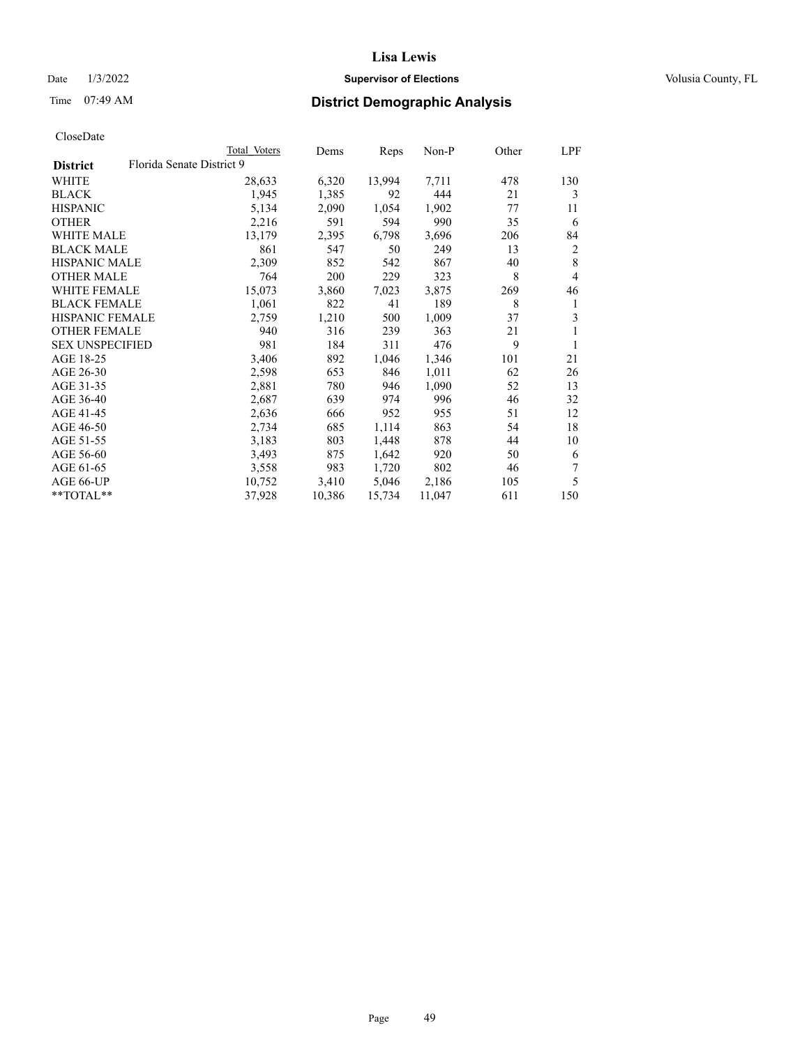CloseDate

| District | Florida Senate District 9 | Total Voters | Dems | Reps | Non-P | Other | LPF |
|---|---|---|---|---|---|---|---|
| WHITE | | 28,633 | 6,320 | 13,994 | 7,711 | 478 | 130 |
| BLACK | | 1,945 | 1,385 | 92 | 444 | 21 | 3 |
| HISPANIC | | 5,134 | 2,090 | 1,054 | 1,902 | 77 | 11 |
| OTHER | | 2,216 | 591 | 594 | 990 | 35 | 6 |
| WHITE MALE | | 13,179 | 2,395 | 6,798 | 3,696 | 206 | 84 |
| BLACK MALE | | 861 | 547 | 50 | 249 | 13 | 2 |
| HISPANIC MALE | | 2,309 | 852 | 542 | 867 | 40 | 8 |
| OTHER MALE | | 764 | 200 | 229 | 323 | 8 | 4 |
| WHITE FEMALE | | 15,073 | 3,860 | 7,023 | 3,875 | 269 | 46 |
| BLACK FEMALE | | 1,061 | 822 | 41 | 189 | 8 | 1 |
| HISPANIC FEMALE | | 2,759 | 1,210 | 500 | 1,009 | 37 | 3 |
| OTHER FEMALE | | 940 | 316 | 239 | 363 | 21 | 1 |
| SEX UNSPECIFIED | | 981 | 184 | 311 | 476 | 9 | 1 |
| AGE 18-25 | | 3,406 | 892 | 1,046 | 1,346 | 101 | 21 |
| AGE 26-30 | | 2,598 | 653 | 846 | 1,011 | 62 | 26 |
| AGE 31-35 | | 2,881 | 780 | 946 | 1,090 | 52 | 13 |
| AGE 36-40 | | 2,687 | 639 | 974 | 996 | 46 | 32 |
| AGE 41-45 | | 2,636 | 666 | 952 | 955 | 51 | 12 |
| AGE 46-50 | | 2,734 | 685 | 1,114 | 863 | 54 | 18 |
| AGE 51-55 | | 3,183 | 803 | 1,448 | 878 | 44 | 10 |
| AGE 56-60 | | 3,493 | 875 | 1,642 | 920 | 50 | 6 |
| AGE 61-65 | | 3,558 | 983 | 1,720 | 802 | 46 | 7 |
| AGE 66-UP | | 10,752 | 3,410 | 5,046 | 2,186 | 105 | 5 |
| **TOTAL** | | 37,928 | 10,386 | 15,734 | 11,047 | 611 | 150 |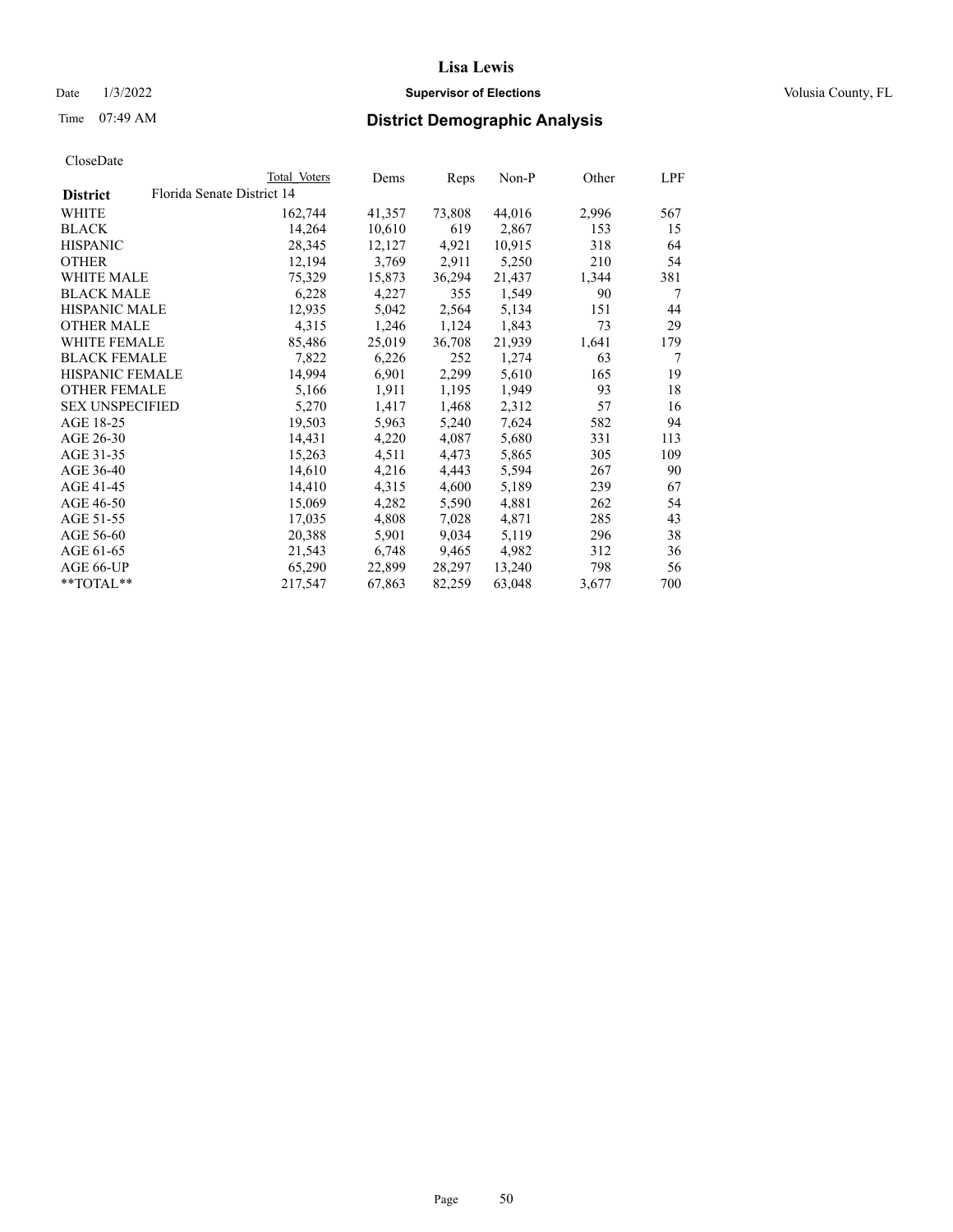# Lisa Lewis

Date 1/3/2022 **Supervisor of Elections** Volusia County, FL

Time 07:49 AM **District Demographic Analysis**

CloseDate

| **District** Florida Senate District 14 | Total Voters | Dems | Reps | Non-P | Other | LPF |
|---|---|---|---|---|---|---|
| WHITE | 162,744 | 41,357 | 73,808 | 44,016 | 2,996 | 567 |
| BLACK | 14,264 | 10,610 | 619 | 2,867 | 153 | 15 |
| HISPANIC | 28,345 | 12,127 | 4,921 | 10,915 | 318 | 64 |
| OTHER | 12,194 | 3,769 | 2,911 | 5,250 | 210 | 54 |
| WHITE MALE | 75,329 | 15,873 | 36,294 | 21,437 | 1,344 | 381 |
| BLACK MALE | 6,228 | 4,227 | 355 | 1,549 | 90 | 7 |
| HISPANIC MALE | 12,935 | 5,042 | 2,564 | 5,134 | 151 | 44 |
| OTHER MALE | 4,315 | 1,246 | 1,124 | 1,843 | 73 | 29 |
| WHITE FEMALE | 85,486 | 25,019 | 36,708 | 21,939 | 1,641 | 179 |
| BLACK FEMALE | 7,822 | 6,226 | 252 | 1,274 | 63 | 7 |
| HISPANIC FEMALE | 14,994 | 6,901 | 2,299 | 5,610 | 165 | 19 |
| OTHER FEMALE | 5,166 | 1,911 | 1,195 | 1,949 | 93 | 18 |
| SEX UNSPECIFIED | 5,270 | 1,417 | 1,468 | 2,312 | 57 | 16 |
| AGE 18-25 | 19,503 | 5,963 | 5,240 | 7,624 | 582 | 94 |
| AGE 26-30 | 14,431 | 4,220 | 4,087 | 5,680 | 331 | 113 |
| AGE 31-35 | 15,263 | 4,511 | 4,473 | 5,865 | 305 | 109 |
| AGE 36-40 | 14,610 | 4,216 | 4,443 | 5,594 | 267 | 90 |
| AGE 41-45 | 14,410 | 4,315 | 4,600 | 5,189 | 239 | 67 |
| AGE 46-50 | 15,069 | 4,282 | 5,590 | 4,881 | 262 | 54 |
| AGE 51-55 | 17,035 | 4,808 | 7,028 | 4,871 | 285 | 43 |
| AGE 56-60 | 20,388 | 5,901 | 9,034 | 5,119 | 296 | 38 |
| AGE 61-65 | 21,543 | 6,748 | 9,465 | 4,982 | 312 | 36 |
| AGE 66-UP | 65,290 | 22,899 | 28,297 | 13,240 | 798 | 56 |
| **TOTAL** | 217,547 | 67,863 | 82,259 | 63,048 | 3,677 | 700 |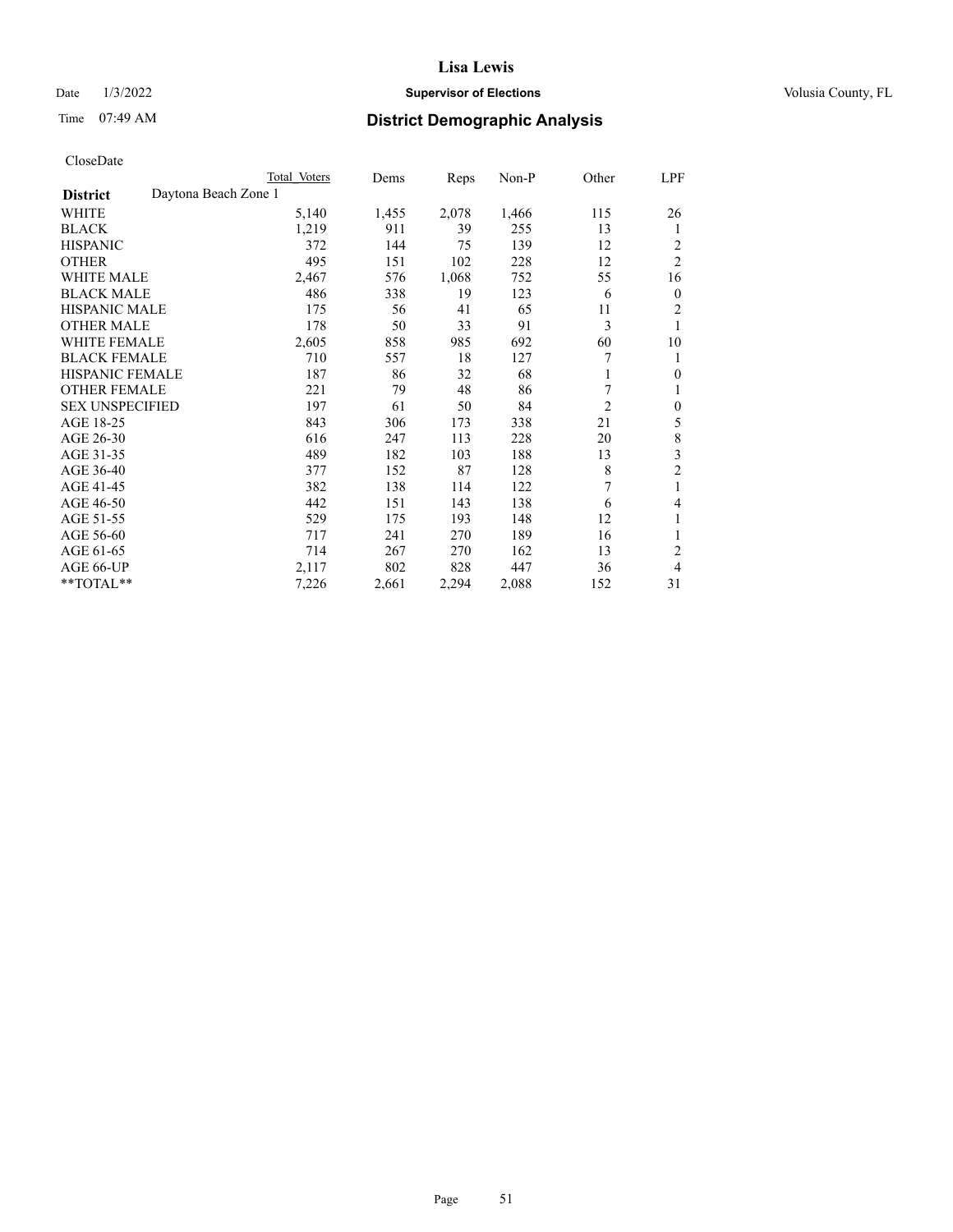# Lisa Lewis

Date 1/3/2022 **Supervisor of Elections** Volusia County, FL

Time 07:49 AM **District Demographic Analysis**

CloseDate

| District | Total Voters | Dems | Reps | Non-P | Other | LPF |
|---|---|---|---|---|---|---|
| Daytona Beach Zone 1 | | | | | | |
| WHITE | 5,140 | 1,455 | 2,078 | 1,466 | 115 | 26 |
| BLACK | 1,219 | 911 | 39 | 255 | 13 | 1 |
| HISPANIC | 372 | 144 | 75 | 139 | 12 | 2 |
| OTHER | 495 | 151 | 102 | 228 | 12 | 2 |
| WHITE MALE | 2,467 | 576 | 1,068 | 752 | 55 | 16 |
| BLACK MALE | 486 | 338 | 19 | 123 | 6 | 0 |
| HISPANIC MALE | 175 | 56 | 41 | 65 | 11 | 2 |
| OTHER MALE | 178 | 50 | 33 | 91 | 3 | 1 |
| WHITE FEMALE | 2,605 | 858 | 985 | 692 | 60 | 10 |
| BLACK FEMALE | 710 | 557 | 18 | 127 | 7 | 1 |
| HISPANIC FEMALE | 187 | 86 | 32 | 68 | 1 | 0 |
| OTHER FEMALE | 221 | 79 | 48 | 86 | 7 | 1 |
| SEX UNSPECIFIED | 197 | 61 | 50 | 84 | 2 | 0 |
| AGE 18-25 | 843 | 306 | 173 | 338 | 21 | 5 |
| AGE 26-30 | 616 | 247 | 113 | 228 | 20 | 8 |
| AGE 31-35 | 489 | 182 | 103 | 188 | 13 | 3 |
| AGE 36-40 | 377 | 152 | 87 | 128 | 8 | 2 |
| AGE 41-45 | 382 | 138 | 114 | 122 | 7 | 1 |
| AGE 46-50 | 442 | 151 | 143 | 138 | 6 | 4 |
| AGE 51-55 | 529 | 175 | 193 | 148 | 12 | 1 |
| AGE 56-60 | 717 | 241 | 270 | 189 | 16 | 1 |
| AGE 61-65 | 714 | 267 | 270 | 162 | 13 | 2 |
| AGE 66-UP | 2,117 | 802 | 828 | 447 | 36 | 4 |
| **TOTAL** | 7,226 | 2,661 | 2,294 | 2,088 | 152 | 31 |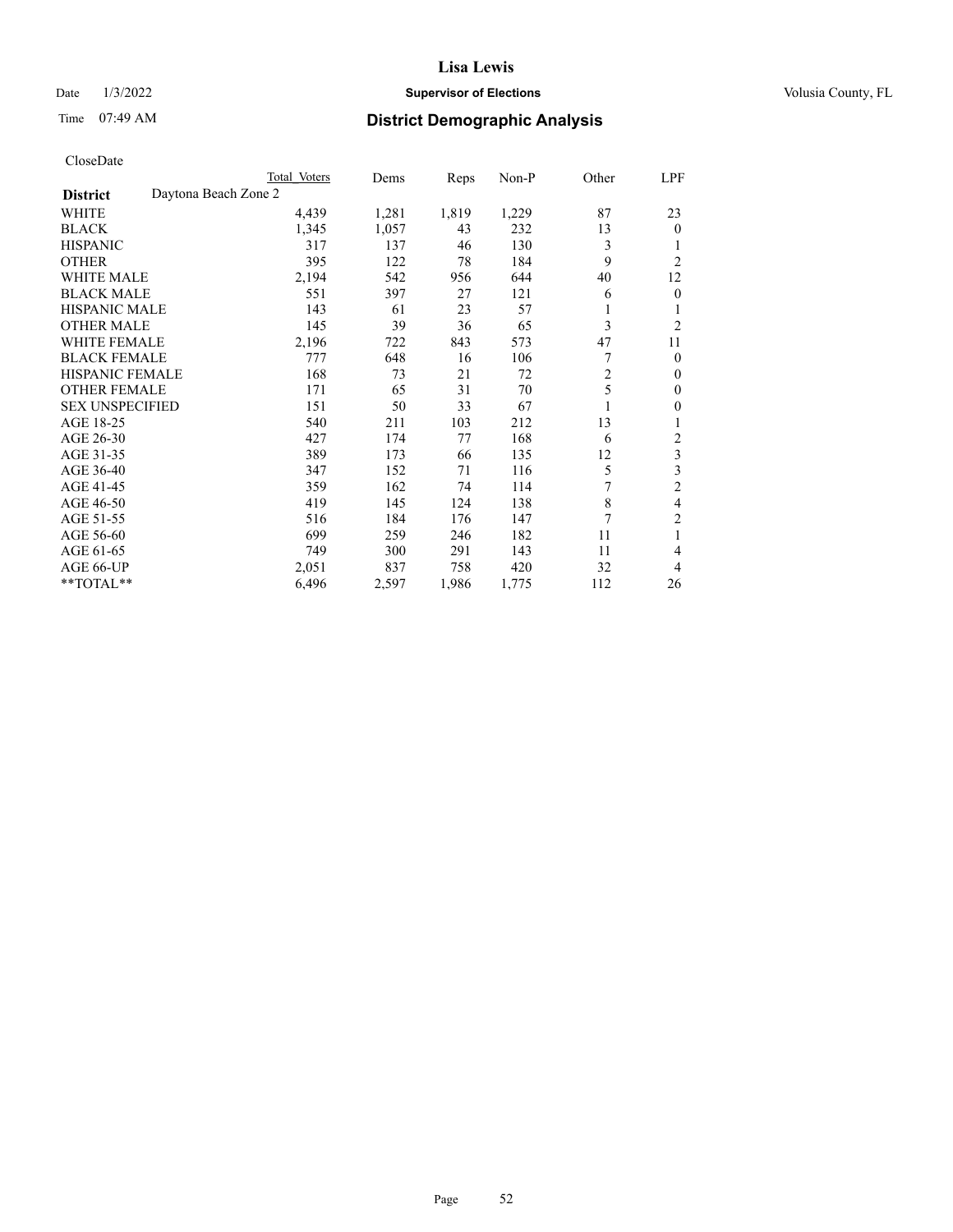CloseDate

| District | Daytona Beach Zone 2 | Total Voters | Dems | Reps | Non-P | Other | LPF |
|---|---|---|---|---|---|---|---|
| WHITE | | 4,439 | 1,281 | 1,819 | 1,229 | 87 | 23 |
| BLACK | | 1,345 | 1,057 | 43 | 232 | 13 | 0 |
| HISPANIC | | 317 | 137 | 46 | 130 | 3 | 1 |
| OTHER | | 395 | 122 | 78 | 184 | 9 | 2 |
| WHITE MALE | | 2,194 | 542 | 956 | 644 | 40 | 12 |
| BLACK MALE | | 551 | 397 | 27 | 121 | 6 | 0 |
| HISPANIC MALE | | 143 | 61 | 23 | 57 | 1 | 1 |
| OTHER MALE | | 145 | 39 | 36 | 65 | 3 | 2 |
| WHITE FEMALE | | 2,196 | 722 | 843 | 573 | 47 | 11 |
| BLACK FEMALE | | 777 | 648 | 16 | 106 | 7 | 0 |
| HISPANIC FEMALE | | 168 | 73 | 21 | 72 | 2 | 0 |
| OTHER FEMALE | | 171 | 65 | 31 | 70 | 5 | 0 |
| SEX UNSPECIFIED | | 151 | 50 | 33 | 67 | 1 | 0 |
| AGE 18-25 | | 540 | 211 | 103 | 212 | 13 | 1 |
| AGE 26-30 | | 427 | 174 | 77 | 168 | 6 | 2 |
| AGE 31-35 | | 389 | 173 | 66 | 135 | 12 | 3 |
| AGE 36-40 | | 347 | 152 | 71 | 116 | 5 | 3 |
| AGE 41-45 | | 359 | 162 | 74 | 114 | 7 | 2 |
| AGE 46-50 | | 419 | 145 | 124 | 138 | 8 | 4 |
| AGE 51-55 | | 516 | 184 | 176 | 147 | 7 | 2 |
| AGE 56-60 | | 699 | 259 | 246 | 182 | 11 | 1 |
| AGE 61-65 | | 749 | 300 | 291 | 143 | 11 | 4 |
| AGE 66-UP | | 2,051 | 837 | 758 | 420 | 32 | 4 |
| **TOTAL** | | 6,496 | 2,597 | 1,986 | 1,775 | 112 | 26 |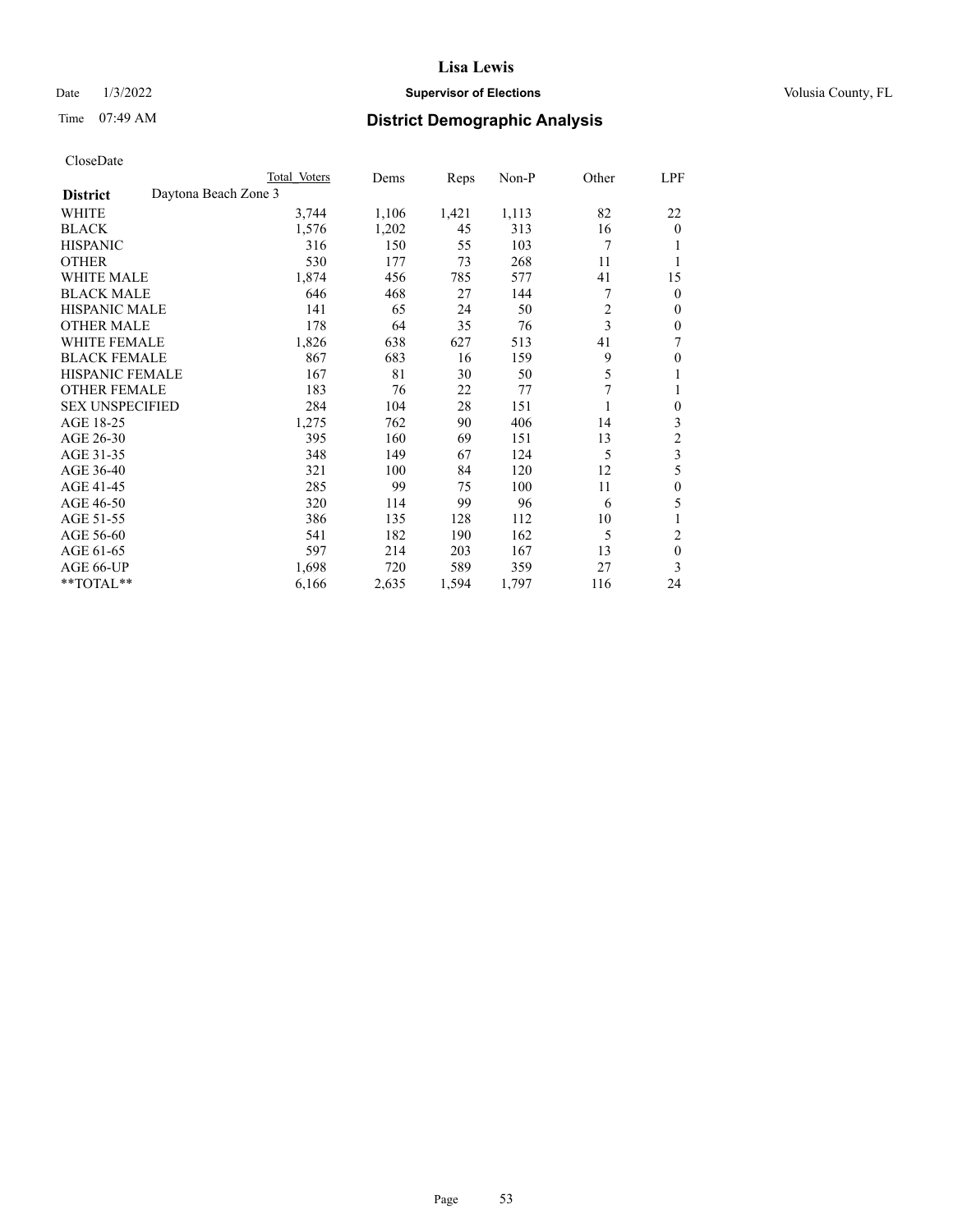# Lisa Lewis

Date 1/3/2022 **Supervisor of Elections** Volusia County, FL

Time 07:49 AM **District Demographic Analysis**

CloseDate

| **District** | Daytona Beach Zone 3 | Dems | Reps | Non-P | Other | LPF |
|---|---|---|---|---|---|---|
| | Total Voters | | | | | |
| WHITE | 3,744 | 1,106 | 1,421 | 1,113 | 82 | 22 |
| BLACK | 1,576 | 1,202 | 45 | 313 | 16 | 0 |
| HISPANIC | 316 | 150 | 55 | 103 | 7 | 1 |
| OTHER | 530 | 177 | 73 | 268 | 11 | 1 |
| WHITE MALE | 1,874 | 456 | 785 | 577 | 41 | 15 |
| BLACK MALE | 646 | 468 | 27 | 144 | 7 | 0 |
| HISPANIC MALE | 141 | 65 | 24 | 50 | 2 | 0 |
| OTHER MALE | 178 | 64 | 35 | 76 | 3 | 0 |
| WHITE FEMALE | 1,826 | 638 | 627 | 513 | 41 | 7 |
| BLACK FEMALE | 867 | 683 | 16 | 159 | 9 | 0 |
| HISPANIC FEMALE | 167 | 81 | 30 | 50 | 5 | 1 |
| OTHER FEMALE | 183 | 76 | 22 | 77 | 7 | 1 |
| SEX UNSPECIFIED | 284 | 104 | 28 | 151 | 1 | 0 |
| AGE 18-25 | 1,275 | 762 | 90 | 406 | 14 | 3 |
| AGE 26-30 | 395 | 160 | 69 | 151 | 13 | 2 |
| AGE 31-35 | 348 | 149 | 67 | 124 | 5 | 3 |
| AGE 36-40 | 321 | 100 | 84 | 120 | 12 | 5 |
| AGE 41-45 | 285 | 99 | 75 | 100 | 11 | 0 |
| AGE 46-50 | 320 | 114 | 99 | 96 | 6 | 5 |
| AGE 51-55 | 386 | 135 | 128 | 112 | 10 | 1 |
| AGE 56-60 | 541 | 182 | 190 | 162 | 5 | 2 |
| AGE 61-65 | 597 | 214 | 203 | 167 | 13 | 0 |
| AGE 66-UP | 1,698 | 720 | 589 | 359 | 27 | 3 |
| **TOTAL** | 6,166 | 2,635 | 1,594 | 1,797 | 116 | 24 |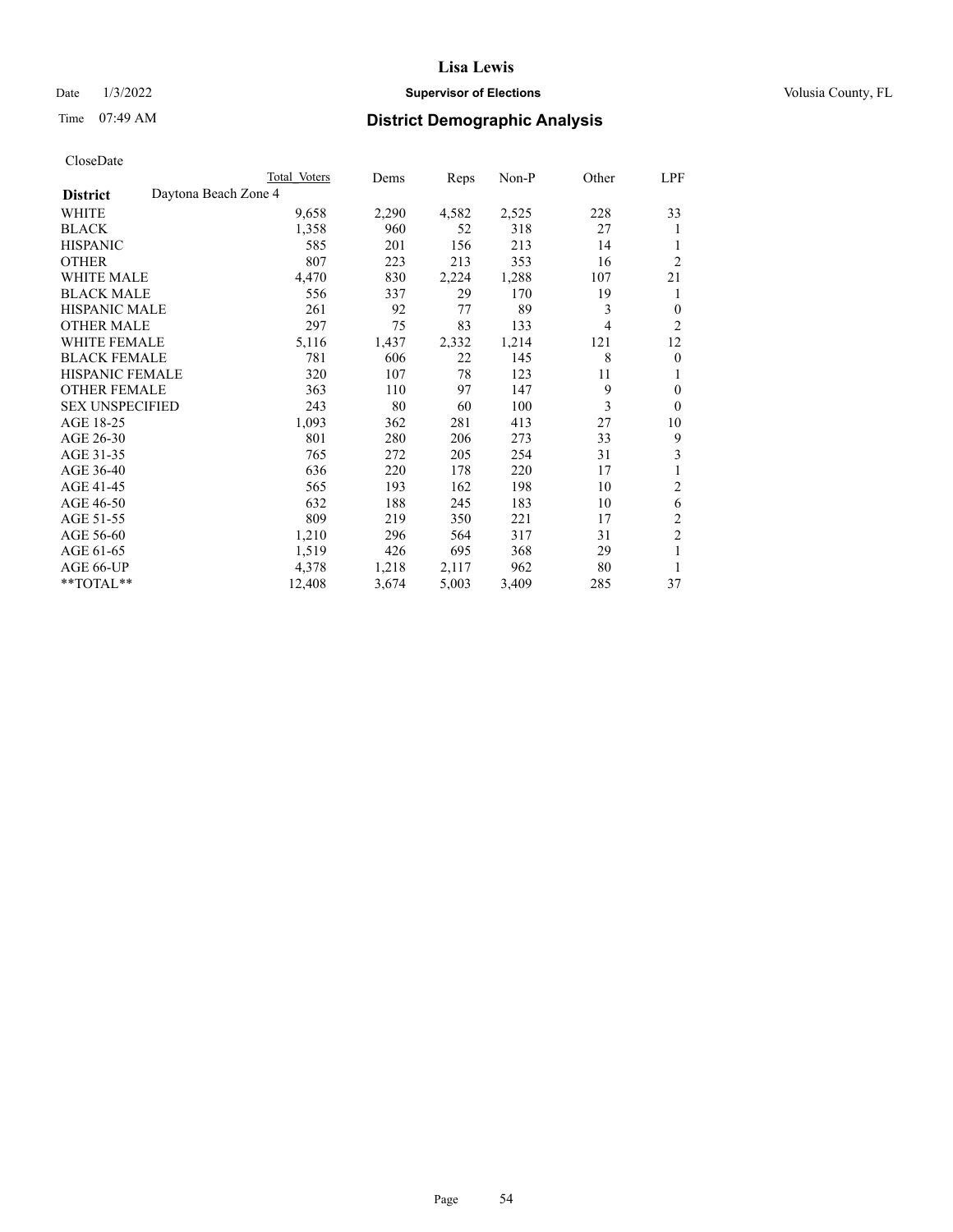# Lisa Lewis

Date 1/3/2022 **Supervisor of Elections** Volusia County, FL

Time 07:49 AM **District Demographic Analysis**

CloseDate

| | Total Voters | Dems | Reps | Non-P | Other | LPF |
|---|---|---|---|---|---|---|
| **District** Daytona Beach Zone 4 | | | | | | |
| WHITE | 9,658 | 2,290 | 4,582 | 2,525 | 228 | 33 |
| BLACK | 1,358 | 960 | 52 | 318 | 27 | 1 |
| HISPANIC | 585 | 201 | 156 | 213 | 14 | 1 |
| OTHER | 807 | 223 | 213 | 353 | 16 | 2 |
| WHITE MALE | 4,470 | 830 | 2,224 | 1,288 | 107 | 21 |
| BLACK MALE | 556 | 337 | 29 | 170 | 19 | 1 |
| HISPANIC MALE | 261 | 92 | 77 | 89 | 3 | 0 |
| OTHER MALE | 297 | 75 | 83 | 133 | 4 | 2 |
| WHITE FEMALE | 5,116 | 1,437 | 2,332 | 1,214 | 121 | 12 |
| BLACK FEMALE | 781 | 606 | 22 | 145 | 8 | 0 |
| HISPANIC FEMALE | 320 | 107 | 78 | 123 | 11 | 1 |
| OTHER FEMALE | 363 | 110 | 97 | 147 | 9 | 0 |
| SEX UNSPECIFIED | 243 | 80 | 60 | 100 | 3 | 0 |
| AGE 18-25 | 1,093 | 362 | 281 | 413 | 27 | 10 |
| AGE 26-30 | 801 | 280 | 206 | 273 | 33 | 9 |
| AGE 31-35 | 765 | 272 | 205 | 254 | 31 | 3 |
| AGE 36-40 | 636 | 220 | 178 | 220 | 17 | 1 |
| AGE 41-45 | 565 | 193 | 162 | 198 | 10 | 2 |
| AGE 46-50 | 632 | 188 | 245 | 183 | 10 | 6 |
| AGE 51-55 | 809 | 219 | 350 | 221 | 17 | 2 |
| AGE 56-60 | 1,210 | 296 | 564 | 317 | 31 | 2 |
| AGE 61-65 | 1,519 | 426 | 695 | 368 | 29 | 1 |
| AGE 66-UP | 4,378 | 1,218 | 2,117 | 962 | 80 | 1 |
| **TOTAL** | 12,408 | 3,674 | 5,003 | 3,409 | 285 | 37 |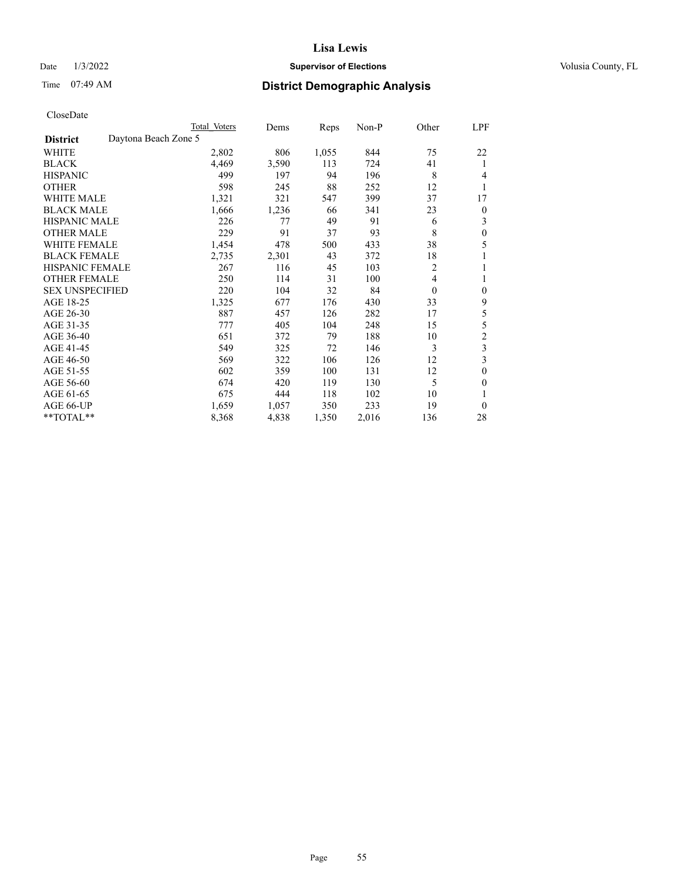CloseDate

| District | Daytona Beach Zone 5 Total Voters | Dems | Reps | Non-P | Other | LPF |
|---|---|---|---|---|---|---|
| WHITE | 2,802 | 806 | 1,055 | 844 | 75 | 22 |
| BLACK | 4,469 | 3,590 | 113 | 724 | 41 | 1 |
| HISPANIC | 499 | 197 | 94 | 196 | 8 | 4 |
| OTHER | 598 | 245 | 88 | 252 | 12 | 1 |
| WHITE MALE | 1,321 | 321 | 547 | 399 | 37 | 17 |
| BLACK MALE | 1,666 | 1,236 | 66 | 341 | 23 | 0 |
| HISPANIC MALE | 226 | 77 | 49 | 91 | 6 | 3 |
| OTHER MALE | 229 | 91 | 37 | 93 | 8 | 0 |
| WHITE FEMALE | 1,454 | 478 | 500 | 433 | 38 | 5 |
| BLACK FEMALE | 2,735 | 2,301 | 43 | 372 | 18 | 1 |
| HISPANIC FEMALE | 267 | 116 | 45 | 103 | 2 | 1 |
| OTHER FEMALE | 250 | 114 | 31 | 100 | 4 | 1 |
| SEX UNSPECIFIED | 220 | 104 | 32 | 84 | 0 | 0 |
| AGE 18-25 | 1,325 | 677 | 176 | 430 | 33 | 9 |
| AGE 26-30 | 887 | 457 | 126 | 282 | 17 | 5 |
| AGE 31-35 | 777 | 405 | 104 | 248 | 15 | 5 |
| AGE 36-40 | 651 | 372 | 79 | 188 | 10 | 2 |
| AGE 41-45 | 549 | 325 | 72 | 146 | 3 | 3 |
| AGE 46-50 | 569 | 322 | 106 | 126 | 12 | 3 |
| AGE 51-55 | 602 | 359 | 100 | 131 | 12 | 0 |
| AGE 56-60 | 674 | 420 | 119 | 130 | 5 | 0 |
| AGE 61-65 | 675 | 444 | 118 | 102 | 10 | 1 |
| AGE 66-UP | 1,659 | 1,057 | 350 | 233 | 19 | 0 |
| **TOTAL** | 8,368 | 4,838 | 1,350 | 2,016 | 136 | 28 |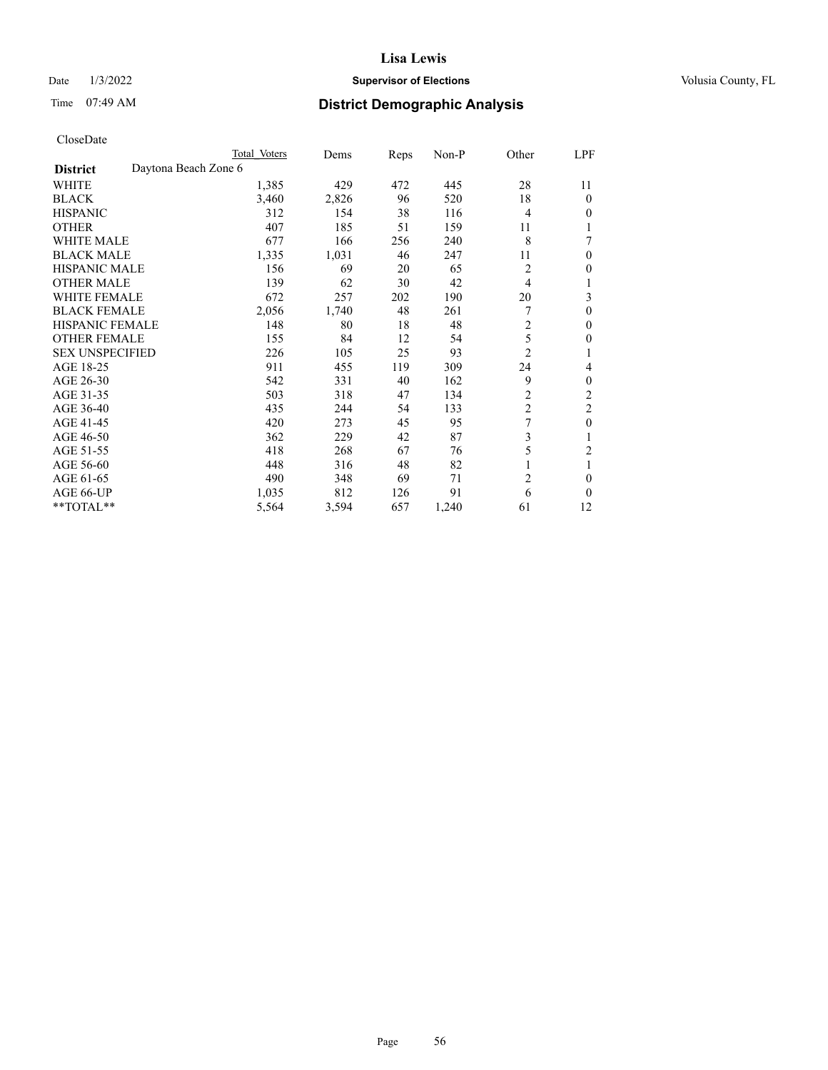CloseDate

| District | Daytona Beach Zone 6 | Total Voters | Dems | Reps | Non-P | Other | LPF |
|---|---|---|---|---|---|---|---|
| WHITE | | 1,385 | 429 | 472 | 445 | 28 | 11 |
| BLACK | | 3,460 | 2,826 | 96 | 520 | 18 | 0 |
| HISPANIC | | 312 | 154 | 38 | 116 | 4 | 0 |
| OTHER | | 407 | 185 | 51 | 159 | 11 | 1 |
| WHITE MALE | | 677 | 166 | 256 | 240 | 8 | 7 |
| BLACK MALE | | 1,335 | 1,031 | 46 | 247 | 11 | 0 |
| HISPANIC MALE | | 156 | 69 | 20 | 65 | 2 | 0 |
| OTHER MALE | | 139 | 62 | 30 | 42 | 4 | 1 |
| WHITE FEMALE | | 672 | 257 | 202 | 190 | 20 | 3 |
| BLACK FEMALE | | 2,056 | 1,740 | 48 | 261 | 7 | 0 |
| HISPANIC FEMALE | | 148 | 80 | 18 | 48 | 2 | 0 |
| OTHER FEMALE | | 155 | 84 | 12 | 54 | 5 | 0 |
| SEX UNSPECIFIED | | 226 | 105 | 25 | 93 | 2 | 1 |
| AGE 18-25 | | 911 | 455 | 119 | 309 | 24 | 4 |
| AGE 26-30 | | 542 | 331 | 40 | 162 | 9 | 0 |
| AGE 31-35 | | 503 | 318 | 47 | 134 | 2 | 2 |
| AGE 36-40 | | 435 | 244 | 54 | 133 | 2 | 2 |
| AGE 41-45 | | 420 | 273 | 45 | 95 | 7 | 0 |
| AGE 46-50 | | 362 | 229 | 42 | 87 | 3 | 1 |
| AGE 51-55 | | 418 | 268 | 67 | 76 | 5 | 2 |
| AGE 56-60 | | 448 | 316 | 48 | 82 | 1 | 1 |
| AGE 61-65 | | 490 | 348 | 69 | 71 | 2 | 0 |
| AGE 66-UP | | 1,035 | 812 | 126 | 91 | 6 | 0 |
| **TOTAL** | | 5,564 | 3,594 | 657 | 1,240 | 61 | 12 |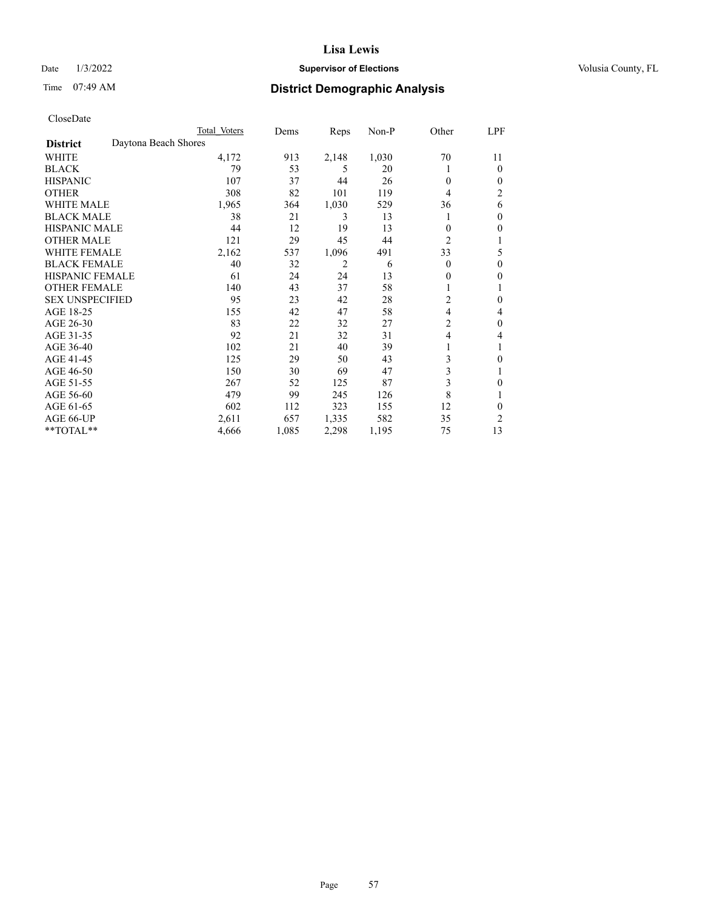CloseDate

| District | Daytona Beach Shores | Total Voters | Dems | Reps | Non-P | Other | LPF |
|---|---|---|---|---|---|---|---|
| WHITE | | 4,172 | 913 | 2,148 | 1,030 | 70 | 11 |
| BLACK | | 79 | 53 | 5 | 20 | 1 | 0 |
| HISPANIC | | 107 | 37 | 44 | 26 | 0 | 0 |
| OTHER | | 308 | 82 | 101 | 119 | 4 | 2 |
| WHITE MALE | | 1,965 | 364 | 1,030 | 529 | 36 | 6 |
| BLACK MALE | | 38 | 21 | 3 | 13 | 1 | 0 |
| HISPANIC MALE | | 44 | 12 | 19 | 13 | 0 | 0 |
| OTHER MALE | | 121 | 29 | 45 | 44 | 2 | 1 |
| WHITE FEMALE | | 2,162 | 537 | 1,096 | 491 | 33 | 5 |
| BLACK FEMALE | | 40 | 32 | 2 | 6 | 0 | 0 |
| HISPANIC FEMALE | | 61 | 24 | 24 | 13 | 0 | 0 |
| OTHER FEMALE | | 140 | 43 | 37 | 58 | 1 | 1 |
| SEX UNSPECIFIED | | 95 | 23 | 42 | 28 | 2 | 0 |
| AGE 18-25 | | 155 | 42 | 47 | 58 | 4 | 4 |
| AGE 26-30 | | 83 | 22 | 32 | 27 | 2 | 0 |
| AGE 31-35 | | 92 | 21 | 32 | 31 | 4 | 4 |
| AGE 36-40 | | 102 | 21 | 40 | 39 | 1 | 1 |
| AGE 41-45 | | 125 | 29 | 50 | 43 | 3 | 0 |
| AGE 46-50 | | 150 | 30 | 69 | 47 | 3 | 1 |
| AGE 51-55 | | 267 | 52 | 125 | 87 | 3 | 0 |
| AGE 56-60 | | 479 | 99 | 245 | 126 | 8 | 1 |
| AGE 61-65 | | 602 | 112 | 323 | 155 | 12 | 0 |
| AGE 66-UP | | 2,611 | 657 | 1,335 | 582 | 35 | 2 |
| **TOTAL** | | 4,666 | 1,085 | 2,298 | 1,195 | 75 | 13 |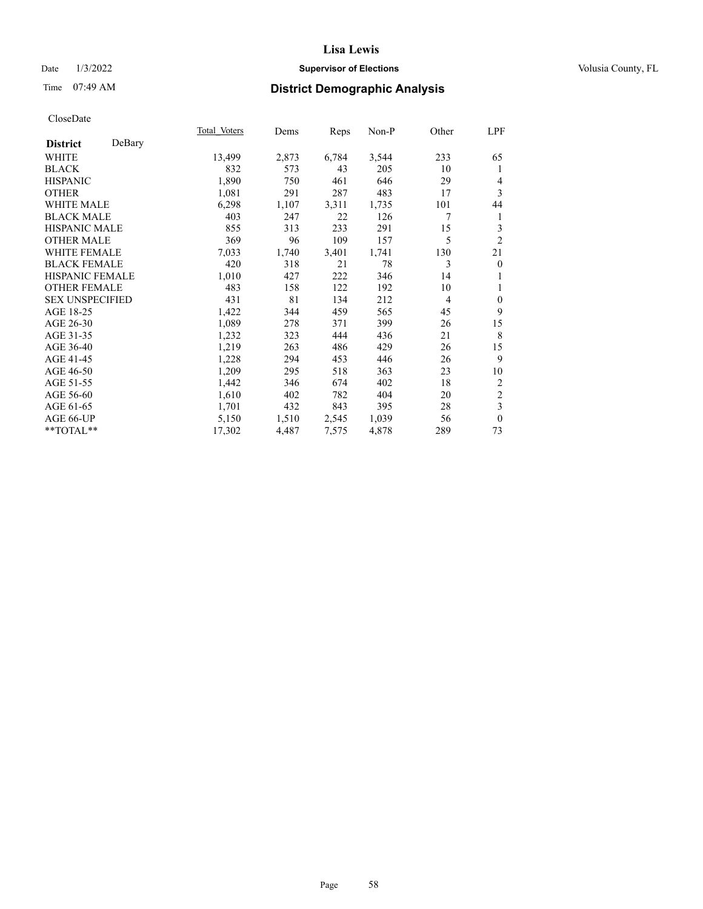CloseDate

| District | DeBary | Total_Voters | Dems | Reps | Non-P | Other | LPF |
|---|---|---|---|---|---|---|---|
| WHITE | | 13,499 | 2,873 | 6,784 | 3,544 | 233 | 65 |
| BLACK | | 832 | 573 | 43 | 205 | 10 | 1 |
| HISPANIC | | 1,890 | 750 | 461 | 646 | 29 | 4 |
| OTHER | | 1,081 | 291 | 287 | 483 | 17 | 3 |
| WHITE MALE | | 6,298 | 1,107 | 3,311 | 1,735 | 101 | 44 |
| BLACK MALE | | 403 | 247 | 22 | 126 | 7 | 1 |
| HISPANIC MALE | | 855 | 313 | 233 | 291 | 15 | 3 |
| OTHER MALE | | 369 | 96 | 109 | 157 | 5 | 2 |
| WHITE FEMALE | | 7,033 | 1,740 | 3,401 | 1,741 | 130 | 21 |
| BLACK FEMALE | | 420 | 318 | 21 | 78 | 3 | 0 |
| HISPANIC FEMALE | | 1,010 | 427 | 222 | 346 | 14 | 1 |
| OTHER FEMALE | | 483 | 158 | 122 | 192 | 10 | 1 |
| SEX UNSPECIFIED | | 431 | 81 | 134 | 212 | 4 | 0 |
| AGE 18-25 | | 1,422 | 344 | 459 | 565 | 45 | 9 |
| AGE 26-30 | | 1,089 | 278 | 371 | 399 | 26 | 15 |
| AGE 31-35 | | 1,232 | 323 | 444 | 436 | 21 | 8 |
| AGE 36-40 | | 1,219 | 263 | 486 | 429 | 26 | 15 |
| AGE 41-45 | | 1,228 | 294 | 453 | 446 | 26 | 9 |
| AGE 46-50 | | 1,209 | 295 | 518 | 363 | 23 | 10 |
| AGE 51-55 | | 1,442 | 346 | 674 | 402 | 18 | 2 |
| AGE 56-60 | | 1,610 | 402 | 782 | 404 | 20 | 2 |
| AGE 61-65 | | 1,701 | 432 | 843 | 395 | 28 | 3 |
| AGE 66-UP | | 5,150 | 1,510 | 2,545 | 1,039 | 56 | 0 |
| **TOTAL** | | 17,302 | 4,487 | 7,575 | 4,878 | 289 | 73 |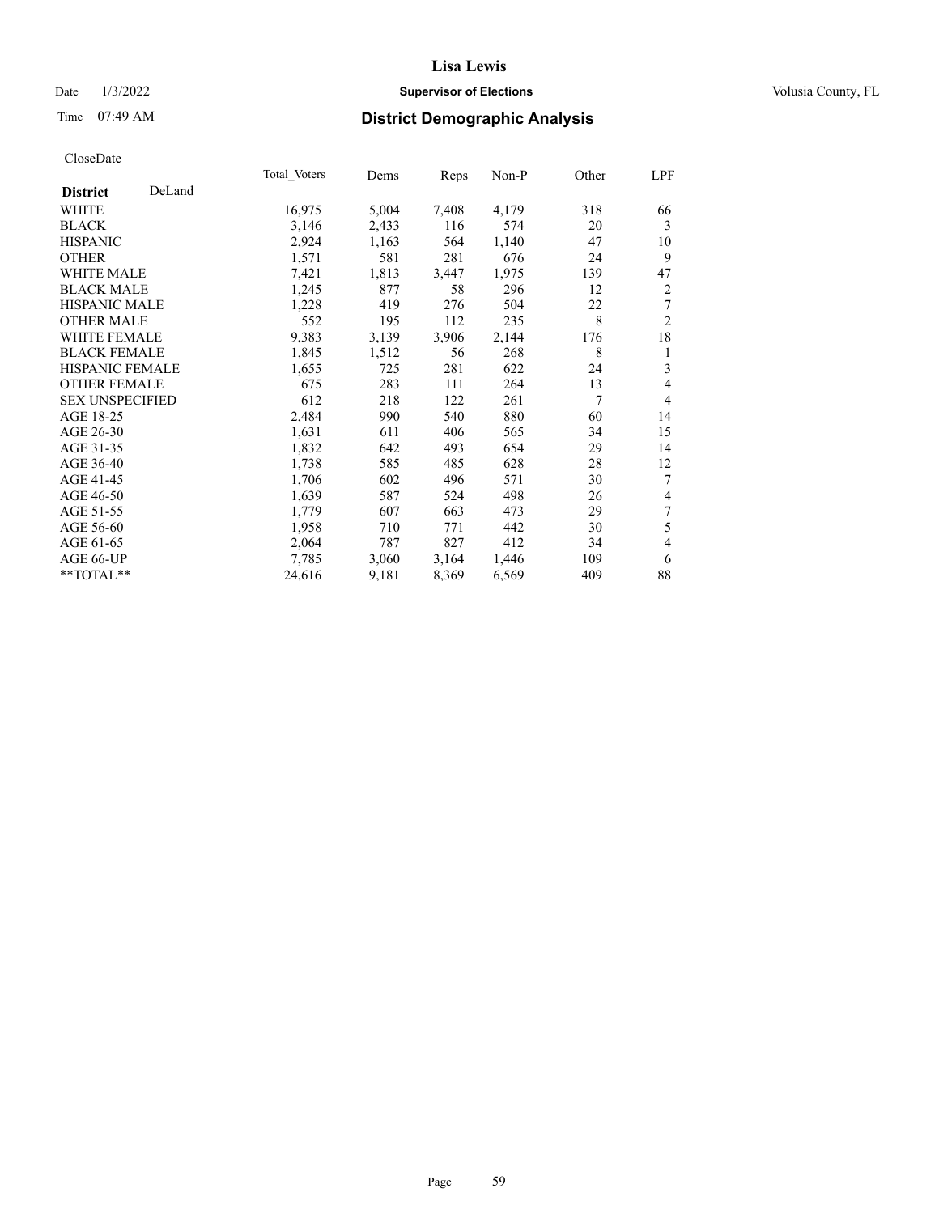# Lisa Lewis

Date 1/3/2022 **Supervisor of Elections** Volusia County, FL

Time 07:49 AM **District Demographic Analysis**

CloseDate

| **District** DeLand | Total_Voters | Dems | Reps | Non-P | Other | LPF |
|---|---|---|---|---|---|---|
| WHITE | 16,975 | 5,004 | 7,408 | 4,179 | 318 | 66 |
| BLACK | 3,146 | 2,433 | 116 | 574 | 20 | 3 |
| HISPANIC | 2,924 | 1,163 | 564 | 1,140 | 47 | 10 |
| OTHER | 1,571 | 581 | 281 | 676 | 24 | 9 |
| WHITE MALE | 7,421 | 1,813 | 3,447 | 1,975 | 139 | 47 |
| BLACK MALE | 1,245 | 877 | 58 | 296 | 12 | 2 |
| HISPANIC MALE | 1,228 | 419 | 276 | 504 | 22 | 7 |
| OTHER MALE | 552 | 195 | 112 | 235 | 8 | 2 |
| WHITE FEMALE | 9,383 | 3,139 | 3,906 | 2,144 | 176 | 18 |
| BLACK FEMALE | 1,845 | 1,512 | 56 | 268 | 8 | 1 |
| HISPANIC FEMALE | 1,655 | 725 | 281 | 622 | 24 | 3 |
| OTHER FEMALE | 675 | 283 | 111 | 264 | 13 | 4 |
| SEX UNSPECIFIED | 612 | 218 | 122 | 261 | 7 | 4 |
| AGE 18-25 | 2,484 | 990 | 540 | 880 | 60 | 14 |
| AGE 26-30 | 1,631 | 611 | 406 | 565 | 34 | 15 |
| AGE 31-35 | 1,832 | 642 | 493 | 654 | 29 | 14 |
| AGE 36-40 | 1,738 | 585 | 485 | 628 | 28 | 12 |
| AGE 41-45 | 1,706 | 602 | 496 | 571 | 30 | 7 |
| AGE 46-50 | 1,639 | 587 | 524 | 498 | 26 | 4 |
| AGE 51-55 | 1,779 | 607 | 663 | 473 | 29 | 7 |
| AGE 56-60 | 1,958 | 710 | 771 | 442 | 30 | 5 |
| AGE 61-65 | 2,064 | 787 | 827 | 412 | 34 | 4 |
| AGE 66-UP | 7,785 | 3,060 | 3,164 | 1,446 | 109 | 6 |
| **TOTAL** | 24,616 | 9,181 | 8,369 | 6,569 | 409 | 88 |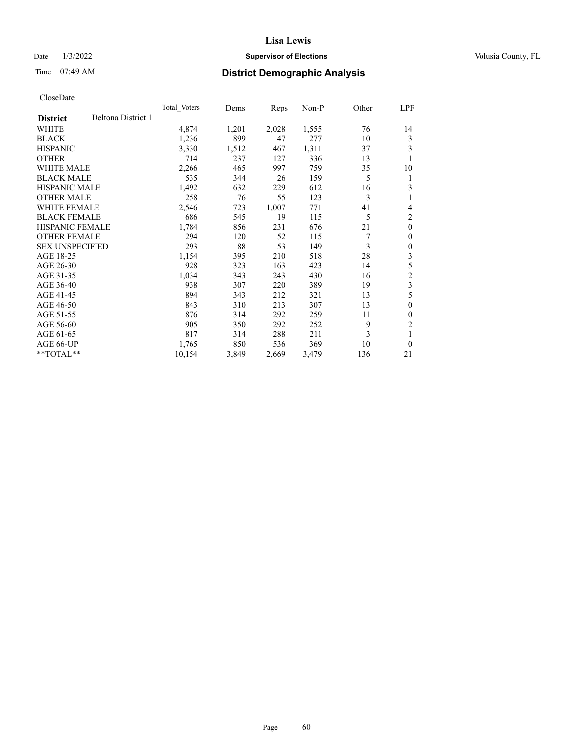CloseDate

| District | Deltona District 1 | Total Voters | Dems | Reps | Non-P | Other | LPF |
|---|---|---|---|---|---|---|---|
| WHITE | | 4,874 | 1,201 | 2,028 | 1,555 | 76 | 14 |
| BLACK | | 1,236 | 899 | 47 | 277 | 10 | 3 |
| HISPANIC | | 3,330 | 1,512 | 467 | 1,311 | 37 | 3 |
| OTHER | | 714 | 237 | 127 | 336 | 13 | 1 |
| WHITE MALE | | 2,266 | 465 | 997 | 759 | 35 | 10 |
| BLACK MALE | | 535 | 344 | 26 | 159 | 5 | 1 |
| HISPANIC MALE | | 1,492 | 632 | 229 | 612 | 16 | 3 |
| OTHER MALE | | 258 | 76 | 55 | 123 | 3 | 1 |
| WHITE FEMALE | | 2,546 | 723 | 1,007 | 771 | 41 | 4 |
| BLACK FEMALE | | 686 | 545 | 19 | 115 | 5 | 2 |
| HISPANIC FEMALE | | 1,784 | 856 | 231 | 676 | 21 | 0 |
| OTHER FEMALE | | 294 | 120 | 52 | 115 | 7 | 0 |
| SEX UNSPECIFIED | | 293 | 88 | 53 | 149 | 3 | 0 |
| AGE 18-25 | | 1,154 | 395 | 210 | 518 | 28 | 3 |
| AGE 26-30 | | 928 | 323 | 163 | 423 | 14 | 5 |
| AGE 31-35 | | 1,034 | 343 | 243 | 430 | 16 | 2 |
| AGE 36-40 | | 938 | 307 | 220 | 389 | 19 | 3 |
| AGE 41-45 | | 894 | 343 | 212 | 321 | 13 | 5 |
| AGE 46-50 | | 843 | 310 | 213 | 307 | 13 | 0 |
| AGE 51-55 | | 876 | 314 | 292 | 259 | 11 | 0 |
| AGE 56-60 | | 905 | 350 | 292 | 252 | 9 | 2 |
| AGE 61-65 | | 817 | 314 | 288 | 211 | 3 | 1 |
| AGE 66-UP | | 1,765 | 850 | 536 | 369 | 10 | 0 |
| **TOTAL** | | 10,154 | 3,849 | 2,669 | 3,479 | 136 | 21 |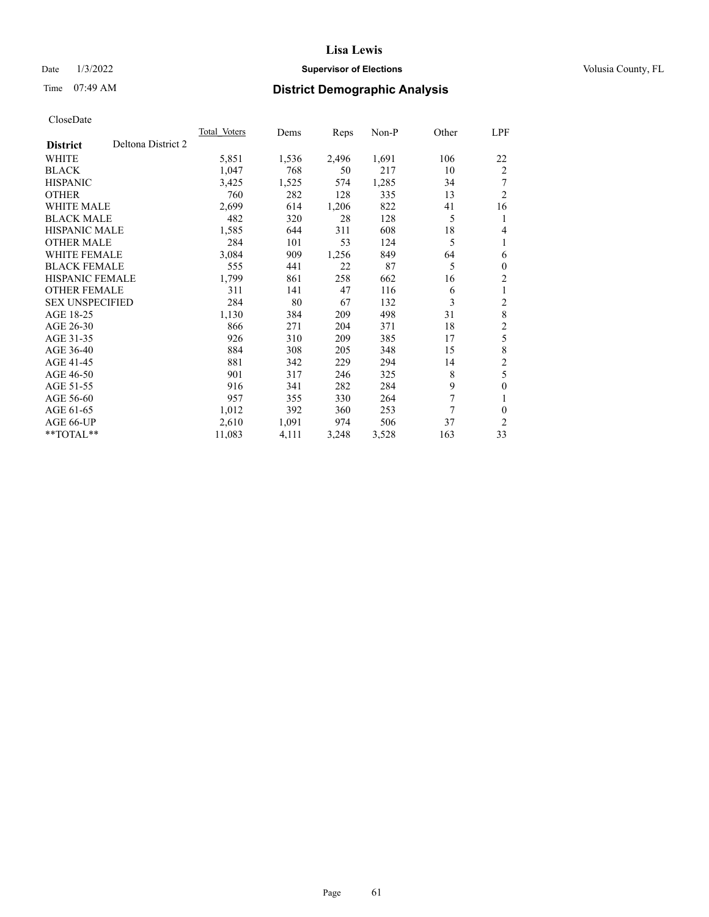# Lisa Lewis

Date 1/3/2022 **Supervisor of Elections** Volusia County, FL

Time 07:49 AM **District Demographic Analysis**

CloseDate

| **District** Deltona District 2 | Total Voters | Dems | Reps | Non-P | Other | LPF |
|---|---|---|---|---|---|---|
| WHITE | 5,851 | 1,536 | 2,496 | 1,691 | 106 | 22 |
| BLACK | 1,047 | 768 | 50 | 217 | 10 | 2 |
| HISPANIC | 3,425 | 1,525 | 574 | 1,285 | 34 | 7 |
| OTHER | 760 | 282 | 128 | 335 | 13 | 2 |
| WHITE MALE | 2,699 | 614 | 1,206 | 822 | 41 | 16 |
| BLACK MALE | 482 | 320 | 28 | 128 | 5 | 1 |
| HISPANIC MALE | 1,585 | 644 | 311 | 608 | 18 | 4 |
| OTHER MALE | 284 | 101 | 53 | 124 | 5 | 1 |
| WHITE FEMALE | 3,084 | 909 | 1,256 | 849 | 64 | 6 |
| BLACK FEMALE | 555 | 441 | 22 | 87 | 5 | 0 |
| HISPANIC FEMALE | 1,799 | 861 | 258 | 662 | 16 | 2 |
| OTHER FEMALE | 311 | 141 | 47 | 116 | 6 | 1 |
| SEX UNSPECIFIED | 284 | 80 | 67 | 132 | 3 | 2 |
| AGE 18-25 | 1,130 | 384 | 209 | 498 | 31 | 8 |
| AGE 26-30 | 866 | 271 | 204 | 371 | 18 | 2 |
| AGE 31-35 | 926 | 310 | 209 | 385 | 17 | 5 |
| AGE 36-40 | 884 | 308 | 205 | 348 | 15 | 8 |
| AGE 41-45 | 881 | 342 | 229 | 294 | 14 | 2 |
| AGE 46-50 | 901 | 317 | 246 | 325 | 8 | 5 |
| AGE 51-55 | 916 | 341 | 282 | 284 | 9 | 0 |
| AGE 56-60 | 957 | 355 | 330 | 264 | 7 | 1 |
| AGE 61-65 | 1,012 | 392 | 360 | 253 | 7 | 0 |
| AGE 66-UP | 2,610 | 1,091 | 974 | 506 | 37 | 2 |
| **TOTAL** | 11,083 | 4,111 | 3,248 | 3,528 | 163 | 33 |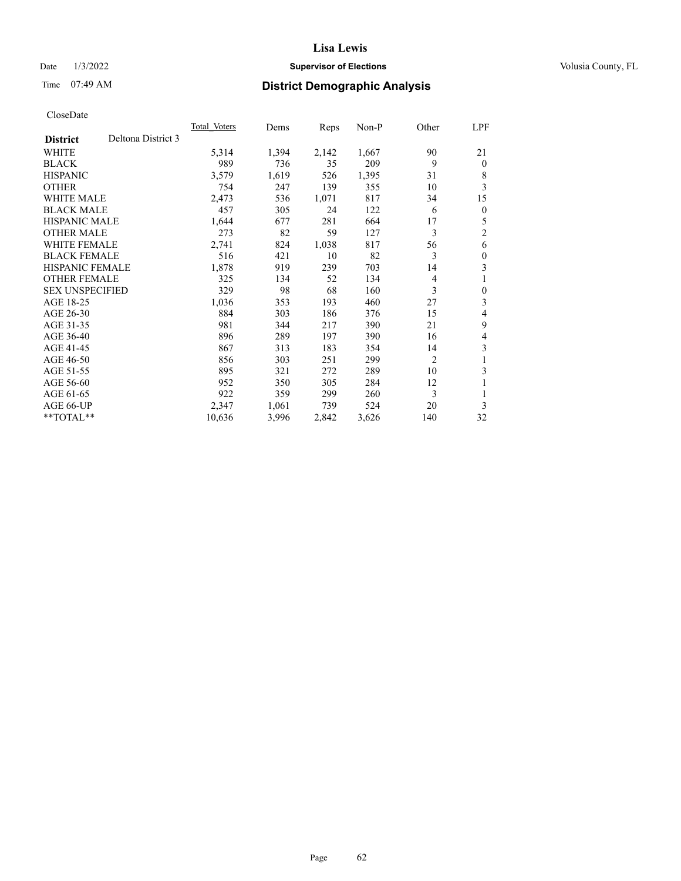# Lisa Lewis

Date 1/3/2022 **Supervisor of Elections** Volusia County, FL

Time 07:49 AM **District Demographic Analysis**

CloseDate

| District | Deltona District 3 | Total Voters | Dems | Reps | Non-P | Other | LPF |
|---|---|---|---|---|---|---|---|
| WHITE | | 5,314 | 1,394 | 2,142 | 1,667 | 90 | 21 |
| BLACK | | 989 | 736 | 35 | 209 | 9 | 0 |
| HISPANIC | | 3,579 | 1,619 | 526 | 1,395 | 31 | 8 |
| OTHER | | 754 | 247 | 139 | 355 | 10 | 3 |
| WHITE MALE | | 2,473 | 536 | 1,071 | 817 | 34 | 15 |
| BLACK MALE | | 457 | 305 | 24 | 122 | 6 | 0 |
| HISPANIC MALE | | 1,644 | 677 | 281 | 664 | 17 | 5 |
| OTHER MALE | | 273 | 82 | 59 | 127 | 3 | 2 |
| WHITE FEMALE | | 2,741 | 824 | 1,038 | 817 | 56 | 6 |
| BLACK FEMALE | | 516 | 421 | 10 | 82 | 3 | 0 |
| HISPANIC FEMALE | | 1,878 | 919 | 239 | 703 | 14 | 3 |
| OTHER FEMALE | | 325 | 134 | 52 | 134 | 4 | 1 |
| SEX UNSPECIFIED | | 329 | 98 | 68 | 160 | 3 | 0 |
| AGE 18-25 | | 1,036 | 353 | 193 | 460 | 27 | 3 |
| AGE 26-30 | | 884 | 303 | 186 | 376 | 15 | 4 |
| AGE 31-35 | | 981 | 344 | 217 | 390 | 21 | 9 |
| AGE 36-40 | | 896 | 289 | 197 | 390 | 16 | 4 |
| AGE 41-45 | | 867 | 313 | 183 | 354 | 14 | 3 |
| AGE 46-50 | | 856 | 303 | 251 | 299 | 2 | 1 |
| AGE 51-55 | | 895 | 321 | 272 | 289 | 10 | 3 |
| AGE 56-60 | | 952 | 350 | 305 | 284 | 12 | 1 |
| AGE 61-65 | | 922 | 359 | 299 | 260 | 3 | 1 |
| AGE 66-UP | | 2,347 | 1,061 | 739 | 524 | 20 | 3 |
| **TOTAL** | | 10,636 | 3,996 | 2,842 | 3,626 | 140 | 32 |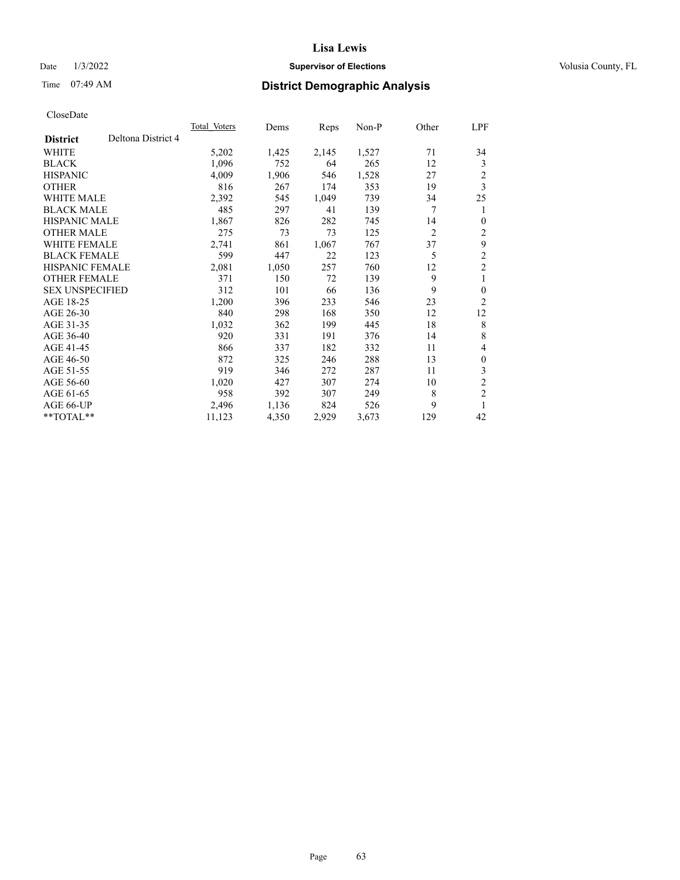# Lisa Lewis

Date 1/3/2022 **Supervisor of Elections** Volusia County, FL

Time 07:49 AM **District Demographic Analysis**

CloseDate

| **District** Deltona District 4 | Total Voters | Dems | Reps | Non-P | Other | LPF |
|---|---|---|---|---|---|---|
| WHITE | 5,202 | 1,425 | 2,145 | 1,527 | 71 | 34 |
| BLACK | 1,096 | 752 | 64 | 265 | 12 | 3 |
| HISPANIC | 4,009 | 1,906 | 546 | 1,528 | 27 | 2 |
| OTHER | 816 | 267 | 174 | 353 | 19 | 3 |
| WHITE MALE | 2,392 | 545 | 1,049 | 739 | 34 | 25 |
| BLACK MALE | 485 | 297 | 41 | 139 | 7 | 1 |
| HISPANIC MALE | 1,867 | 826 | 282 | 745 | 14 | 0 |
| OTHER MALE | 275 | 73 | 73 | 125 | 2 | 2 |
| WHITE FEMALE | 2,741 | 861 | 1,067 | 767 | 37 | 9 |
| BLACK FEMALE | 599 | 447 | 22 | 123 | 5 | 2 |
| HISPANIC FEMALE | 2,081 | 1,050 | 257 | 760 | 12 | 2 |
| OTHER FEMALE | 371 | 150 | 72 | 139 | 9 | 1 |
| SEX UNSPECIFIED | 312 | 101 | 66 | 136 | 9 | 0 |
| AGE 18-25 | 1,200 | 396 | 233 | 546 | 23 | 2 |
| AGE 26-30 | 840 | 298 | 168 | 350 | 12 | 12 |
| AGE 31-35 | 1,032 | 362 | 199 | 445 | 18 | 8 |
| AGE 36-40 | 920 | 331 | 191 | 376 | 14 | 8 |
| AGE 41-45 | 866 | 337 | 182 | 332 | 11 | 4 |
| AGE 46-50 | 872 | 325 | 246 | 288 | 13 | 0 |
| AGE 51-55 | 919 | 346 | 272 | 287 | 11 | 3 |
| AGE 56-60 | 1,020 | 427 | 307 | 274 | 10 | 2 |
| AGE 61-65 | 958 | 392 | 307 | 249 | 8 | 2 |
| AGE 66-UP | 2,496 | 1,136 | 824 | 526 | 9 | 1 |
| **TOTAL** | 11,123 | 4,350 | 2,929 | 3,673 | 129 | 42 |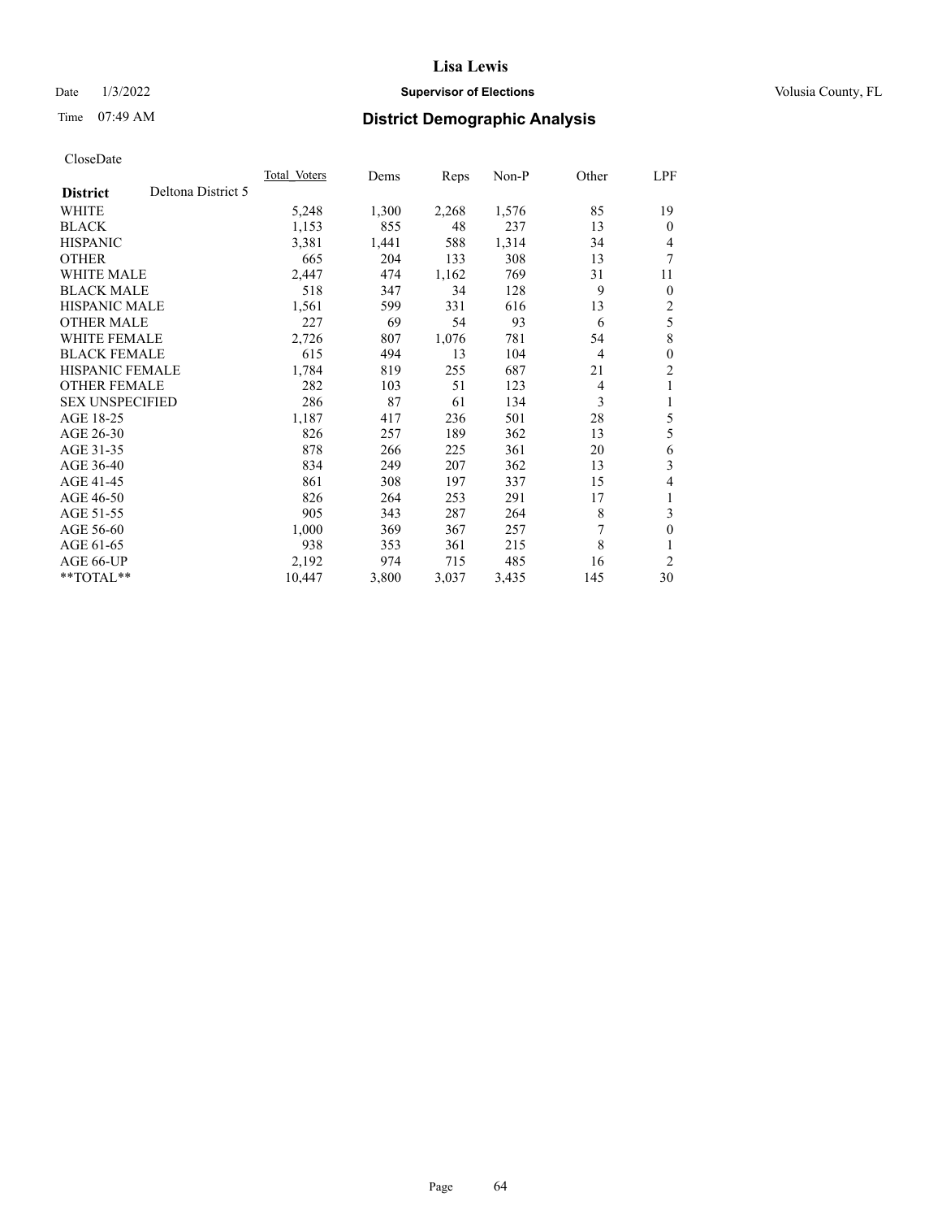# Lisa Lewis

Date 1/3/2022 **Supervisor of Elections** Volusia County, FL

Time 07:49 AM **District Demographic Analysis**

CloseDate

| **District** Deltona District 5 | Total Voters | Dems | Reps | Non-P | Other | LPF |
|---|---|---|---|---|---|---|
| WHITE | 5,248 | 1,300 | 2,268 | 1,576 | 85 | 19 |
| BLACK | 1,153 | 855 | 48 | 237 | 13 | 0 |
| HISPANIC | 3,381 | 1,441 | 588 | 1,314 | 34 | 4 |
| OTHER | 665 | 204 | 133 | 308 | 13 | 7 |
| WHITE MALE | 2,447 | 474 | 1,162 | 769 | 31 | 11 |
| BLACK MALE | 518 | 347 | 34 | 128 | 9 | 0 |
| HISPANIC MALE | 1,561 | 599 | 331 | 616 | 13 | 2 |
| OTHER MALE | 227 | 69 | 54 | 93 | 6 | 5 |
| WHITE FEMALE | 2,726 | 807 | 1,076 | 781 | 54 | 8 |
| BLACK FEMALE | 615 | 494 | 13 | 104 | 4 | 0 |
| HISPANIC FEMALE | 1,784 | 819 | 255 | 687 | 21 | 2 |
| OTHER FEMALE | 282 | 103 | 51 | 123 | 4 | 1 |
| SEX UNSPECIFIED | 286 | 87 | 61 | 134 | 3 | 1 |
| AGE 18-25 | 1,187 | 417 | 236 | 501 | 28 | 5 |
| AGE 26-30 | 826 | 257 | 189 | 362 | 13 | 5 |
| AGE 31-35 | 878 | 266 | 225 | 361 | 20 | 6 |
| AGE 36-40 | 834 | 249 | 207 | 362 | 13 | 3 |
| AGE 41-45 | 861 | 308 | 197 | 337 | 15 | 4 |
| AGE 46-50 | 826 | 264 | 253 | 291 | 17 | 1 |
| AGE 51-55 | 905 | 343 | 287 | 264 | 8 | 3 |
| AGE 56-60 | 1,000 | 369 | 367 | 257 | 7 | 0 |
| AGE 61-65 | 938 | 353 | 361 | 215 | 8 | 1 |
| AGE 66-UP | 2,192 | 974 | 715 | 485 | 16 | 2 |
| **TOTAL** | 10,447 | 3,800 | 3,037 | 3,435 | 145 | 30 |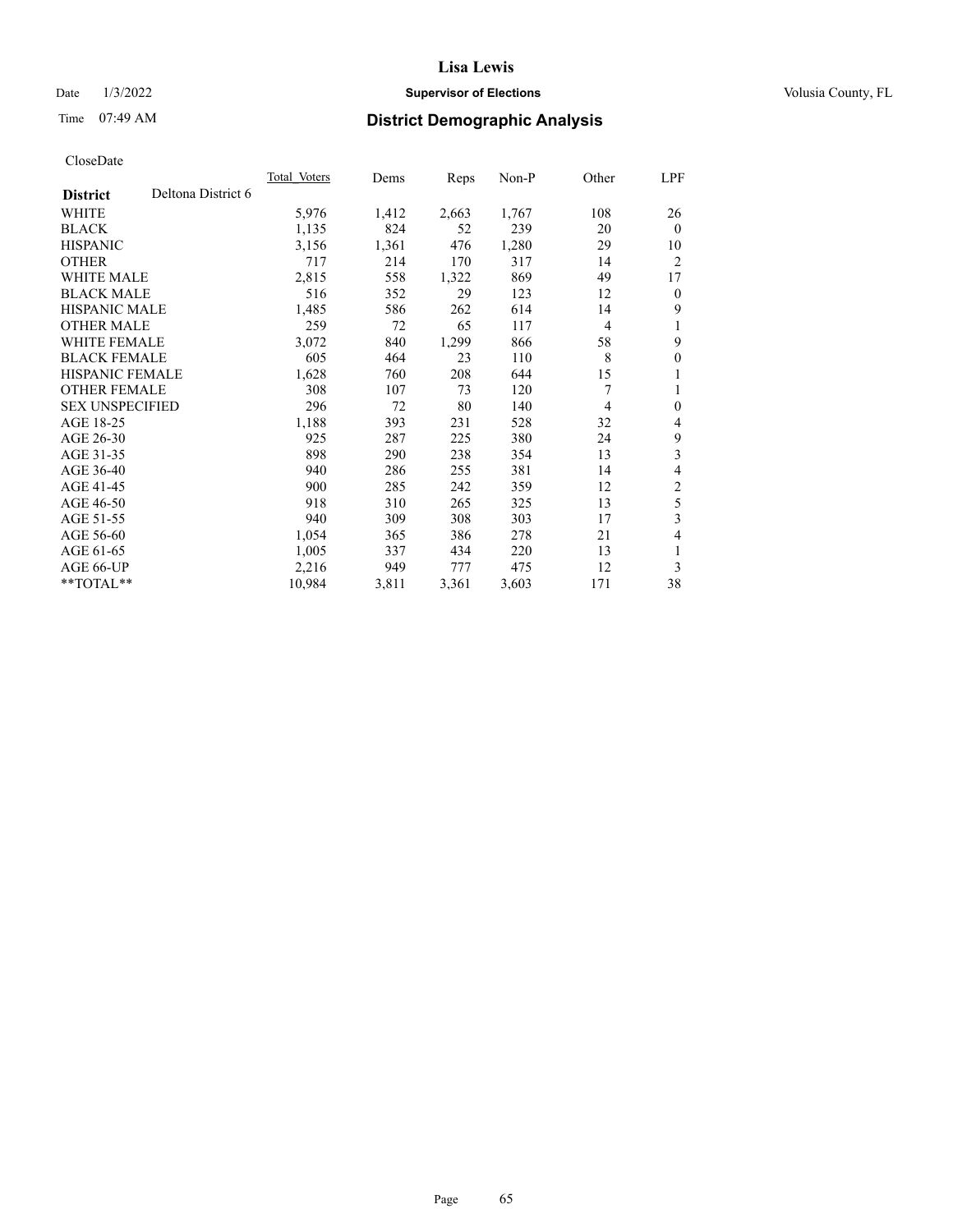CloseDate

| District | Deltona District 6 | Total_Voters | Dems | Reps | Non-P | Other | LPF |
|---|---|---|---|---|---|---|---|
| WHITE | | 5,976 | 1,412 | 2,663 | 1,767 | 108 | 26 |
| BLACK | | 1,135 | 824 | 52 | 239 | 20 | 0 |
| HISPANIC | | 3,156 | 1,361 | 476 | 1,280 | 29 | 10 |
| OTHER | | 717 | 214 | 170 | 317 | 14 | 2 |
| WHITE MALE | | 2,815 | 558 | 1,322 | 869 | 49 | 17 |
| BLACK MALE | | 516 | 352 | 29 | 123 | 12 | 0 |
| HISPANIC MALE | | 1,485 | 586 | 262 | 614 | 14 | 9 |
| OTHER MALE | | 259 | 72 | 65 | 117 | 4 | 1 |
| WHITE FEMALE | | 3,072 | 840 | 1,299 | 866 | 58 | 9 |
| BLACK FEMALE | | 605 | 464 | 23 | 110 | 8 | 0 |
| HISPANIC FEMALE | | 1,628 | 760 | 208 | 644 | 15 | 1 |
| OTHER FEMALE | | 308 | 107 | 73 | 120 | 7 | 1 |
| SEX UNSPECIFIED | | 296 | 72 | 80 | 140 | 4 | 0 |
| AGE 18-25 | | 1,188 | 393 | 231 | 528 | 32 | 4 |
| AGE 26-30 | | 925 | 287 | 225 | 380 | 24 | 9 |
| AGE 31-35 | | 898 | 290 | 238 | 354 | 13 | 3 |
| AGE 36-40 | | 940 | 286 | 255 | 381 | 14 | 4 |
| AGE 41-45 | | 900 | 285 | 242 | 359 | 12 | 2 |
| AGE 46-50 | | 918 | 310 | 265 | 325 | 13 | 5 |
| AGE 51-55 | | 940 | 309 | 308 | 303 | 17 | 3 |
| AGE 56-60 | | 1,054 | 365 | 386 | 278 | 21 | 4 |
| AGE 61-65 | | 1,005 | 337 | 434 | 220 | 13 | 1 |
| AGE 66-UP | | 2,216 | 949 | 777 | 475 | 12 | 3 |
| **TOTAL** | | 10,984 | 3,811 | 3,361 | 3,603 | 171 | 38 |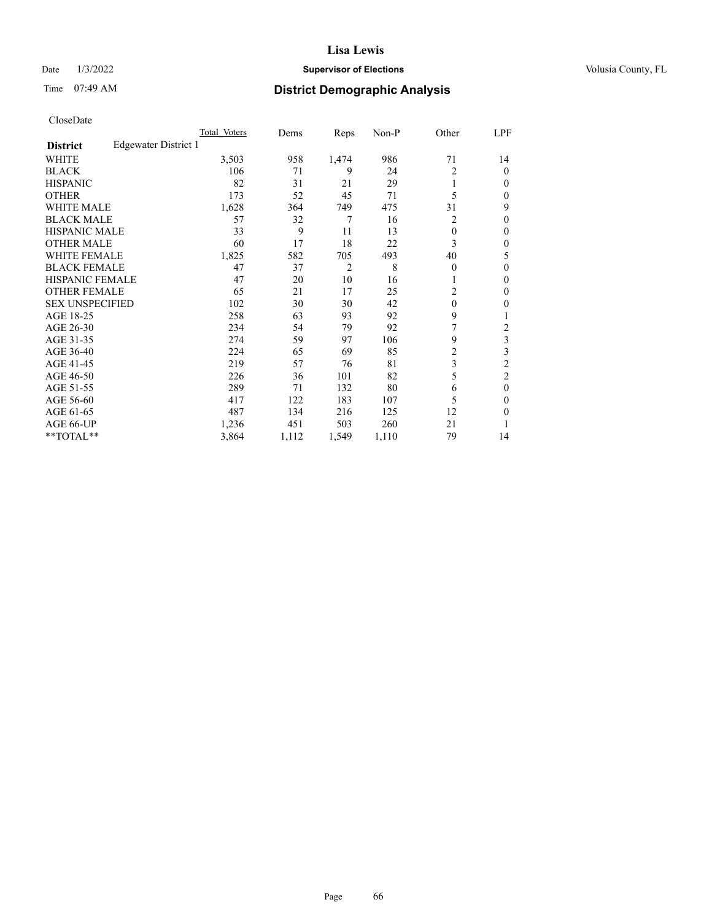CloseDate

| | Total Voters | Dems | Reps | Non-P | Other | LPF |
|---|---|---|---|---|---|---|
| **District** Edgewater District 1 | | | | | | |
| WHITE | 3,503 | 958 | 1,474 | 986 | 71 | 14 |
| BLACK | 106 | 71 | 9 | 24 | 2 | 0 |
| HISPANIC | 82 | 31 | 21 | 29 | 1 | 0 |
| OTHER | 173 | 52 | 45 | 71 | 5 | 0 |
| WHITE MALE | 1,628 | 364 | 749 | 475 | 31 | 9 |
| BLACK MALE | 57 | 32 | 7 | 16 | 2 | 0 |
| HISPANIC MALE | 33 | 9 | 11 | 13 | 0 | 0 |
| OTHER MALE | 60 | 17 | 18 | 22 | 3 | 0 |
| WHITE FEMALE | 1,825 | 582 | 705 | 493 | 40 | 5 |
| BLACK FEMALE | 47 | 37 | 2 | 8 | 0 | 0 |
| HISPANIC FEMALE | 47 | 20 | 10 | 16 | 1 | 0 |
| OTHER FEMALE | 65 | 21 | 17 | 25 | 2 | 0 |
| SEX UNSPECIFIED | 102 | 30 | 30 | 42 | 0 | 0 |
| AGE 18-25 | 258 | 63 | 93 | 92 | 9 | 1 |
| AGE 26-30 | 234 | 54 | 79 | 92 | 7 | 2 |
| AGE 31-35 | 274 | 59 | 97 | 106 | 9 | 3 |
| AGE 36-40 | 224 | 65 | 69 | 85 | 2 | 3 |
| AGE 41-45 | 219 | 57 | 76 | 81 | 3 | 2 |
| AGE 46-50 | 226 | 36 | 101 | 82 | 5 | 2 |
| AGE 51-55 | 289 | 71 | 132 | 80 | 6 | 0 |
| AGE 56-60 | 417 | 122 | 183 | 107 | 5 | 0 |
| AGE 61-65 | 487 | 134 | 216 | 125 | 12 | 0 |
| AGE 66-UP | 1,236 | 451 | 503 | 260 | 21 | 1 |
| **TOTAL** | 3,864 | 1,112 | 1,549 | 1,110 | 79 | 14 |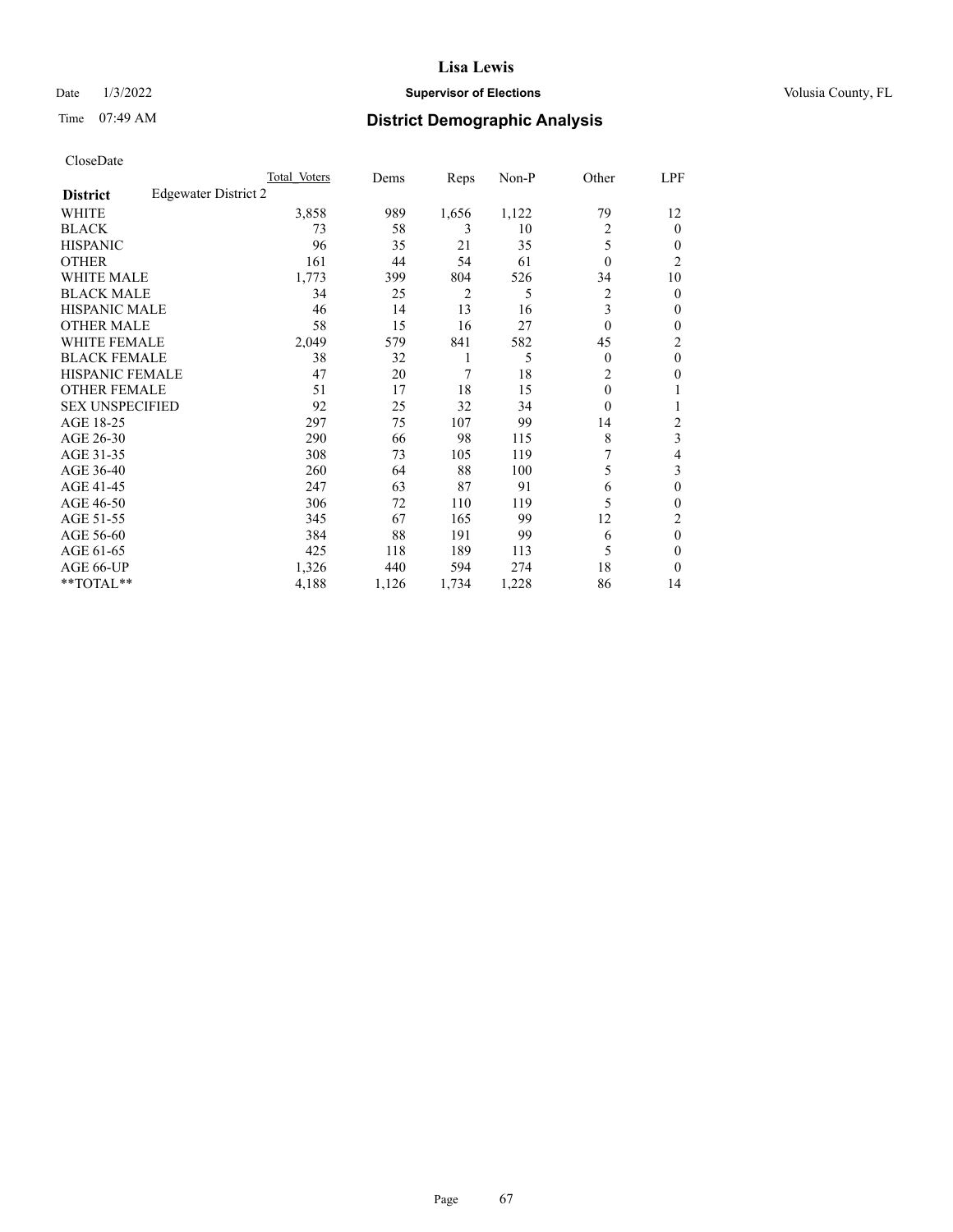CloseDate

| District | Edgewater District 2 | Total Voters | Dems | Reps | Non-P | Other | LPF |
|---|---|---|---|---|---|---|---|
| WHITE | | 3,858 | 989 | 1,656 | 1,122 | 79 | 12 |
| BLACK | | 73 | 58 | 3 | 10 | 2 | 0 |
| HISPANIC | | 96 | 35 | 21 | 35 | 5 | 0 |
| OTHER | | 161 | 44 | 54 | 61 | 0 | 2 |
| WHITE MALE | | 1,773 | 399 | 804 | 526 | 34 | 10 |
| BLACK MALE | | 34 | 25 | 2 | 5 | 2 | 0 |
| HISPANIC MALE | | 46 | 14 | 13 | 16 | 3 | 0 |
| OTHER MALE | | 58 | 15 | 16 | 27 | 0 | 0 |
| WHITE FEMALE | | 2,049 | 579 | 841 | 582 | 45 | 2 |
| BLACK FEMALE | | 38 | 32 | 1 | 5 | 0 | 0 |
| HISPANIC FEMALE | | 47 | 20 | 7 | 18 | 2 | 0 |
| OTHER FEMALE | | 51 | 17 | 18 | 15 | 0 | 1 |
| SEX UNSPECIFIED | | 92 | 25 | 32 | 34 | 0 | 1 |
| AGE 18-25 | | 297 | 75 | 107 | 99 | 14 | 2 |
| AGE 26-30 | | 290 | 66 | 98 | 115 | 8 | 3 |
| AGE 31-35 | | 308 | 73 | 105 | 119 | 7 | 4 |
| AGE 36-40 | | 260 | 64 | 88 | 100 | 5 | 3 |
| AGE 41-45 | | 247 | 63 | 87 | 91 | 6 | 0 |
| AGE 46-50 | | 306 | 72 | 110 | 119 | 5 | 0 |
| AGE 51-55 | | 345 | 67 | 165 | 99 | 12 | 2 |
| AGE 56-60 | | 384 | 88 | 191 | 99 | 6 | 0 |
| AGE 61-65 | | 425 | 118 | 189 | 113 | 5 | 0 |
| AGE 66-UP | | 1,326 | 440 | 594 | 274 | 18 | 0 |
| **TOTAL** | | 4,188 | 1,126 | 1,734 | 1,228 | 86 | 14 |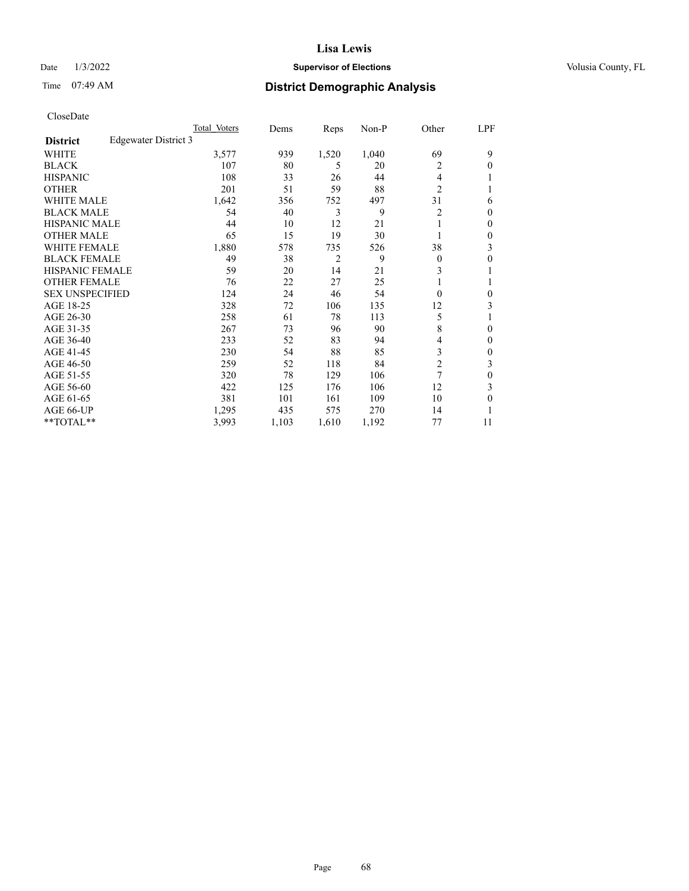# Lisa Lewis

Date 1/3/2022 **Supervisor of Elections** Volusia County, FL

Time 07:49 AM **District Demographic Analysis**

CloseDate

| **District** Edgewater District 3 | Total Voters | Dems | Reps | Non-P | Other | LPF |
|---|---|---|---|---|---|---|
| WHITE | 3,577 | 939 | 1,520 | 1,040 | 69 | 9 |
| BLACK | 107 | 80 | 5 | 20 | 2 | 0 |
| HISPANIC | 108 | 33 | 26 | 44 | 4 | 1 |
| OTHER | 201 | 51 | 59 | 88 | 2 | 1 |
| WHITE MALE | 1,642 | 356 | 752 | 497 | 31 | 6 |
| BLACK MALE | 54 | 40 | 3 | 9 | 2 | 0 |
| HISPANIC MALE | 44 | 10 | 12 | 21 | 1 | 0 |
| OTHER MALE | 65 | 15 | 19 | 30 | 1 | 0 |
| WHITE FEMALE | 1,880 | 578 | 735 | 526 | 38 | 3 |
| BLACK FEMALE | 49 | 38 | 2 | 9 | 0 | 0 |
| HISPANIC FEMALE | 59 | 20 | 14 | 21 | 3 | 1 |
| OTHER FEMALE | 76 | 22 | 27 | 25 | 1 | 1 |
| SEX UNSPECIFIED | 124 | 24 | 46 | 54 | 0 | 0 |
| AGE 18-25 | 328 | 72 | 106 | 135 | 12 | 3 |
| AGE 26-30 | 258 | 61 | 78 | 113 | 5 | 1 |
| AGE 31-35 | 267 | 73 | 96 | 90 | 8 | 0 |
| AGE 36-40 | 233 | 52 | 83 | 94 | 4 | 0 |
| AGE 41-45 | 230 | 54 | 88 | 85 | 3 | 0 |
| AGE 46-50 | 259 | 52 | 118 | 84 | 2 | 3 |
| AGE 51-55 | 320 | 78 | 129 | 106 | 7 | 0 |
| AGE 56-60 | 422 | 125 | 176 | 106 | 12 | 3 |
| AGE 61-65 | 381 | 101 | 161 | 109 | 10 | 0 |
| AGE 66-UP | 1,295 | 435 | 575 | 270 | 14 | 1 |
| **TOTAL** | 3,993 | 1,103 | 1,610 | 1,192 | 77 | 11 |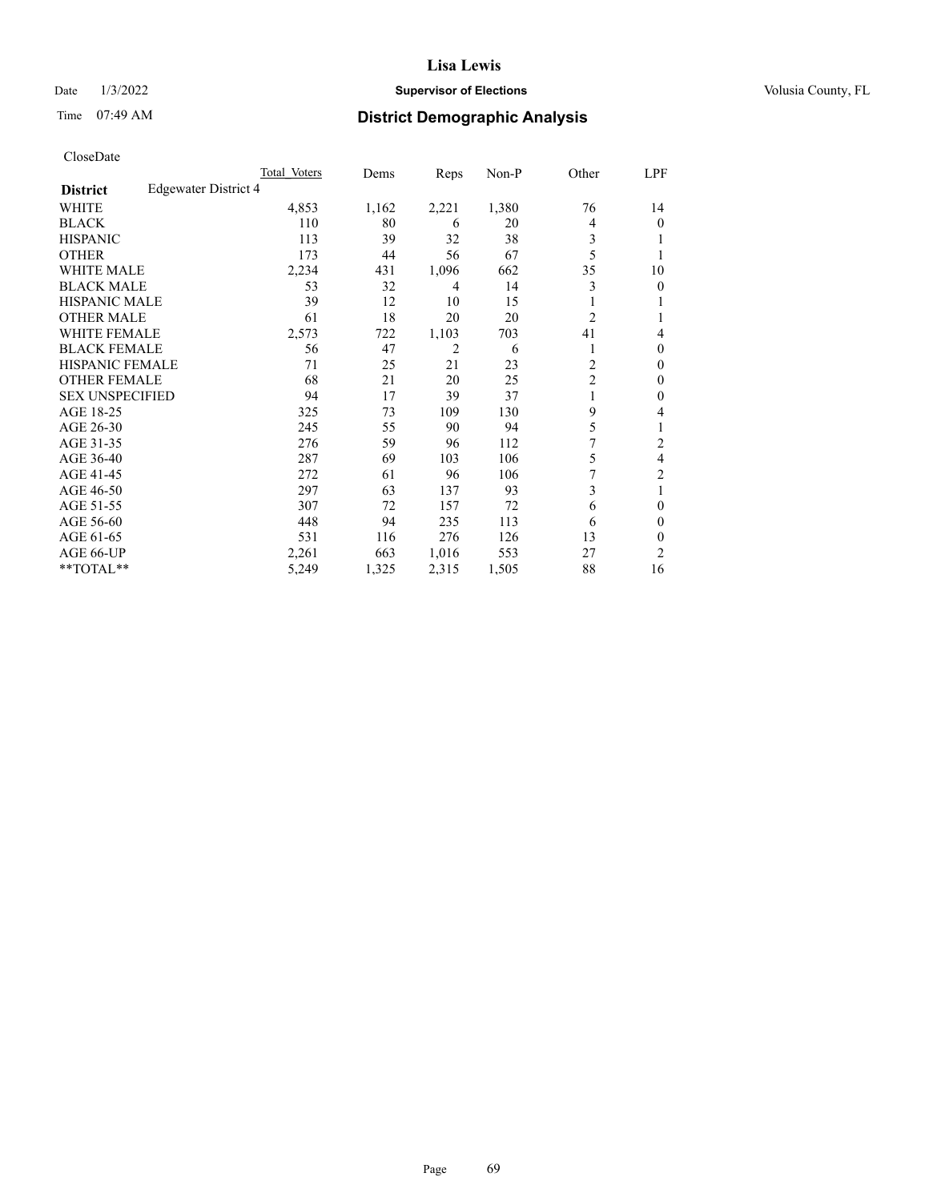# District Demographic Analysis

CloseDate

| District | Total Voters | Dems | Reps | Non-P | Other | LPF |
|---|---|---|---|---|---|---|
| Edgewater District 4 | | | | | | |
| WHITE | 4,853 | 1,162 | 2,221 | 1,380 | 76 | 14 |
| BLACK | 110 | 80 | 6 | 20 | 4 | 0 |
| HISPANIC | 113 | 39 | 32 | 38 | 3 | 1 |
| OTHER | 173 | 44 | 56 | 67 | 5 | 1 |
| WHITE MALE | 2,234 | 431 | 1,096 | 662 | 35 | 10 |
| BLACK MALE | 53 | 32 | 4 | 14 | 3 | 0 |
| HISPANIC MALE | 39 | 12 | 10 | 15 | 1 | 1 |
| OTHER MALE | 61 | 18 | 20 | 20 | 2 | 1 |
| WHITE FEMALE | 2,573 | 722 | 1,103 | 703 | 41 | 4 |
| BLACK FEMALE | 56 | 47 | 2 | 6 | 1 | 0 |
| HISPANIC FEMALE | 71 | 25 | 21 | 23 | 2 | 0 |
| OTHER FEMALE | 68 | 21 | 20 | 25 | 2 | 0 |
| SEX UNSPECIFIED | 94 | 17 | 39 | 37 | 1 | 0 |
| AGE 18-25 | 325 | 73 | 109 | 130 | 9 | 4 |
| AGE 26-30 | 245 | 55 | 90 | 94 | 5 | 1 |
| AGE 31-35 | 276 | 59 | 96 | 112 | 7 | 2 |
| AGE 36-40 | 287 | 69 | 103 | 106 | 5 | 4 |
| AGE 41-45 | 272 | 61 | 96 | 106 | 7 | 2 |
| AGE 46-50 | 297 | 63 | 137 | 93 | 3 | 1 |
| AGE 51-55 | 307 | 72 | 157 | 72 | 6 | 0 |
| AGE 56-60 | 448 | 94 | 235 | 113 | 6 | 0 |
| AGE 61-65 | 531 | 116 | 276 | 126 | 13 | 0 |
| AGE 66-UP | 2,261 | 663 | 1,016 | 553 | 27 | 2 |
| **TOTAL** | 5,249 | 1,325 | 2,315 | 1,505 | 88 | 16 |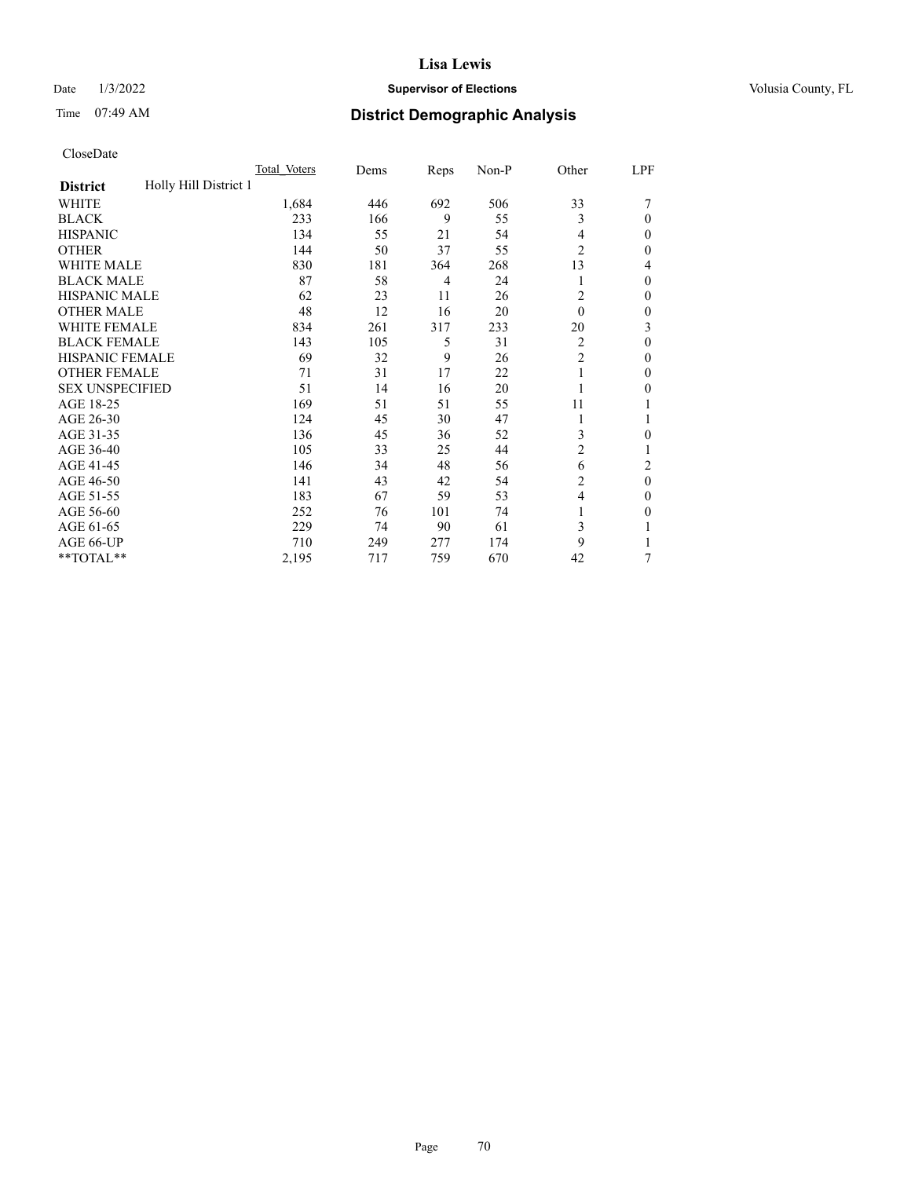# Lisa Lewis

Date 1/3/2022 **Supervisor of Elections** Volusia County, FL

Time 07:49 AM **District Demographic Analysis**

CloseDate

| | Total Voters | Dems | Reps | Non-P | Other | LPF |
|---|---|---|---|---|---|---|
| **District** Holly Hill District 1 | | | | | | |
| WHITE | 1,684 | 446 | 692 | 506 | 33 | 7 |
| BLACK | 233 | 166 | 9 | 55 | 3 | 0 |
| HISPANIC | 134 | 55 | 21 | 54 | 4 | 0 |
| OTHER | 144 | 50 | 37 | 55 | 2 | 0 |
| WHITE MALE | 830 | 181 | 364 | 268 | 13 | 4 |
| BLACK MALE | 87 | 58 | 4 | 24 | 1 | 0 |
| HISPANIC MALE | 62 | 23 | 11 | 26 | 2 | 0 |
| OTHER MALE | 48 | 12 | 16 | 20 | 0 | 0 |
| WHITE FEMALE | 834 | 261 | 317 | 233 | 20 | 3 |
| BLACK FEMALE | 143 | 105 | 5 | 31 | 2 | 0 |
| HISPANIC FEMALE | 69 | 32 | 9 | 26 | 2 | 0 |
| OTHER FEMALE | 71 | 31 | 17 | 22 | 1 | 0 |
| SEX UNSPECIFIED | 51 | 14 | 16 | 20 | 1 | 0 |
| AGE 18-25 | 169 | 51 | 51 | 55 | 11 | 1 |
| AGE 26-30 | 124 | 45 | 30 | 47 | 1 | 1 |
| AGE 31-35 | 136 | 45 | 36 | 52 | 3 | 0 |
| AGE 36-40 | 105 | 33 | 25 | 44 | 2 | 1 |
| AGE 41-45 | 146 | 34 | 48 | 56 | 6 | 2 |
| AGE 46-50 | 141 | 43 | 42 | 54 | 2 | 0 |
| AGE 51-55 | 183 | 67 | 59 | 53 | 4 | 0 |
| AGE 56-60 | 252 | 76 | 101 | 74 | 1 | 0 |
| AGE 61-65 | 229 | 74 | 90 | 61 | 3 | 1 |
| AGE 66-UP | 710 | 249 | 277 | 174 | 9 | 1 |
| **TOTAL** | 2,195 | 717 | 759 | 670 | 42 | 7 |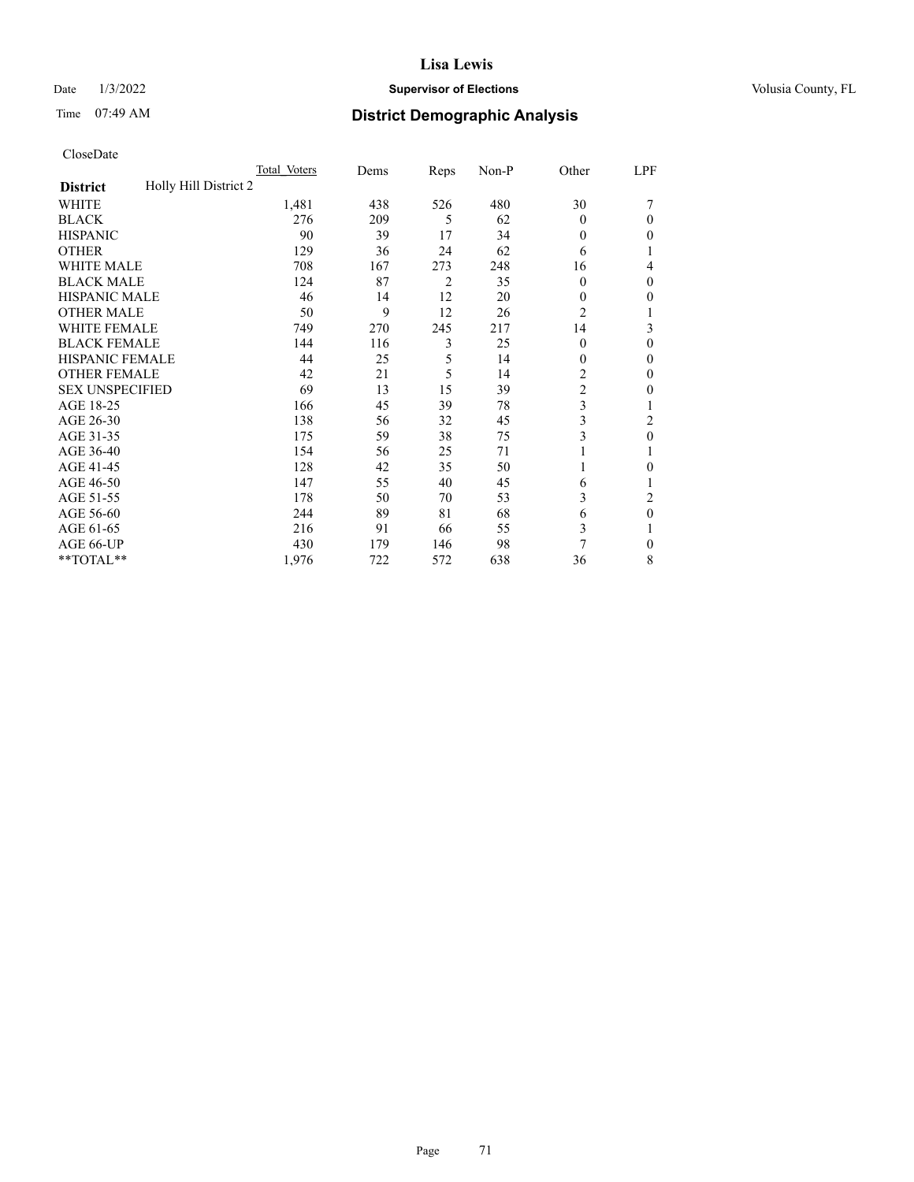Lisa Lewis

Date 1/3/2022 **Supervisor of Elections** Volusia County, FL

Time 07:49 AM **District Demographic Analysis**

CloseDate

| **District** Holly Hill District 2 | Total Voters | Dems | Reps | Non-P | Other | LPF |
|---|---|---|---|---|---|---|
| WHITE | 1,481 | 438 | 526 | 480 | 30 | 7 |
| BLACK | 276 | 209 | 5 | 62 | 0 | 0 |
| HISPANIC | 90 | 39 | 17 | 34 | 0 | 0 |
| OTHER | 129 | 36 | 24 | 62 | 6 | 1 |
| WHITE MALE | 708 | 167 | 273 | 248 | 16 | 4 |
| BLACK MALE | 124 | 87 | 2 | 35 | 0 | 0 |
| HISPANIC MALE | 46 | 14 | 12 | 20 | 0 | 0 |
| OTHER MALE | 50 | 9 | 12 | 26 | 2 | 1 |
| WHITE FEMALE | 749 | 270 | 245 | 217 | 14 | 3 |
| BLACK FEMALE | 144 | 116 | 3 | 25 | 0 | 0 |
| HISPANIC FEMALE | 44 | 25 | 5 | 14 | 0 | 0 |
| OTHER FEMALE | 42 | 21 | 5 | 14 | 2 | 0 |
| SEX UNSPECIFIED | 69 | 13 | 15 | 39 | 2 | 0 |
| AGE 18-25 | 166 | 45 | 39 | 78 | 3 | 1 |
| AGE 26-30 | 138 | 56 | 32 | 45 | 3 | 2 |
| AGE 31-35 | 175 | 59 | 38 | 75 | 3 | 0 |
| AGE 36-40 | 154 | 56 | 25 | 71 | 1 | 1 |
| AGE 41-45 | 128 | 42 | 35 | 50 | 1 | 0 |
| AGE 46-50 | 147 | 55 | 40 | 45 | 6 | 1 |
| AGE 51-55 | 178 | 50 | 70 | 53 | 3 | 2 |
| AGE 56-60 | 244 | 89 | 81 | 68 | 6 | 0 |
| AGE 61-65 | 216 | 91 | 66 | 55 | 3 | 1 |
| AGE 66-UP | 430 | 179 | 146 | 98 | 7 | 0 |
| **TOTAL** | 1,976 | 722 | 572 | 638 | 36 | 8 |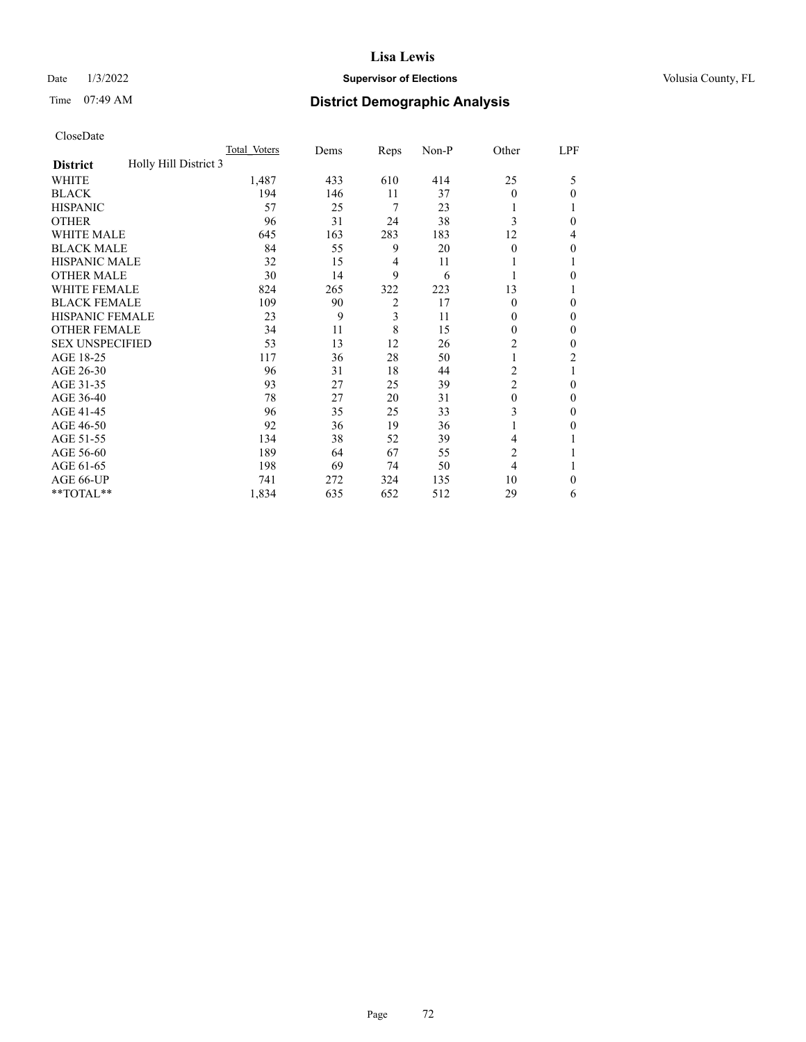CloseDate

| District | Holly Hill District 3 | Total_Voters | Dems | Reps | Non-P | Other | LPF |
|---|---|---|---|---|---|---|---|
| WHITE | | 1,487 | 433 | 610 | 414 | 25 | 5 |
| BLACK | | 194 | 146 | 11 | 37 | 0 | 0 |
| HISPANIC | | 57 | 25 | 7 | 23 | 1 | 1 |
| OTHER | | 96 | 31 | 24 | 38 | 3 | 0 |
| WHITE MALE | | 645 | 163 | 283 | 183 | 12 | 4 |
| BLACK MALE | | 84 | 55 | 9 | 20 | 0 | 0 |
| HISPANIC MALE | | 32 | 15 | 4 | 11 | 1 | 1 |
| OTHER MALE | | 30 | 14 | 9 | 6 | 1 | 0 |
| WHITE FEMALE | | 824 | 265 | 322 | 223 | 13 | 1 |
| BLACK FEMALE | | 109 | 90 | 2 | 17 | 0 | 0 |
| HISPANIC FEMALE | | 23 | 9 | 3 | 11 | 0 | 0 |
| OTHER FEMALE | | 34 | 11 | 8 | 15 | 0 | 0 |
| SEX UNSPECIFIED | | 53 | 13 | 12 | 26 | 2 | 0 |
| AGE 18-25 | | 117 | 36 | 28 | 50 | 1 | 2 |
| AGE 26-30 | | 96 | 31 | 18 | 44 | 2 | 1 |
| AGE 31-35 | | 93 | 27 | 25 | 39 | 2 | 0 |
| AGE 36-40 | | 78 | 27 | 20 | 31 | 0 | 0 |
| AGE 41-45 | | 96 | 35 | 25 | 33 | 3 | 0 |
| AGE 46-50 | | 92 | 36 | 19 | 36 | 1 | 0 |
| AGE 51-55 | | 134 | 38 | 52 | 39 | 4 | 1 |
| AGE 56-60 | | 189 | 64 | 67 | 55 | 2 | 1 |
| AGE 61-65 | | 198 | 69 | 74 | 50 | 4 | 1 |
| AGE 66-UP | | 741 | 272 | 324 | 135 | 10 | 0 |
| **TOTAL** | | 1,834 | 635 | 652 | 512 | 29 | 6 |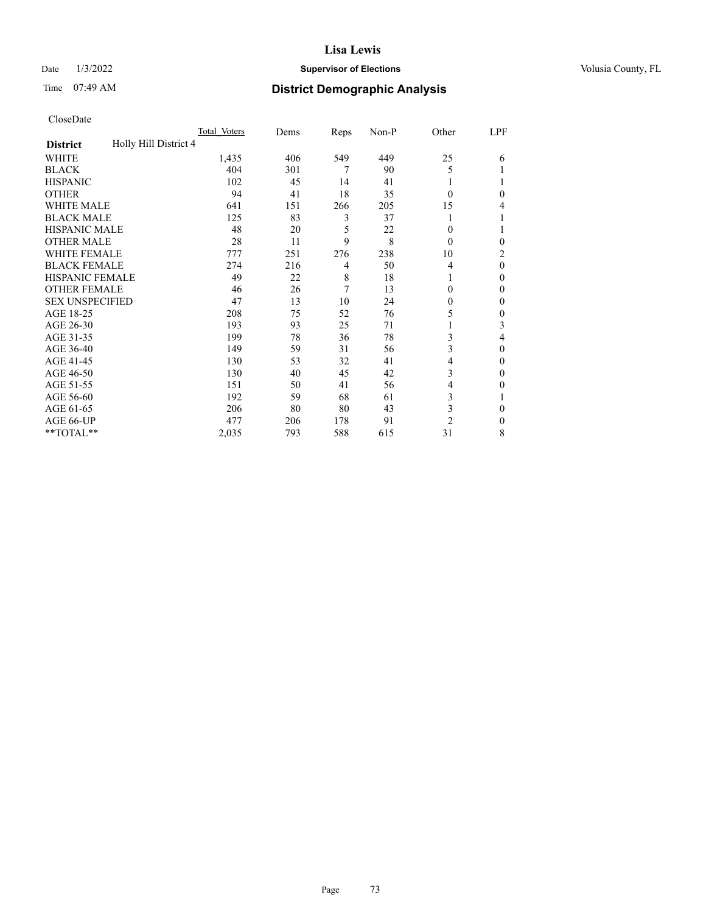CloseDate

| District | Holly Hill District 4 | Total Voters | Dems | Reps | Non-P | Other | LPF |
|---|---|---|---|---|---|---|---|
| WHITE | | 1,435 | 406 | 549 | 449 | 25 | 6 |
| BLACK | | 404 | 301 | 7 | 90 | 5 | 1 |
| HISPANIC | | 102 | 45 | 14 | 41 | 1 | 1 |
| OTHER | | 94 | 41 | 18 | 35 | 0 | 0 |
| WHITE MALE | | 641 | 151 | 266 | 205 | 15 | 4 |
| BLACK MALE | | 125 | 83 | 3 | 37 | 1 | 1 |
| HISPANIC MALE | | 48 | 20 | 5 | 22 | 0 | 1 |
| OTHER MALE | | 28 | 11 | 9 | 8 | 0 | 0 |
| WHITE FEMALE | | 777 | 251 | 276 | 238 | 10 | 2 |
| BLACK FEMALE | | 274 | 216 | 4 | 50 | 4 | 0 |
| HISPANIC FEMALE | | 49 | 22 | 8 | 18 | 1 | 0 |
| OTHER FEMALE | | 46 | 26 | 7 | 13 | 0 | 0 |
| SEX UNSPECIFIED | | 47 | 13 | 10 | 24 | 0 | 0 |
| AGE 18-25 | | 208 | 75 | 52 | 76 | 5 | 0 |
| AGE 26-30 | | 193 | 93 | 25 | 71 | 1 | 3 |
| AGE 31-35 | | 199 | 78 | 36 | 78 | 3 | 4 |
| AGE 36-40 | | 149 | 59 | 31 | 56 | 3 | 0 |
| AGE 41-45 | | 130 | 53 | 32 | 41 | 4 | 0 |
| AGE 46-50 | | 130 | 40 | 45 | 42 | 3 | 0 |
| AGE 51-55 | | 151 | 50 | 41 | 56 | 4 | 0 |
| AGE 56-60 | | 192 | 59 | 68 | 61 | 3 | 1 |
| AGE 61-65 | | 206 | 80 | 80 | 43 | 3 | 0 |
| AGE 66-UP | | 477 | 206 | 178 | 91 | 2 | 0 |
| **TOTAL** | | 2,035 | 793 | 588 | 615 | 31 | 8 |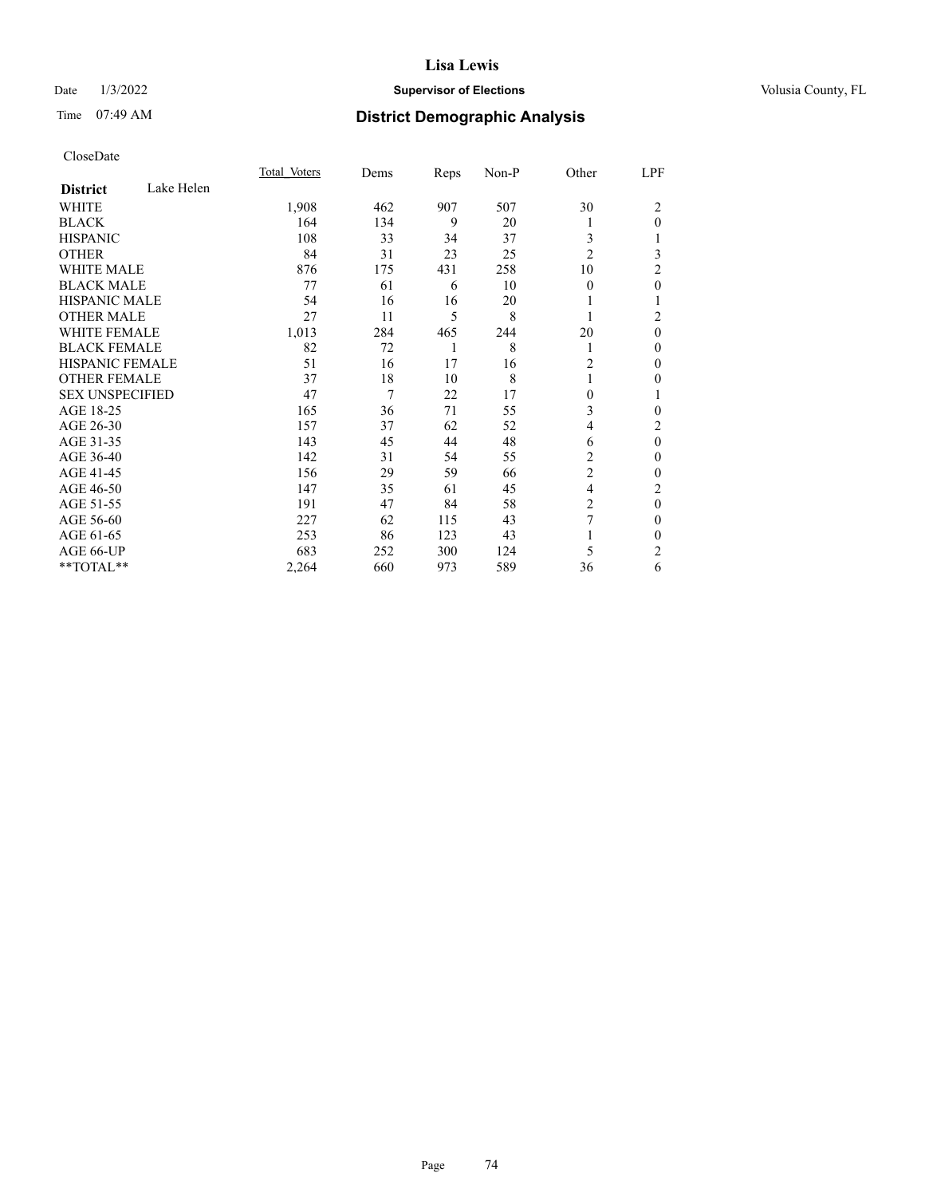# Lisa Lewis

Date 1/3/2022 **Supervisor of Elections** Volusia County, FL

Time 07:49 AM **District Demographic Analysis**

CloseDate

| **District** Lake Helen | Total Voters | Dems | Reps | Non-P | Other | LPF |
|---|---|---|---|---|---|---|
| WHITE | 1,908 | 462 | 907 | 507 | 30 | 2 |
| BLACK | 164 | 134 | 9 | 20 | 1 | 0 |
| HISPANIC | 108 | 33 | 34 | 37 | 3 | 1 |
| OTHER | 84 | 31 | 23 | 25 | 2 | 3 |
| WHITE MALE | 876 | 175 | 431 | 258 | 10 | 2 |
| BLACK MALE | 77 | 61 | 6 | 10 | 0 | 0 |
| HISPANIC MALE | 54 | 16 | 16 | 20 | 1 | 1 |
| OTHER MALE | 27 | 11 | 5 | 8 | 1 | 2 |
| WHITE FEMALE | 1,013 | 284 | 465 | 244 | 20 | 0 |
| BLACK FEMALE | 82 | 72 | 1 | 8 | 1 | 0 |
| HISPANIC FEMALE | 51 | 16 | 17 | 16 | 2 | 0 |
| OTHER FEMALE | 37 | 18 | 10 | 8 | 1 | 0 |
| SEX UNSPECIFIED | 47 | 7 | 22 | 17 | 0 | 1 |
| AGE 18-25 | 165 | 36 | 71 | 55 | 3 | 0 |
| AGE 26-30 | 157 | 37 | 62 | 52 | 4 | 2 |
| AGE 31-35 | 143 | 45 | 44 | 48 | 6 | 0 |
| AGE 36-40 | 142 | 31 | 54 | 55 | 2 | 0 |
| AGE 41-45 | 156 | 29 | 59 | 66 | 2 | 0 |
| AGE 46-50 | 147 | 35 | 61 | 45 | 4 | 2 |
| AGE 51-55 | 191 | 47 | 84 | 58 | 2 | 0 |
| AGE 56-60 | 227 | 62 | 115 | 43 | 7 | 0 |
| AGE 61-65 | 253 | 86 | 123 | 43 | 1 | 0 |
| AGE 66-UP | 683 | 252 | 300 | 124 | 5 | 2 |
| **TOTAL** | 2,264 | 660 | 973 | 589 | 36 | 6 |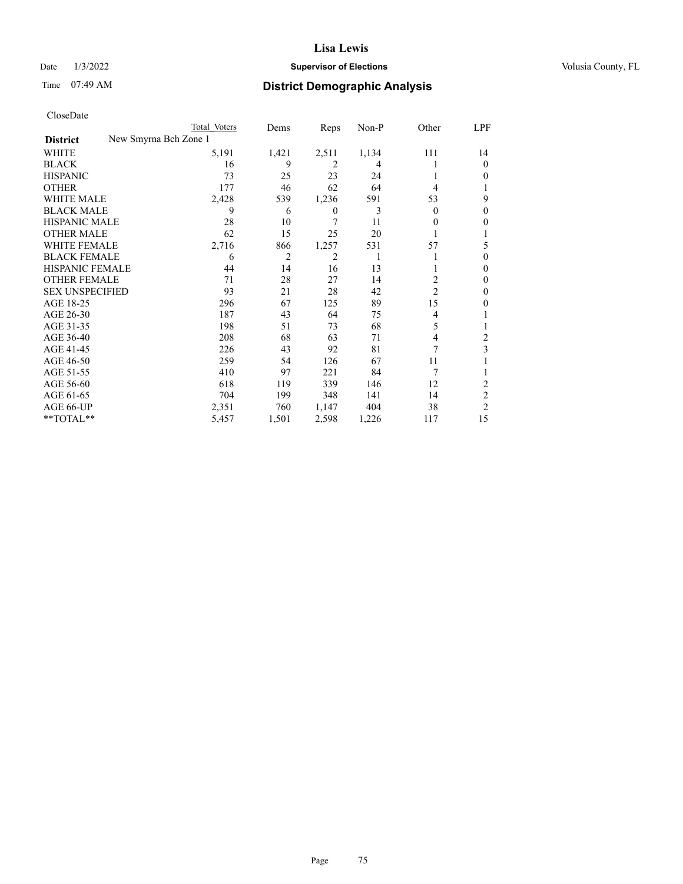CloseDate

| District | New Smyrna Bch Zone 1 | Total Voters | Dems | Reps | Non-P | Other | LPF |
|---|---|---|---|---|---|---|---|
| WHITE | | 5,191 | 1,421 | 2,511 | 1,134 | 111 | 14 |
| BLACK | | 16 | 9 | 2 | 4 | 1 | 0 |
| HISPANIC | | 73 | 25 | 23 | 24 | 1 | 0 |
| OTHER | | 177 | 46 | 62 | 64 | 4 | 1 |
| WHITE MALE | | 2,428 | 539 | 1,236 | 591 | 53 | 9 |
| BLACK MALE | | 9 | 6 | 0 | 3 | 0 | 0 |
| HISPANIC MALE | | 28 | 10 | 7 | 11 | 0 | 0 |
| OTHER MALE | | 62 | 15 | 25 | 20 | 1 | 1 |
| WHITE FEMALE | | 2,716 | 866 | 1,257 | 531 | 57 | 5 |
| BLACK FEMALE | | 6 | 2 | 2 | 1 | 1 | 0 |
| HISPANIC FEMALE | | 44 | 14 | 16 | 13 | 1 | 0 |
| OTHER FEMALE | | 71 | 28 | 27 | 14 | 2 | 0 |
| SEX UNSPECIFIED | | 93 | 21 | 28 | 42 | 2 | 0 |
| AGE 18-25 | | 296 | 67 | 125 | 89 | 15 | 0 |
| AGE 26-30 | | 187 | 43 | 64 | 75 | 4 | 1 |
| AGE 31-35 | | 198 | 51 | 73 | 68 | 5 | 1 |
| AGE 36-40 | | 208 | 68 | 63 | 71 | 4 | 2 |
| AGE 41-45 | | 226 | 43 | 92 | 81 | 7 | 3 |
| AGE 46-50 | | 259 | 54 | 126 | 67 | 11 | 1 |
| AGE 51-55 | | 410 | 97 | 221 | 84 | 7 | 1 |
| AGE 56-60 | | 618 | 119 | 339 | 146 | 12 | 2 |
| AGE 61-65 | | 704 | 199 | 348 | 141 | 14 | 2 |
| AGE 66-UP | | 2,351 | 760 | 1,147 | 404 | 38 | 2 |
| **TOTAL** | | 5,457 | 1,501 | 2,598 | 1,226 | 117 | 15 |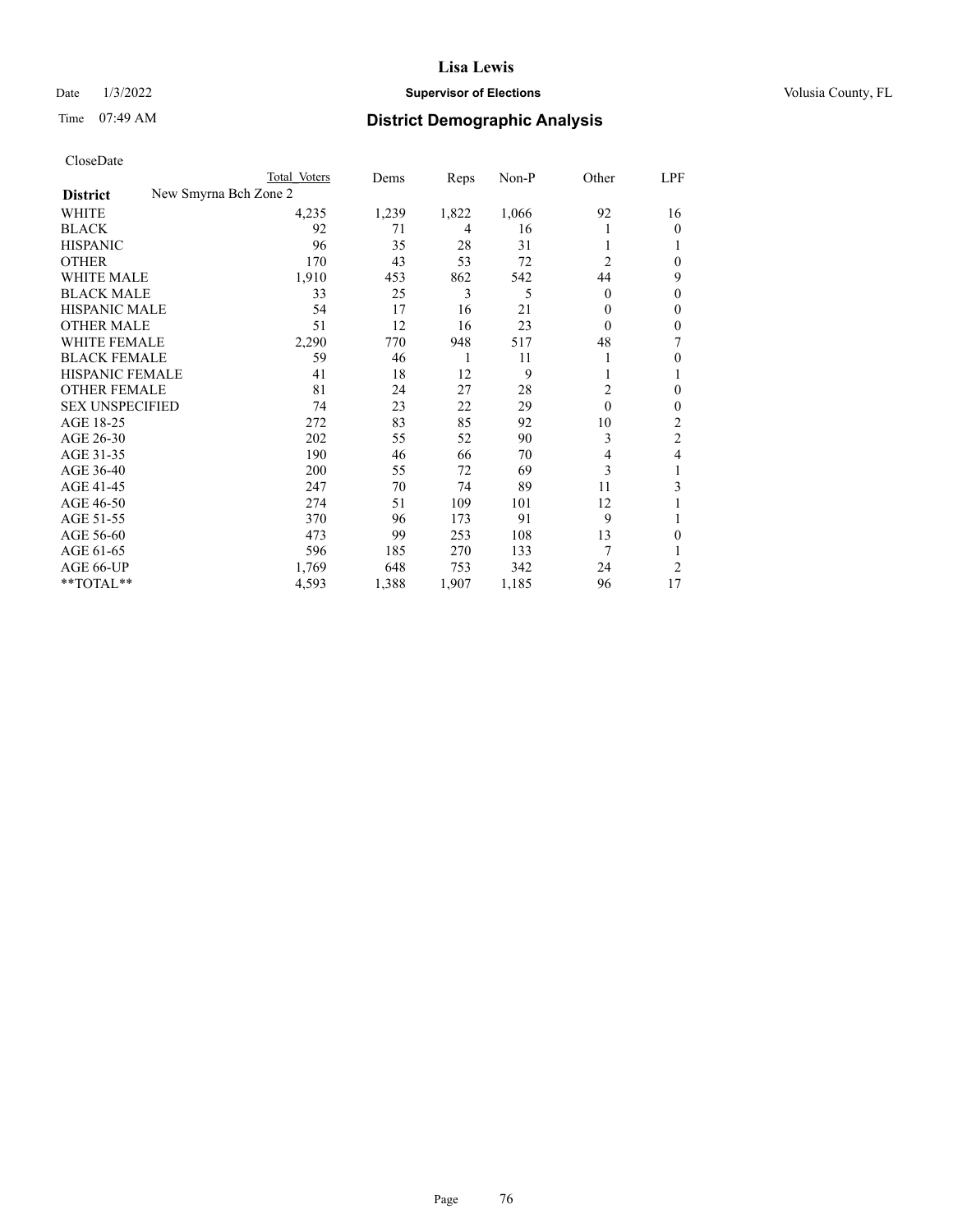CloseDate

| District | New Smyrna Bch Zone 2 Total Voters | Dems | Reps | Non-P | Other | LPF |
|---|---|---|---|---|---|---|
| WHITE | 4,235 | 1,239 | 1,822 | 1,066 | 92 | 16 |
| BLACK | 92 | 71 | 4 | 16 | 1 | 0 |
| HISPANIC | 96 | 35 | 28 | 31 | 1 | 1 |
| OTHER | 170 | 43 | 53 | 72 | 2 | 0 |
| WHITE MALE | 1,910 | 453 | 862 | 542 | 44 | 9 |
| BLACK MALE | 33 | 25 | 3 | 5 | 0 | 0 |
| HISPANIC MALE | 54 | 17 | 16 | 21 | 0 | 0 |
| OTHER MALE | 51 | 12 | 16 | 23 | 0 | 0 |
| WHITE FEMALE | 2,290 | 770 | 948 | 517 | 48 | 7 |
| BLACK FEMALE | 59 | 46 | 1 | 11 | 1 | 0 |
| HISPANIC FEMALE | 41 | 18 | 12 | 9 | 1 | 1 |
| OTHER FEMALE | 81 | 24 | 27 | 28 | 2 | 0 |
| SEX UNSPECIFIED | 74 | 23 | 22 | 29 | 0 | 0 |
| AGE 18-25 | 272 | 83 | 85 | 92 | 10 | 2 |
| AGE 26-30 | 202 | 55 | 52 | 90 | 3 | 2 |
| AGE 31-35 | 190 | 46 | 66 | 70 | 4 | 4 |
| AGE 36-40 | 200 | 55 | 72 | 69 | 3 | 1 |
| AGE 41-45 | 247 | 70 | 74 | 89 | 11 | 3 |
| AGE 46-50 | 274 | 51 | 109 | 101 | 12 | 1 |
| AGE 51-55 | 370 | 96 | 173 | 91 | 9 | 1 |
| AGE 56-60 | 473 | 99 | 253 | 108 | 13 | 0 |
| AGE 61-65 | 596 | 185 | 270 | 133 | 7 | 1 |
| AGE 66-UP | 1,769 | 648 | 753 | 342 | 24 | 2 |
| **TOTAL** | 4,593 | 1,388 | 1,907 | 1,185 | 96 | 17 |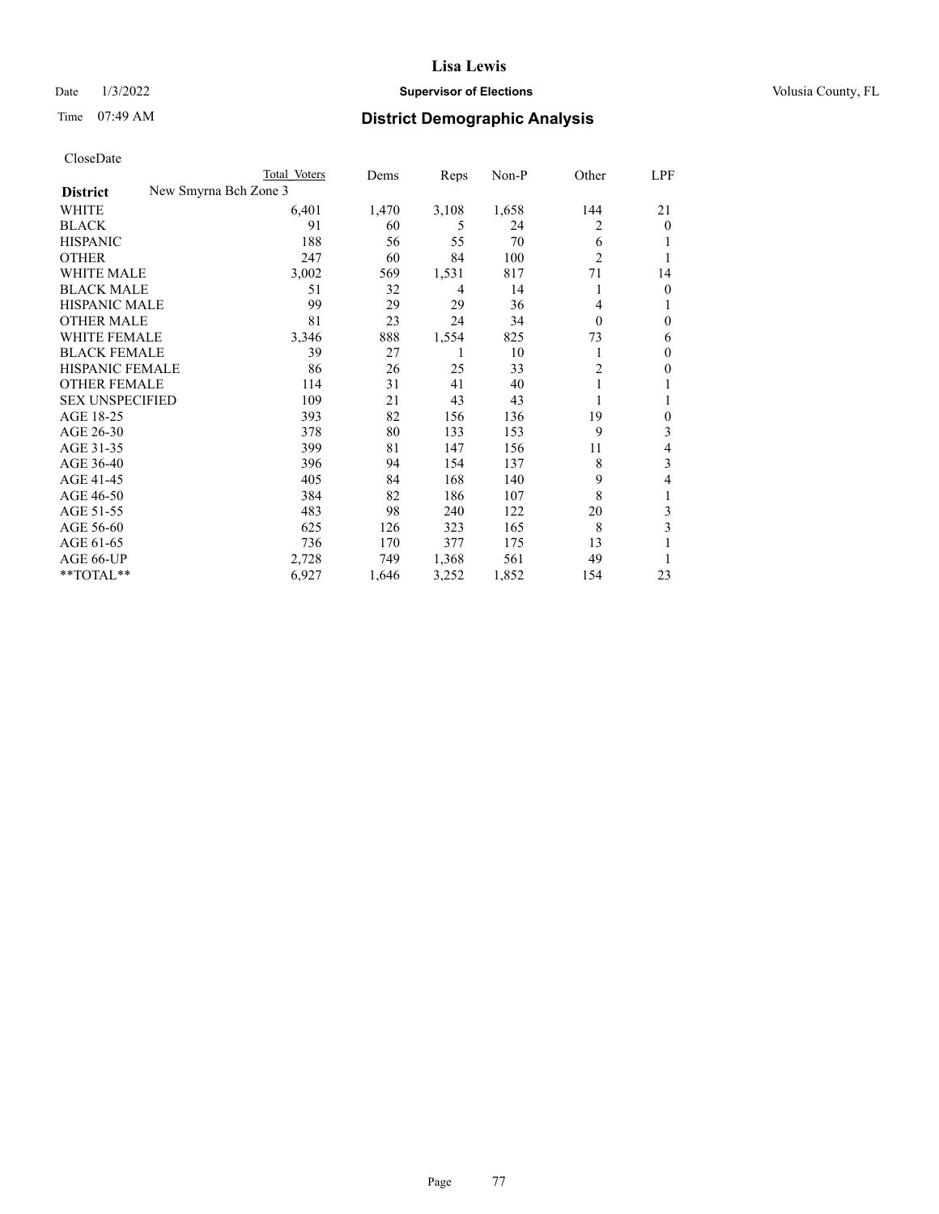# Lisa Lewis

Date 1/3/2022 **Supervisor of Elections** Volusia County, FL

Time 07:49 AM **District Demographic Analysis**

CloseDate

| | Total Voters | Dems | Reps | Non-P | Other | LPF |
|---|---|---|---|---|---|---|
| **District** New Smyrna Bch Zone 3 | | | | | | |
| WHITE | 6,401 | 1,470 | 3,108 | 1,658 | 144 | 21 |
| BLACK | 91 | 60 | 5 | 24 | 2 | 0 |
| HISPANIC | 188 | 56 | 55 | 70 | 6 | 1 |
| OTHER | 247 | 60 | 84 | 100 | 2 | 1 |
| WHITE MALE | 3,002 | 569 | 1,531 | 817 | 71 | 14 |
| BLACK MALE | 51 | 32 | 4 | 14 | 1 | 0 |
| HISPANIC MALE | 99 | 29 | 29 | 36 | 4 | 1 |
| OTHER MALE | 81 | 23 | 24 | 34 | 0 | 0 |
| WHITE FEMALE | 3,346 | 888 | 1,554 | 825 | 73 | 6 |
| BLACK FEMALE | 39 | 27 | 1 | 10 | 1 | 0 |
| HISPANIC FEMALE | 86 | 26 | 25 | 33 | 2 | 0 |
| OTHER FEMALE | 114 | 31 | 41 | 40 | 1 | 1 |
| SEX UNSPECIFIED | 109 | 21 | 43 | 43 | 1 | 1 |
| AGE 18-25 | 393 | 82 | 156 | 136 | 19 | 0 |
| AGE 26-30 | 378 | 80 | 133 | 153 | 9 | 3 |
| AGE 31-35 | 399 | 81 | 147 | 156 | 11 | 4 |
| AGE 36-40 | 396 | 94 | 154 | 137 | 8 | 3 |
| AGE 41-45 | 405 | 84 | 168 | 140 | 9 | 4 |
| AGE 46-50 | 384 | 82 | 186 | 107 | 8 | 1 |
| AGE 51-55 | 483 | 98 | 240 | 122 | 20 | 3 |
| AGE 56-60 | 625 | 126 | 323 | 165 | 8 | 3 |
| AGE 61-65 | 736 | 170 | 377 | 175 | 13 | 1 |
| AGE 66-UP | 2,728 | 749 | 1,368 | 561 | 49 | 1 |
| **TOTAL** | 6,927 | 1,646 | 3,252 | 1,852 | 154 | 23 |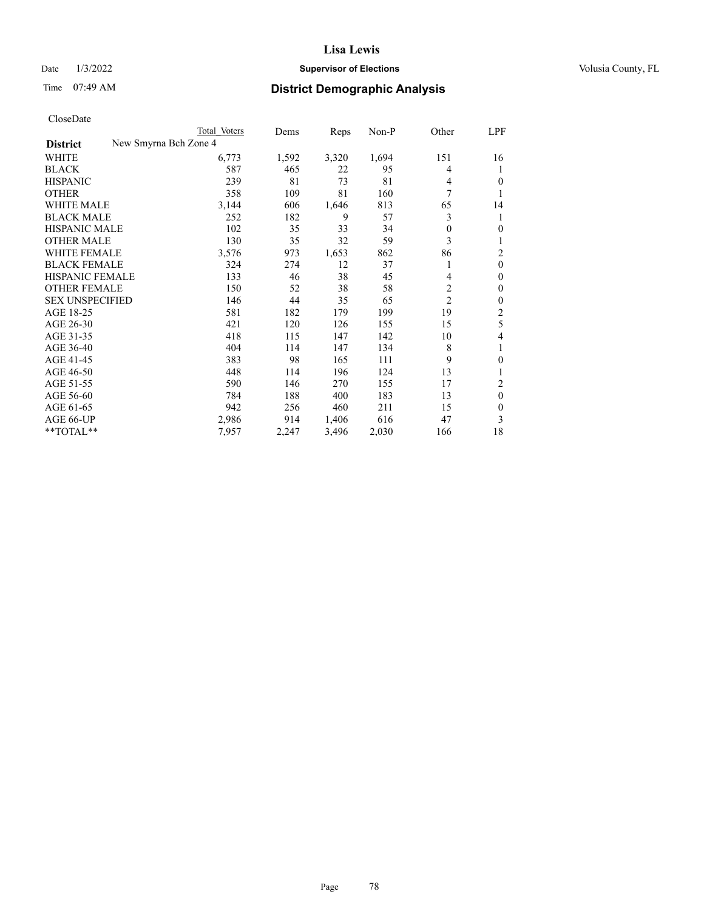CloseDate

| District | New Smyrna Bch Zone 4 Total Voters | Dems | Reps | Non-P | Other | LPF |
|---|---|---|---|---|---|---|
| WHITE | 6,773 | 1,592 | 3,320 | 1,694 | 151 | 16 |
| BLACK | 587 | 465 | 22 | 95 | 4 | 1 |
| HISPANIC | 239 | 81 | 73 | 81 | 4 | 0 |
| OTHER | 358 | 109 | 81 | 160 | 7 | 1 |
| WHITE MALE | 3,144 | 606 | 1,646 | 813 | 65 | 14 |
| BLACK MALE | 252 | 182 | 9 | 57 | 3 | 1 |
| HISPANIC MALE | 102 | 35 | 33 | 34 | 0 | 0 |
| OTHER MALE | 130 | 35 | 32 | 59 | 3 | 1 |
| WHITE FEMALE | 3,576 | 973 | 1,653 | 862 | 86 | 2 |
| BLACK FEMALE | 324 | 274 | 12 | 37 | 1 | 0 |
| HISPANIC FEMALE | 133 | 46 | 38 | 45 | 4 | 0 |
| OTHER FEMALE | 150 | 52 | 38 | 58 | 2 | 0 |
| SEX UNSPECIFIED | 146 | 44 | 35 | 65 | 2 | 0 |
| AGE 18-25 | 581 | 182 | 179 | 199 | 19 | 2 |
| AGE 26-30 | 421 | 120 | 126 | 155 | 15 | 5 |
| AGE 31-35 | 418 | 115 | 147 | 142 | 10 | 4 |
| AGE 36-40 | 404 | 114 | 147 | 134 | 8 | 1 |
| AGE 41-45 | 383 | 98 | 165 | 111 | 9 | 0 |
| AGE 46-50 | 448 | 114 | 196 | 124 | 13 | 1 |
| AGE 51-55 | 590 | 146 | 270 | 155 | 17 | 2 |
| AGE 56-60 | 784 | 188 | 400 | 183 | 13 | 0 |
| AGE 61-65 | 942 | 256 | 460 | 211 | 15 | 0 |
| AGE 66-UP | 2,986 | 914 | 1,406 | 616 | 47 | 3 |
| **TOTAL** | 7,957 | 2,247 | 3,496 | 2,030 | 166 | 18 |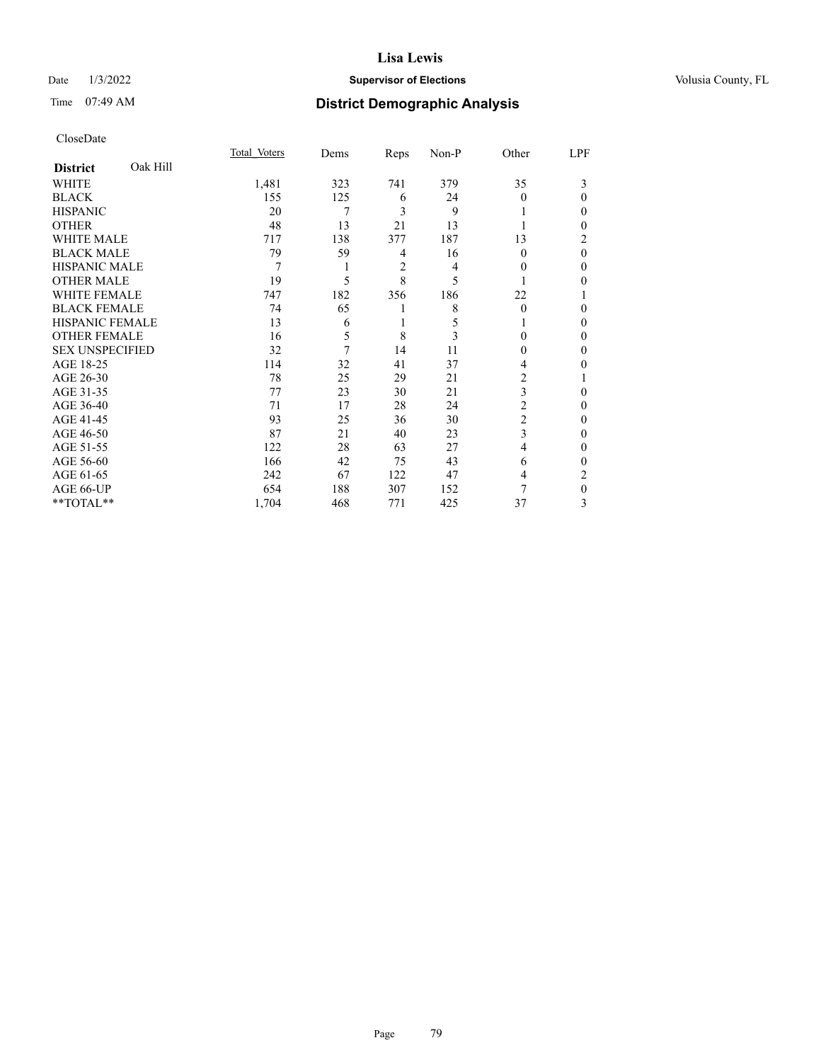CloseDate

| District | Oak Hill | Total_Voters | Dems | Reps | Non-P | Other | LPF |
|---|---|---|---|---|---|---|---|
| WHITE | | 1,481 | 323 | 741 | 379 | 35 | 3 |
| BLACK | | 155 | 125 | 6 | 24 | 0 | 0 |
| HISPANIC | | 20 | 7 | 3 | 9 | 1 | 0 |
| OTHER | | 48 | 13 | 21 | 13 | 1 | 0 |
| WHITE MALE | | 717 | 138 | 377 | 187 | 13 | 2 |
| BLACK MALE | | 79 | 59 | 4 | 16 | 0 | 0 |
| HISPANIC MALE | | 7 | 1 | 2 | 4 | 0 | 0 |
| OTHER MALE | | 19 | 5 | 8 | 5 | 1 | 0 |
| WHITE FEMALE | | 747 | 182 | 356 | 186 | 22 | 1 |
| BLACK FEMALE | | 74 | 65 | 1 | 8 | 0 | 0 |
| HISPANIC FEMALE | | 13 | 6 | 1 | 5 | 1 | 0 |
| OTHER FEMALE | | 16 | 5 | 8 | 3 | 0 | 0 |
| SEX UNSPECIFIED | | 32 | 7 | 14 | 11 | 0 | 0 |
| AGE 18-25 | | 114 | 32 | 41 | 37 | 4 | 0 |
| AGE 26-30 | | 78 | 25 | 29 | 21 | 2 | 1 |
| AGE 31-35 | | 77 | 23 | 30 | 21 | 3 | 0 |
| AGE 36-40 | | 71 | 17 | 28 | 24 | 2 | 0 |
| AGE 41-45 | | 93 | 25 | 36 | 30 | 2 | 0 |
| AGE 46-50 | | 87 | 21 | 40 | 23 | 3 | 0 |
| AGE 51-55 | | 122 | 28 | 63 | 27 | 4 | 0 |
| AGE 56-60 | | 166 | 42 | 75 | 43 | 6 | 0 |
| AGE 61-65 | | 242 | 67 | 122 | 47 | 4 | 2 |
| AGE 66-UP | | 654 | 188 | 307 | 152 | 7 | 0 |
| **TOTAL** | | 1,704 | 468 | 771 | 425 | 37 | 3 |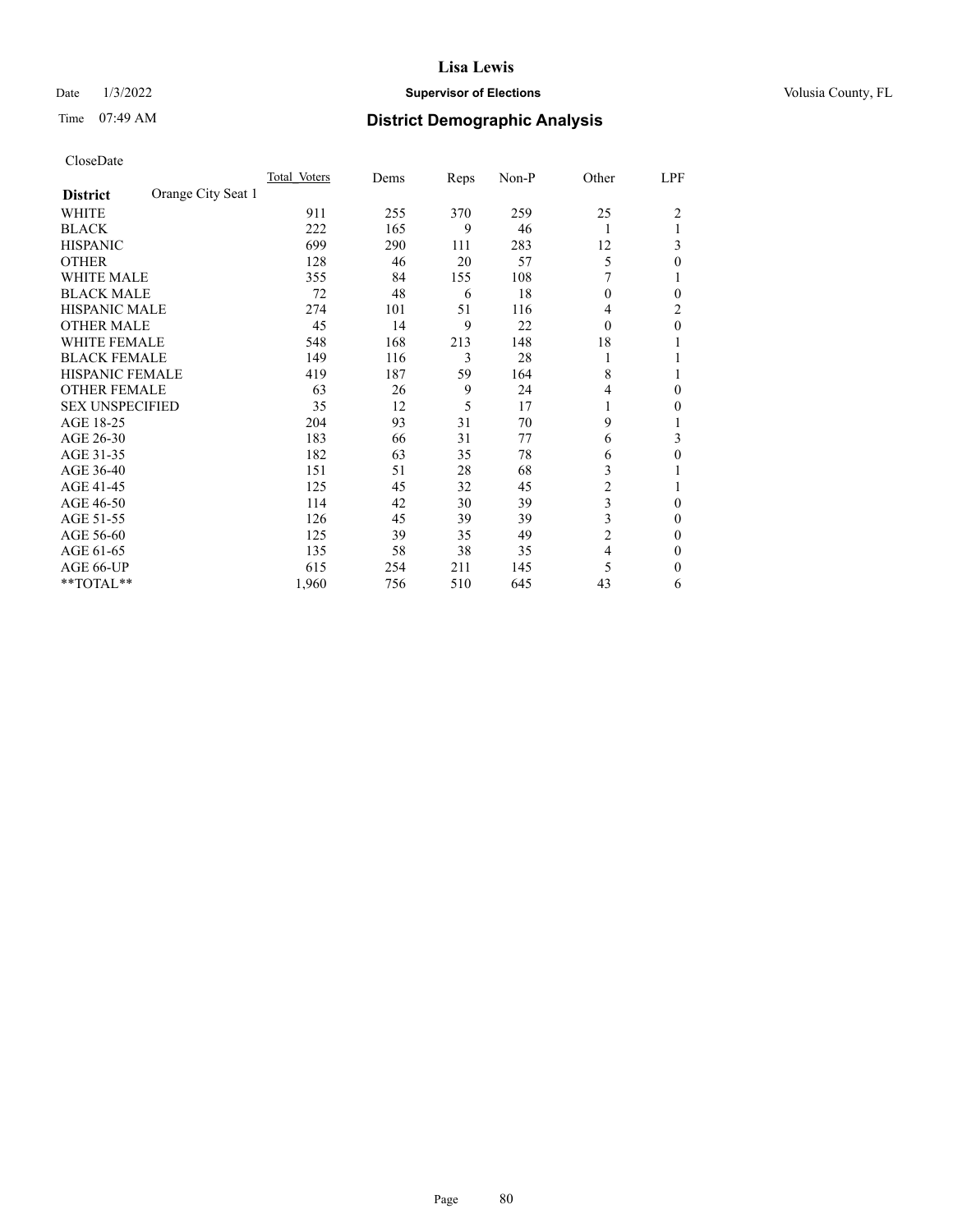# Lisa Lewis

Date 1/3/2022 **Supervisor of Elections** Volusia County, FL

Time 07:49 AM **District Demographic Analysis**

CloseDate

| District | Orange City Seat 1 | Total_Voters | Dems | Reps | Non-P | Other | LPF |
|---|---|---|---|---|---|---|---|
| WHITE | | 911 | 255 | 370 | 259 | 25 | 2 |
| BLACK | | 222 | 165 | 9 | 46 | 1 | 1 |
| HISPANIC | | 699 | 290 | 111 | 283 | 12 | 3 |
| OTHER | | 128 | 46 | 20 | 57 | 5 | 0 |
| WHITE MALE | | 355 | 84 | 155 | 108 | 7 | 1 |
| BLACK MALE | | 72 | 48 | 6 | 18 | 0 | 0 |
| HISPANIC MALE | | 274 | 101 | 51 | 116 | 4 | 2 |
| OTHER MALE | | 45 | 14 | 9 | 22 | 0 | 0 |
| WHITE FEMALE | | 548 | 168 | 213 | 148 | 18 | 1 |
| BLACK FEMALE | | 149 | 116 | 3 | 28 | 1 | 1 |
| HISPANIC FEMALE | | 419 | 187 | 59 | 164 | 8 | 1 |
| OTHER FEMALE | | 63 | 26 | 9 | 24 | 4 | 0 |
| SEX UNSPECIFIED | | 35 | 12 | 5 | 17 | 1 | 0 |
| AGE 18-25 | | 204 | 93 | 31 | 70 | 9 | 1 |
| AGE 26-30 | | 183 | 66 | 31 | 77 | 6 | 3 |
| AGE 31-35 | | 182 | 63 | 35 | 78 | 6 | 0 |
| AGE 36-40 | | 151 | 51 | 28 | 68 | 3 | 1 |
| AGE 41-45 | | 125 | 45 | 32 | 45 | 2 | 1 |
| AGE 46-50 | | 114 | 42 | 30 | 39 | 3 | 0 |
| AGE 51-55 | | 126 | 45 | 39 | 39 | 3 | 0 |
| AGE 56-60 | | 125 | 39 | 35 | 49 | 2 | 0 |
| AGE 61-65 | | 135 | 58 | 38 | 35 | 4 | 0 |
| AGE 66-UP | | 615 | 254 | 211 | 145 | 5 | 0 |
| **TOTAL** | | 1,960 | 756 | 510 | 645 | 43 | 6 |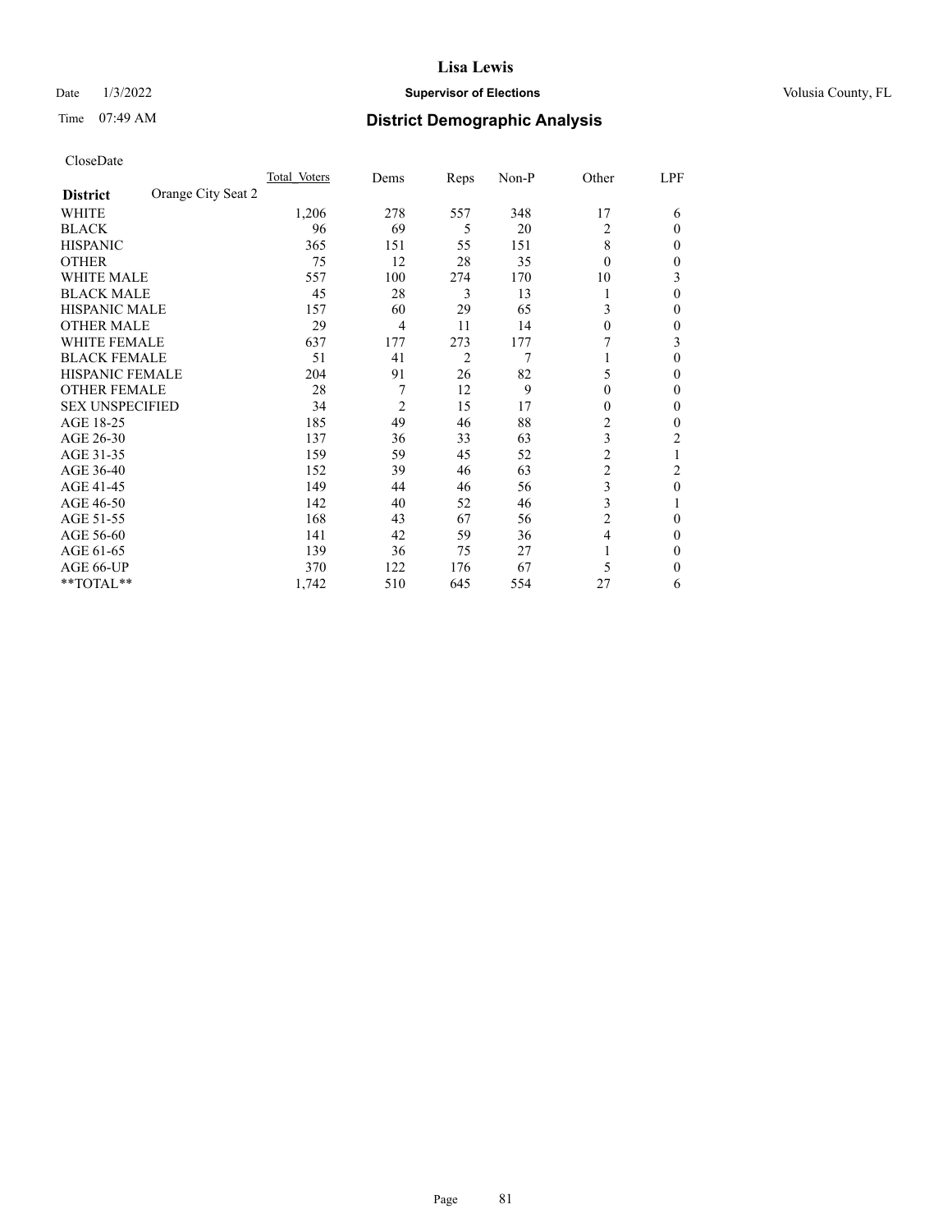# Lisa Lewis

Date 1/3/2022 **Supervisor of Elections** Volusia County, FL

Time 07:49 AM **District Demographic Analysis**

CloseDate

| **District** Orange City Seat 2 | Total Voters | Dems | Reps | Non-P | Other | LPF |
|---|---|---|---|---|---|---|
| WHITE | 1,206 | 278 | 557 | 348 | 17 | 6 |
| BLACK | 96 | 69 | 5 | 20 | 2 | 0 |
| HISPANIC | 365 | 151 | 55 | 151 | 8 | 0 |
| OTHER | 75 | 12 | 28 | 35 | 0 | 0 |
| WHITE MALE | 557 | 100 | 274 | 170 | 10 | 3 |
| BLACK MALE | 45 | 28 | 3 | 13 | 1 | 0 |
| HISPANIC MALE | 157 | 60 | 29 | 65 | 3 | 0 |
| OTHER MALE | 29 | 4 | 11 | 14 | 0 | 0 |
| WHITE FEMALE | 637 | 177 | 273 | 177 | 7 | 3 |
| BLACK FEMALE | 51 | 41 | 2 | 7 | 1 | 0 |
| HISPANIC FEMALE | 204 | 91 | 26 | 82 | 5 | 0 |
| OTHER FEMALE | 28 | 7 | 12 | 9 | 0 | 0 |
| SEX UNSPECIFIED | 34 | 2 | 15 | 17 | 0 | 0 |
| AGE 18-25 | 185 | 49 | 46 | 88 | 2 | 0 |
| AGE 26-30 | 137 | 36 | 33 | 63 | 3 | 2 |
| AGE 31-35 | 159 | 59 | 45 | 52 | 2 | 1 |
| AGE 36-40 | 152 | 39 | 46 | 63 | 2 | 2 |
| AGE 41-45 | 149 | 44 | 46 | 56 | 3 | 0 |
| AGE 46-50 | 142 | 40 | 52 | 46 | 3 | 1 |
| AGE 51-55 | 168 | 43 | 67 | 56 | 2 | 0 |
| AGE 56-60 | 141 | 42 | 59 | 36 | 4 | 0 |
| AGE 61-65 | 139 | 36 | 75 | 27 | 1 | 0 |
| AGE 66-UP | 370 | 122 | 176 | 67 | 5 | 0 |
| **TOTAL** | 1,742 | 510 | 645 | 554 | 27 | 6 |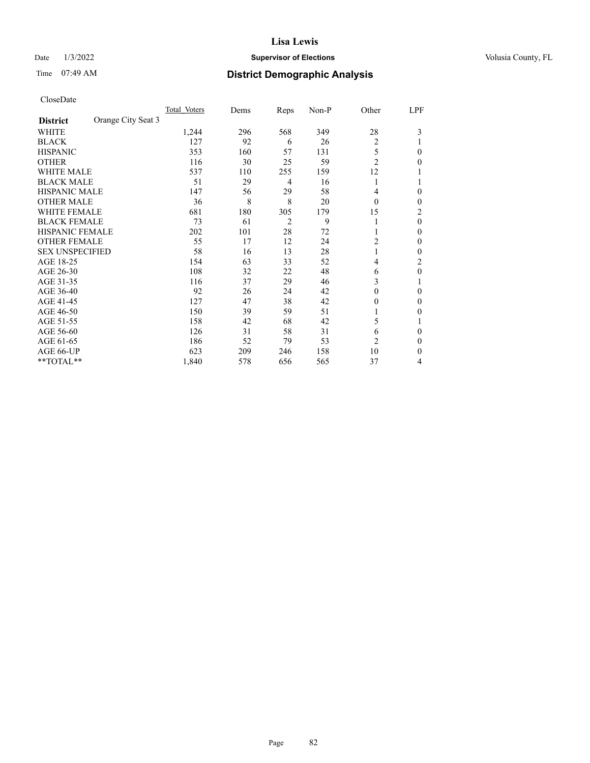# Lisa Lewis

Date 1/3/2022 **Supervisor of Elections** Volusia County, FL

Time 07:49 AM **District Demographic Analysis**

CloseDate

| **District** Orange City Seat 3 | Total Voters | Dems | Reps | Non-P | Other | LPF |
|---|---|---|---|---|---|---|
| WHITE | 1,244 | 296 | 568 | 349 | 28 | 3 |
| BLACK | 127 | 92 | 6 | 26 | 2 | 1 |
| HISPANIC | 353 | 160 | 57 | 131 | 5 | 0 |
| OTHER | 116 | 30 | 25 | 59 | 2 | 0 |
| WHITE MALE | 537 | 110 | 255 | 159 | 12 | 1 |
| BLACK MALE | 51 | 29 | 4 | 16 | 1 | 1 |
| HISPANIC MALE | 147 | 56 | 29 | 58 | 4 | 0 |
| OTHER MALE | 36 | 8 | 8 | 20 | 0 | 0 |
| WHITE FEMALE | 681 | 180 | 305 | 179 | 15 | 2 |
| BLACK FEMALE | 73 | 61 | 2 | 9 | 1 | 0 |
| HISPANIC FEMALE | 202 | 101 | 28 | 72 | 1 | 0 |
| OTHER FEMALE | 55 | 17 | 12 | 24 | 2 | 0 |
| SEX UNSPECIFIED | 58 | 16 | 13 | 28 | 1 | 0 |
| AGE 18-25 | 154 | 63 | 33 | 52 | 4 | 2 |
| AGE 26-30 | 108 | 32 | 22 | 48 | 6 | 0 |
| AGE 31-35 | 116 | 37 | 29 | 46 | 3 | 1 |
| AGE 36-40 | 92 | 26 | 24 | 42 | 0 | 0 |
| AGE 41-45 | 127 | 47 | 38 | 42 | 0 | 0 |
| AGE 46-50 | 150 | 39 | 59 | 51 | 1 | 0 |
| AGE 51-55 | 158 | 42 | 68 | 42 | 5 | 1 |
| AGE 56-60 | 126 | 31 | 58 | 31 | 6 | 0 |
| AGE 61-65 | 186 | 52 | 79 | 53 | 2 | 0 |
| AGE 66-UP | 623 | 209 | 246 | 158 | 10 | 0 |
| **TOTAL** | 1,840 | 578 | 656 | 565 | 37 | 4 |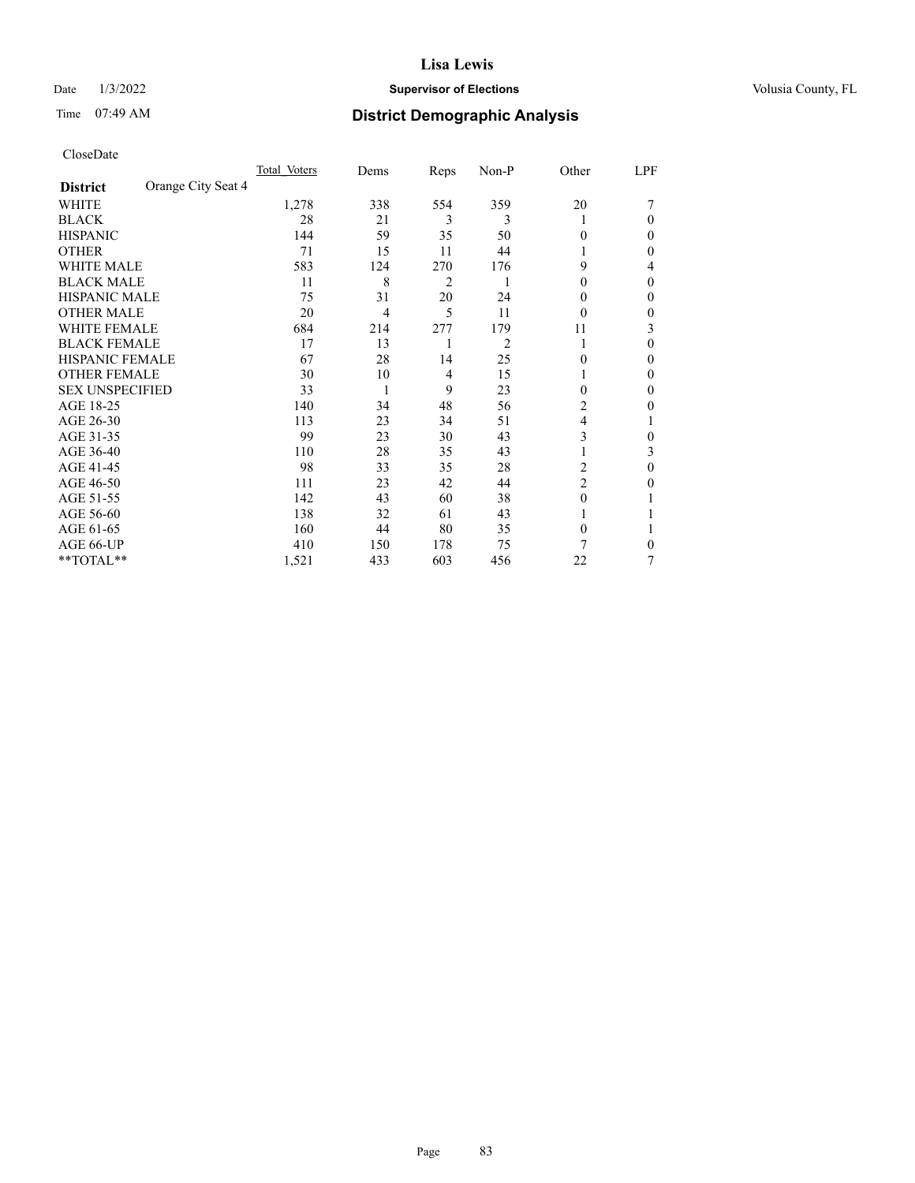# Lisa Lewis

Date 1/3/2022 **Supervisor of Elections** Volusia County, FL

Time 07:49 AM **District Demographic Analysis**

CloseDate

| **District** Orange City Seat 4 | Total Voters | Dems | Reps | Non-P | Other | LPF |
|---|---|---|---|---|---|---|
| WHITE | 1,278 | 338 | 554 | 359 | 20 | 7 |
| BLACK | 28 | 21 | 3 | 3 | 1 | 0 |
| HISPANIC | 144 | 59 | 35 | 50 | 0 | 0 |
| OTHER | 71 | 15 | 11 | 44 | 1 | 0 |
| WHITE MALE | 583 | 124 | 270 | 176 | 9 | 4 |
| BLACK MALE | 11 | 8 | 2 | 1 | 0 | 0 |
| HISPANIC MALE | 75 | 31 | 20 | 24 | 0 | 0 |
| OTHER MALE | 20 | 4 | 5 | 11 | 0 | 0 |
| WHITE FEMALE | 684 | 214 | 277 | 179 | 11 | 3 |
| BLACK FEMALE | 17 | 13 | 1 | 2 | 1 | 0 |
| HISPANIC FEMALE | 67 | 28 | 14 | 25 | 0 | 0 |
| OTHER FEMALE | 30 | 10 | 4 | 15 | 1 | 0 |
| SEX UNSPECIFIED | 33 | 1 | 9 | 23 | 0 | 0 |
| AGE 18-25 | 140 | 34 | 48 | 56 | 2 | 0 |
| AGE 26-30 | 113 | 23 | 34 | 51 | 4 | 1 |
| AGE 31-35 | 99 | 23 | 30 | 43 | 3 | 0 |
| AGE 36-40 | 110 | 28 | 35 | 43 | 1 | 3 |
| AGE 41-45 | 98 | 33 | 35 | 28 | 2 | 0 |
| AGE 46-50 | 111 | 23 | 42 | 44 | 2 | 0 |
| AGE 51-55 | 142 | 43 | 60 | 38 | 0 | 1 |
| AGE 56-60 | 138 | 32 | 61 | 43 | 1 | 1 |
| AGE 61-65 | 160 | 44 | 80 | 35 | 0 | 1 |
| AGE 66-UP | 410 | 150 | 178 | 75 | 7 | 0 |
| **TOTAL** | 1,521 | 433 | 603 | 456 | 22 | 7 |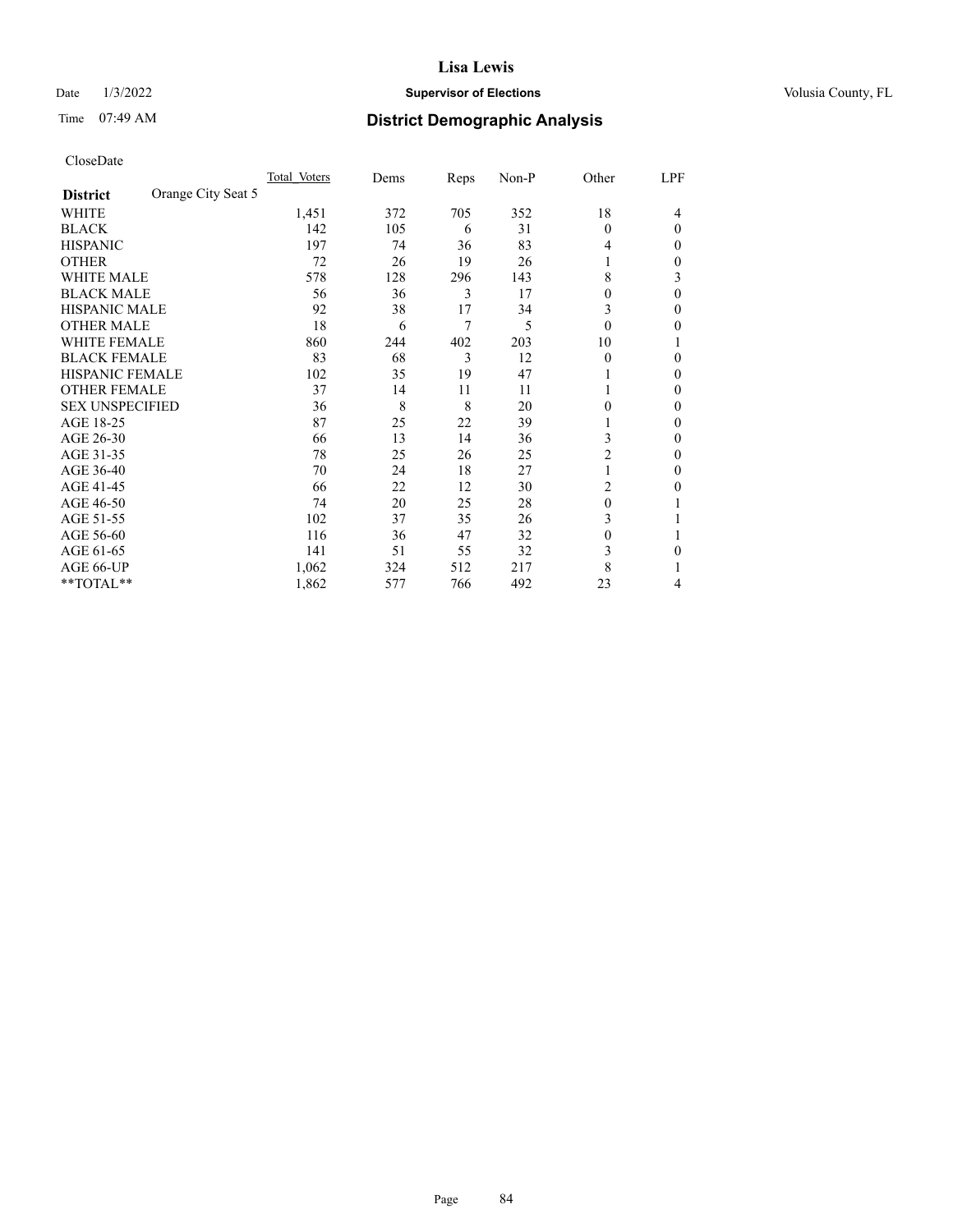# Lisa Lewis

Date 1/3/2022 **Supervisor of Elections** Volusia County, FL

Time 07:49 AM **District Demographic Analysis**

CloseDate

| District: Orange City Seat 5 | Total_Voters | Dems | Reps | Non-P | Other | LPF |
|---|---|---|---|---|---|---|
| WHITE | 1,451 | 372 | 705 | 352 | 18 | 4 |
| BLACK | 142 | 105 | 6 | 31 | 0 | 0 |
| HISPANIC | 197 | 74 | 36 | 83 | 4 | 0 |
| OTHER | 72 | 26 | 19 | 26 | 1 | 0 |
| WHITE MALE | 578 | 128 | 296 | 143 | 8 | 3 |
| BLACK MALE | 56 | 36 | 3 | 17 | 0 | 0 |
| HISPANIC MALE | 92 | 38 | 17 | 34 | 3 | 0 |
| OTHER MALE | 18 | 6 | 7 | 5 | 0 | 0 |
| WHITE FEMALE | 860 | 244 | 402 | 203 | 10 | 1 |
| BLACK FEMALE | 83 | 68 | 3 | 12 | 0 | 0 |
| HISPANIC FEMALE | 102 | 35 | 19 | 47 | 1 | 0 |
| OTHER FEMALE | 37 | 14 | 11 | 11 | 1 | 0 |
| SEX UNSPECIFIED | 36 | 8 | 8 | 20 | 0 | 0 |
| AGE 18-25 | 87 | 25 | 22 | 39 | 1 | 0 |
| AGE 26-30 | 66 | 13 | 14 | 36 | 3 | 0 |
| AGE 31-35 | 78 | 25 | 26 | 25 | 2 | 0 |
| AGE 36-40 | 70 | 24 | 18 | 27 | 1 | 0 |
| AGE 41-45 | 66 | 22 | 12 | 30 | 2 | 0 |
| AGE 46-50 | 74 | 20 | 25 | 28 | 0 | 1 |
| AGE 51-55 | 102 | 37 | 35 | 26 | 3 | 1 |
| AGE 56-60 | 116 | 36 | 47 | 32 | 0 | 1 |
| AGE 61-65 | 141 | 51 | 55 | 32 | 3 | 0 |
| AGE 66-UP | 1,062 | 324 | 512 | 217 | 8 | 1 |
| **TOTAL** | 1,862 | 577 | 766 | 492 | 23 | 4 |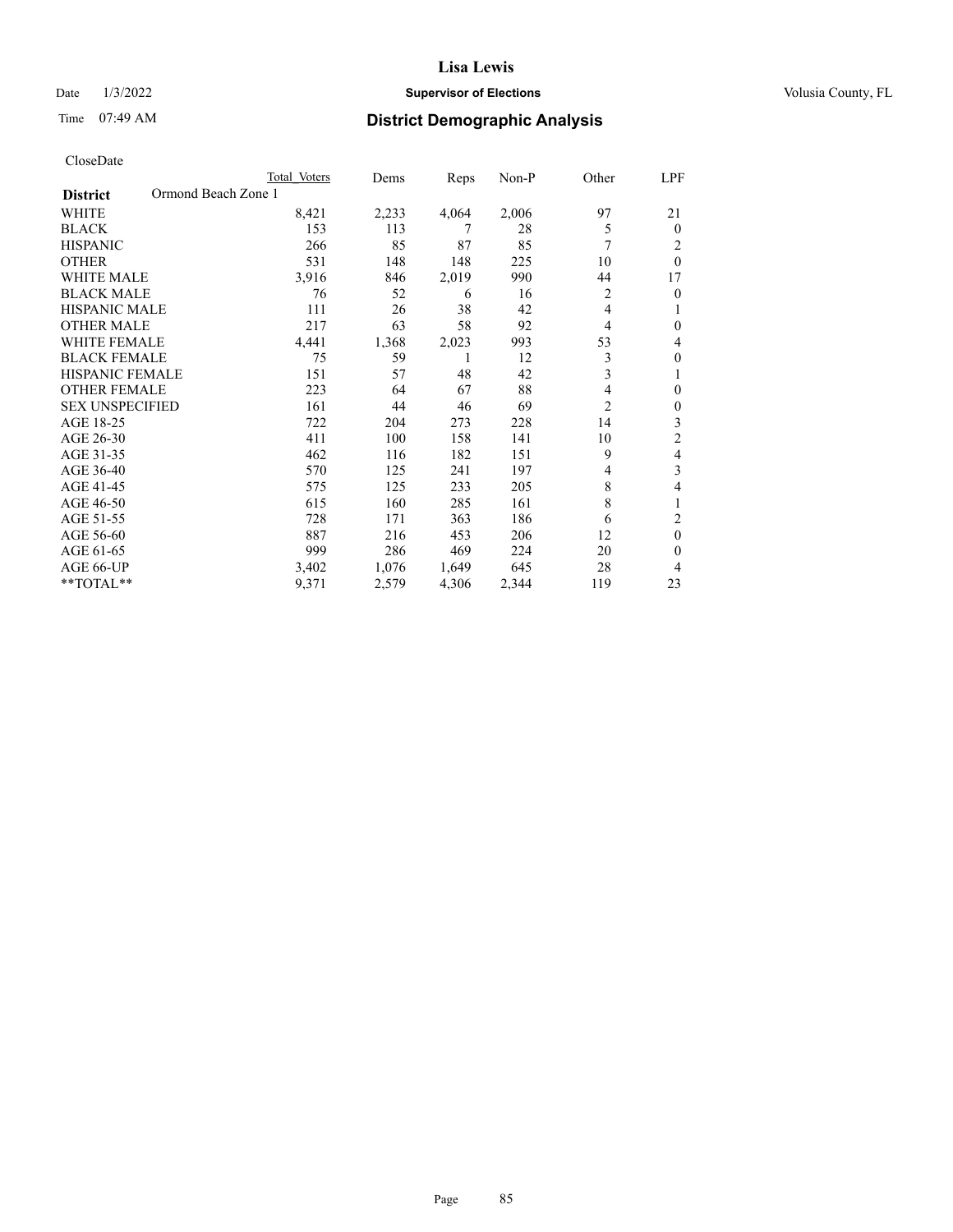CloseDate

| District | Ormond Beach Zone 1 | Total Voters | Dems | Reps | Non-P | Other | LPF |
|---|---|---|---|---|---|---|---|
| WHITE | | 8,421 | 2,233 | 4,064 | 2,006 | 97 | 21 |
| BLACK | | 153 | 113 | 7 | 28 | 5 | 0 |
| HISPANIC | | 266 | 85 | 87 | 85 | 7 | 2 |
| OTHER | | 531 | 148 | 148 | 225 | 10 | 0 |
| WHITE MALE | | 3,916 | 846 | 2,019 | 990 | 44 | 17 |
| BLACK MALE | | 76 | 52 | 6 | 16 | 2 | 0 |
| HISPANIC MALE | | 111 | 26 | 38 | 42 | 4 | 1 |
| OTHER MALE | | 217 | 63 | 58 | 92 | 4 | 0 |
| WHITE FEMALE | | 4,441 | 1,368 | 2,023 | 993 | 53 | 4 |
| BLACK FEMALE | | 75 | 59 | 1 | 12 | 3 | 0 |
| HISPANIC FEMALE | | 151 | 57 | 48 | 42 | 3 | 1 |
| OTHER FEMALE | | 223 | 64 | 67 | 88 | 4 | 0 |
| SEX UNSPECIFIED | | 161 | 44 | 46 | 69 | 2 | 0 |
| AGE 18-25 | | 722 | 204 | 273 | 228 | 14 | 3 |
| AGE 26-30 | | 411 | 100 | 158 | 141 | 10 | 2 |
| AGE 31-35 | | 462 | 116 | 182 | 151 | 9 | 4 |
| AGE 36-40 | | 570 | 125 | 241 | 197 | 4 | 3 |
| AGE 41-45 | | 575 | 125 | 233 | 205 | 8 | 4 |
| AGE 46-50 | | 615 | 160 | 285 | 161 | 8 | 1 |
| AGE 51-55 | | 728 | 171 | 363 | 186 | 6 | 2 |
| AGE 56-60 | | 887 | 216 | 453 | 206 | 12 | 0 |
| AGE 61-65 | | 999 | 286 | 469 | 224 | 20 | 0 |
| AGE 66-UP | | 3,402 | 1,076 | 1,649 | 645 | 28 | 4 |
| **TOTAL** | | 9,371 | 2,579 | 4,306 | 2,344 | 119 | 23 |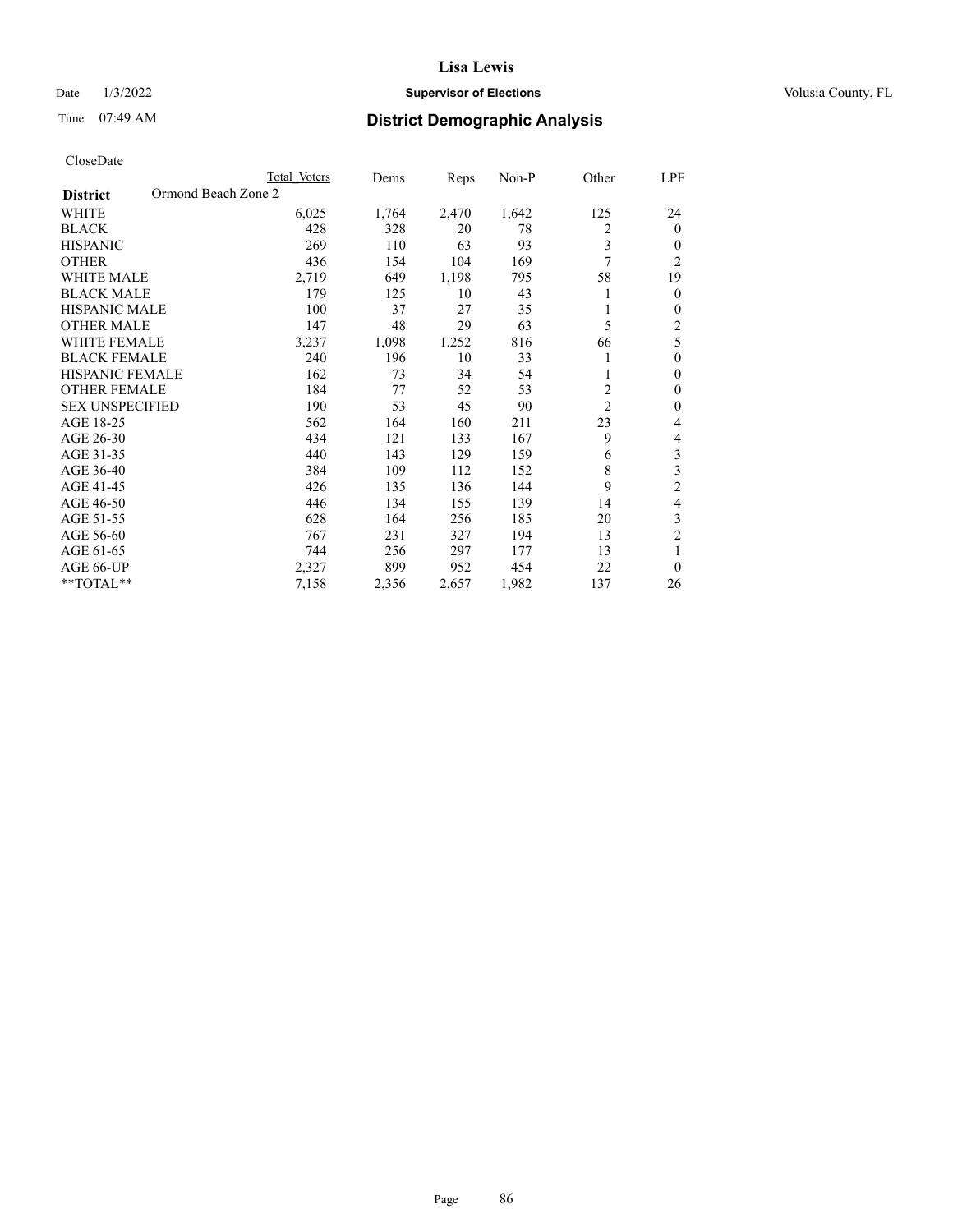CloseDate

| District | Total Voters | Dems | Reps | Non-P | Other | LPF |
|---|---|---|---|---|---|---|
| Ormond Beach Zone 2 | | | | | | |
| WHITE | 6,025 | 1,764 | 2,470 | 1,642 | 125 | 24 |
| BLACK | 428 | 328 | 20 | 78 | 2 | 0 |
| HISPANIC | 269 | 110 | 63 | 93 | 3 | 0 |
| OTHER | 436 | 154 | 104 | 169 | 7 | 2 |
| WHITE MALE | 2,719 | 649 | 1,198 | 795 | 58 | 19 |
| BLACK MALE | 179 | 125 | 10 | 43 | 1 | 0 |
| HISPANIC MALE | 100 | 37 | 27 | 35 | 1 | 0 |
| OTHER MALE | 147 | 48 | 29 | 63 | 5 | 2 |
| WHITE FEMALE | 3,237 | 1,098 | 1,252 | 816 | 66 | 5 |
| BLACK FEMALE | 240 | 196 | 10 | 33 | 1 | 0 |
| HISPANIC FEMALE | 162 | 73 | 34 | 54 | 1 | 0 |
| OTHER FEMALE | 184 | 77 | 52 | 53 | 2 | 0 |
| SEX UNSPECIFIED | 190 | 53 | 45 | 90 | 2 | 0 |
| AGE 18-25 | 562 | 164 | 160 | 211 | 23 | 4 |
| AGE 26-30 | 434 | 121 | 133 | 167 | 9 | 4 |
| AGE 31-35 | 440 | 143 | 129 | 159 | 6 | 3 |
| AGE 36-40 | 384 | 109 | 112 | 152 | 8 | 3 |
| AGE 41-45 | 426 | 135 | 136 | 144 | 9 | 2 |
| AGE 46-50 | 446 | 134 | 155 | 139 | 14 | 4 |
| AGE 51-55 | 628 | 164 | 256 | 185 | 20 | 3 |
| AGE 56-60 | 767 | 231 | 327 | 194 | 13 | 2 |
| AGE 61-65 | 744 | 256 | 297 | 177 | 13 | 1 |
| AGE 66-UP | 2,327 | 899 | 952 | 454 | 22 | 0 |
| **TOTAL** | 7,158 | 2,356 | 2,657 | 1,982 | 137 | 26 |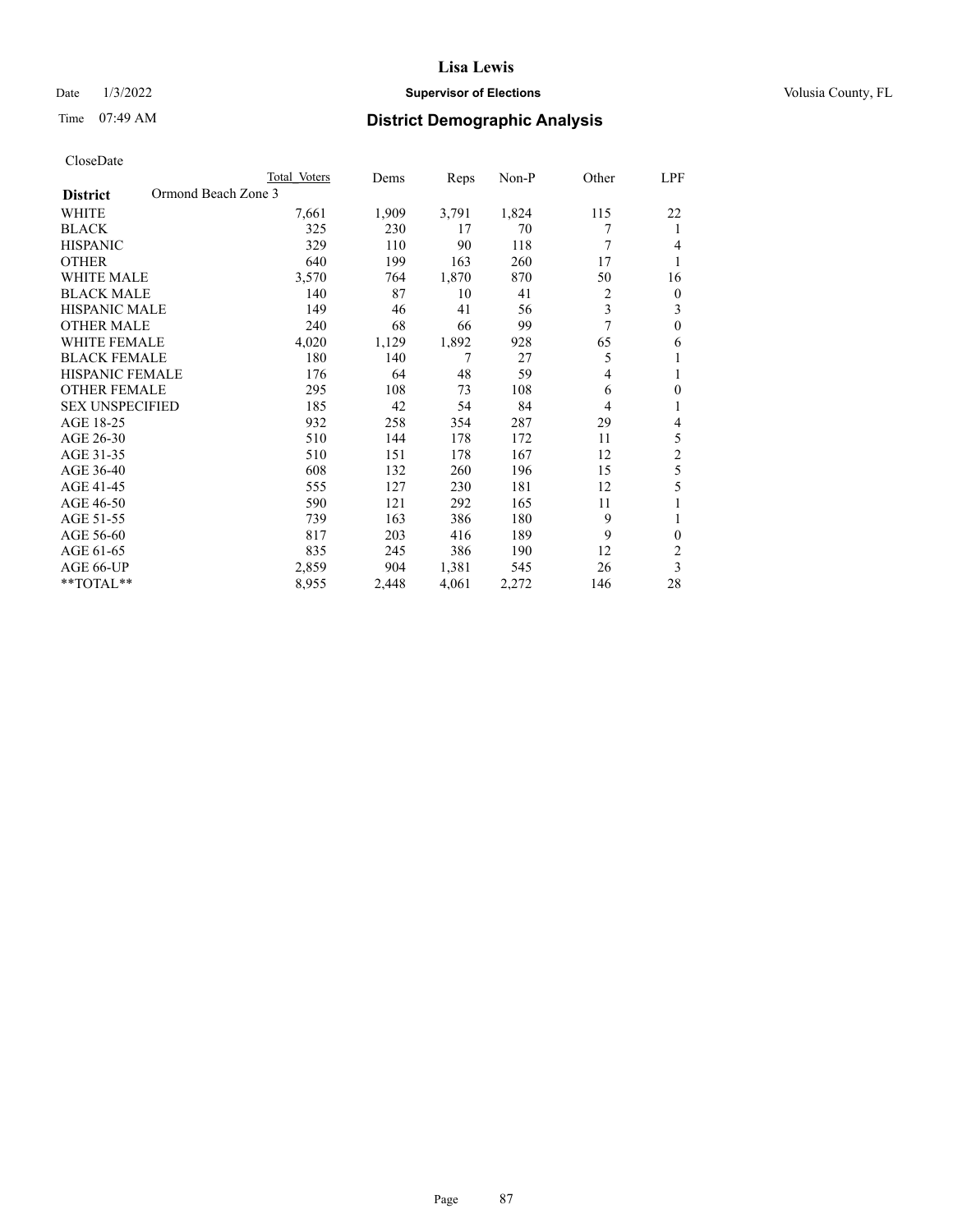# Lisa Lewis

Date 1/3/2022 **Supervisor of Elections** Volusia County, FL

Time 07:49 AM **District Demographic Analysis**

CloseDate

| **District** Ormond Beach Zone 3 | Total Voters | Dems | Reps | Non-P | Other | LPF |
|---|---|---|---|---|---|---|
| WHITE | 7,661 | 1,909 | 3,791 | 1,824 | 115 | 22 |
| BLACK | 325 | 230 | 17 | 70 | 7 | 1 |
| HISPANIC | 329 | 110 | 90 | 118 | 7 | 4 |
| OTHER | 640 | 199 | 163 | 260 | 17 | 1 |
| WHITE MALE | 3,570 | 764 | 1,870 | 870 | 50 | 16 |
| BLACK MALE | 140 | 87 | 10 | 41 | 2 | 0 |
| HISPANIC MALE | 149 | 46 | 41 | 56 | 3 | 3 |
| OTHER MALE | 240 | 68 | 66 | 99 | 7 | 0 |
| WHITE FEMALE | 4,020 | 1,129 | 1,892 | 928 | 65 | 6 |
| BLACK FEMALE | 180 | 140 | 7 | 27 | 5 | 1 |
| HISPANIC FEMALE | 176 | 64 | 48 | 59 | 4 | 1 |
| OTHER FEMALE | 295 | 108 | 73 | 108 | 6 | 0 |
| SEX UNSPECIFIED | 185 | 42 | 54 | 84 | 4 | 1 |
| AGE 18-25 | 932 | 258 | 354 | 287 | 29 | 4 |
| AGE 26-30 | 510 | 144 | 178 | 172 | 11 | 5 |
| AGE 31-35 | 510 | 151 | 178 | 167 | 12 | 2 |
| AGE 36-40 | 608 | 132 | 260 | 196 | 15 | 5 |
| AGE 41-45 | 555 | 127 | 230 | 181 | 12 | 5 |
| AGE 46-50 | 590 | 121 | 292 | 165 | 11 | 1 |
| AGE 51-55 | 739 | 163 | 386 | 180 | 9 | 1 |
| AGE 56-60 | 817 | 203 | 416 | 189 | 9 | 0 |
| AGE 61-65 | 835 | 245 | 386 | 190 | 12 | 2 |
| AGE 66-UP | 2,859 | 904 | 1,381 | 545 | 26 | 3 |
| **TOTAL** | 8,955 | 2,448 | 4,061 | 2,272 | 146 | 28 |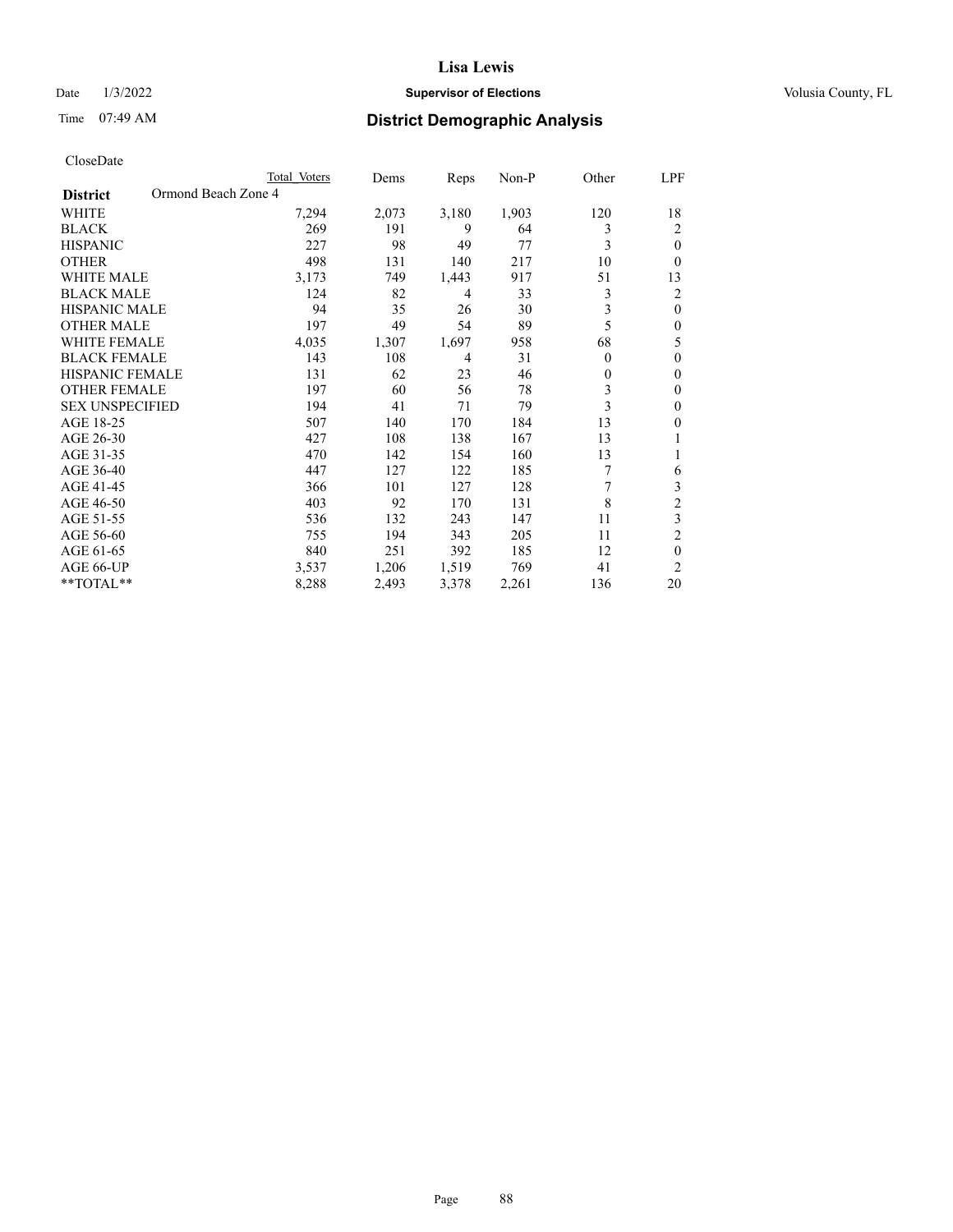CloseDate

| District | Ormond Beach Zone 4 | Total Voters | Dems | Reps | Non-P | Other | LPF |
|---|---|---|---|---|---|---|---|
| WHITE | | 7,294 | 2,073 | 3,180 | 1,903 | 120 | 18 |
| BLACK | | 269 | 191 | 9 | 64 | 3 | 2 |
| HISPANIC | | 227 | 98 | 49 | 77 | 3 | 0 |
| OTHER | | 498 | 131 | 140 | 217 | 10 | 0 |
| WHITE MALE | | 3,173 | 749 | 1,443 | 917 | 51 | 13 |
| BLACK MALE | | 124 | 82 | 4 | 33 | 3 | 2 |
| HISPANIC MALE | | 94 | 35 | 26 | 30 | 3 | 0 |
| OTHER MALE | | 197 | 49 | 54 | 89 | 5 | 0 |
| WHITE FEMALE | | 4,035 | 1,307 | 1,697 | 958 | 68 | 5 |
| BLACK FEMALE | | 143 | 108 | 4 | 31 | 0 | 0 |
| HISPANIC FEMALE | | 131 | 62 | 23 | 46 | 0 | 0 |
| OTHER FEMALE | | 197 | 60 | 56 | 78 | 3 | 0 |
| SEX UNSPECIFIED | | 194 | 41 | 71 | 79 | 3 | 0 |
| AGE 18-25 | | 507 | 140 | 170 | 184 | 13 | 0 |
| AGE 26-30 | | 427 | 108 | 138 | 167 | 13 | 1 |
| AGE 31-35 | | 470 | 142 | 154 | 160 | 13 | 1 |
| AGE 36-40 | | 447 | 127 | 122 | 185 | 7 | 6 |
| AGE 41-45 | | 366 | 101 | 127 | 128 | 7 | 3 |
| AGE 46-50 | | 403 | 92 | 170 | 131 | 8 | 2 |
| AGE 51-55 | | 536 | 132 | 243 | 147 | 11 | 3 |
| AGE 56-60 | | 755 | 194 | 343 | 205 | 11 | 2 |
| AGE 61-65 | | 840 | 251 | 392 | 185 | 12 | 0 |
| AGE 66-UP | | 3,537 | 1,206 | 1,519 | 769 | 41 | 2 |
| **TOTAL** | | 8,288 | 2,493 | 3,378 | 2,261 | 136 | 20 |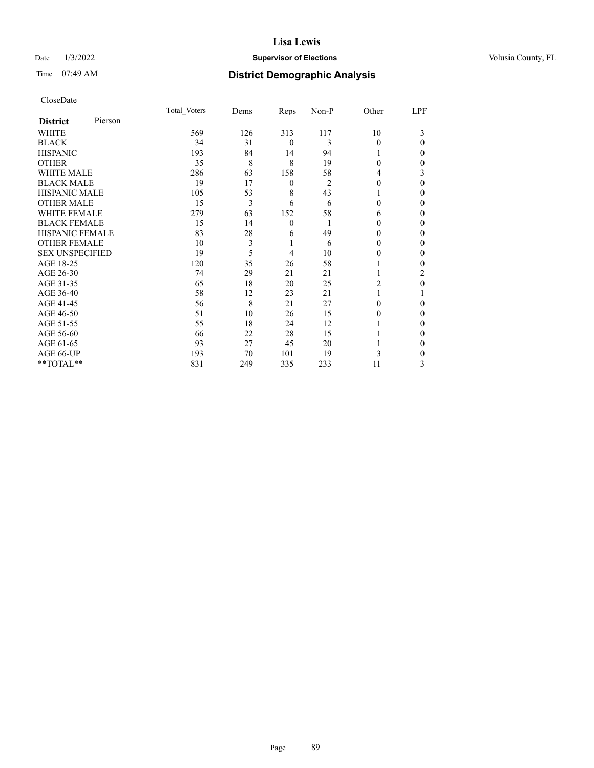CloseDate

| District | Pierson | Total_Voters | Dems | Reps | Non-P | Other | LPF |
|---|---|---|---|---|---|---|---|
| WHITE | | 569 | 126 | 313 | 117 | 10 | 3 |
| BLACK | | 34 | 31 | 0 | 3 | 0 | 0 |
| HISPANIC | | 193 | 84 | 14 | 94 | 1 | 0 |
| OTHER | | 35 | 8 | 8 | 19 | 0 | 0 |
| WHITE MALE | | 286 | 63 | 158 | 58 | 4 | 3 |
| BLACK MALE | | 19 | 17 | 0 | 2 | 0 | 0 |
| HISPANIC MALE | | 105 | 53 | 8 | 43 | 1 | 0 |
| OTHER MALE | | 15 | 3 | 6 | 6 | 0 | 0 |
| WHITE FEMALE | | 279 | 63 | 152 | 58 | 6 | 0 |
| BLACK FEMALE | | 15 | 14 | 0 | 1 | 0 | 0 |
| HISPANIC FEMALE | | 83 | 28 | 6 | 49 | 0 | 0 |
| OTHER FEMALE | | 10 | 3 | 1 | 6 | 0 | 0 |
| SEX UNSPECIFIED | | 19 | 5 | 4 | 10 | 0 | 0 |
| AGE 18-25 | | 120 | 35 | 26 | 58 | 1 | 0 |
| AGE 26-30 | | 74 | 29 | 21 | 21 | 1 | 2 |
| AGE 31-35 | | 65 | 18 | 20 | 25 | 2 | 0 |
| AGE 36-40 | | 58 | 12 | 23 | 21 | 1 | 1 |
| AGE 41-45 | | 56 | 8 | 21 | 27 | 0 | 0 |
| AGE 46-50 | | 51 | 10 | 26 | 15 | 0 | 0 |
| AGE 51-55 | | 55 | 18 | 24 | 12 | 1 | 0 |
| AGE 56-60 | | 66 | 22 | 28 | 15 | 1 | 0 |
| AGE 61-65 | | 93 | 27 | 45 | 20 | 1 | 0 |
| AGE 66-UP | | 193 | 70 | 101 | 19 | 3 | 0 |
| **TOTAL** | | 831 | 249 | 335 | 233 | 11 | 3 |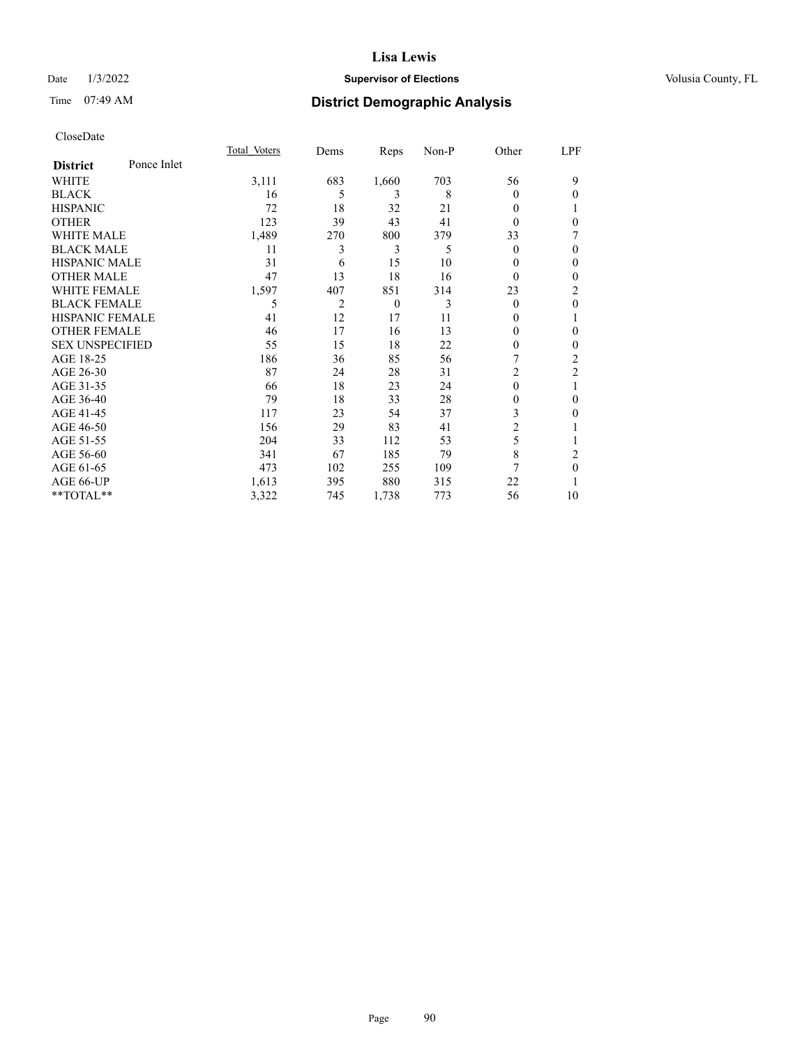# Lisa Lewis

Date 1/3/2022 **Supervisor of Elections** Volusia County, FL

Time 07:49 AM **District Demographic Analysis**

CloseDate

| **District** Ponce Inlet | Total Voters | Dems | Reps | Non-P | Other | LPF |
|---|---|---|---|---|---|---|
| WHITE | 3,111 | 683 | 1,660 | 703 | 56 | 9 |
| BLACK | 16 | 5 | 3 | 8 | 0 | 0 |
| HISPANIC | 72 | 18 | 32 | 21 | 0 | 1 |
| OTHER | 123 | 39 | 43 | 41 | 0 | 0 |
| WHITE MALE | 1,489 | 270 | 800 | 379 | 33 | 7 |
| BLACK MALE | 11 | 3 | 3 | 5 | 0 | 0 |
| HISPANIC MALE | 31 | 6 | 15 | 10 | 0 | 0 |
| OTHER MALE | 47 | 13 | 18 | 16 | 0 | 0 |
| WHITE FEMALE | 1,597 | 407 | 851 | 314 | 23 | 2 |
| BLACK FEMALE | 5 | 2 | 0 | 3 | 0 | 0 |
| HISPANIC FEMALE | 41 | 12 | 17 | 11 | 0 | 1 |
| OTHER FEMALE | 46 | 17 | 16 | 13 | 0 | 0 |
| SEX UNSPECIFIED | 55 | 15 | 18 | 22 | 0 | 0 |
| AGE 18-25 | 186 | 36 | 85 | 56 | 7 | 2 |
| AGE 26-30 | 87 | 24 | 28 | 31 | 2 | 2 |
| AGE 31-35 | 66 | 18 | 23 | 24 | 0 | 1 |
| AGE 36-40 | 79 | 18 | 33 | 28 | 0 | 0 |
| AGE 41-45 | 117 | 23 | 54 | 37 | 3 | 0 |
| AGE 46-50 | 156 | 29 | 83 | 41 | 2 | 1 |
| AGE 51-55 | 204 | 33 | 112 | 53 | 5 | 1 |
| AGE 56-60 | 341 | 67 | 185 | 79 | 8 | 2 |
| AGE 61-65 | 473 | 102 | 255 | 109 | 7 | 0 |
| AGE 66-UP | 1,613 | 395 | 880 | 315 | 22 | 1 |
| **TOTAL** | 3,322 | 745 | 1,738 | 773 | 56 | 10 |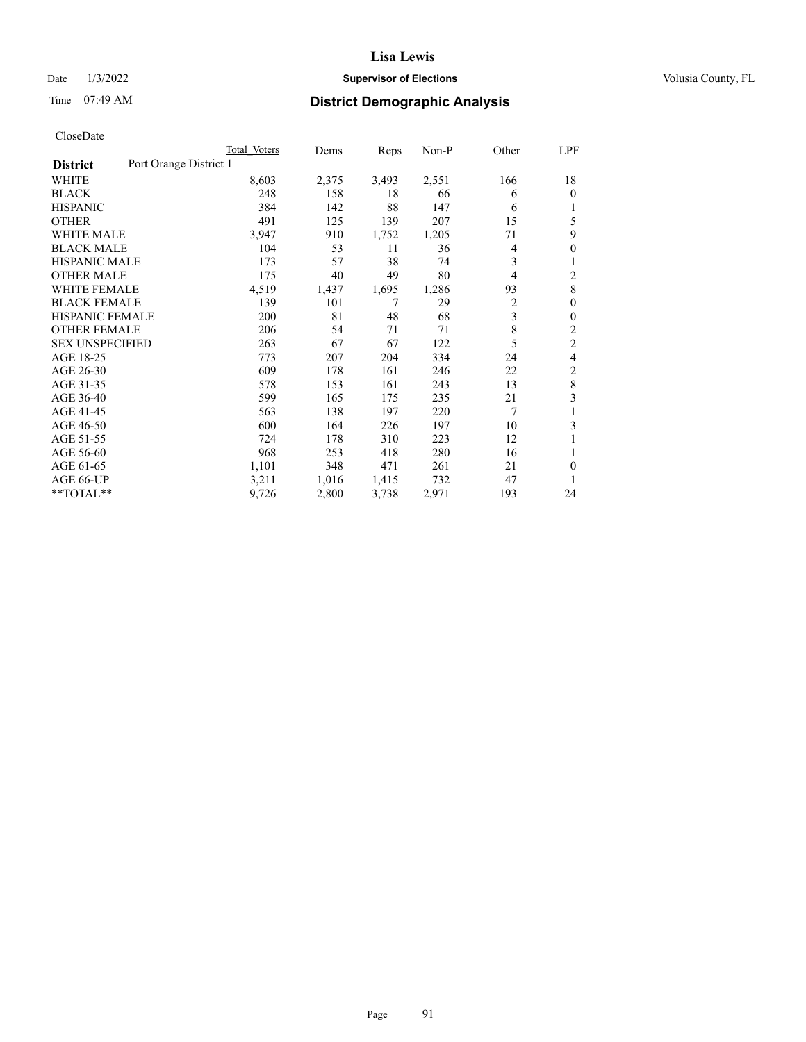# Lisa Lewis

Date 1/3/2022 **Supervisor of Elections** Volusia County, FL

Time 07:49 AM **District Demographic Analysis**

CloseDate

| District | Port Orange District 1 | Total Voters | Dems | Reps | Non-P | Other | LPF |
|---|---|---|---|---|---|---|---|
| WHITE | | 8,603 | 2,375 | 3,493 | 2,551 | 166 | 18 |
| BLACK | | 248 | 158 | 18 | 66 | 6 | 0 |
| HISPANIC | | 384 | 142 | 88 | 147 | 6 | 1 |
| OTHER | | 491 | 125 | 139 | 207 | 15 | 5 |
| WHITE MALE | | 3,947 | 910 | 1,752 | 1,205 | 71 | 9 |
| BLACK MALE | | 104 | 53 | 11 | 36 | 4 | 0 |
| HISPANIC MALE | | 173 | 57 | 38 | 74 | 3 | 1 |
| OTHER MALE | | 175 | 40 | 49 | 80 | 4 | 2 |
| WHITE FEMALE | | 4,519 | 1,437 | 1,695 | 1,286 | 93 | 8 |
| BLACK FEMALE | | 139 | 101 | 7 | 29 | 2 | 0 |
| HISPANIC FEMALE | | 200 | 81 | 48 | 68 | 3 | 0 |
| OTHER FEMALE | | 206 | 54 | 71 | 71 | 8 | 2 |
| SEX UNSPECIFIED | | 263 | 67 | 67 | 122 | 5 | 2 |
| AGE 18-25 | | 773 | 207 | 204 | 334 | 24 | 4 |
| AGE 26-30 | | 609 | 178 | 161 | 246 | 22 | 2 |
| AGE 31-35 | | 578 | 153 | 161 | 243 | 13 | 8 |
| AGE 36-40 | | 599 | 165 | 175 | 235 | 21 | 3 |
| AGE 41-45 | | 563 | 138 | 197 | 220 | 7 | 1 |
| AGE 46-50 | | 600 | 164 | 226 | 197 | 10 | 3 |
| AGE 51-55 | | 724 | 178 | 310 | 223 | 12 | 1 |
| AGE 56-60 | | 968 | 253 | 418 | 280 | 16 | 1 |
| AGE 61-65 | | 1,101 | 348 | 471 | 261 | 21 | 0 |
| AGE 66-UP | | 3,211 | 1,016 | 1,415 | 732 | 47 | 1 |
| **TOTAL** | | 9,726 | 2,800 | 3,738 | 2,971 | 193 | 24 |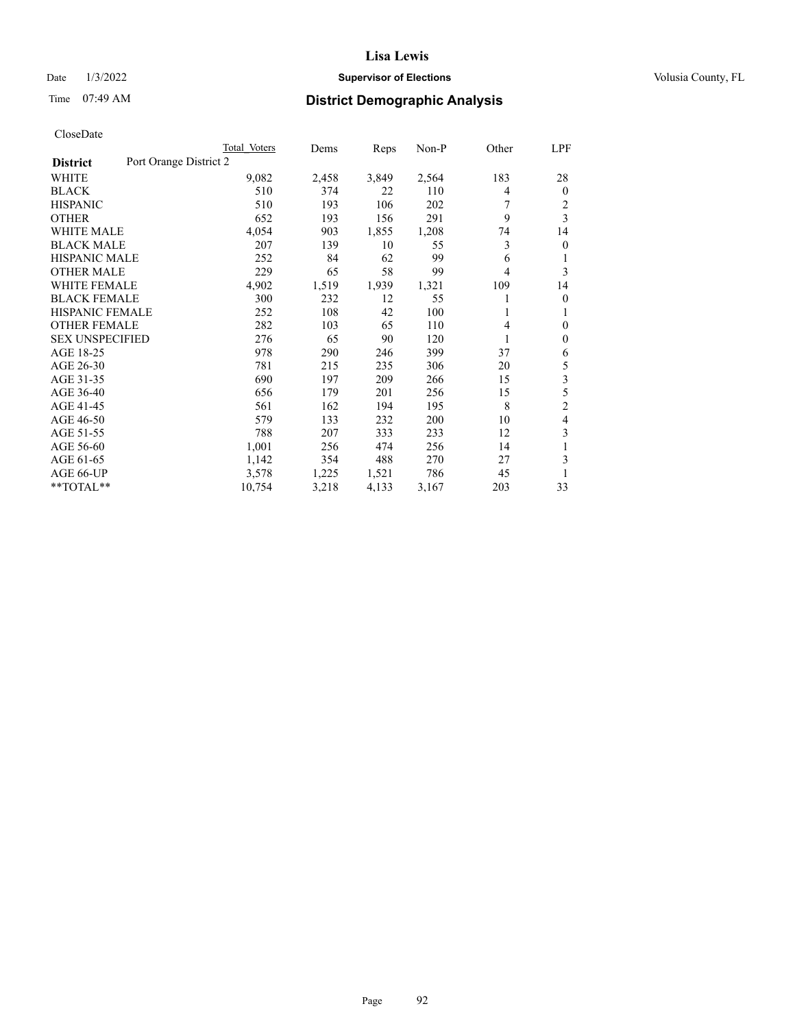CloseDate

| District | Port Orange District 2 | Total Voters | Dems | Reps | Non-P | Other | LPF |
|---|---|---|---|---|---|---|---|
| WHITE | | 9,082 | 2,458 | 3,849 | 2,564 | 183 | 28 |
| BLACK | | 510 | 374 | 22 | 110 | 4 | 0 |
| HISPANIC | | 510 | 193 | 106 | 202 | 7 | 2 |
| OTHER | | 652 | 193 | 156 | 291 | 9 | 3 |
| WHITE MALE | | 4,054 | 903 | 1,855 | 1,208 | 74 | 14 |
| BLACK MALE | | 207 | 139 | 10 | 55 | 3 | 0 |
| HISPANIC MALE | | 252 | 84 | 62 | 99 | 6 | 1 |
| OTHER MALE | | 229 | 65 | 58 | 99 | 4 | 3 |
| WHITE FEMALE | | 4,902 | 1,519 | 1,939 | 1,321 | 109 | 14 |
| BLACK FEMALE | | 300 | 232 | 12 | 55 | 1 | 0 |
| HISPANIC FEMALE | | 252 | 108 | 42 | 100 | 1 | 1 |
| OTHER FEMALE | | 282 | 103 | 65 | 110 | 4 | 0 |
| SEX UNSPECIFIED | | 276 | 65 | 90 | 120 | 1 | 0 |
| AGE 18-25 | | 978 | 290 | 246 | 399 | 37 | 6 |
| AGE 26-30 | | 781 | 215 | 235 | 306 | 20 | 5 |
| AGE 31-35 | | 690 | 197 | 209 | 266 | 15 | 3 |
| AGE 36-40 | | 656 | 179 | 201 | 256 | 15 | 5 |
| AGE 41-45 | | 561 | 162 | 194 | 195 | 8 | 2 |
| AGE 46-50 | | 579 | 133 | 232 | 200 | 10 | 4 |
| AGE 51-55 | | 788 | 207 | 333 | 233 | 12 | 3 |
| AGE 56-60 | | 1,001 | 256 | 474 | 256 | 14 | 1 |
| AGE 61-65 | | 1,142 | 354 | 488 | 270 | 27 | 3 |
| AGE 66-UP | | 3,578 | 1,225 | 1,521 | 786 | 45 | 1 |
| **TOTAL** | | 10,754 | 3,218 | 4,133 | 3,167 | 203 | 33 |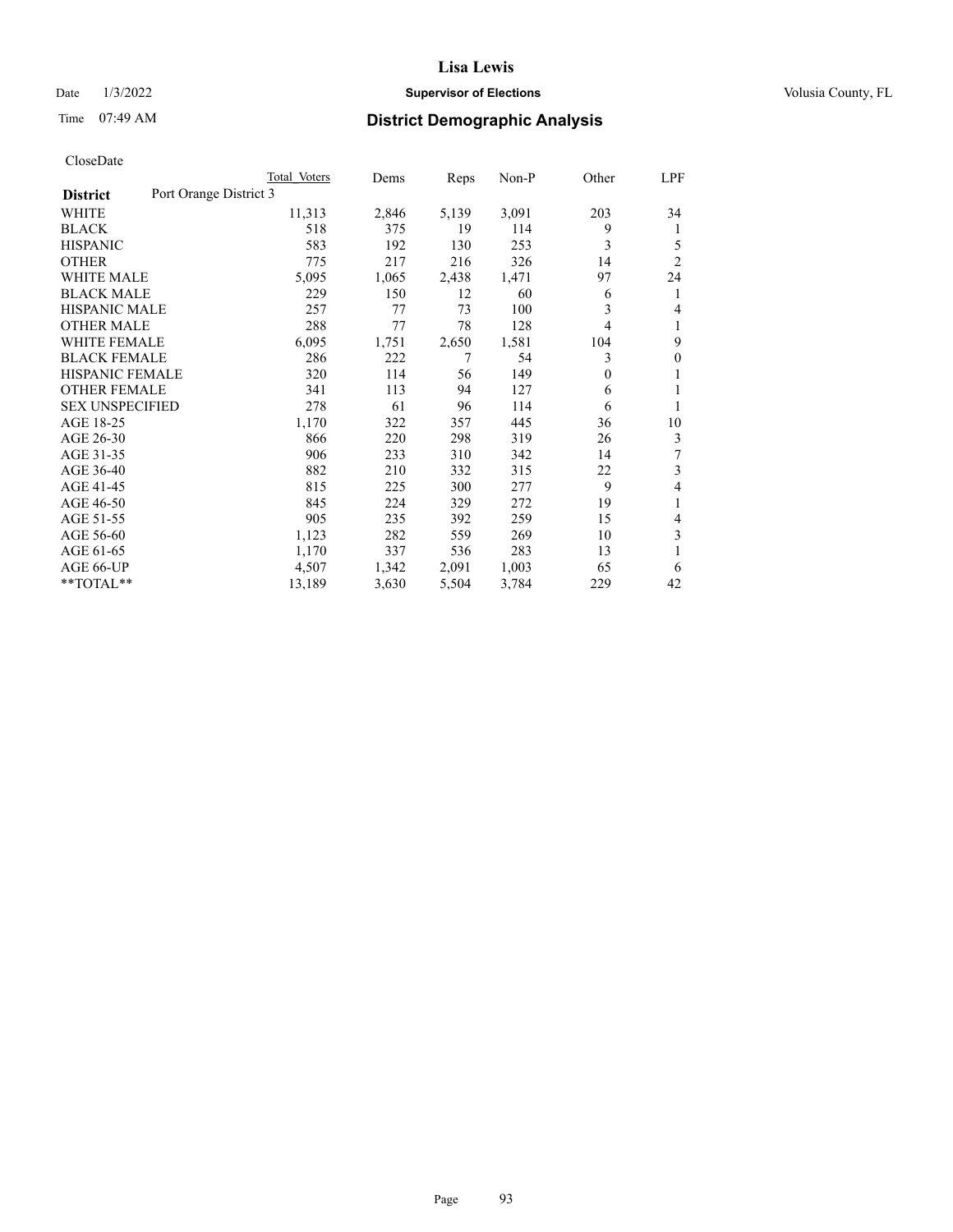CloseDate

| District | Port Orange District 3 | Total Voters | Dems | Reps | Non-P | Other | LPF |
|---|---|---|---|---|---|---|---|
| WHITE | | 11,313 | 2,846 | 5,139 | 3,091 | 203 | 34 |
| BLACK | | 518 | 375 | 19 | 114 | 9 | 1 |
| HISPANIC | | 583 | 192 | 130 | 253 | 3 | 5 |
| OTHER | | 775 | 217 | 216 | 326 | 14 | 2 |
| WHITE MALE | | 5,095 | 1,065 | 2,438 | 1,471 | 97 | 24 |
| BLACK MALE | | 229 | 150 | 12 | 60 | 6 | 1 |
| HISPANIC MALE | | 257 | 77 | 73 | 100 | 3 | 4 |
| OTHER MALE | | 288 | 77 | 78 | 128 | 4 | 1 |
| WHITE FEMALE | | 6,095 | 1,751 | 2,650 | 1,581 | 104 | 9 |
| BLACK FEMALE | | 286 | 222 | 7 | 54 | 3 | 0 |
| HISPANIC FEMALE | | 320 | 114 | 56 | 149 | 0 | 1 |
| OTHER FEMALE | | 341 | 113 | 94 | 127 | 6 | 1 |
| SEX UNSPECIFIED | | 278 | 61 | 96 | 114 | 6 | 1 |
| AGE 18-25 | | 1,170 | 322 | 357 | 445 | 36 | 10 |
| AGE 26-30 | | 866 | 220 | 298 | 319 | 26 | 3 |
| AGE 31-35 | | 906 | 233 | 310 | 342 | 14 | 7 |
| AGE 36-40 | | 882 | 210 | 332 | 315 | 22 | 3 |
| AGE 41-45 | | 815 | 225 | 300 | 277 | 9 | 4 |
| AGE 46-50 | | 845 | 224 | 329 | 272 | 19 | 1 |
| AGE 51-55 | | 905 | 235 | 392 | 259 | 15 | 4 |
| AGE 56-60 | | 1,123 | 282 | 559 | 269 | 10 | 3 |
| AGE 61-65 | | 1,170 | 337 | 536 | 283 | 13 | 1 |
| AGE 66-UP | | 4,507 | 1,342 | 2,091 | 1,003 | 65 | 6 |
| **TOTAL** | | 13,189 | 3,630 | 5,504 | 3,784 | 229 | 42 |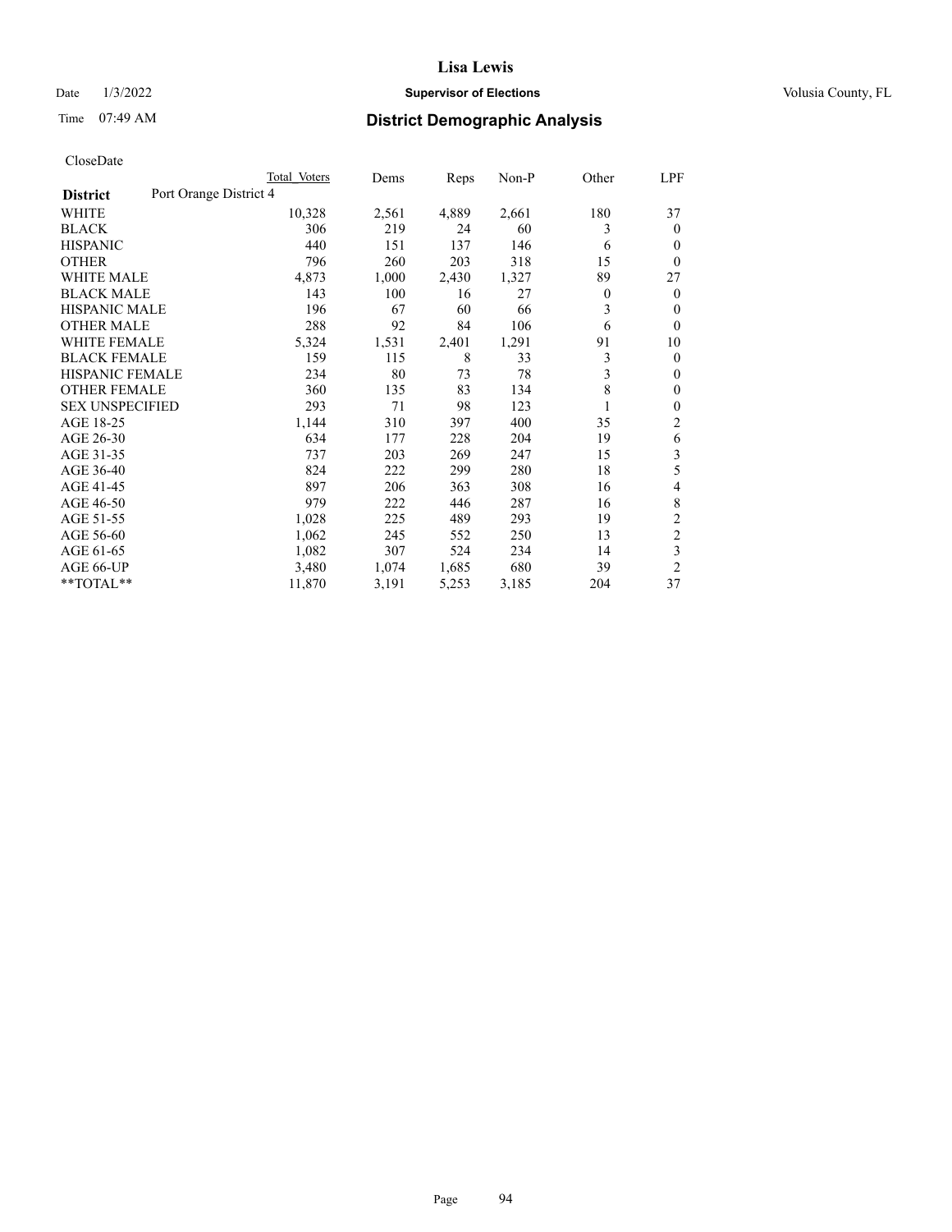# Lisa Lewis

Date 1/3/2022 **Supervisor of Elections** Volusia County, FL

Time 07:49 AM **District Demographic Analysis**

CloseDate

| **District** Port Orange District 4 | Total Voters | Dems | Reps | Non-P | Other | LPF |
|---|---|---|---|---|---|---|
| WHITE | 10,328 | 2,561 | 4,889 | 2,661 | 180 | 37 |
| BLACK | 306 | 219 | 24 | 60 | 3 | 0 |
| HISPANIC | 440 | 151 | 137 | 146 | 6 | 0 |
| OTHER | 796 | 260 | 203 | 318 | 15 | 0 |
| WHITE MALE | 4,873 | 1,000 | 2,430 | 1,327 | 89 | 27 |
| BLACK MALE | 143 | 100 | 16 | 27 | 0 | 0 |
| HISPANIC MALE | 196 | 67 | 60 | 66 | 3 | 0 |
| OTHER MALE | 288 | 92 | 84 | 106 | 6 | 0 |
| WHITE FEMALE | 5,324 | 1,531 | 2,401 | 1,291 | 91 | 10 |
| BLACK FEMALE | 159 | 115 | 8 | 33 | 3 | 0 |
| HISPANIC FEMALE | 234 | 80 | 73 | 78 | 3 | 0 |
| OTHER FEMALE | 360 | 135 | 83 | 134 | 8 | 0 |
| SEX UNSPECIFIED | 293 | 71 | 98 | 123 | 1 | 0 |
| AGE 18-25 | 1,144 | 310 | 397 | 400 | 35 | 2 |
| AGE 26-30 | 634 | 177 | 228 | 204 | 19 | 6 |
| AGE 31-35 | 737 | 203 | 269 | 247 | 15 | 3 |
| AGE 36-40 | 824 | 222 | 299 | 280 | 18 | 5 |
| AGE 41-45 | 897 | 206 | 363 | 308 | 16 | 4 |
| AGE 46-50 | 979 | 222 | 446 | 287 | 16 | 8 |
| AGE 51-55 | 1,028 | 225 | 489 | 293 | 19 | 2 |
| AGE 56-60 | 1,062 | 245 | 552 | 250 | 13 | 2 |
| AGE 61-65 | 1,082 | 307 | 524 | 234 | 14 | 3 |
| AGE 66-UP | 3,480 | 1,074 | 1,685 | 680 | 39 | 2 |
| **TOTAL** | 11,870 | 3,191 | 5,253 | 3,185 | 204 | 37 |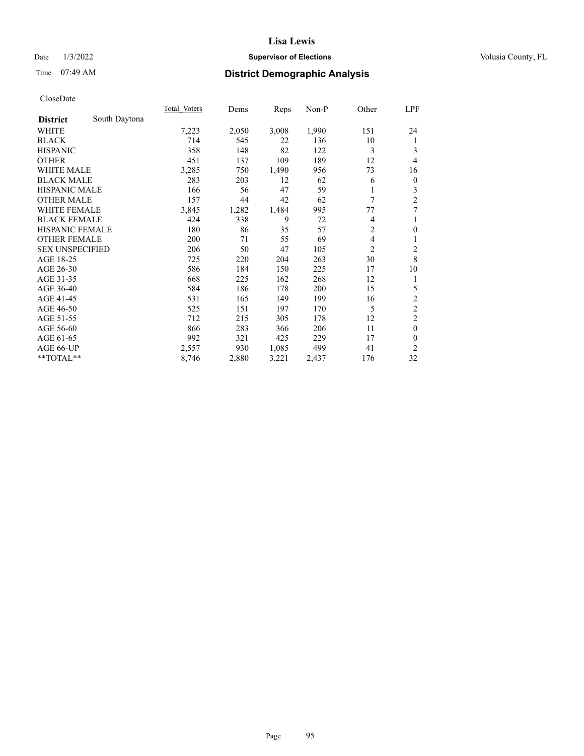CloseDate

| District | South Daytona | Total Voters | Dems | Reps | Non-P | Other | LPF |
|---|---|---|---|---|---|---|---|
| WHITE | | 7,223 | 2,050 | 3,008 | 1,990 | 151 | 24 |
| BLACK | | 714 | 545 | 22 | 136 | 10 | 1 |
| HISPANIC | | 358 | 148 | 82 | 122 | 3 | 3 |
| OTHER | | 451 | 137 | 109 | 189 | 12 | 4 |
| WHITE MALE | | 3,285 | 750 | 1,490 | 956 | 73 | 16 |
| BLACK MALE | | 283 | 203 | 12 | 62 | 6 | 0 |
| HISPANIC MALE | | 166 | 56 | 47 | 59 | 1 | 3 |
| OTHER MALE | | 157 | 44 | 42 | 62 | 7 | 2 |
| WHITE FEMALE | | 3,845 | 1,282 | 1,484 | 995 | 77 | 7 |
| BLACK FEMALE | | 424 | 338 | 9 | 72 | 4 | 1 |
| HISPANIC FEMALE | | 180 | 86 | 35 | 57 | 2 | 0 |
| OTHER FEMALE | | 200 | 71 | 55 | 69 | 4 | 1 |
| SEX UNSPECIFIED | | 206 | 50 | 47 | 105 | 2 | 2 |
| AGE 18-25 | | 725 | 220 | 204 | 263 | 30 | 8 |
| AGE 26-30 | | 586 | 184 | 150 | 225 | 17 | 10 |
| AGE 31-35 | | 668 | 225 | 162 | 268 | 12 | 1 |
| AGE 36-40 | | 584 | 186 | 178 | 200 | 15 | 5 |
| AGE 41-45 | | 531 | 165 | 149 | 199 | 16 | 2 |
| AGE 46-50 | | 525 | 151 | 197 | 170 | 5 | 2 |
| AGE 51-55 | | 712 | 215 | 305 | 178 | 12 | 2 |
| AGE 56-60 | | 866 | 283 | 366 | 206 | 11 | 0 |
| AGE 61-65 | | 992 | 321 | 425 | 229 | 17 | 0 |
| AGE 66-UP | | 2,557 | 930 | 1,085 | 499 | 41 | 2 |
| **TOTAL** | | 8,746 | 2,880 | 3,221 | 2,437 | 176 | 32 |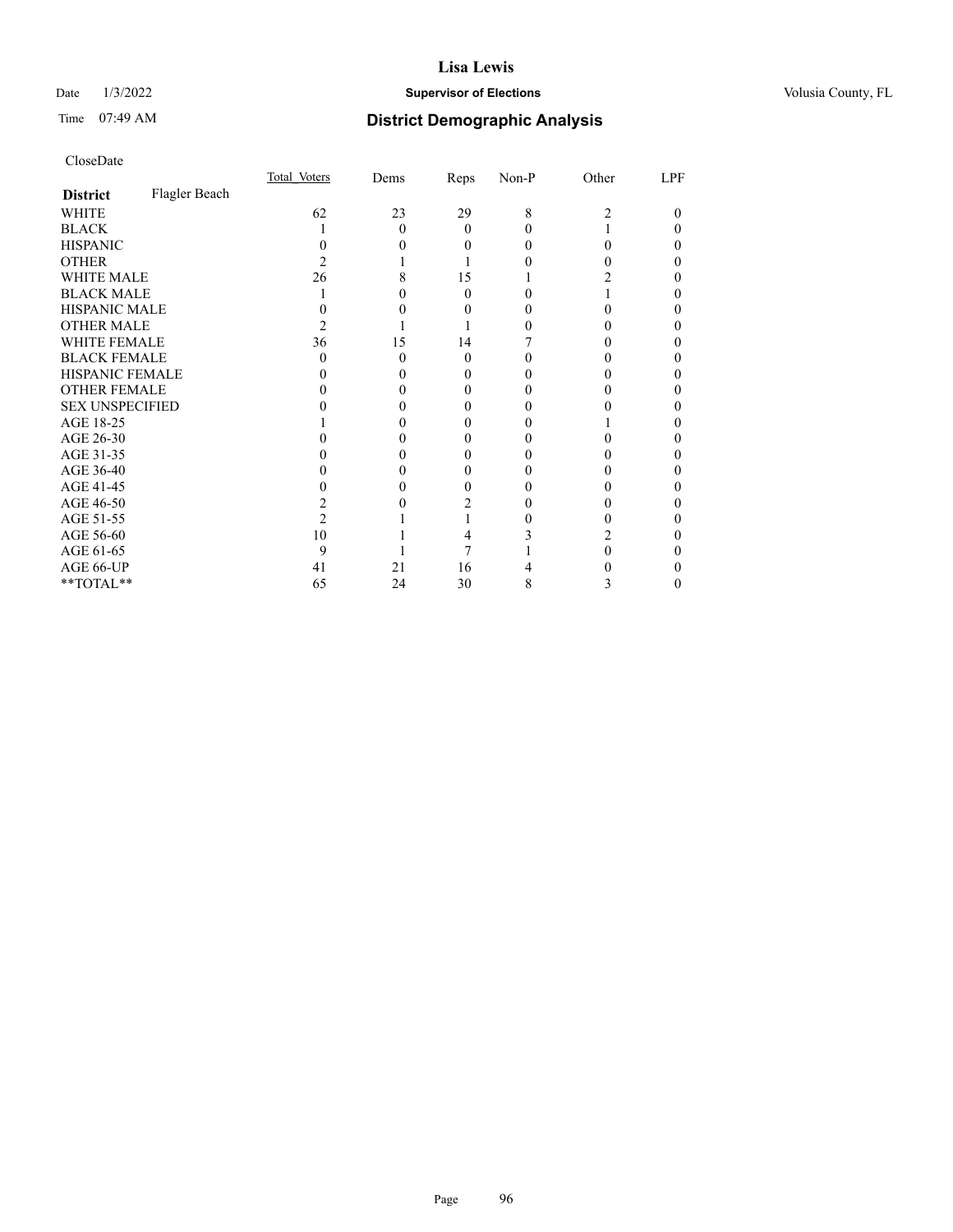# Lisa Lewis

Date 1/3/2022 **Supervisor of Elections** Volusia County, FL

Time 07:49 AM **District Demographic Analysis**

CloseDate

| **District** Flagler Beach | Total Voters | Dems | Reps | Non-P | Other | LPF |
|---|---|---|---|---|---|---|
| WHITE | 62 | 23 | 29 | 8 | 2 | 0 |
| BLACK | 1 | 0 | 0 | 0 | 1 | 0 |
| HISPANIC | 0 | 0 | 0 | 0 | 0 | 0 |
| OTHER | 2 | 1 | 1 | 0 | 0 | 0 |
| WHITE MALE | 26 | 8 | 15 | 1 | 2 | 0 |
| BLACK MALE | 1 | 0 | 0 | 0 | 1 | 0 |
| HISPANIC MALE | 0 | 0 | 0 | 0 | 0 | 0 |
| OTHER MALE | 2 | 1 | 1 | 0 | 0 | 0 |
| WHITE FEMALE | 36 | 15 | 14 | 7 | 0 | 0 |
| BLACK FEMALE | 0 | 0 | 0 | 0 | 0 | 0 |
| HISPANIC FEMALE | 0 | 0 | 0 | 0 | 0 | 0 |
| OTHER FEMALE | 0 | 0 | 0 | 0 | 0 | 0 |
| SEX UNSPECIFIED | 0 | 0 | 0 | 0 | 0 | 0 |
| AGE 18-25 | 1 | 0 | 0 | 0 | 1 | 0 |
| AGE 26-30 | 0 | 0 | 0 | 0 | 0 | 0 |
| AGE 31-35 | 0 | 0 | 0 | 0 | 0 | 0 |
| AGE 36-40 | 0 | 0 | 0 | 0 | 0 | 0 |
| AGE 41-45 | 0 | 0 | 0 | 0 | 0 | 0 |
| AGE 46-50 | 2 | 0 | 2 | 0 | 0 | 0 |
| AGE 51-55 | 2 | 1 | 1 | 0 | 0 | 0 |
| AGE 56-60 | 10 | 1 | 4 | 3 | 2 | 0 |
| AGE 61-65 | 9 | 1 | 7 | 1 | 0 | 0 |
| AGE 66-UP | 41 | 21 | 16 | 4 | 0 | 0 |
| **TOTAL** | 65 | 24 | 30 | 8 | 3 | 0 |